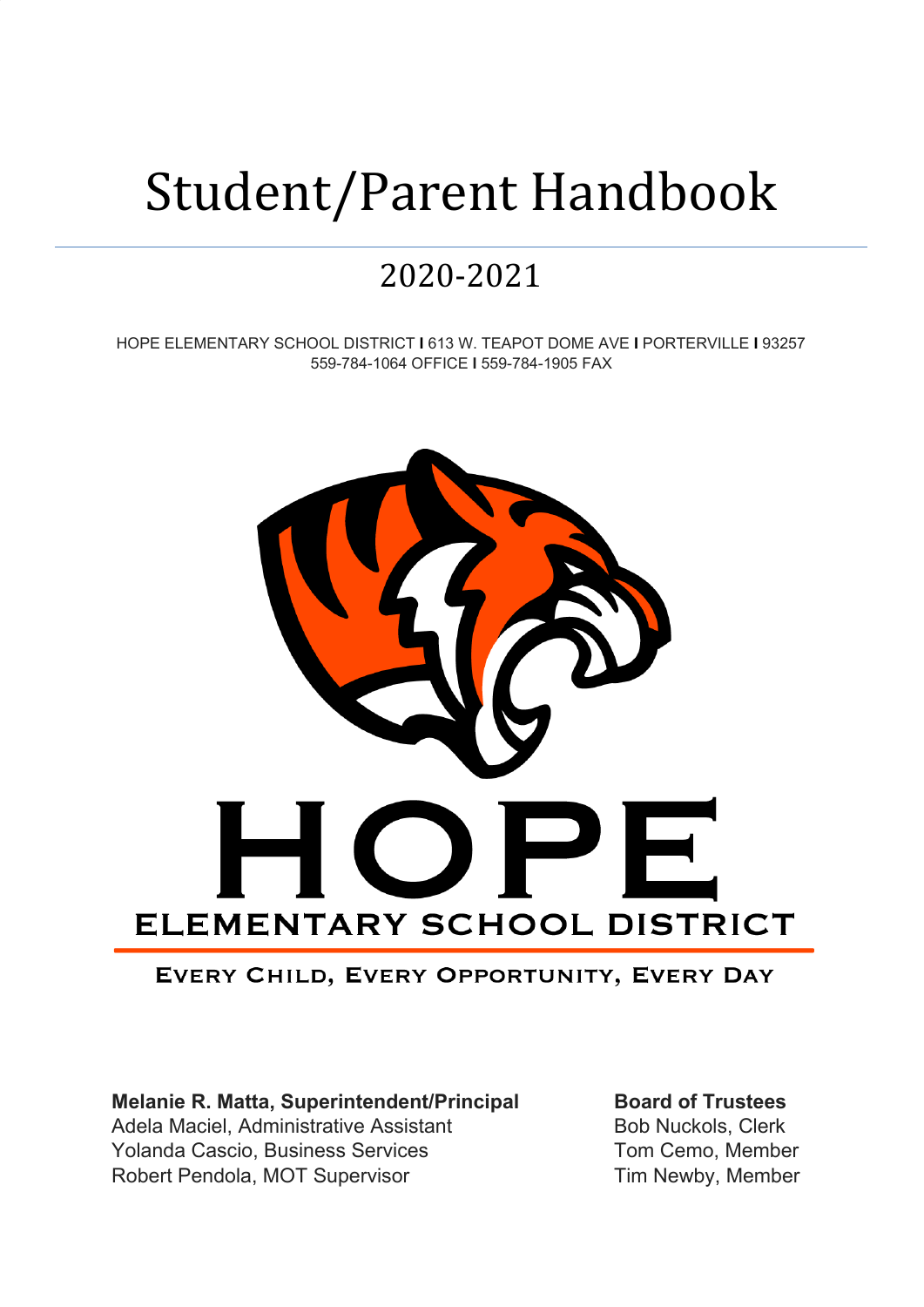# Student/Parent Handbook

## 2020-2021

HOPE ELEMENTARY SCHOOL DISTRICT I 613 W. TEAPOT DOME AVE I PORTERVILLE I 93257
559-784-1064 OFFICE I 559-784-1905 FAX

# HOPE

## ELEMENTARY SCHOOL DISTRICT

EVERY CHILD, EVERY OPPORTUNITY, EVERY DAY

**Melanie R. Matta, Superintendent/Principal**
Adela Maciel, Administrative Assistant
Yolanda Cascio, Business Services
Robert Pendola, MOT Supervisor

**Board of Trustees**
Bob Nuckols, Clerk
Tom Cemo, Member
Tim Newby, Member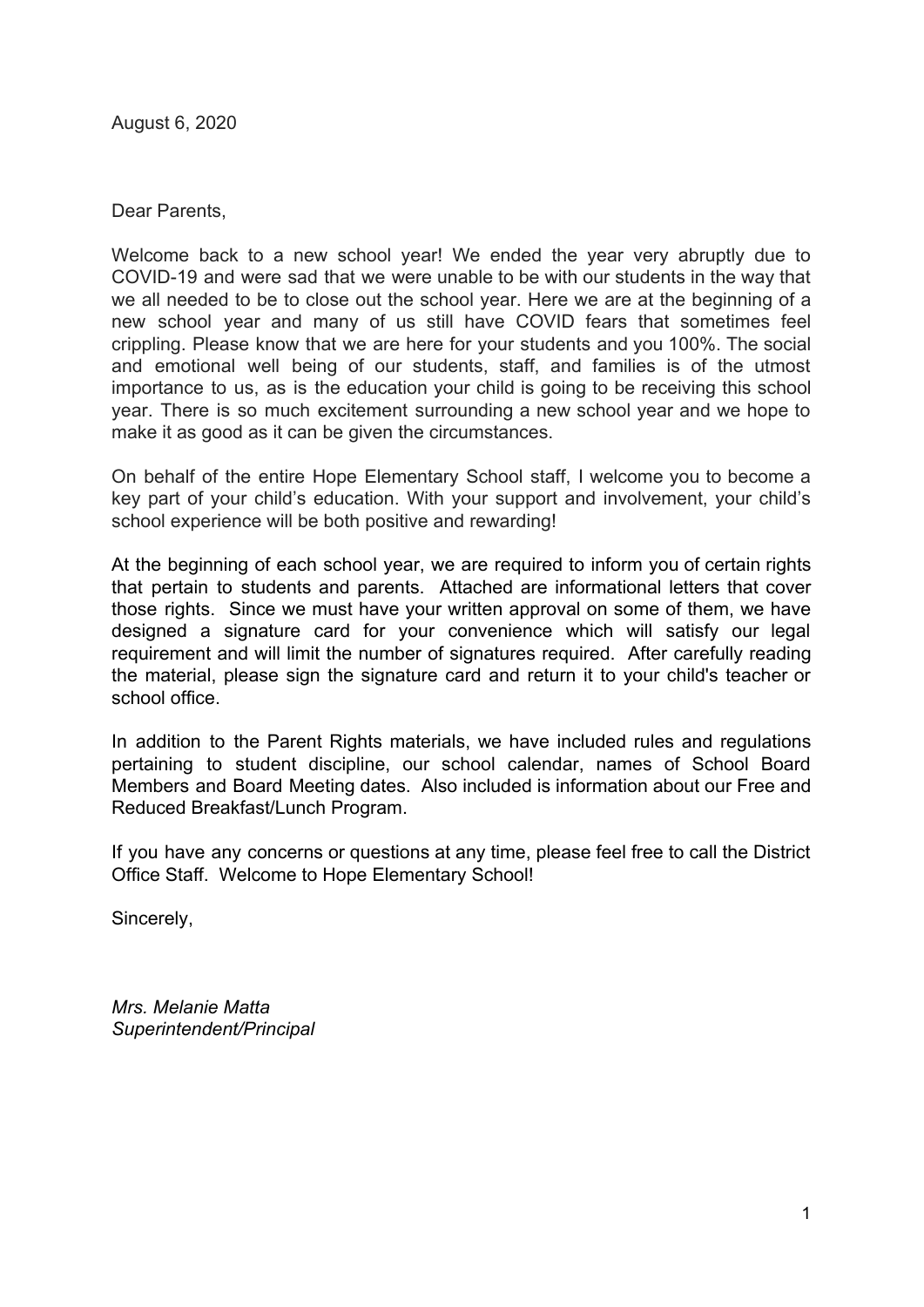August 6, 2020

Dear Parents,

Welcome back to a new school year! We ended the year very abruptly due to COVID-19 and were sad that we were unable to be with our students in the way that we all needed to be to close out the school year. Here we are at the beginning of a new school year and many of us still have COVID fears that sometimes feel crippling. Please know that we are here for your students and you 100%. The social and emotional well being of our students, staff, and families is of the utmost importance to us, as is the education your child is going to be receiving this school year. There is so much excitement surrounding a new school year and we hope to make it as good as it can be given the circumstances.

On behalf of the entire Hope Elementary School staff, I welcome you to become a key part of your child's education. With your support and involvement, your child's school experience will be both positive and rewarding!

At the beginning of each school year, we are required to inform you of certain rights that pertain to students and parents. Attached are informational letters that cover those rights. Since we must have your written approval on some of them, we have designed a signature card for your convenience which will satisfy our legal requirement and will limit the number of signatures required. After carefully reading the material, please sign the signature card and return it to your child's teacher or school office.

In addition to the Parent Rights materials, we have included rules and regulations pertaining to student discipline, our school calendar, names of School Board Members and Board Meeting dates. Also included is information about our Free and Reduced Breakfast/Lunch Program.

If you have any concerns or questions at any time, please feel free to call the District Office Staff. Welcome to Hope Elementary School!

Sincerely,

*Mrs. Melanie Matta*
*Superintendent/Principal*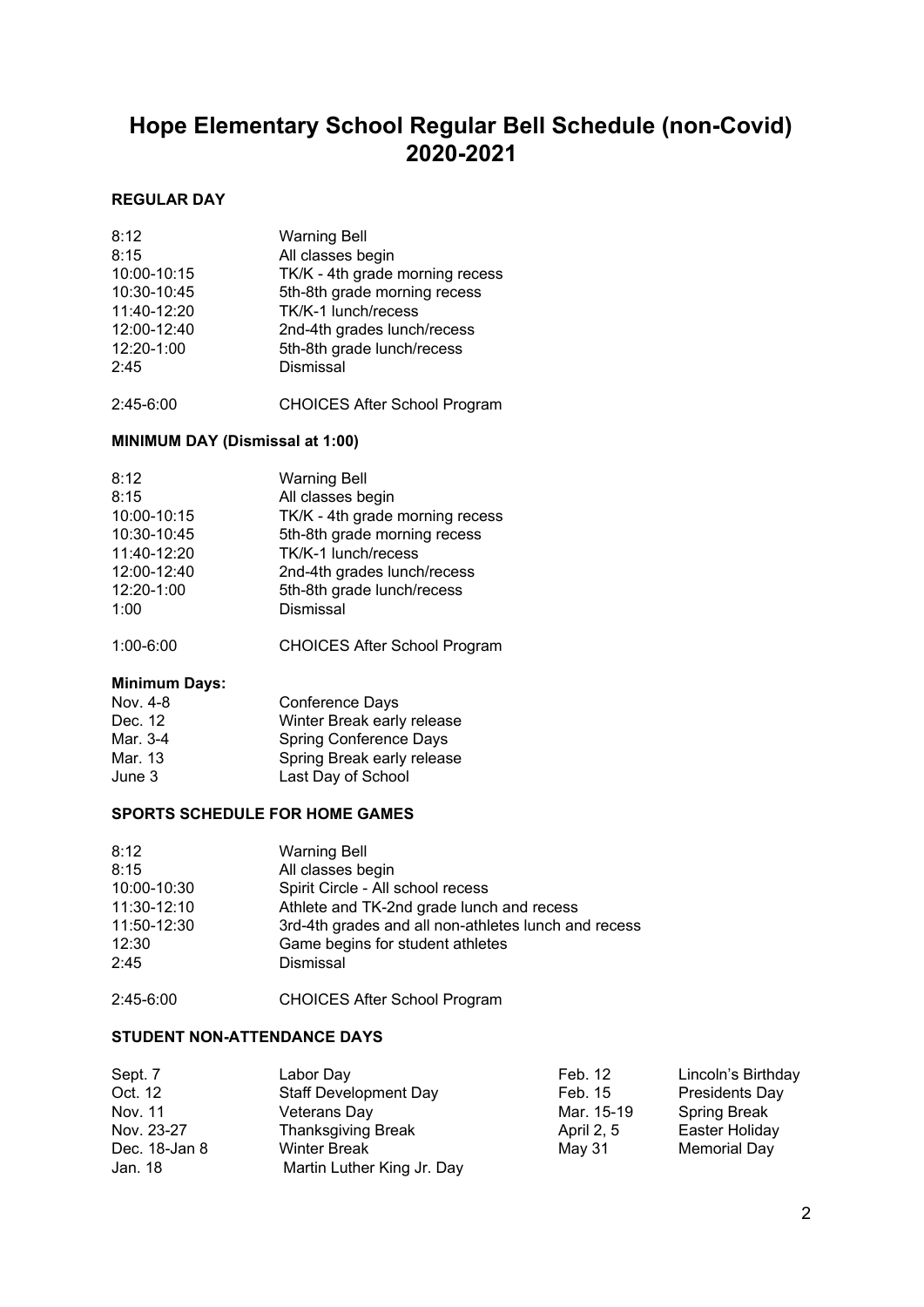# Hope Elementary School Regular Bell Schedule (non-Covid) 2020-2021

### REGULAR DAY

| | |
|---|---|
| 8:12 | Warning Bell |
| 8:15 | All classes begin |
| 10:00-10:15 | TK/K - 4th grade morning recess |
| 10:30-10:45 | 5th-8th grade morning recess |
| 11:40-12:20 | TK/K-1 lunch/recess |
| 12:00-12:40 | 2nd-4th grades lunch/recess |
| 12:20-1:00 | 5th-8th grade lunch/recess |
| 2:45 | Dismissal |
| 2:45-6:00 | CHOICES After School Program |

### MINIMUM DAY (Dismissal at 1:00)

| | |
|---|---|
| 8:12 | Warning Bell |
| 8:15 | All classes begin |
| 10:00-10:15 | TK/K - 4th grade morning recess |
| 10:30-10:45 | 5th-8th grade morning recess |
| 11:40-12:20 | TK/K-1 lunch/recess |
| 12:00-12:40 | 2nd-4th grades lunch/recess |
| 12:20-1:00 | 5th-8th grade lunch/recess |
| 1:00 | Dismissal |
| 1:00-6:00 | CHOICES After School Program |

**Minimum Days:**

| | |
|---|---|
| Nov. 4-8 | Conference Days |
| Dec. 12 | Winter Break early release |
| Mar. 3-4 | Spring Conference Days |
| Mar. 13 | Spring Break early release |
| June 3 | Last Day of School |

### SPORTS SCHEDULE FOR HOME GAMES

| | |
|---|---|
| 8:12 | Warning Bell |
| 8:15 | All classes begin |
| 10:00-10:30 | Spirit Circle - All school recess |
| 11:30-12:10 | Athlete and TK-2nd grade lunch and recess |
| 11:50-12:30 | 3rd-4th grades and all non-athletes lunch and recess |
| 12:30 | Game begins for student athletes |
| 2:45 | Dismissal |
| 2:45-6:00 | CHOICES After School Program |

### STUDENT NON-ATTENDANCE DAYS

| | |
|---|---|
| Sept. 7 | Labor Day |
| Oct. 12 | Staff Development Day |
| Nov. 11 | Veterans Day |
| Nov. 23-27 | Thanksgiving Break |
| Dec. 18-Jan 8 | Winter Break |
| Jan. 18 | Martin Luther King Jr. Day |
| Feb. 12 | Lincoln's Birthday |
| Feb. 15 | Presidents Day |
| Mar. 15-19 | Spring Break |
| April 2, 5 | Easter Holiday |
| May 31 | Memorial Day |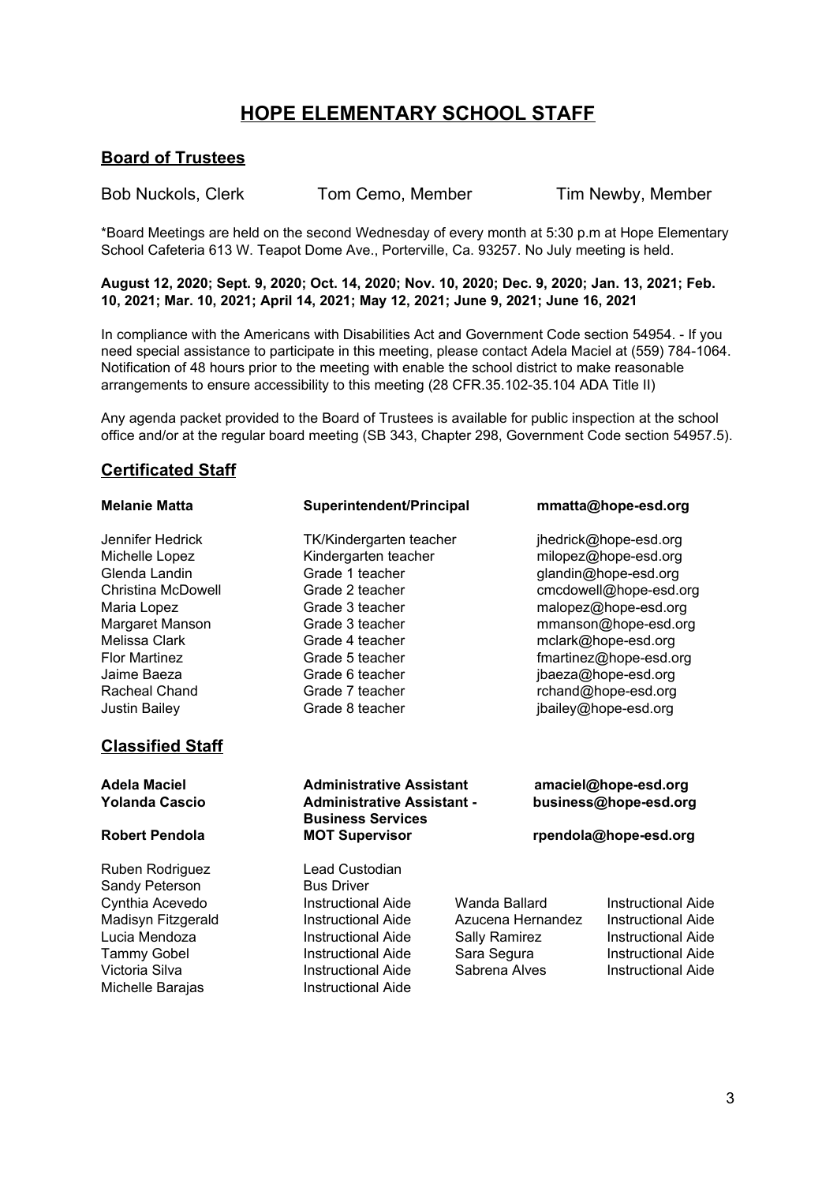# HOPE ELEMENTARY SCHOOL STAFF

## Board of Trustees

| | | |
|---|---|---|
| Bob Nuckols, Clerk | Tom Cemo, Member | Tim Newby, Member |

*Board Meetings are held on the second Wednesday of every month at 5:30 p.m at Hope Elementary School Cafeteria 613 W. Teapot Dome Ave., Porterville, Ca. 93257. No July meeting is held.

**August 12, 2020; Sept. 9, 2020; Oct. 14, 2020; Nov. 10, 2020; Dec. 9, 2020; Jan. 13, 2021; Feb. 10, 2021; Mar. 10, 2021; April 14, 2021; May 12, 2021; June 9, 2021; June 16, 2021**

In compliance with the Americans with Disabilities Act and Government Code section 54954. - If you need special assistance to participate in this meeting, please contact Adela Maciel at (559) 784-1064. Notification of 48 hours prior to the meeting with enable the school district to make reasonable arrangements to ensure accessibility to this meeting (28 CFR.35.102-35.104 ADA Title II)

Any agenda packet provided to the Board of Trustees is available for public inspection at the school office and/or at the regular board meeting (SB 343, Chapter 298, Government Code section 54957.5).

## Certificated Staff

| | | |
|---|---|---|
| **Melanie Matta** | **Superintendent/Principal** | **mmatta@hope-esd.org** |
| Jennifer Hedrick | TK/Kindergarten teacher | jhedrick@hope-esd.org |
| Michelle Lopez | Kindergarten teacher | milopez@hope-esd.org |
| Glenda Landin | Grade 1 teacher | glandin@hope-esd.org |
| Christina McDowell | Grade 2 teacher | cmcdowell@hope-esd.org |
| Maria Lopez | Grade 3 teacher | malopez@hope-esd.org |
| Margaret Manson | Grade 3 teacher | mmanson@hope-esd.org |
| Melissa Clark | Grade 4 teacher | mclark@hope-esd.org |
| Flor Martinez | Grade 5 teacher | fmartinez@hope-esd.org |
| Jaime Baeza | Grade 6 teacher | jbaeza@hope-esd.org |
| Racheal Chand | Grade 7 teacher | rchand@hope-esd.org |
| Justin Bailey | Grade 8 teacher | jbailey@hope-esd.org |

## Classified Staff

| | | |
|---|---|---|
| **Adela Maciel** | **Administrative Assistant** | **amaciel@hope-esd.org** |
| **Yolanda Cascio** | **Administrative Assistant - Business Services** | **business@hope-esd.org** |
| **Robert Pendola** | **MOT Supervisor** | **rpendola@hope-esd.org** |

| | | | |
|---|---|---|---|
| Ruben Rodriguez | Lead Custodian | | |
| Sandy Peterson | Bus Driver | | |
| Cynthia Acevedo | Instructional Aide | Wanda Ballard | Instructional Aide |
| Madisyn Fitzgerald | Instructional Aide | Azucena Hernandez | Instructional Aide |
| Lucia Mendoza | Instructional Aide | Sally Ramirez | Instructional Aide |
| Tammy Gobel | Instructional Aide | Sara Segura | Instructional Aide |
| Victoria Silva | Instructional Aide | Sabrena Alves | Instructional Aide |
| Michelle Barajas | Instructional Aide | | |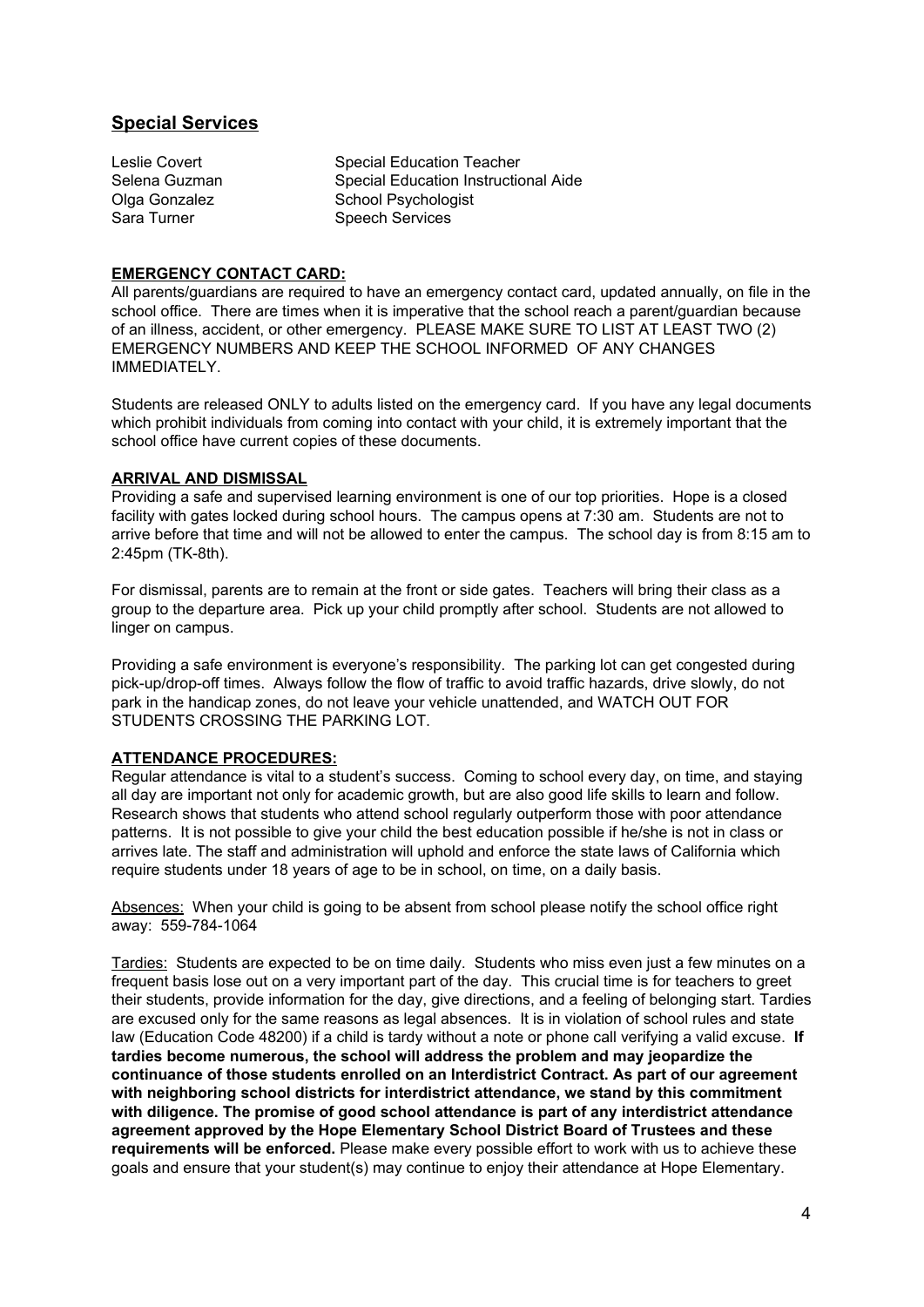## Special Services

| | |
|---|---|
| Leslie Covert | Special Education Teacher |
| Selena Guzman | Special Education Instructional Aide |
| Olga Gonzalez | School Psychologist |
| Sara Turner | Speech Services |

### EMERGENCY CONTACT CARD:

All parents/guardians are required to have an emergency contact card, updated annually, on file in the school office. There are times when it is imperative that the school reach a parent/guardian because of an illness, accident, or other emergency. PLEASE MAKE SURE TO LIST AT LEAST TWO (2) EMERGENCY NUMBERS AND KEEP THE SCHOOL INFORMED OF ANY CHANGES IMMEDIATELY.

Students are released ONLY to adults listed on the emergency card. If you have any legal documents which prohibit individuals from coming into contact with your child, it is extremely important that the school office have current copies of these documents.

### ARRIVAL AND DISMISSAL

Providing a safe and supervised learning environment is one of our top priorities. Hope is a closed facility with gates locked during school hours. The campus opens at 7:30 am. Students are not to arrive before that time and will not be allowed to enter the campus. The school day is from 8:15 am to 2:45pm (TK-8th).

For dismissal, parents are to remain at the front or side gates. Teachers will bring their class as a group to the departure area. Pick up your child promptly after school. Students are not allowed to linger on campus.

Providing a safe environment is everyone's responsibility. The parking lot can get congested during pick-up/drop-off times. Always follow the flow of traffic to avoid traffic hazards, drive slowly, do not park in the handicap zones, do not leave your vehicle unattended, and WATCH OUT FOR STUDENTS CROSSING THE PARKING LOT.

### ATTENDANCE PROCEDURES:

Regular attendance is vital to a student's success. Coming to school every day, on time, and staying all day are important not only for academic growth, but are also good life skills to learn and follow. Research shows that students who attend school regularly outperform those with poor attendance patterns. It is not possible to give your child the best education possible if he/she is not in class or arrives late. The staff and administration will uphold and enforce the state laws of California which require students under 18 years of age to be in school, on time, on a daily basis.

Absences: When your child is going to be absent from school please notify the school office right away: 559-784-1064

Tardies: Students are expected to be on time daily. Students who miss even just a few minutes on a frequent basis lose out on a very important part of the day. This crucial time is for teachers to greet their students, provide information for the day, give directions, and a feeling of belonging start. Tardies are excused only for the same reasons as legal absences. It is in violation of school rules and state law (Education Code 48200) if a child is tardy without a note or phone call verifying a valid excuse. **If tardies become numerous, the school will address the problem and may jeopardize the continuance of those students enrolled on an Interdistrict Contract. As part of our agreement with neighboring school districts for interdistrict attendance, we stand by this commitment with diligence. The promise of good school attendance is part of any interdistrict attendance agreement approved by the Hope Elementary School District Board of Trustees and these requirements will be enforced.** Please make every possible effort to work with us to achieve these goals and ensure that your student(s) may continue to enjoy their attendance at Hope Elementary.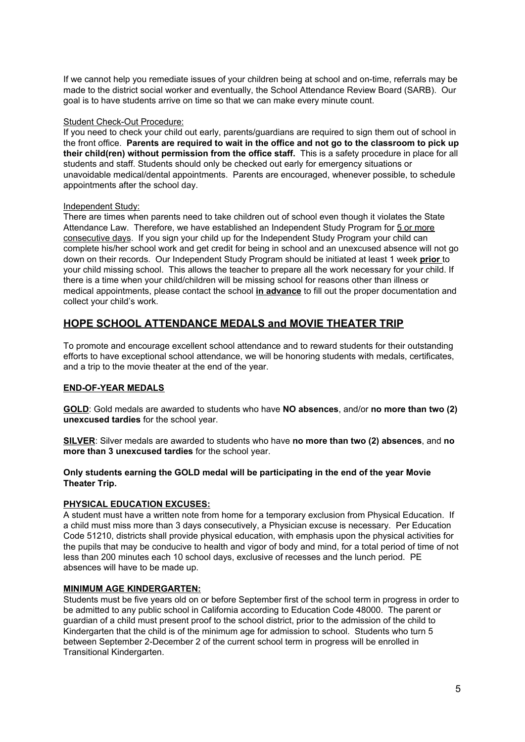If we cannot help you remediate issues of your children being at school and on-time, referrals may be made to the district social worker and eventually, the School Attendance Review Board (SARB). Our goal is to have students arrive on time so that we can make every minute count.

Student Check-Out Procedure:

If you need to check your child out early, parents/guardians are required to sign them out of school in the front office. **Parents are required to wait in the office and not go to the classroom to pick up their child(ren) without permission from the office staff.** This is a safety procedure in place for all students and staff. Students should only be checked out early for emergency situations or unavoidable medical/dental appointments. Parents are encouraged, whenever possible, to schedule appointments after the school day.

Independent Study:

There are times when parents need to take children out of school even though it violates the State Attendance Law. Therefore, we have established an Independent Study Program for 5 or more consecutive days. If you sign your child up for the Independent Study Program your child can complete his/her school work and get credit for being in school and an unexcused absence will not go down on their records. Our Independent Study Program should be initiated at least 1 week **prior** to your child missing school. This allows the teacher to prepare all the work necessary for your child. If there is a time when your child/children will be missing school for reasons other than illness or medical appointments, please contact the school **in advance** to fill out the proper documentation and collect your child's work.

## HOPE SCHOOL ATTENDANCE MEDALS and MOVIE THEATER TRIP

To promote and encourage excellent school attendance and to reward students for their outstanding efforts to have exceptional school attendance, we will be honoring students with medals, certificates, and a trip to the movie theater at the end of the year.

### END-OF-YEAR MEDALS

**GOLD**: Gold medals are awarded to students who have **NO absences**, and/or **no more than two (2) unexcused tardies** for the school year.

**SILVER**: Silver medals are awarded to students who have **no more than two (2) absences**, and **no more than 3 unexcused tardies** for the school year.

**Only students earning the GOLD medal will be participating in the end of the year Movie Theater Trip.**

### PHYSICAL EDUCATION EXCUSES:

A student must have a written note from home for a temporary exclusion from Physical Education. If a child must miss more than 3 days consecutively, a Physician excuse is necessary. Per Education Code 51210, districts shall provide physical education, with emphasis upon the physical activities for the pupils that may be conducive to health and vigor of body and mind, for a total period of time of not less than 200 minutes each 10 school days, exclusive of recesses and the lunch period. PE absences will have to be made up.

### MINIMUM AGE KINDERGARTEN:

Students must be five years old on or before September first of the school term in progress in order to be admitted to any public school in California according to Education Code 48000. The parent or guardian of a child must present proof to the school district, prior to the admission of the child to Kindergarten that the child is of the minimum age for admission to school. Students who turn 5 between September 2-December 2 of the current school term in progress will be enrolled in Transitional Kindergarten.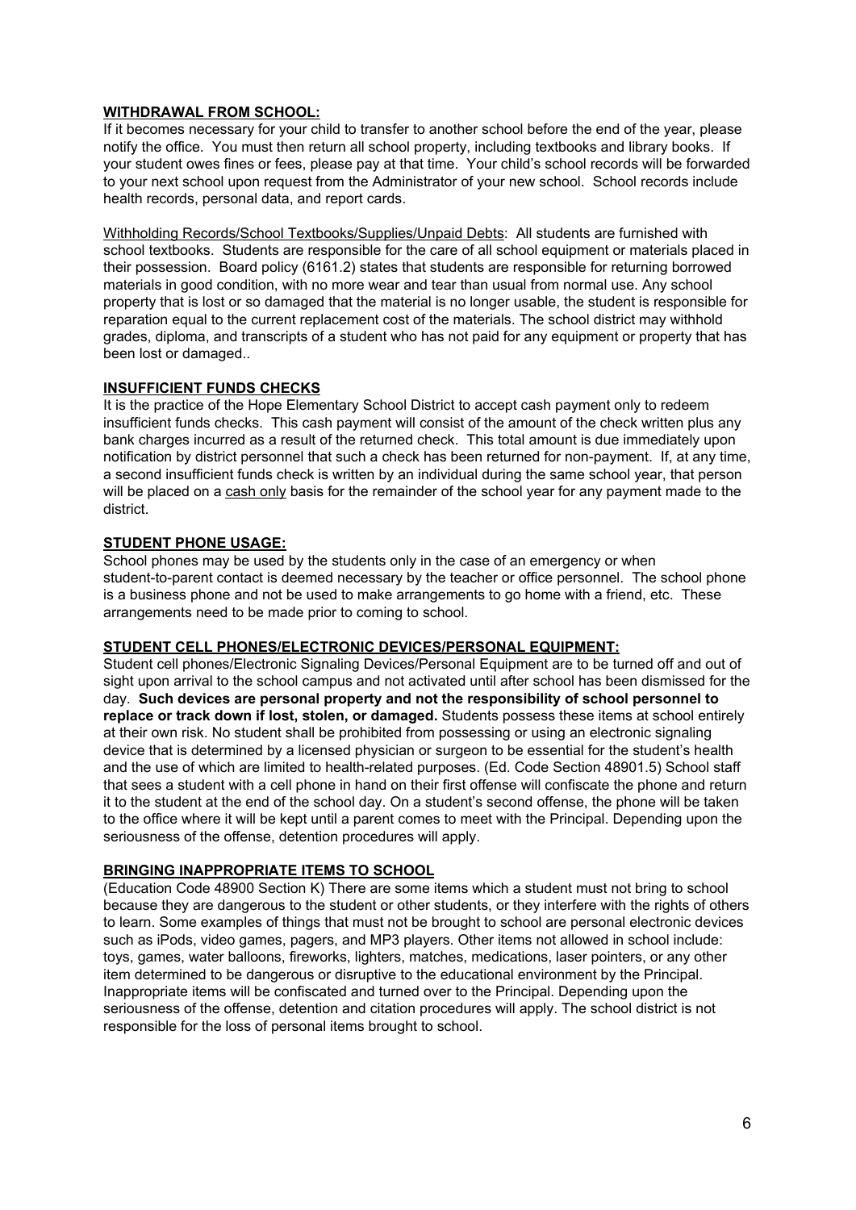**WITHDRAWAL FROM SCHOOL:**

If it becomes necessary for your child to transfer to another school before the end of the year, please notify the office. You must then return all school property, including textbooks and library books. If your student owes fines or fees, please pay at that time. Your child's school records will be forwarded to your next school upon request from the Administrator of your new school. School records include health records, personal data, and report cards.

Withholding Records/School Textbooks/Supplies/Unpaid Debts: All students are furnished with school textbooks. Students are responsible for the care of all school equipment or materials placed in their possession. Board policy (6161.2) states that students are responsible for returning borrowed materials in good condition, with no more wear and tear than usual from normal use. Any school property that is lost or so damaged that the material is no longer usable, the student is responsible for reparation equal to the current replacement cost of the materials. The school district may withhold grades, diploma, and transcripts of a student who has not paid for any equipment or property that has been lost or damaged..

**INSUFFICIENT FUNDS CHECKS**

It is the practice of the Hope Elementary School District to accept cash payment only to redeem insufficient funds checks. This cash payment will consist of the amount of the check written plus any bank charges incurred as a result of the returned check. This total amount is due immediately upon notification by district personnel that such a check has been returned for non-payment. If, at any time, a second insufficient funds check is written by an individual during the same school year, that person will be placed on a cash only basis for the remainder of the school year for any payment made to the district.

**STUDENT PHONE USAGE:**

School phones may be used by the students only in the case of an emergency or when student-to-parent contact is deemed necessary by the teacher or office personnel. The school phone is a business phone and not be used to make arrangements to go home with a friend, etc. These arrangements need to be made prior to coming to school.

**STUDENT CELL PHONES/ELECTRONIC DEVICES/PERSONAL EQUIPMENT:**

Student cell phones/Electronic Signaling Devices/Personal Equipment are to be turned off and out of sight upon arrival to the school campus and not activated until after school has been dismissed for the day. **Such devices are personal property and not the responsibility of school personnel to replace or track down if lost, stolen, or damaged.** Students possess these items at school entirely at their own risk. No student shall be prohibited from possessing or using an electronic signaling device that is determined by a licensed physician or surgeon to be essential for the student's health and the use of which are limited to health-related purposes. (Ed. Code Section 48901.5) School staff that sees a student with a cell phone in hand on their first offense will confiscate the phone and return it to the student at the end of the school day. On a student's second offense, the phone will be taken to the office where it will be kept until a parent comes to meet with the Principal. Depending upon the seriousness of the offense, detention procedures will apply.

**BRINGING INAPPROPRIATE ITEMS TO SCHOOL**

(Education Code 48900 Section K) There are some items which a student must not bring to school because they are dangerous to the student or other students, or they interfere with the rights of others to learn. Some examples of things that must not be brought to school are personal electronic devices such as iPods, video games, pagers, and MP3 players. Other items not allowed in school include: toys, games, water balloons, fireworks, lighters, matches, medications, laser pointers, or any other item determined to be dangerous or disruptive to the educational environment by the Principal. Inappropriate items will be confiscated and turned over to the Principal. Depending upon the seriousness of the offense, detention and citation procedures will apply. The school district is not responsible for the loss of personal items brought to school.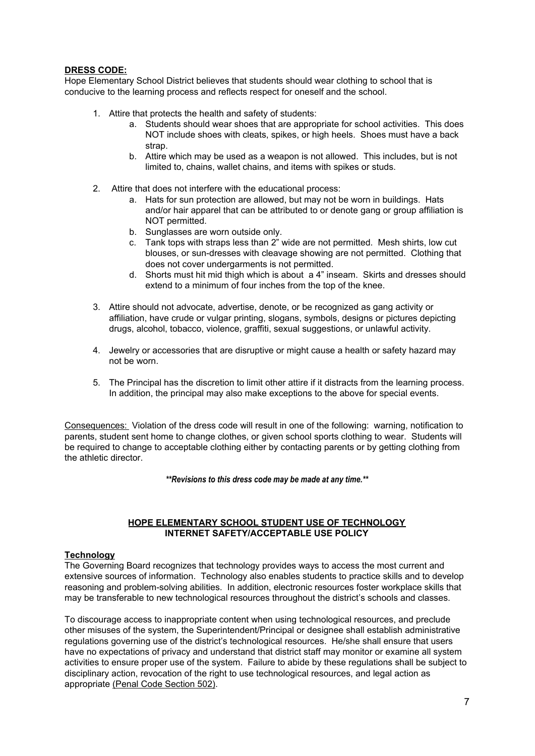**DRESS CODE:**

Hope Elementary School District believes that students should wear clothing to school that is conducive to the learning process and reflects respect for oneself and the school.

1. Attire that protects the health and safety of students:
   a. Students should wear shoes that are appropriate for school activities. This does NOT include shoes with cleats, spikes, or high heels. Shoes must have a back strap.
   b. Attire which may be used as a weapon is not allowed. This includes, but is not limited to, chains, wallet chains, and items with spikes or studs.

2. Attire that does not interfere with the educational process:
   a. Hats for sun protection are allowed, but may not be worn in buildings. Hats and/or hair apparel that can be attributed to or denote gang or group affiliation is NOT permitted.
   b. Sunglasses are worn outside only.
   c. Tank tops with straps less than 2" wide are not permitted. Mesh shirts, low cut blouses, or sun-dresses with cleavage showing are not permitted. Clothing that does not cover undergarments is not permitted.
   d. Shorts must hit mid thigh which is about a 4" inseam. Skirts and dresses should extend to a minimum of four inches from the top of the knee.

3. Attire should not advocate, advertise, denote, or be recognized as gang activity or affiliation, have crude or vulgar printing, slogans, symbols, designs or pictures depicting drugs, alcohol, tobacco, violence, graffiti, sexual suggestions, or unlawful activity.

4. Jewelry or accessories that are disruptive or might cause a health or safety hazard may not be worn.

5. The Principal has the discretion to limit other attire if it distracts from the learning process. In addition, the principal may also make exceptions to the above for special events.

Consequences: Violation of the dress code will result in one of the following: warning, notification to parents, student sent home to change clothes, or given school sports clothing to wear. Students will be required to change to acceptable clothing either by contacting parents or by getting clothing from the athletic director.

***\*\*Revisions to this dress code may be made at any time.\*\****

**HOPE ELEMENTARY SCHOOL STUDENT USE OF TECHNOLOGY**
**INTERNET SAFETY/ACCEPTABLE USE POLICY**

**Technology**

The Governing Board recognizes that technology provides ways to access the most current and extensive sources of information. Technology also enables students to practice skills and to develop reasoning and problem-solving abilities. In addition, electronic resources foster workplace skills that may be transferable to new technological resources throughout the district's schools and classes.

To discourage access to inappropriate content when using technological resources, and preclude other misuses of the system, the Superintendent/Principal or designee shall establish administrative regulations governing use of the district's technological resources. He/she shall ensure that users have no expectations of privacy and understand that district staff may monitor or examine all system activities to ensure proper use of the system. Failure to abide by these regulations shall be subject to disciplinary action, revocation of the right to use technological resources, and legal action as appropriate (Penal Code Section 502).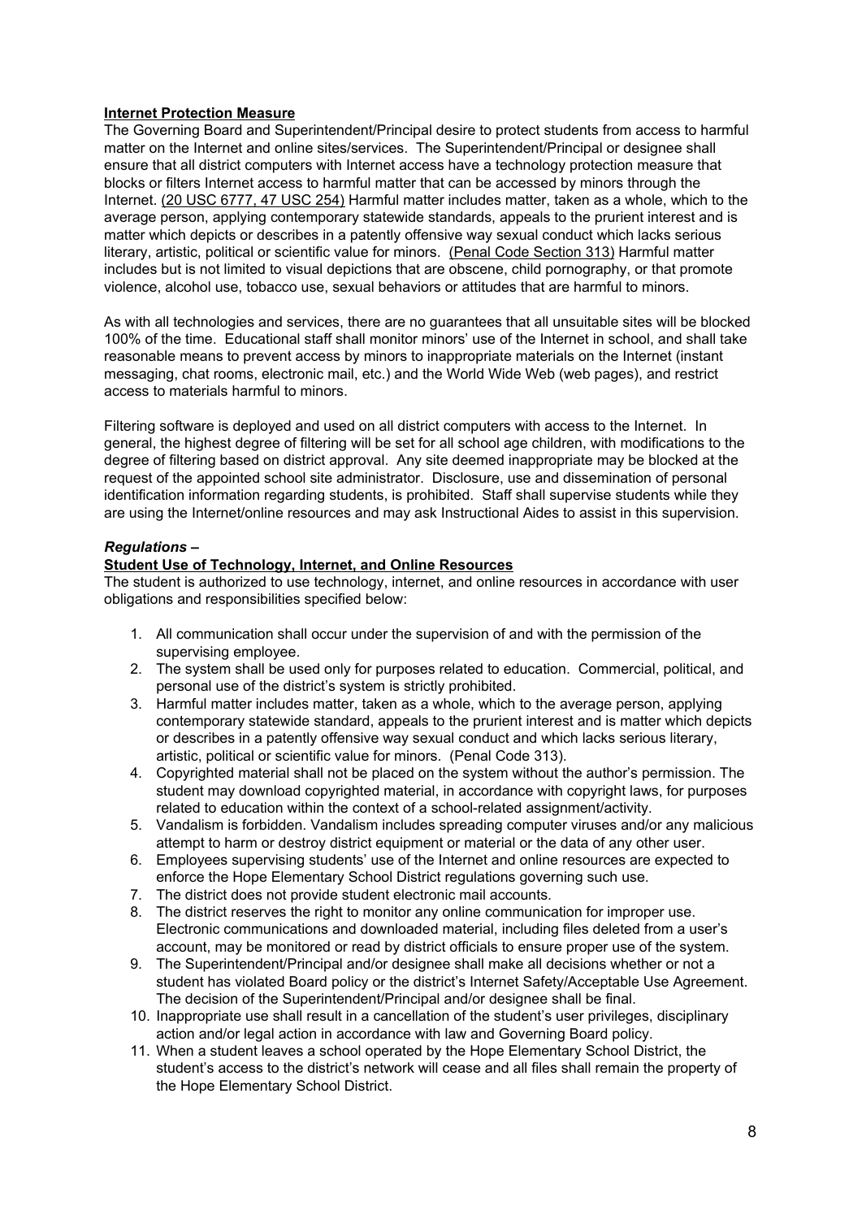**Internet Protection Measure**

The Governing Board and Superintendent/Principal desire to protect students from access to harmful matter on the Internet and online sites/services. The Superintendent/Principal or designee shall ensure that all district computers with Internet access have a technology protection measure that blocks or filters Internet access to harmful matter that can be accessed by minors through the Internet. (20 USC 6777, 47 USC 254) Harmful matter includes matter, taken as a whole, which to the average person, applying contemporary statewide standards, appeals to the prurient interest and is matter which depicts or describes in a patently offensive way sexual conduct which lacks serious literary, artistic, political or scientific value for minors. (Penal Code Section 313) Harmful matter includes but is not limited to visual depictions that are obscene, child pornography, or that promote violence, alcohol use, tobacco use, sexual behaviors or attitudes that are harmful to minors.

As with all technologies and services, there are no guarantees that all unsuitable sites will be blocked 100% of the time. Educational staff shall monitor minors' use of the Internet in school, and shall take reasonable means to prevent access by minors to inappropriate materials on the Internet (instant messaging, chat rooms, electronic mail, etc.) and the World Wide Web (web pages), and restrict access to materials harmful to minors.

Filtering software is deployed and used on all district computers with access to the Internet. In general, the highest degree of filtering will be set for all school age children, with modifications to the degree of filtering based on district approval. Any site deemed inappropriate may be blocked at the request of the appointed school site administrator. Disclosure, use and dissemination of personal identification information regarding students, is prohibited. Staff shall supervise students while they are using the Internet/online resources and may ask Instructional Aides to assist in this supervision.

***Regulations –***

**Student Use of Technology, Internet, and Online Resources**

The student is authorized to use technology, internet, and online resources in accordance with user obligations and responsibilities specified below:

1. All communication shall occur under the supervision of and with the permission of the supervising employee.
2. The system shall be used only for purposes related to education. Commercial, political, and personal use of the district's system is strictly prohibited.
3. Harmful matter includes matter, taken as a whole, which to the average person, applying contemporary statewide standard, appeals to the prurient interest and is matter which depicts or describes in a patently offensive way sexual conduct and which lacks serious literary, artistic, political or scientific value for minors. (Penal Code 313).
4. Copyrighted material shall not be placed on the system without the author's permission. The student may download copyrighted material, in accordance with copyright laws, for purposes related to education within the context of a school-related assignment/activity.
5. Vandalism is forbidden. Vandalism includes spreading computer viruses and/or any malicious attempt to harm or destroy district equipment or material or the data of any other user.
6. Employees supervising students' use of the Internet and online resources are expected to enforce the Hope Elementary School District regulations governing such use.
7. The district does not provide student electronic mail accounts.
8. The district reserves the right to monitor any online communication for improper use. Electronic communications and downloaded material, including files deleted from a user's account, may be monitored or read by district officials to ensure proper use of the system.
9. The Superintendent/Principal and/or designee shall make all decisions whether or not a student has violated Board policy or the district's Internet Safety/Acceptable Use Agreement. The decision of the Superintendent/Principal and/or designee shall be final.
10. Inappropriate use shall result in a cancellation of the student's user privileges, disciplinary action and/or legal action in accordance with law and Governing Board policy.
11. When a student leaves a school operated by the Hope Elementary School District, the student's access to the district's network will cease and all files shall remain the property of the Hope Elementary School District.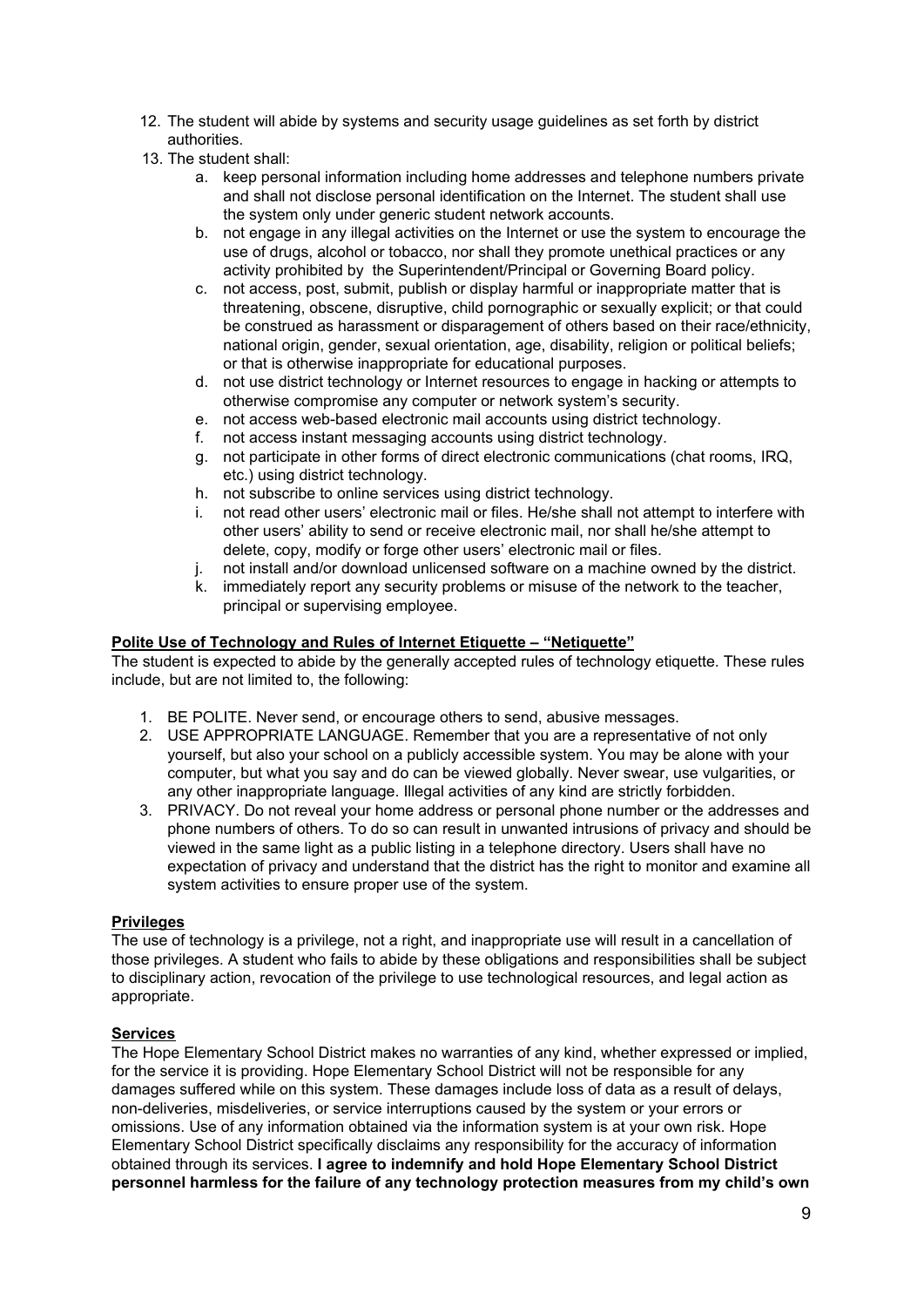12. The student will abide by systems and security usage guidelines as set forth by district authorities.
13. The student shall:
    a. keep personal information including home addresses and telephone numbers private and shall not disclose personal identification on the Internet. The student shall use the system only under generic student network accounts.
    b. not engage in any illegal activities on the Internet or use the system to encourage the use of drugs, alcohol or tobacco, nor shall they promote unethical practices or any activity prohibited by the Superintendent/Principal or Governing Board policy.
    c. not access, post, submit, publish or display harmful or inappropriate matter that is threatening, obscene, disruptive, child pornographic or sexually explicit; or that could be construed as harassment or disparagement of others based on their race/ethnicity, national origin, gender, sexual orientation, age, disability, religion or political beliefs; or that is otherwise inappropriate for educational purposes.
    d. not use district technology or Internet resources to engage in hacking or attempts to otherwise compromise any computer or network system's security.
    e. not access web-based electronic mail accounts using district technology.
    f. not access instant messaging accounts using district technology.
    g. not participate in other forms of direct electronic communications (chat rooms, IRQ, etc.) using district technology.
    h. not subscribe to online services using district technology.
    i. not read other users' electronic mail or files. He/she shall not attempt to interfere with other users' ability to send or receive electronic mail, nor shall he/she attempt to delete, copy, modify or forge other users' electronic mail or files.
    j. not install and/or download unlicensed software on a machine owned by the district.
    k. immediately report any security problems or misuse of the network to the teacher, principal or supervising employee.

**Polite Use of Technology and Rules of Internet Etiquette – "Netiquette"**

The student is expected to abide by the generally accepted rules of technology etiquette. These rules include, but are not limited to, the following:

1. BE POLITE. Never send, or encourage others to send, abusive messages.
2. USE APPROPRIATE LANGUAGE. Remember that you are a representative of not only yourself, but also your school on a publicly accessible system. You may be alone with your computer, but what you say and do can be viewed globally. Never swear, use vulgarities, or any other inappropriate language. Illegal activities of any kind are strictly forbidden.
3. PRIVACY. Do not reveal your home address or personal phone number or the addresses and phone numbers of others. To do so can result in unwanted intrusions of privacy and should be viewed in the same light as a public listing in a telephone directory. Users shall have no expectation of privacy and understand that the district has the right to monitor and examine all system activities to ensure proper use of the system.

**Privileges**

The use of technology is a privilege, not a right, and inappropriate use will result in a cancellation of those privileges. A student who fails to abide by these obligations and responsibilities shall be subject to disciplinary action, revocation of the privilege to use technological resources, and legal action as appropriate.

**Services**

The Hope Elementary School District makes no warranties of any kind, whether expressed or implied, for the service it is providing. Hope Elementary School District will not be responsible for any damages suffered while on this system. These damages include loss of data as a result of delays, non-deliveries, misdeliveries, or service interruptions caused by the system or your errors or omissions. Use of any information obtained via the information system is at your own risk. Hope Elementary School District specifically disclaims any responsibility for the accuracy of information obtained through its services. **I agree to indemnify and hold Hope Elementary School District personnel harmless for the failure of any technology protection measures from my child's own**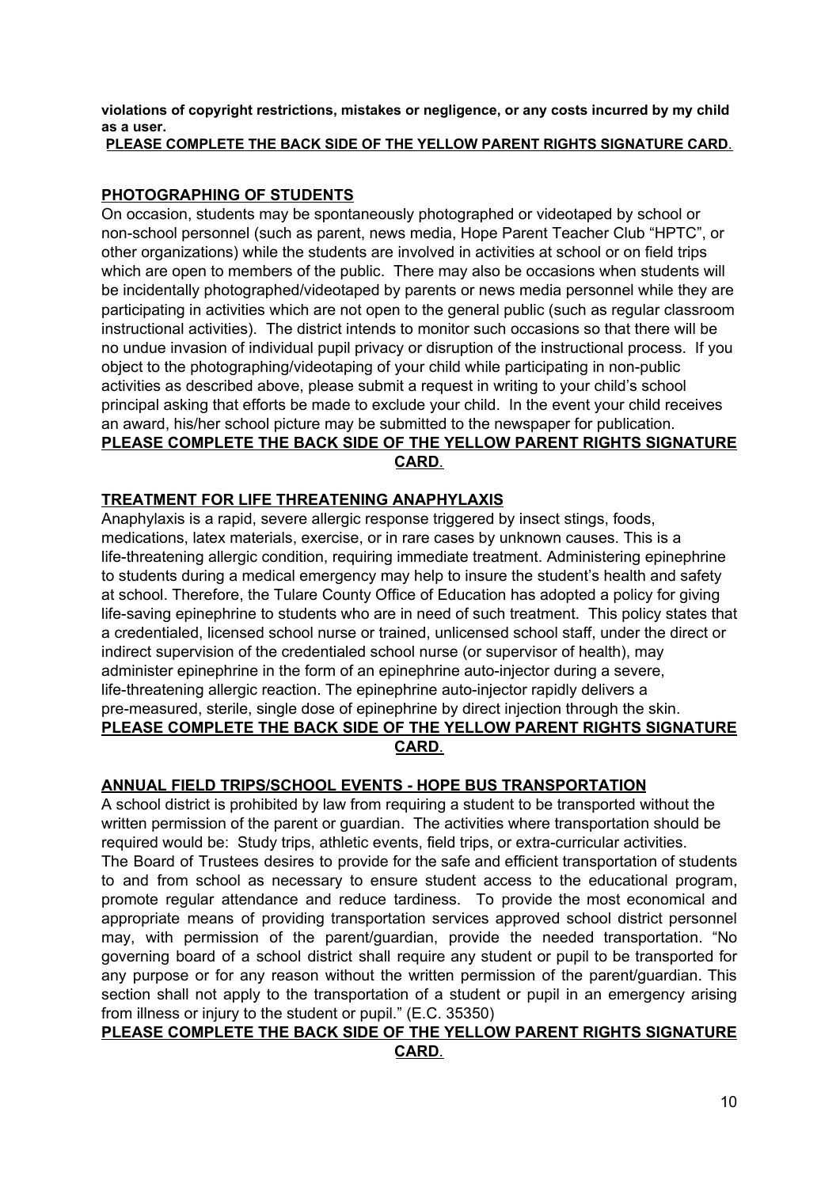**violations of copyright restrictions, mistakes or negligence, or any costs incurred by my child as a user.**

**PLEASE COMPLETE THE BACK SIDE OF THE YELLOW PARENT RIGHTS SIGNATURE CARD**.

## PHOTOGRAPHING OF STUDENTS

On occasion, students may be spontaneously photographed or videotaped by school or non-school personnel (such as parent, news media, Hope Parent Teacher Club "HPTC", or other organizations) while the students are involved in activities at school or on field trips which are open to members of the public. There may also be occasions when students will be incidentally photographed/videotaped by parents or news media personnel while they are participating in activities which are not open to the general public (such as regular classroom instructional activities). The district intends to monitor such occasions so that there will be no undue invasion of individual pupil privacy or disruption of the instructional process. If you object to the photographing/videotaping of your child while participating in non-public activities as described above, please submit a request in writing to your child's school principal asking that efforts be made to exclude your child. In the event your child receives an award, his/her school picture may be submitted to the newspaper for publication.

**PLEASE COMPLETE THE BACK SIDE OF THE YELLOW PARENT RIGHTS SIGNATURE CARD**.

## TREATMENT FOR LIFE THREATENING ANAPHYLAXIS

Anaphylaxis is a rapid, severe allergic response triggered by insect stings, foods, medications, latex materials, exercise, or in rare cases by unknown causes. This is a life-threatening allergic condition, requiring immediate treatment. Administering epinephrine to students during a medical emergency may help to insure the student's health and safety at school. Therefore, the Tulare County Office of Education has adopted a policy for giving life-saving epinephrine to students who are in need of such treatment. This policy states that a credentialed, licensed school nurse or trained, unlicensed school staff, under the direct or indirect supervision of the credentialed school nurse (or supervisor of health), may administer epinephrine in the form of an epinephrine auto-injector during a severe, life-threatening allergic reaction. The epinephrine auto-injector rapidly delivers a pre-measured, sterile, single dose of epinephrine by direct injection through the skin.

**PLEASE COMPLETE THE BACK SIDE OF THE YELLOW PARENT RIGHTS SIGNATURE CARD**.

## ANNUAL FIELD TRIPS/SCHOOL EVENTS - HOPE BUS TRANSPORTATION

A school district is prohibited by law from requiring a student to be transported without the written permission of the parent or guardian. The activities where transportation should be required would be: Study trips, athletic events, field trips, or extra-curricular activities.

The Board of Trustees desires to provide for the safe and efficient transportation of students to and from school as necessary to ensure student access to the educational program, promote regular attendance and reduce tardiness. To provide the most economical and appropriate means of providing transportation services approved school district personnel may, with permission of the parent/guardian, provide the needed transportation. "No governing board of a school district shall require any student or pupil to be transported for any purpose or for any reason without the written permission of the parent/guardian. This section shall not apply to the transportation of a student or pupil in an emergency arising from illness or injury to the student or pupil." (E.C. 35350)

**PLEASE COMPLETE THE BACK SIDE OF THE YELLOW PARENT RIGHTS SIGNATURE CARD**.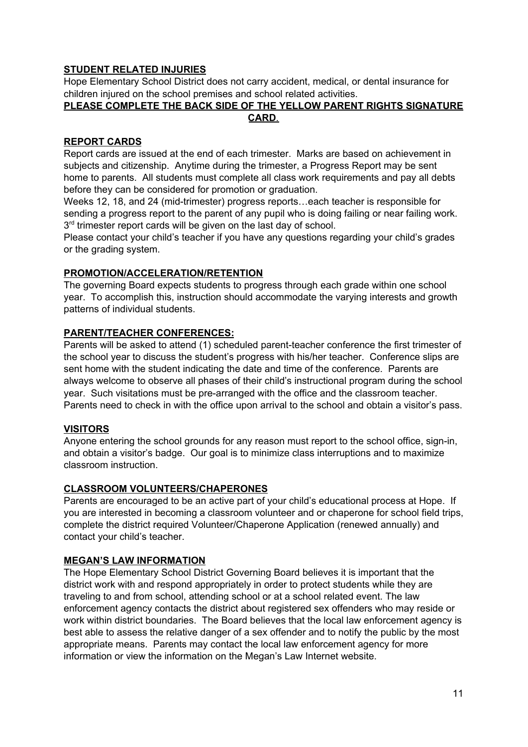**STUDENT RELATED INJURIES**

Hope Elementary School District does not carry accident, medical, or dental insurance for children injured on the school premises and school related activities.

**PLEASE COMPLETE THE BACK SIDE OF THE YELLOW PARENT RIGHTS SIGNATURE CARD**.

**REPORT CARDS**

Report cards are issued at the end of each trimester. Marks are based on achievement in subjects and citizenship. Anytime during the trimester, a Progress Report may be sent home to parents. All students must complete all class work requirements and pay all debts before they can be considered for promotion or graduation.

Weeks 12, 18, and 24 (mid-trimester) progress reports…each teacher is responsible for sending a progress report to the parent of any pupil who is doing failing or near failing work. 3rd trimester report cards will be given on the last day of school.

Please contact your child's teacher if you have any questions regarding your child's grades or the grading system.

**PROMOTION/ACCELERATION/RETENTION**

The governing Board expects students to progress through each grade within one school year. To accomplish this, instruction should accommodate the varying interests and growth patterns of individual students.

**PARENT/TEACHER CONFERENCES:**

Parents will be asked to attend (1) scheduled parent-teacher conference the first trimester of the school year to discuss the student's progress with his/her teacher. Conference slips are sent home with the student indicating the date and time of the conference. Parents are always welcome to observe all phases of their child's instructional program during the school year. Such visitations must be pre-arranged with the office and the classroom teacher. Parents need to check in with the office upon arrival to the school and obtain a visitor's pass.

**VISITORS**

Anyone entering the school grounds for any reason must report to the school office, sign-in, and obtain a visitor's badge. Our goal is to minimize class interruptions and to maximize classroom instruction.

**CLASSROOM VOLUNTEERS/CHAPERONES**

Parents are encouraged to be an active part of your child's educational process at Hope. If you are interested in becoming a classroom volunteer and or chaperone for school field trips, complete the district required Volunteer/Chaperone Application (renewed annually) and contact your child's teacher.

**MEGAN'S LAW INFORMATION**

The Hope Elementary School District Governing Board believes it is important that the district work with and respond appropriately in order to protect students while they are traveling to and from school, attending school or at a school related event. The law enforcement agency contacts the district about registered sex offenders who may reside or work within district boundaries. The Board believes that the local law enforcement agency is best able to assess the relative danger of a sex offender and to notify the public by the most appropriate means. Parents may contact the local law enforcement agency for more information or view the information on the Megan's Law Internet website.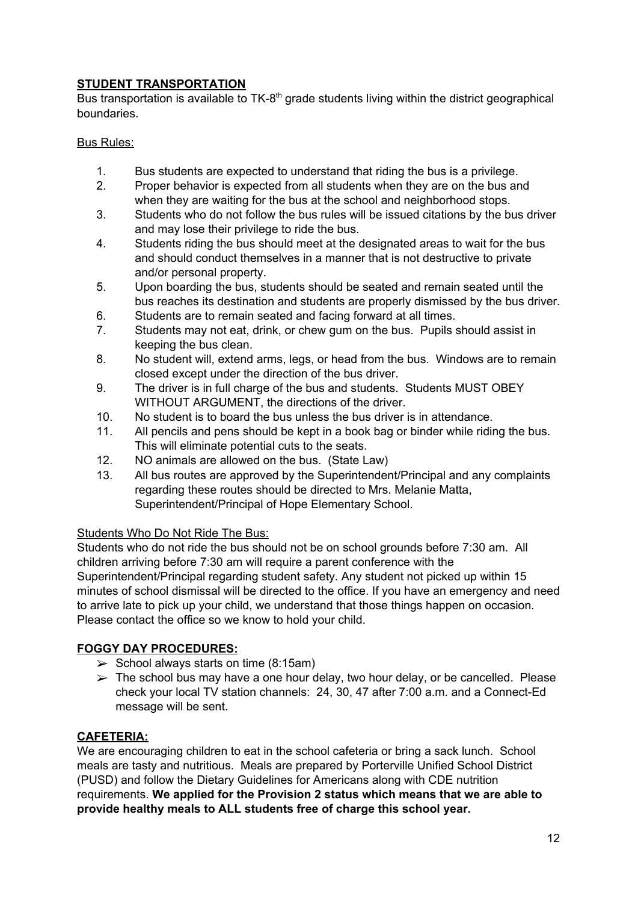## STUDENT TRANSPORTATION

Bus transportation is available to TK-8th grade students living within the district geographical boundaries.

Bus Rules:

1. Bus students are expected to understand that riding the bus is a privilege.
2. Proper behavior is expected from all students when they are on the bus and when they are waiting for the bus at the school and neighborhood stops.
3. Students who do not follow the bus rules will be issued citations by the bus driver and may lose their privilege to ride the bus.
4. Students riding the bus should meet at the designated areas to wait for the bus and should conduct themselves in a manner that is not destructive to private and/or personal property.
5. Upon boarding the bus, students should be seated and remain seated until the bus reaches its destination and students are properly dismissed by the bus driver.
6. Students are to remain seated and facing forward at all times.
7. Students may not eat, drink, or chew gum on the bus. Pupils should assist in keeping the bus clean.
8. No student will, extend arms, legs, or head from the bus. Windows are to remain closed except under the direction of the bus driver.
9. The driver is in full charge of the bus and students. Students MUST OBEY WITHOUT ARGUMENT, the directions of the driver.
10. No student is to board the bus unless the bus driver is in attendance.
11. All pencils and pens should be kept in a book bag or binder while riding the bus. This will eliminate potential cuts to the seats.
12. NO animals are allowed on the bus. (State Law)
13. All bus routes are approved by the Superintendent/Principal and any complaints regarding these routes should be directed to Mrs. Melanie Matta, Superintendent/Principal of Hope Elementary School.

Students Who Do Not Ride The Bus:

Students who do not ride the bus should not be on school grounds before 7:30 am. All children arriving before 7:30 am will require a parent conference with the Superintendent/Principal regarding student safety. Any student not picked up within 15 minutes of school dismissal will be directed to the office. If you have an emergency and need to arrive late to pick up your child, we understand that those things happen on occasion. Please contact the office so we know to hold your child.

## FOGGY DAY PROCEDURES:

- School always starts on time (8:15am)
- The school bus may have a one hour delay, two hour delay, or be cancelled. Please check your local TV station channels: 24, 30, 47 after 7:00 a.m. and a Connect-Ed message will be sent.

## CAFETERIA:

We are encouraging children to eat in the school cafeteria or bring a sack lunch. School meals are tasty and nutritious. Meals are prepared by Porterville Unified School District (PUSD) and follow the Dietary Guidelines for Americans along with CDE nutrition requirements. **We applied for the Provision 2 status which means that we are able to provide healthy meals to ALL students free of charge this school year.**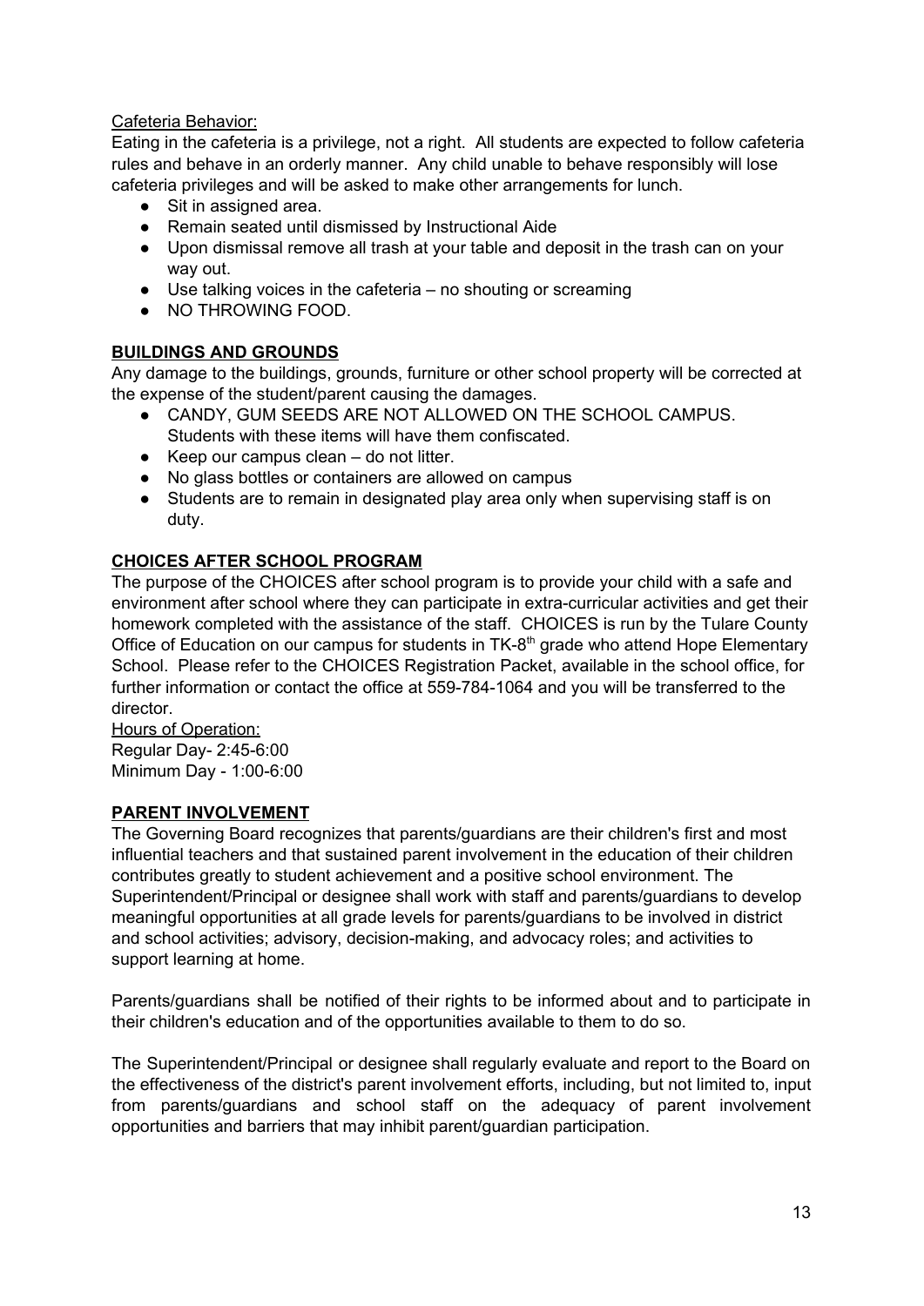Cafeteria Behavior:

Eating in the cafeteria is a privilege, not a right. All students are expected to follow cafeteria rules and behave in an orderly manner. Any child unable to behave responsibly will lose cafeteria privileges and will be asked to make other arrangements for lunch.

- Sit in assigned area.
- Remain seated until dismissed by Instructional Aide
- Upon dismissal remove all trash at your table and deposit in the trash can on your way out.
- Use talking voices in the cafeteria – no shouting or screaming
- NO THROWING FOOD.

## BUILDINGS AND GROUNDS

Any damage to the buildings, grounds, furniture or other school property will be corrected at the expense of the student/parent causing the damages.

- CANDY, GUM SEEDS ARE NOT ALLOWED ON THE SCHOOL CAMPUS. Students with these items will have them confiscated.
- Keep our campus clean – do not litter.
- No glass bottles or containers are allowed on campus
- Students are to remain in designated play area only when supervising staff is on duty.

## CHOICES AFTER SCHOOL PROGRAM

The purpose of the CHOICES after school program is to provide your child with a safe and environment after school where they can participate in extra-curricular activities and get their homework completed with the assistance of the staff. CHOICES is run by the Tulare County Office of Education on our campus for students in TK-8th grade who attend Hope Elementary School. Please refer to the CHOICES Registration Packet, available in the school office, for further information or contact the office at 559-784-1064 and you will be transferred to the director.

Hours of Operation:
Regular Day- 2:45-6:00
Minimum Day - 1:00-6:00

## PARENT INVOLVEMENT

The Governing Board recognizes that parents/guardians are their children's first and most influential teachers and that sustained parent involvement in the education of their children contributes greatly to student achievement and a positive school environment. The Superintendent/Principal or designee shall work with staff and parents/guardians to develop meaningful opportunities at all grade levels for parents/guardians to be involved in district and school activities; advisory, decision-making, and advocacy roles; and activities to support learning at home.

Parents/guardians shall be notified of their rights to be informed about and to participate in their children's education and of the opportunities available to them to do so.

The Superintendent/Principal or designee shall regularly evaluate and report to the Board on the effectiveness of the district's parent involvement efforts, including, but not limited to, input from parents/guardians and school staff on the adequacy of parent involvement opportunities and barriers that may inhibit parent/guardian participation.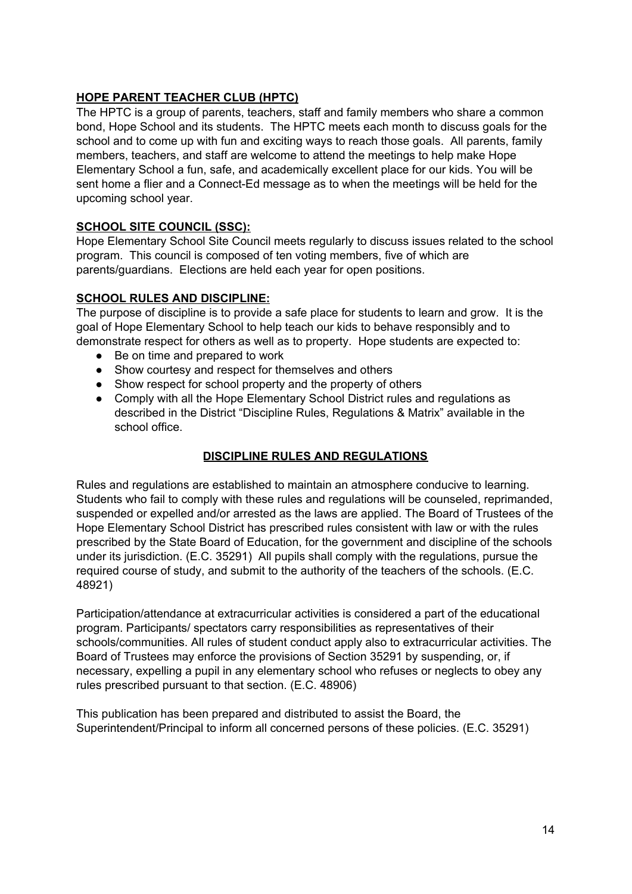**HOPE PARENT TEACHER CLUB (HPTC)**

The HPTC is a group of parents, teachers, staff and family members who share a common bond, Hope School and its students. The HPTC meets each month to discuss goals for the school and to come up with fun and exciting ways to reach those goals. All parents, family members, teachers, and staff are welcome to attend the meetings to help make Hope Elementary School a fun, safe, and academically excellent place for our kids. You will be sent home a flier and a Connect-Ed message as to when the meetings will be held for the upcoming school year.

**SCHOOL SITE COUNCIL (SSC):**

Hope Elementary School Site Council meets regularly to discuss issues related to the school program. This council is composed of ten voting members, five of which are parents/guardians. Elections are held each year for open positions.

**SCHOOL RULES AND DISCIPLINE:**

The purpose of discipline is to provide a safe place for students to learn and grow. It is the goal of Hope Elementary School to help teach our kids to behave responsibly and to demonstrate respect for others as well as to property. Hope students are expected to:

- Be on time and prepared to work
- Show courtesy and respect for themselves and others
- Show respect for school property and the property of others
- Comply with all the Hope Elementary School District rules and regulations as described in the District "Discipline Rules, Regulations & Matrix" available in the school office.

## DISCIPLINE RULES AND REGULATIONS

Rules and regulations are established to maintain an atmosphere conducive to learning. Students who fail to comply with these rules and regulations will be counseled, reprimanded, suspended or expelled and/or arrested as the laws are applied. The Board of Trustees of the Hope Elementary School District has prescribed rules consistent with law or with the rules prescribed by the State Board of Education, for the government and discipline of the schools under its jurisdiction. (E.C. 35291) All pupils shall comply with the regulations, pursue the required course of study, and submit to the authority of the teachers of the schools. (E.C. 48921)

Participation/attendance at extracurricular activities is considered a part of the educational program. Participants/ spectators carry responsibilities as representatives of their schools/communities. All rules of student conduct apply also to extracurricular activities. The Board of Trustees may enforce the provisions of Section 35291 by suspending, or, if necessary, expelling a pupil in any elementary school who refuses or neglects to obey any rules prescribed pursuant to that section. (E.C. 48906)

This publication has been prepared and distributed to assist the Board, the Superintendent/Principal to inform all concerned persons of these policies. (E.C. 35291)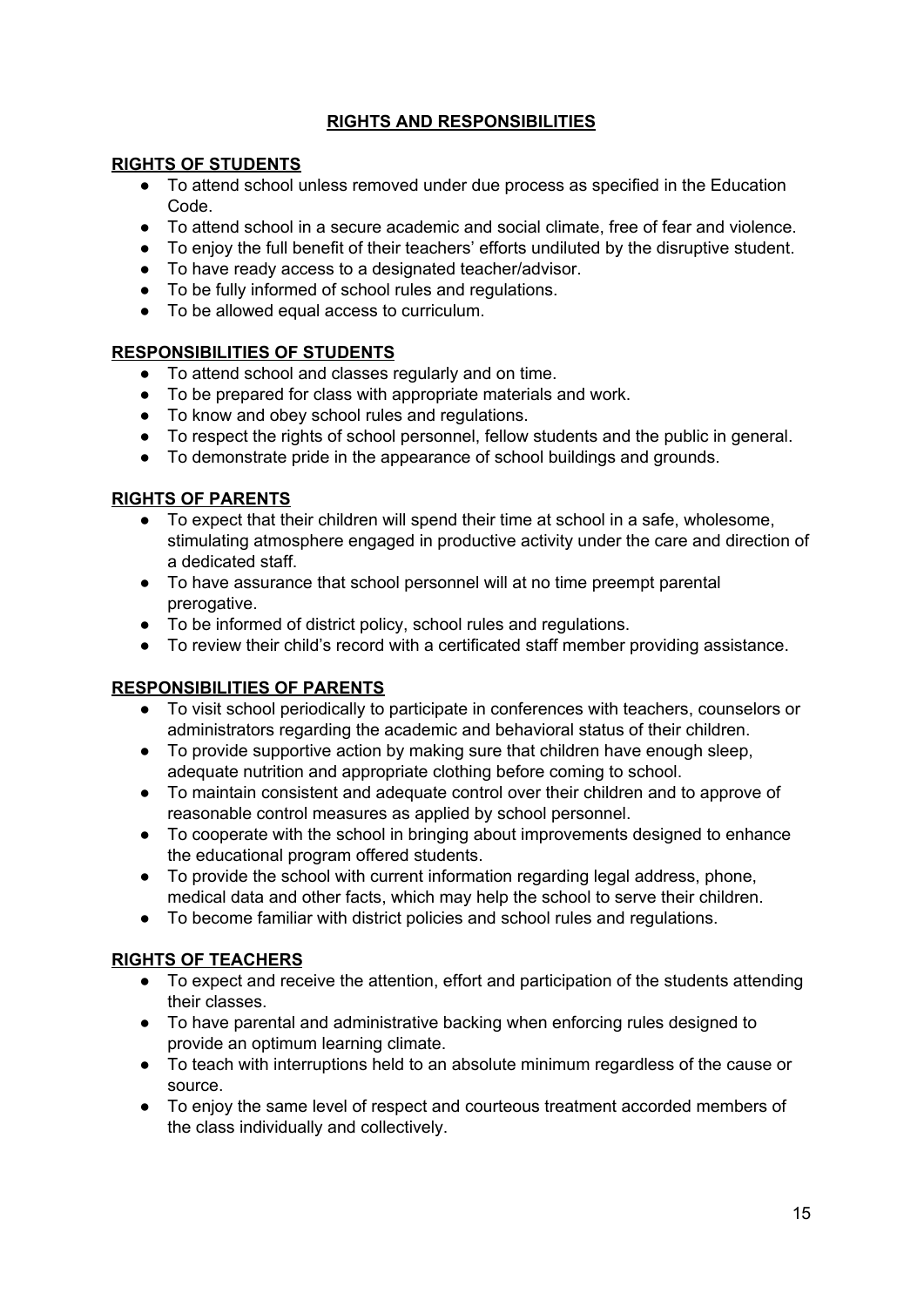# RIGHTS AND RESPONSIBILITIES

## RIGHTS OF STUDENTS

- To attend school unless removed under due process as specified in the Education Code.
- To attend school in a secure academic and social climate, free of fear and violence.
- To enjoy the full benefit of their teachers' efforts undiluted by the disruptive student.
- To have ready access to a designated teacher/advisor.
- To be fully informed of school rules and regulations.
- To be allowed equal access to curriculum.

## RESPONSIBILITIES OF STUDENTS

- To attend school and classes regularly and on time.
- To be prepared for class with appropriate materials and work.
- To know and obey school rules and regulations.
- To respect the rights of school personnel, fellow students and the public in general.
- To demonstrate pride in the appearance of school buildings and grounds.

## RIGHTS OF PARENTS

- To expect that their children will spend their time at school in a safe, wholesome, stimulating atmosphere engaged in productive activity under the care and direction of a dedicated staff.
- To have assurance that school personnel will at no time preempt parental prerogative.
- To be informed of district policy, school rules and regulations.
- To review their child's record with a certificated staff member providing assistance.

## RESPONSIBILITIES OF PARENTS

- To visit school periodically to participate in conferences with teachers, counselors or administrators regarding the academic and behavioral status of their children.
- To provide supportive action by making sure that children have enough sleep, adequate nutrition and appropriate clothing before coming to school.
- To maintain consistent and adequate control over their children and to approve of reasonable control measures as applied by school personnel.
- To cooperate with the school in bringing about improvements designed to enhance the educational program offered students.
- To provide the school with current information regarding legal address, phone, medical data and other facts, which may help the school to serve their children.
- To become familiar with district policies and school rules and regulations.

## RIGHTS OF TEACHERS

- To expect and receive the attention, effort and participation of the students attending their classes.
- To have parental and administrative backing when enforcing rules designed to provide an optimum learning climate.
- To teach with interruptions held to an absolute minimum regardless of the cause or source.
- To enjoy the same level of respect and courteous treatment accorded members of the class individually and collectively.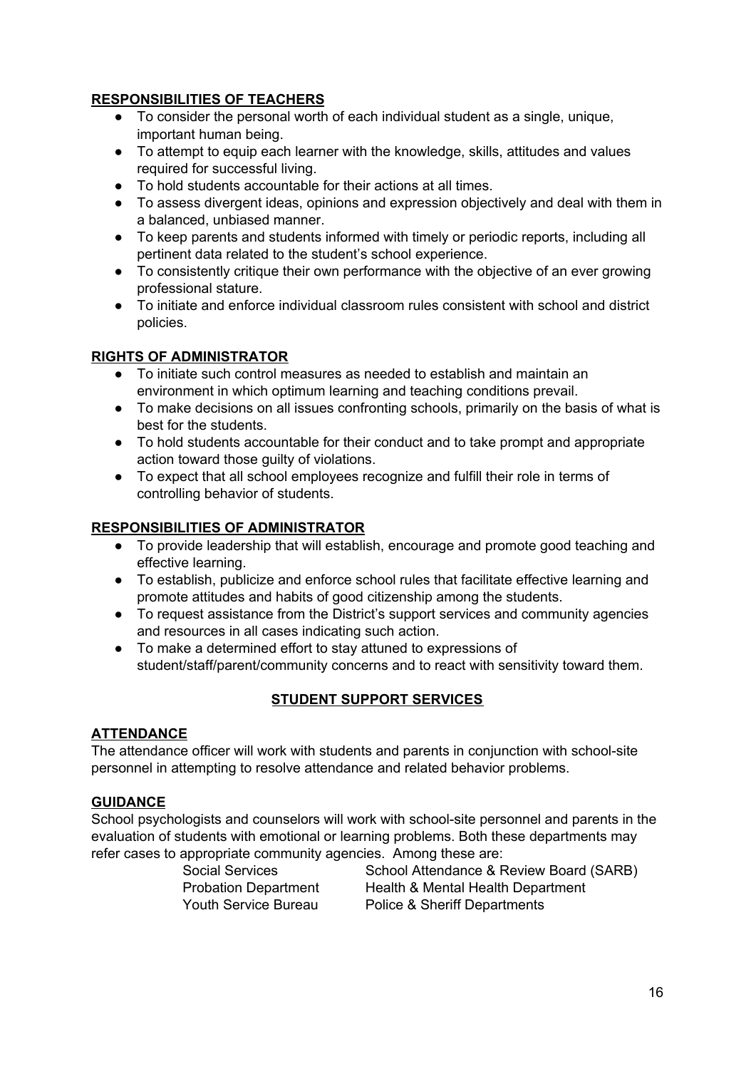## RESPONSIBILITIES OF TEACHERS

- To consider the personal worth of each individual student as a single, unique, important human being.
- To attempt to equip each learner with the knowledge, skills, attitudes and values required for successful living.
- To hold students accountable for their actions at all times.
- To assess divergent ideas, opinions and expression objectively and deal with them in a balanced, unbiased manner.
- To keep parents and students informed with timely or periodic reports, including all pertinent data related to the student's school experience.
- To consistently critique their own performance with the objective of an ever growing professional stature.
- To initiate and enforce individual classroom rules consistent with school and district policies.

## RIGHTS OF ADMINISTRATOR

- To initiate such control measures as needed to establish and maintain an environment in which optimum learning and teaching conditions prevail.
- To make decisions on all issues confronting schools, primarily on the basis of what is best for the students.
- To hold students accountable for their conduct and to take prompt and appropriate action toward those guilty of violations.
- To expect that all school employees recognize and fulfill their role in terms of controlling behavior of students.

## RESPONSIBILITIES OF ADMINISTRATOR

- To provide leadership that will establish, encourage and promote good teaching and effective learning.
- To establish, publicize and enforce school rules that facilitate effective learning and promote attitudes and habits of good citizenship among the students.
- To request assistance from the District's support services and community agencies and resources in all cases indicating such action.
- To make a determined effort to stay attuned to expressions of student/staff/parent/community concerns and to react with sensitivity toward them.

# STUDENT SUPPORT SERVICES

## ATTENDANCE

The attendance officer will work with students and parents in conjunction with school-site personnel in attempting to resolve attendance and related behavior problems.

## GUIDANCE

School psychologists and counselors will work with school-site personnel and parents in the evaluation of students with emotional or learning problems. Both these departments may refer cases to appropriate community agencies. Among these are:

| | |
|---|---|
| Social Services | School Attendance & Review Board (SARB) |
| Probation Department | Health & Mental Health Department |
| Youth Service Bureau | Police & Sheriff Departments |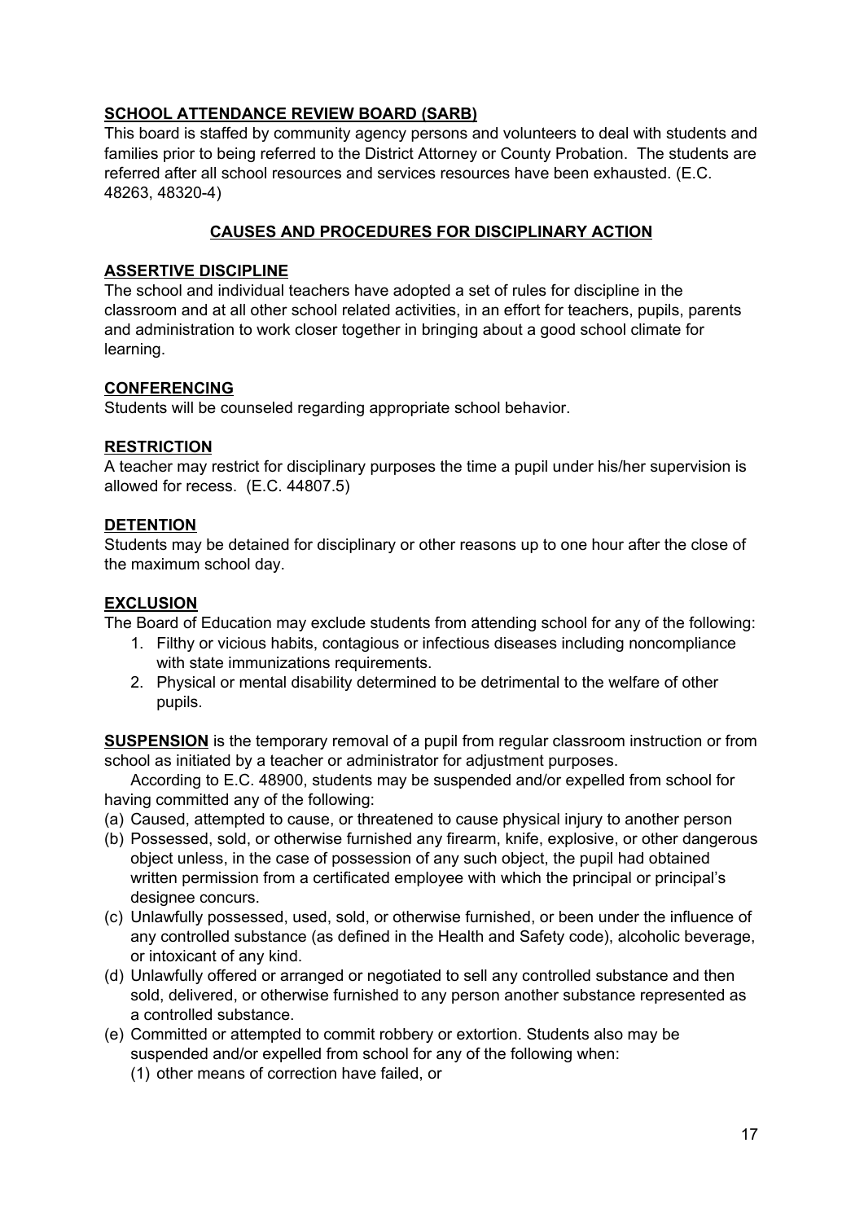**SCHOOL ATTENDANCE REVIEW BOARD (SARB)**

This board is staffed by community agency persons and volunteers to deal with students and families prior to being referred to the District Attorney or County Probation. The students are referred after all school resources and services resources have been exhausted. (E.C. 48263, 48320-4)

## CAUSES AND PROCEDURES FOR DISCIPLINARY ACTION

**ASSERTIVE DISCIPLINE**

The school and individual teachers have adopted a set of rules for discipline in the classroom and at all other school related activities, in an effort for teachers, pupils, parents and administration to work closer together in bringing about a good school climate for learning.

**CONFERENCING**

Students will be counseled regarding appropriate school behavior.

**RESTRICTION**

A teacher may restrict for disciplinary purposes the time a pupil under his/her supervision is allowed for recess. (E.C. 44807.5)

**DETENTION**

Students may be detained for disciplinary or other reasons up to one hour after the close of the maximum school day.

**EXCLUSION**

The Board of Education may exclude students from attending school for any of the following:

1. Filthy or vicious habits, contagious or infectious diseases including noncompliance with state immunizations requirements.
2. Physical or mental disability determined to be detrimental to the welfare of other pupils.

**SUSPENSION** is the temporary removal of a pupil from regular classroom instruction or from school as initiated by a teacher or administrator for adjustment purposes.

According to E.C. 48900, students may be suspended and/or expelled from school for having committed any of the following:

(a) Caused, attempted to cause, or threatened to cause physical injury to another person

(b) Possessed, sold, or otherwise furnished any firearm, knife, explosive, or other dangerous object unless, in the case of possession of any such object, the pupil had obtained written permission from a certificated employee with which the principal or principal's designee concurs.

(c) Unlawfully possessed, used, sold, or otherwise furnished, or been under the influence of any controlled substance (as defined in the Health and Safety code), alcoholic beverage, or intoxicant of any kind.

(d) Unlawfully offered or arranged or negotiated to sell any controlled substance and then sold, delivered, or otherwise furnished to any person another substance represented as a controlled substance.

(e) Committed or attempted to commit robbery or extortion. Students also may be suspended and/or expelled from school for any of the following when:

(1) other means of correction have failed, or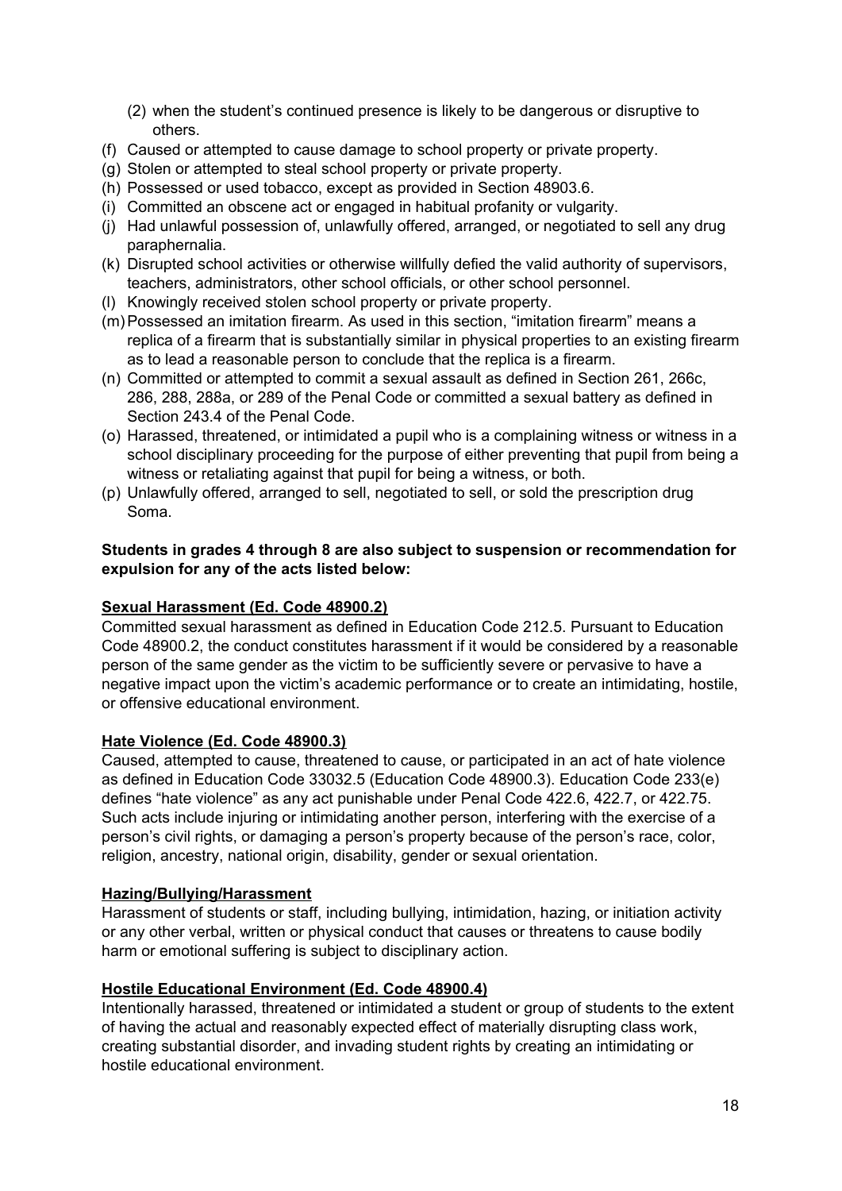(2) when the student's continued presence is likely to be dangerous or disruptive to others.

(f) Caused or attempted to cause damage to school property or private property.
(g) Stolen or attempted to steal school property or private property.
(h) Possessed or used tobacco, except as provided in Section 48903.6.
(i) Committed an obscene act or engaged in habitual profanity or vulgarity.
(j) Had unlawful possession of, unlawfully offered, arranged, or negotiated to sell any drug paraphernalia.
(k) Disrupted school activities or otherwise willfully defied the valid authority of supervisors, teachers, administrators, other school officials, or other school personnel.
(l) Knowingly received stolen school property or private property.
(m) Possessed an imitation firearm. As used in this section, "imitation firearm" means a replica of a firearm that is substantially similar in physical properties to an existing firearm as to lead a reasonable person to conclude that the replica is a firearm.
(n) Committed or attempted to commit a sexual assault as defined in Section 261, 266c, 286, 288, 288a, or 289 of the Penal Code or committed a sexual battery as defined in Section 243.4 of the Penal Code.
(o) Harassed, threatened, or intimidated a pupil who is a complaining witness or witness in a school disciplinary proceeding for the purpose of either preventing that pupil from being a witness or retaliating against that pupil for being a witness, or both.
(p) Unlawfully offered, arranged to sell, negotiated to sell, or sold the prescription drug Soma.

**Students in grades 4 through 8 are also subject to suspension or recommendation for expulsion for any of the acts listed below:**

**Sexual Harassment (Ed. Code 48900.2)**

Committed sexual harassment as defined in Education Code 212.5. Pursuant to Education Code 48900.2, the conduct constitutes harassment if it would be considered by a reasonable person of the same gender as the victim to be sufficiently severe or pervasive to have a negative impact upon the victim's academic performance or to create an intimidating, hostile, or offensive educational environment.

**Hate Violence (Ed. Code 48900.3)**

Caused, attempted to cause, threatened to cause, or participated in an act of hate violence as defined in Education Code 33032.5 (Education Code 48900.3). Education Code 233(e) defines "hate violence" as any act punishable under Penal Code 422.6, 422.7, or 422.75. Such acts include injuring or intimidating another person, interfering with the exercise of a person's civil rights, or damaging a person's property because of the person's race, color, religion, ancestry, national origin, disability, gender or sexual orientation.

**Hazing/Bullying/Harassment**

Harassment of students or staff, including bullying, intimidation, hazing, or initiation activity or any other verbal, written or physical conduct that causes or threatens to cause bodily harm or emotional suffering is subject to disciplinary action.

**Hostile Educational Environment (Ed. Code 48900.4)**

Intentionally harassed, threatened or intimidated a student or group of students to the extent of having the actual and reasonably expected effect of materially disrupting class work, creating substantial disorder, and invading student rights by creating an intimidating or hostile educational environment.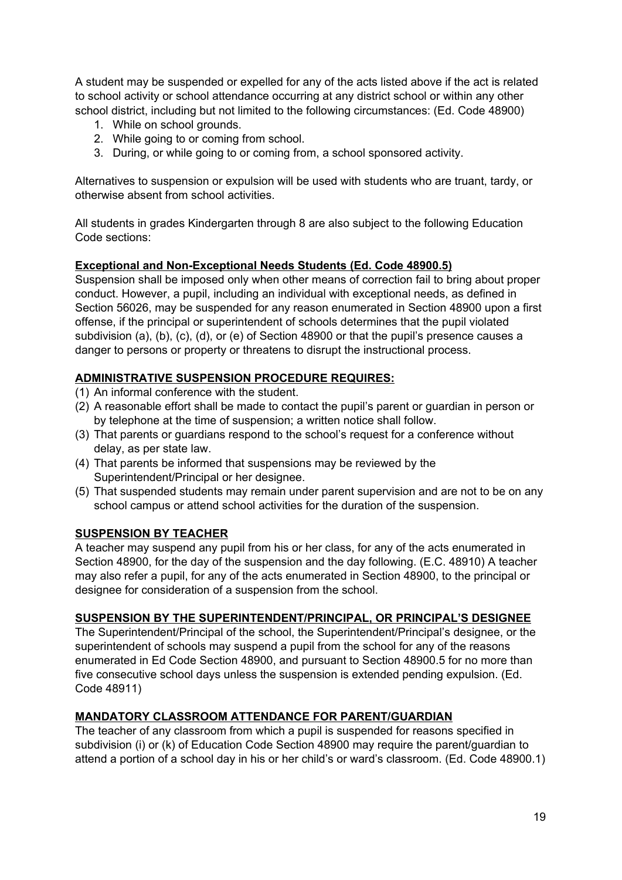A student may be suspended or expelled for any of the acts listed above if the act is related to school activity or school attendance occurring at any district school or within any other school district, including but not limited to the following circumstances: (Ed. Code 48900)

1. While on school grounds.
2. While going to or coming from school.
3. During, or while going to or coming from, a school sponsored activity.

Alternatives to suspension or expulsion will be used with students who are truant, tardy, or otherwise absent from school activities.

All students in grades Kindergarten through 8 are also subject to the following Education Code sections:

**Exceptional and Non-Exceptional Needs Students (Ed. Code 48900.5)**

Suspension shall be imposed only when other means of correction fail to bring about proper conduct. However, a pupil, including an individual with exceptional needs, as defined in Section 56026, may be suspended for any reason enumerated in Section 48900 upon a first offense, if the principal or superintendent of schools determines that the pupil violated subdivision (a), (b), (c), (d), or (e) of Section 48900 or that the pupil's presence causes a danger to persons or property or threatens to disrupt the instructional process.

**ADMINISTRATIVE SUSPENSION PROCEDURE REQUIRES:**

(1) An informal conference with the student.
(2) A reasonable effort shall be made to contact the pupil's parent or guardian in person or by telephone at the time of suspension; a written notice shall follow.
(3) That parents or guardians respond to the school's request for a conference without delay, as per state law.
(4) That parents be informed that suspensions may be reviewed by the Superintendent/Principal or her designee.
(5) That suspended students may remain under parent supervision and are not to be on any school campus or attend school activities for the duration of the suspension.

**SUSPENSION BY TEACHER**

A teacher may suspend any pupil from his or her class, for any of the acts enumerated in Section 48900, for the day of the suspension and the day following. (E.C. 48910) A teacher may also refer a pupil, for any of the acts enumerated in Section 48900, to the principal or designee for consideration of a suspension from the school.

**SUSPENSION BY THE SUPERINTENDENT/PRINCIPAL, OR PRINCIPAL'S DESIGNEE**

The Superintendent/Principal of the school, the Superintendent/Principal's designee, or the superintendent of schools may suspend a pupil from the school for any of the reasons enumerated in Ed Code Section 48900, and pursuant to Section 48900.5 for no more than five consecutive school days unless the suspension is extended pending expulsion. (Ed. Code 48911)

**MANDATORY CLASSROOM ATTENDANCE FOR PARENT/GUARDIAN**

The teacher of any classroom from which a pupil is suspended for reasons specified in subdivision (i) or (k) of Education Code Section 48900 may require the parent/guardian to attend a portion of a school day in his or her child's or ward's classroom. (Ed. Code 48900.1)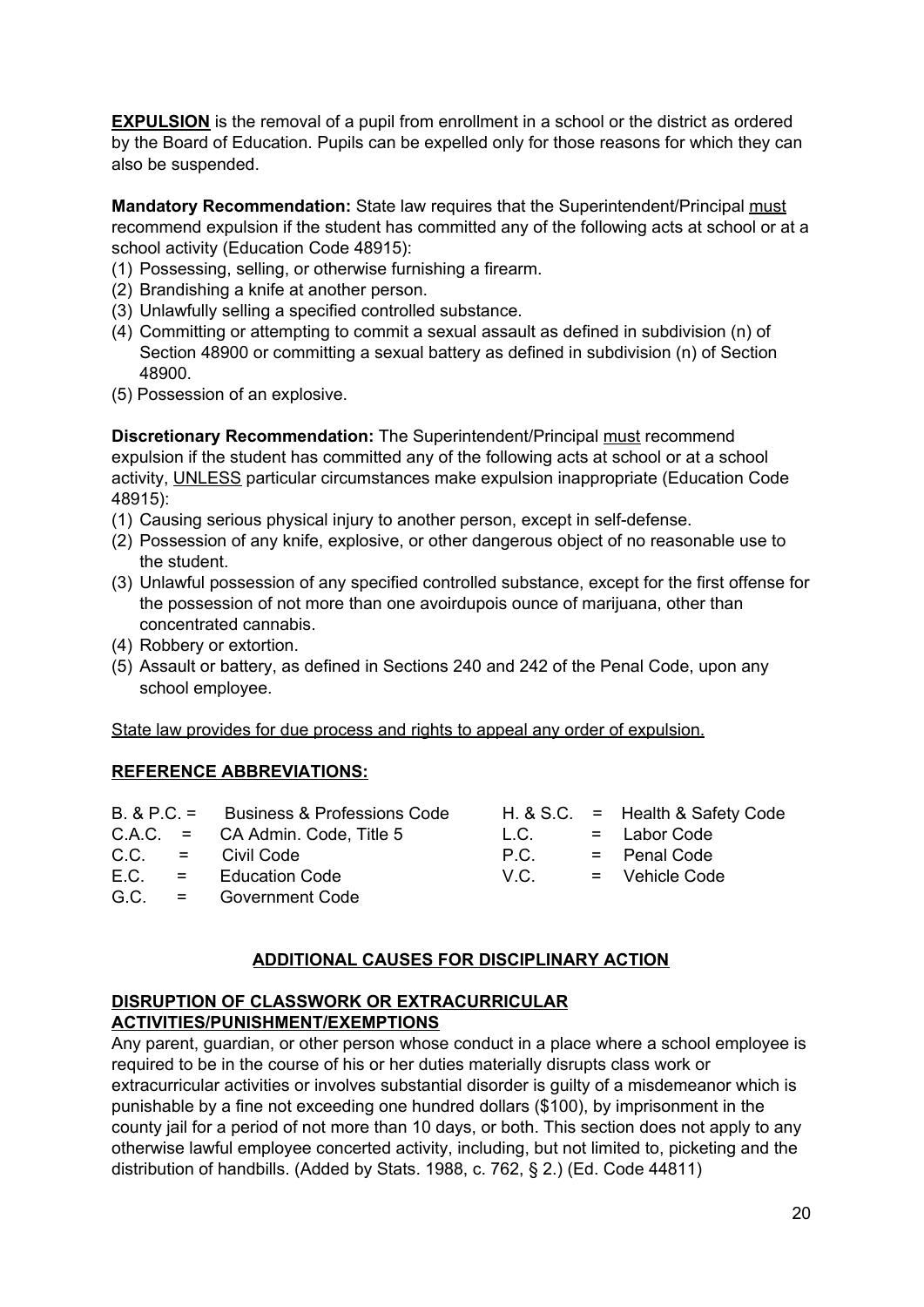**<u>EXPULSION</u>** is the removal of a pupil from enrollment in a school or the district as ordered by the Board of Education. Pupils can be expelled only for those reasons for which they can also be suspended.

**Mandatory Recommendation:** State law requires that the Superintendent/Principal <u>must</u> recommend expulsion if the student has committed any of the following acts at school or at a school activity (Education Code 48915):

(1) Possessing, selling, or otherwise furnishing a firearm.
(2) Brandishing a knife at another person.
(3) Unlawfully selling a specified controlled substance.
(4) Committing or attempting to commit a sexual assault as defined in subdivision (n) of Section 48900 or committing a sexual battery as defined in subdivision (n) of Section 48900.
(5) Possession of an explosive.

**Discretionary Recommendation:** The Superintendent/Principal <u>must</u> recommend expulsion if the student has committed any of the following acts at school or at a school activity, <u>UNLESS</u> particular circumstances make expulsion inappropriate (Education Code 48915):

(1) Causing serious physical injury to another person, except in self-defense.
(2) Possession of any knife, explosive, or other dangerous object of no reasonable use to the student.
(3) Unlawful possession of any specified controlled substance, except for the first offense for the possession of not more than one avoirdupois ounce of marijuana, other than concentrated cannabis.
(4) Robbery or extortion.
(5) Assault or battery, as defined in Sections 240 and 242 of the Penal Code, upon any school employee.

<u>State law provides for due process and rights to appeal any order of expulsion.</u>

**<u>REFERENCE ABBREVIATIONS:</u>**

| | | | | | |
|---|---|---|---|---|---|
| B. & P.C. | = | Business & Professions Code | H. & S.C. | = | Health & Safety Code |
| C.A.C. | = | CA Admin. Code, Title 5 | L.C. | = | Labor Code |
| C.C. | = | Civil Code | P.C. | = | Penal Code |
| E.C. | = | Education Code | V.C. | = | Vehicle Code |
| G.C. | = | Government Code | | | |

## <u>ADDITIONAL CAUSES FOR DISCIPLINARY ACTION</u>

**<u>DISRUPTION OF CLASSWORK OR EXTRACURRICULAR ACTIVITIES/PUNISHMENT/EXEMPTIONS</u>**

Any parent, guardian, or other person whose conduct in a place where a school employee is required to be in the course of his or her duties materially disrupts class work or extracurricular activities or involves substantial disorder is guilty of a misdemeanor which is punishable by a fine not exceeding one hundred dollars ($100), by imprisonment in the county jail for a period of not more than 10 days, or both. This section does not apply to any otherwise lawful employee concerted activity, including, but not limited to, picketing and the distribution of handbills. (Added by Stats. 1988, c. 762, § 2.) (Ed. Code 44811)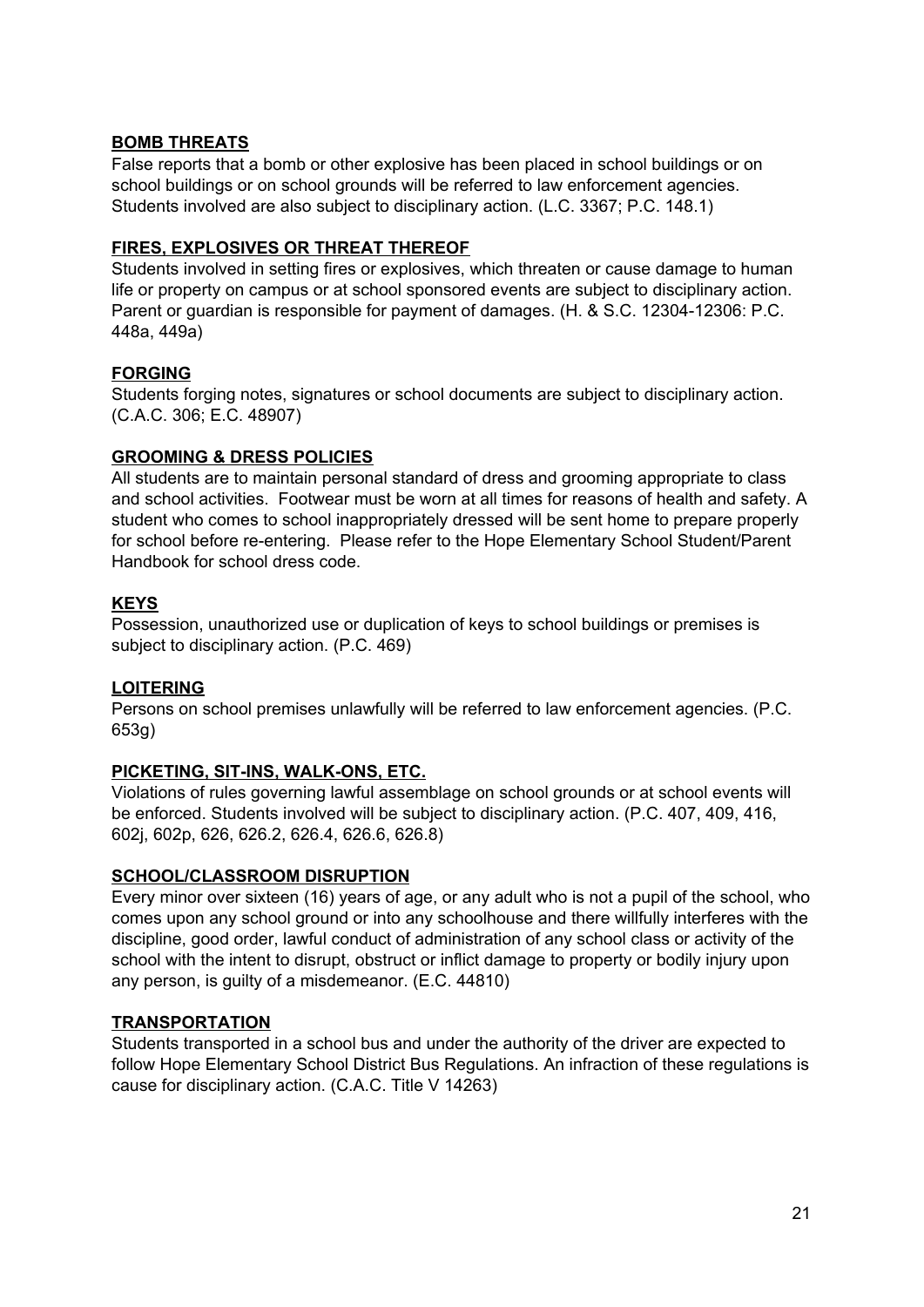**BOMB THREATS**

False reports that a bomb or other explosive has been placed in school buildings or on school buildings or on school grounds will be referred to law enforcement agencies. Students involved are also subject to disciplinary action. (L.C. 3367; P.C. 148.1)

**FIRES, EXPLOSIVES OR THREAT THEREOF**

Students involved in setting fires or explosives, which threaten or cause damage to human life or property on campus or at school sponsored events are subject to disciplinary action. Parent or guardian is responsible for payment of damages. (H. & S.C. 12304-12306: P.C. 448a, 449a)

**FORGING**

Students forging notes, signatures or school documents are subject to disciplinary action. (C.A.C. 306; E.C. 48907)

**GROOMING & DRESS POLICIES**

All students are to maintain personal standard of dress and grooming appropriate to class and school activities. Footwear must be worn at all times for reasons of health and safety. A student who comes to school inappropriately dressed will be sent home to prepare properly for school before re-entering. Please refer to the Hope Elementary School Student/Parent Handbook for school dress code.

**KEYS**

Possession, unauthorized use or duplication of keys to school buildings or premises is subject to disciplinary action. (P.C. 469)

**LOITERING**

Persons on school premises unlawfully will be referred to law enforcement agencies. (P.C. 653g)

**PICKETING, SIT-INS, WALK-ONS, ETC.**

Violations of rules governing lawful assemblage on school grounds or at school events will be enforced. Students involved will be subject to disciplinary action. (P.C. 407, 409, 416, 602j, 602p, 626, 626.2, 626.4, 626.6, 626.8)

**SCHOOL/CLASSROOM DISRUPTION**

Every minor over sixteen (16) years of age, or any adult who is not a pupil of the school, who comes upon any school ground or into any schoolhouse and there willfully interferes with the discipline, good order, lawful conduct of administration of any school class or activity of the school with the intent to disrupt, obstruct or inflict damage to property or bodily injury upon any person, is guilty of a misdemeanor. (E.C. 44810)

**TRANSPORTATION**

Students transported in a school bus and under the authority of the driver are expected to follow Hope Elementary School District Bus Regulations. An infraction of these regulations is cause for disciplinary action. (C.A.C. Title V 14263)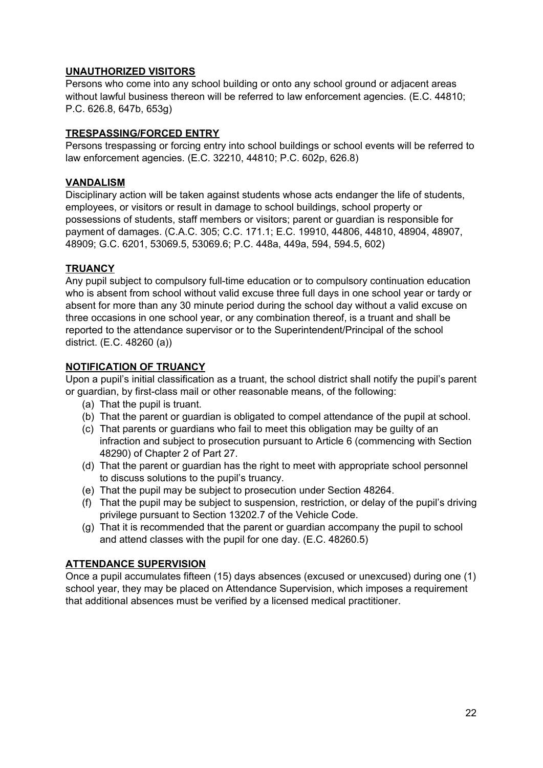## UNAUTHORIZED VISITORS

Persons who come into any school building or onto any school ground or adjacent areas without lawful business thereon will be referred to law enforcement agencies. (E.C. 44810; P.C. 626.8, 647b, 653g)

## TRESPASSING/FORCED ENTRY

Persons trespassing or forcing entry into school buildings or school events will be referred to law enforcement agencies. (E.C. 32210, 44810; P.C. 602p, 626.8)

## VANDALISM

Disciplinary action will be taken against students whose acts endanger the life of students, employees, or visitors or result in damage to school buildings, school property or possessions of students, staff members or visitors; parent or guardian is responsible for payment of damages. (C.A.C. 305; C.C. 171.1; E.C. 19910, 44806, 44810, 48904, 48907, 48909; G.C. 6201, 53069.5, 53069.6; P.C. 448a, 449a, 594, 594.5, 602)

## TRUANCY

Any pupil subject to compulsory full-time education or to compulsory continuation education who is absent from school without valid excuse three full days in one school year or tardy or absent for more than any 30 minute period during the school day without a valid excuse on three occasions in one school year, or any combination thereof, is a truant and shall be reported to the attendance supervisor or to the Superintendent/Principal of the school district. (E.C. 48260 (a))

## NOTIFICATION OF TRUANCY

Upon a pupil's initial classification as a truant, the school district shall notify the pupil's parent or guardian, by first-class mail or other reasonable means, of the following:

(a) That the pupil is truant.
(b) That the parent or guardian is obligated to compel attendance of the pupil at school.
(c) That parents or guardians who fail to meet this obligation may be guilty of an infraction and subject to prosecution pursuant to Article 6 (commencing with Section 48290) of Chapter 2 of Part 27.
(d) That the parent or guardian has the right to meet with appropriate school personnel to discuss solutions to the pupil's truancy.
(e) That the pupil may be subject to prosecution under Section 48264.
(f) That the pupil may be subject to suspension, restriction, or delay of the pupil's driving privilege pursuant to Section 13202.7 of the Vehicle Code.
(g) That it is recommended that the parent or guardian accompany the pupil to school and attend classes with the pupil for one day. (E.C. 48260.5)

## ATTENDANCE SUPERVISION

Once a pupil accumulates fifteen (15) days absences (excused or unexcused) during one (1) school year, they may be placed on Attendance Supervision, which imposes a requirement that additional absences must be verified by a licensed medical practitioner.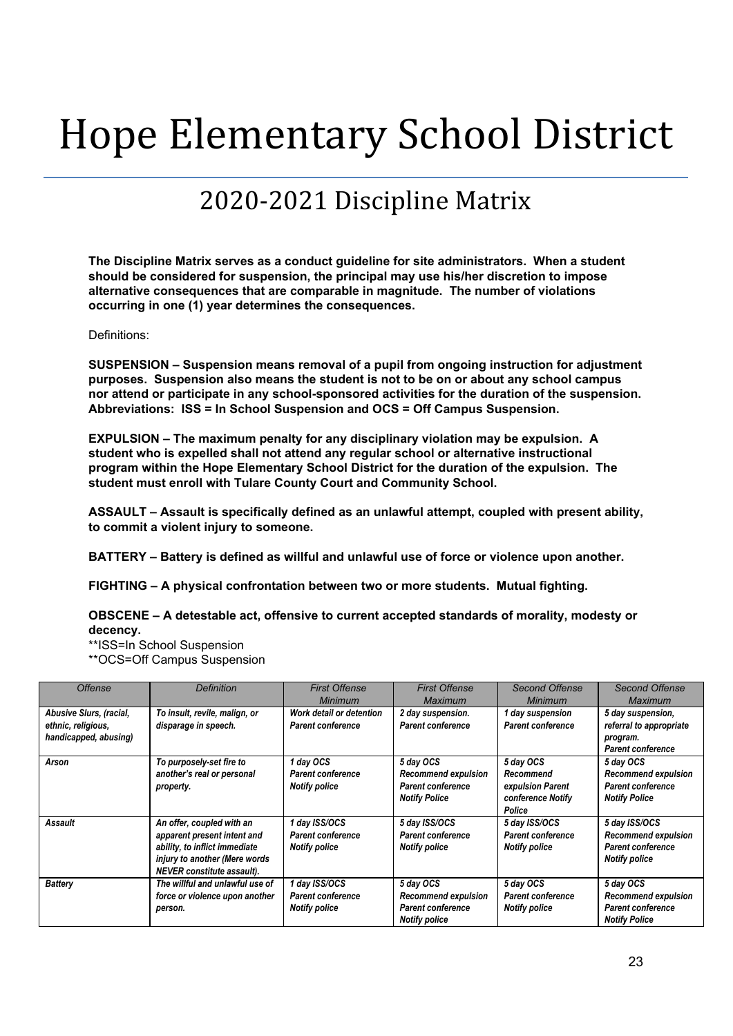# Hope Elementary School District

## 2020-2021 Discipline Matrix

**The Discipline Matrix serves as a conduct guideline for site administrators. When a student should be considered for suspension, the principal may use his/her discretion to impose alternative consequences that are comparable in magnitude. The number of violations occurring in one (1) year determines the consequences.**

Definitions:

**SUSPENSION – Suspension means removal of a pupil from ongoing instruction for adjustment purposes. Suspension also means the student is not to be on or about any school campus nor attend or participate in any school-sponsored activities for the duration of the suspension. Abbreviations: ISS = In School Suspension and OCS = Off Campus Suspension.**

**EXPULSION – The maximum penalty for any disciplinary violation may be expulsion. A student who is expelled shall not attend any regular school or alternative instructional program within the Hope Elementary School District for the duration of the expulsion. The student must enroll with Tulare County Court and Community School.**

**ASSAULT – Assault is specifically defined as an unlawful attempt, coupled with present ability, to commit a violent injury to someone.**

**BATTERY – Battery is defined as willful and unlawful use of force or violence upon another.**

**FIGHTING – A physical confrontation between two or more students. Mutual fighting.**

**OBSCENE – A detestable act, offensive to current accepted standards of morality, modesty or decency.**

**ISS=In School Suspension
**OCS=Off Campus Suspension

| *Offense* | *Definition* | *First Offense Minimum* | *First Offense Maximum* | *Second Offense Minimum* | *Second Offense Maximum* |
|---|---|---|---|---|---|
| ***Abusive Slurs, (racial, ethnic, religious, handicapped, abusing)*** | ***To insult, revile, malign, or disparage in speech.*** | ***Work detail or detention Parent conference*** | ***2 day suspension. Parent conference*** | ***1 day suspension Parent conference*** | ***5 day suspension, referral to appropriate program. Parent conference*** |
| ***Arson*** | ***To purposely-set fire to another's real or personal property.*** | ***1 day OCS Parent conference Notify police*** | ***5 day OCS Recommend expulsion Parent conference Notify Police*** | ***5 day OCS Recommend expulsion Parent conference Notify Police*** | ***5 day OCS Recommend expulsion Parent conference Notify Police*** |
| ***Assault*** | ***An offer, coupled with an apparent present intent and ability, to inflict immediate injury to another (Mere words NEVER constitute assault).*** | ***1 day ISS/OCS Parent conference Notify police*** | ***5 day ISS/OCS Parent conference Notify police*** | ***5 day ISS/OCS Parent conference Notify police*** | ***5 day ISS/OCS Recommend expulsion Parent conference Notify police*** |
| ***Battery*** | ***The willful and unlawful use of force or violence upon another person.*** | ***1 day ISS/OCS Parent conference Notify police*** | ***5 day OCS Recommend expulsion Parent conference Notify police*** | ***5 day OCS Parent conference Notify police*** | ***5 day OCS Recommend expulsion Parent conference Notify Police*** |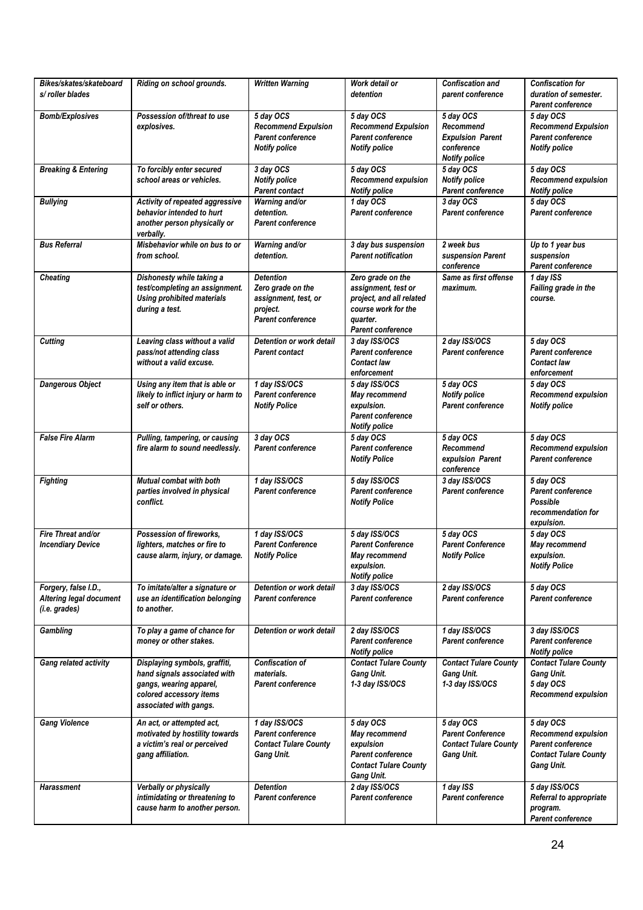| *Bikes/skates/skateboards/ roller blades* | *Riding on school grounds.* | *Written Warning* | *Work detail or detention* | *Confiscation and parent conference* | *Confiscation for duration of semester. Parent conference* |
|---|---|---|---|---|---|
| *Bomb/Explosives* | *Possession of/threat to use explosives.* | *5 day OCS Recommend Expulsion Parent conference Notify police* | *5 day OCS Recommend Expulsion Parent conference Notify police* | *5 day OCS Recommend Expulsion Parent conference Notify police* | *5 day OCS Recommend Expulsion Parent conference Notify police* |
| *Breaking & Entering* | *To forcibly enter secured school areas or vehicles.* | *3 day OCS Notify police Parent contact* | *5 day OCS Recommend expulsion Notify police* | *5 day OCS Notify police Parent conference* | *5 day OCS Recommend expulsion Notify police* |
| *Bullying* | *Activity of repeated aggressive behavior intended to hurt another person physically or verbally.* | *Warning and/or detention. Parent conference* | *1 day OCS Parent conference* | *3 day OCS Parent conference* | *5 day OCS Parent conference* |
| *Bus Referral* | *Misbehavior while on bus to or from school.* | *Warning and/or detention.* | *3 day bus suspension Parent notification* | *2 week bus suspension Parent conference* | *Up to 1 year bus suspension Parent conference* |
| *Cheating* | *Dishonesty while taking a test/completing an assignment. Using prohibited materials during a test.* | *Detention Zero grade on the assignment, test, or project. Parent conference* | *Zero grade on the assignment, test or project, and all related course work for the quarter. Parent conference* | *Same as first offense maximum.* | *1 day ISS Failing grade in the course.* |
| *Cutting* | *Leaving class without a valid pass/not attending class without a valid excuse.* | *Detention or work detail Parent contact* | *3 day ISS/OCS Parent conference Contact law enforcement* | *2 day ISS/OCS Parent conference* | *5 day OCS Parent conference Contact law enforcement* |
| *Dangerous Object* | *Using any item that is able or likely to inflict injury or harm to self or others.* | *1 day ISS/OCS Parent conference Notify Police* | *5 day ISS/OCS May recommend expulsion. Parent conference Notify police* | *5 day OCS Notify police Parent conference* | *5 day OCS Recommend expulsion Notify police* |
| *False Fire Alarm* | *Pulling, tampering, or causing fire alarm to sound needlessly.* | *3 day OCS Parent conference* | *5 day OCS Parent conference Notify Police* | *5 day OCS Recommend expulsion Parent conference* | *5 day OCS Recommend expulsion Parent conference* |
| *Fighting* | *Mutual combat with both parties involved in physical conflict.* | *1 day ISS/OCS Parent conference* | *5 day ISS/OCS Parent conference Notify Police* | *3 day ISS/OCS Parent conference* | *5 day OCS Parent conference Possible recommendation for expulsion.* |
| *Fire Threat and/or Incendiary Device* | *Possession of fireworks, lighters, matches or fire to cause alarm, injury, or damage.* | *1 day ISS/OCS Parent Conference Notify Police* | *5 day ISS/OCS Parent Conference May recommend expulsion. Notify police* | *5 day OCS Parent Conference Notify Police* | *5 day OCS May recommend expulsion. Notify Police* |
| *Forgery, false I.D., Altering legal document (i.e. grades)* | *To imitate/alter a signature or use an identification belonging to another.* | *Detention or work detail Parent conference* | *3 day ISS/OCS Parent conference* | *2 day ISS/OCS Parent conference* | *5 day OCS Parent conference* |
| *Gambling* | *To play a game of chance for money or other stakes.* | *Detention or work detail* | *2 day ISS/OCS Parent conference Notify police* | *1 day ISS/OCS Parent conference* | *3 day ISS/OCS Parent conference Notify police* |
| *Gang related activity* | *Displaying symbols, graffiti, hand signals associated with gangs, wearing apparel, colored accessory items associated with gangs.* | *Confiscation of materials. Parent conference* | *Contact Tulare County Gang Unit. 1-3 day ISS/OCS* | *Contact Tulare County Gang Unit. 1-3 day ISS/OCS* | *Contact Tulare County Gang Unit. 5 day OCS Recommend expulsion* |
| *Gang Violence* | *An act, or attempted act, motivated by hostility towards a victim's real or perceived gang affiliation.* | *1 day ISS/OCS Parent conference Contact Tulare County Gang Unit.* | *5 day OCS May recommend expulsion Parent conference Contact Tulare County Gang Unit.* | *5 day OCS Parent Conference Contact Tulare County Gang Unit.* | *5 day OCS Recommend expulsion Parent conference Contact Tulare County Gang Unit.* |
| *Harassment* | *Verbally or physically intimidating or threatening to cause harm to another person.* | *Detention Parent conference* | *2 day ISS/OCS Parent conference* | *1 day ISS Parent conference* | *5 day ISS/OCS Referral to appropriate program. Parent conference* |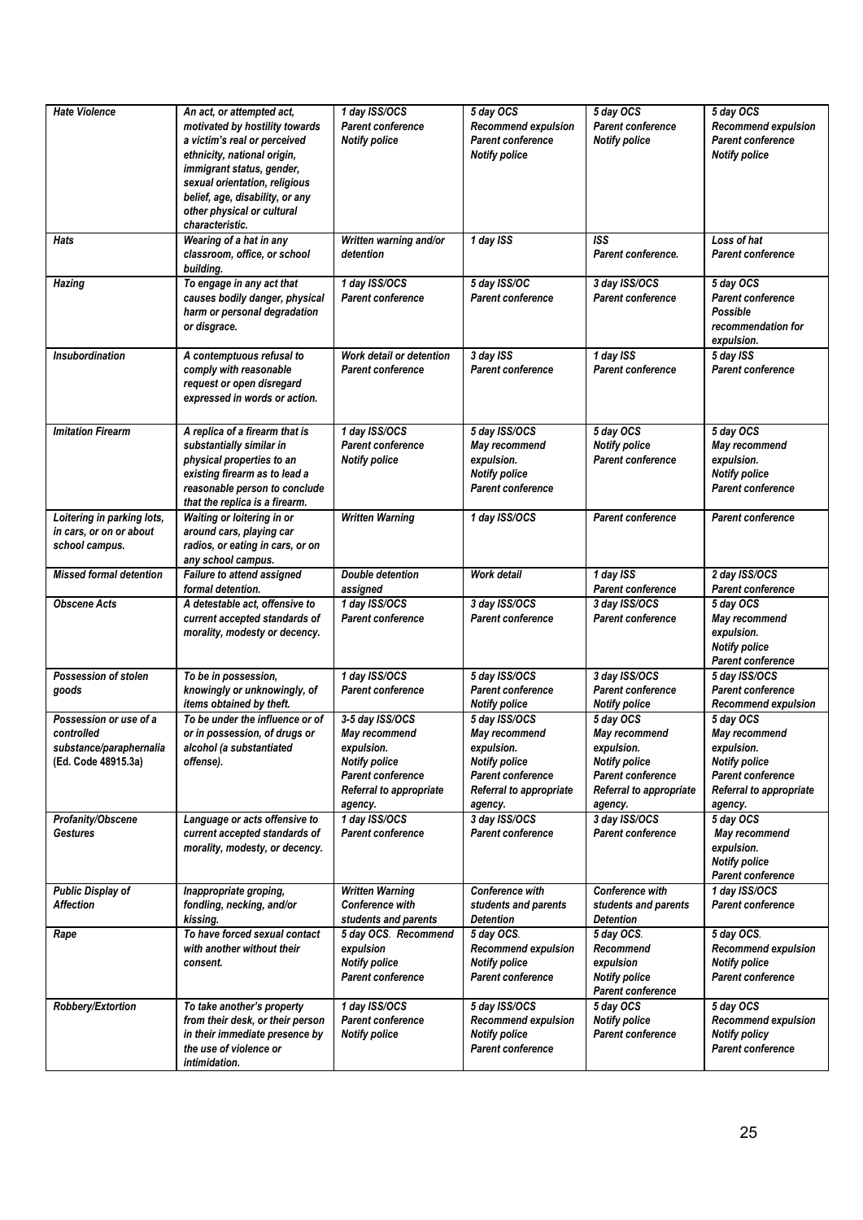| *Hate Violence* | *An act, or attempted act, motivated by hostility towards a victim's real or perceived ethnicity, national origin, immigrant status, gender, sexual orientation, religious belief, age, disability, or any other physical or cultural characteristic.* | *1 day ISS/OCS Parent conference Notify police* | *5 day OCS Recommend expulsion Parent conference Notify police* | *5 day OCS Parent conference Notify police* | *5 day OCS Recommend expulsion Parent conference Notify police* |
|---|---|---|---|---|---|
| *Hats* | *Wearing of a hat in any classroom, office, or school building.* | *Written warning and/or detention* | *1 day ISS* | *ISS Parent conference.* | *Loss of hat Parent conference* |
| *Hazing* | *To engage in any act that causes bodily danger, physical harm or personal degradation or disgrace.* | *1 day ISS/OCS Parent conference* | *5 day ISS/OC Parent conference* | *3 day ISS/OCS Parent conference* | *5 day OCS Parent conference Possible recommendation for expulsion.* |
| *Insubordination* | *A contemptuous refusal to comply with reasonable request or open disregard expressed in words or action.* | *Work detail or detention Parent conference* | *3 day ISS Parent conference* | *1 day ISS Parent conference* | *5 day ISS Parent conference* |
| *Imitation Firearm* | *A replica of a firearm that is substantially similar in physical properties to an existing firearm as to lead a reasonable person to conclude that the replica is a firearm.* | *1 day ISS/OCS Parent conference Notify police* | *5 day ISS/OCS May recommend expulsion. Notify police Parent conference* | *5 day OCS Notify police Parent conference* | *5 day OCS May recommend expulsion. Notify police Parent conference* |
| *Loitering in parking lots, in cars, or on or about school campus.* | *Waiting or loitering in or around cars, playing car radios, or eating in cars, or on any school campus.* | *Written Warning* | *1 day ISS/OCS* | *Parent conference* | *Parent conference* |
| *Missed formal detention* | *Failure to attend assigned formal detention.* | *Double detention assigned* | *Work detail* | *1 day ISS Parent conference* | *2 day ISS/OCS Parent conference* |
| *Obscene Acts* | *A detestable act, offensive to current accepted standards of morality, modesty or decency.* | *1 day ISS/OCS Parent conference* | *3 day ISS/OCS Parent conference* | *3 day ISS/OCS Parent conference* | *5 day OCS May recommend expulsion. Notify police Parent conference* |
| *Possession of stolen goods* | *To be in possession, knowingly or unknowingly, of items obtained by theft.* | *1 day ISS/OCS Parent conference* | *5 day ISS/OCS Parent conference Notify police* | *3 day ISS/OCS Parent conference Notify police* | *5 day ISS/OCS Parent conference Recommend expulsion* |
| *Possession or use of a controlled substance/paraphernalia (Ed. Code 48915.3a)* | *To be under the influence of or or in possession, of drugs or alcohol (a substantiated offense).* | *3-5 day ISS/OCS May recommend expulsion. Notify police Parent conference Referral to appropriate agency.* | *5 day ISS/OCS May recommend expulsion. Notify police Parent conference Referral to appropriate agency.* | *5 day OCS May recommend expulsion. Notify police Parent conference Referral to appropriate agency.* | *5 day OCS May recommend expulsion. Notify police Parent conference Referral to appropriate agency.* |
| *Profanity/Obscene Gestures* | *Language or acts offensive to current accepted standards of morality, modesty, or decency.* | *1 day ISS/OCS Parent conference* | *3 day ISS/OCS Parent conference* | *3 day ISS/OCS Parent conference* | *5 day OCS May recommend expulsion. Notify police Parent conference* |
| *Public Display of Affection* | *Inappropriate groping, fondling, necking, and/or kissing.* | *Written Warning Conference with students and parents* | *Conference with students and parents Detention* | *Conference with students and parents Detention* | *1 day ISS/OCS Parent conference* |
| *Rape* | *To have forced sexual contact with another without their consent.* | *5 day OCS. Recommend expulsion Notify police Parent conference* | *5 day OCS. Recommend expulsion Notify police Parent conference* | *5 day OCS. Recommend expulsion Notify police Parent conference* | *5 day OCS. Recommend expulsion Notify police Parent conference* |
| *Robbery/Extortion* | *To take another's property from their desk, or their person in their immediate presence by the use of violence or intimidation.* | *1 day ISS/OCS Parent conference Notify police* | *5 day ISS/OCS Recommend expulsion Notify police Parent conference* | *5 day OCS Notify police Parent conference* | *5 day OCS Recommend expulsion Notify policy Parent conference* |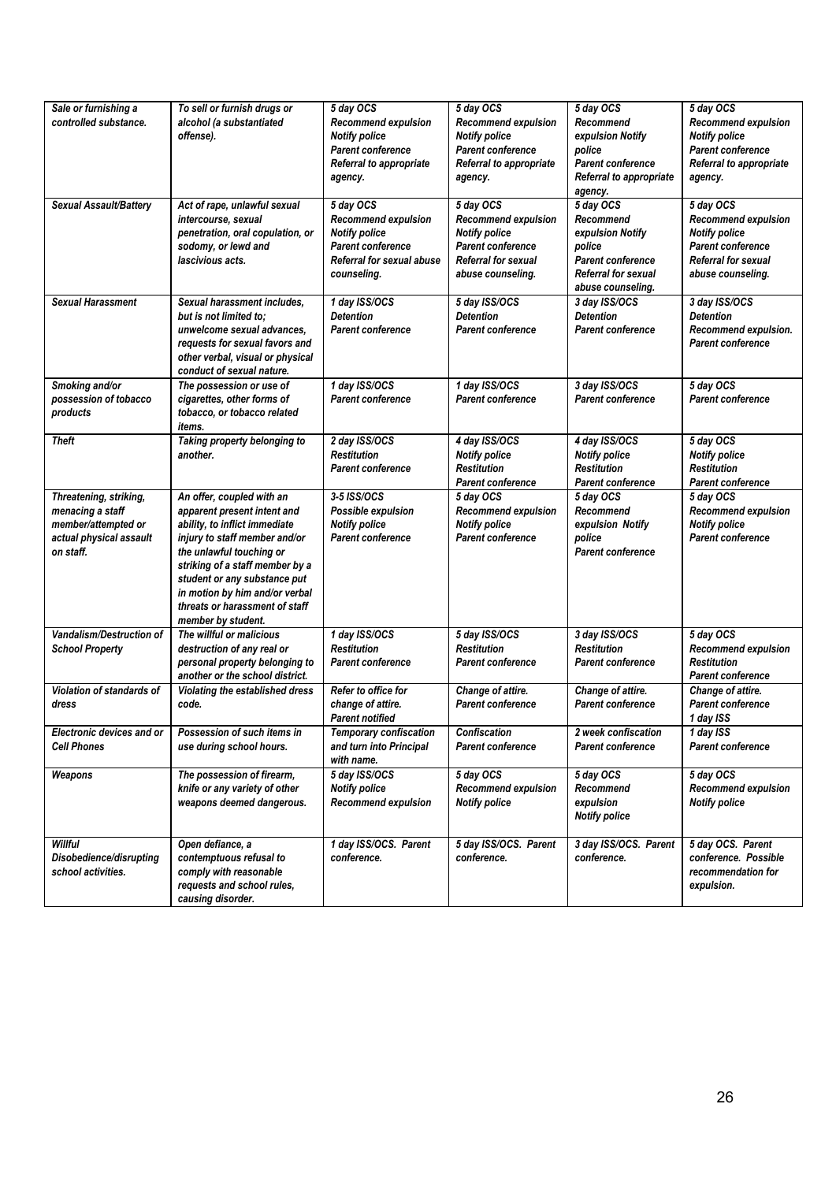| *Sale or furnishing a controlled substance.* | *To sell or furnish drugs or alcohol (a substantiated offense).* | *5 day OCS Recommend expulsion Notify police Parent conference Referral to appropriate agency.* | *5 day OCS Recommend expulsion Notify police Parent conference Referral to appropriate agency.* | *5 day OCS Recommend expulsion Notify police Parent conference Referral to appropriate agency.* | *5 day OCS Recommend expulsion Notify police Parent conference Referral to appropriate agency.* |
|---|---|---|---|---|---|
| *Sexual Assault/Battery* | *Act of rape, unlawful sexual intercourse, sexual penetration, oral copulation, or sodomy, or lewd and lascivious acts.* | *5 day OCS Recommend expulsion Notify police Parent conference Referral for sexual abuse counseling.* | *5 day OCS Recommend expulsion Notify police Parent conference Referral for sexual abuse counseling.* | *5 day OCS Recommend expulsion Notify police Parent conference Referral for sexual abuse counseling.* | *5 day OCS Recommend expulsion Notify police Parent conference Referral for sexual abuse counseling.* |
| *Sexual Harassment* | *Sexual harassment includes, but is not limited to; unwelcome sexual advances, requests for sexual favors and other verbal, visual or physical conduct of sexual nature.* | *1 day ISS/OCS Detention Parent conference* | *5 day ISS/OCS Detention Parent conference* | *3 day ISS/OCS Detention Parent conference* | *3 day ISS/OCS Detention Recommend expulsion. Parent conference* |
| *Smoking and/or possession of tobacco products* | *The possession or use of cigarettes, other forms of tobacco, or tobacco related items.* | *1 day ISS/OCS Parent conference* | *1 day ISS/OCS Parent conference* | *3 day ISS/OCS Parent conference* | *5 day OCS Parent conference* |
| *Theft* | *Taking property belonging to another.* | *2 day ISS/OCS Restitution Parent conference* | *4 day ISS/OCS Notify police Restitution Parent conference* | *4 day ISS/OCS Notify police Restitution Parent conference* | *5 day OCS Notify police Restitution Parent conference* |
| *Threatening, striking, menacing a staff member/attempted or actual physical assault on staff.* | *An offer, coupled with an apparent present intent and ability, to inflict immediate injury to staff member and/or the unlawful touching or striking of a staff member by a student or any substance put in motion by him and/or verbal threats or harassment of staff member by student.* | *3-5 ISS/OCS Possible expulsion Notify police Parent conference* | *5 day OCS Recommend expulsion Notify police Parent conference* | *5 day OCS Recommend expulsion Notify police Parent conference* | *5 day OCS Recommend expulsion Notify police Parent conference* |
| *Vandalism/Destruction of School Property* | *The willful or malicious destruction of any real or personal property belonging to another or the school district.* | *1 day ISS/OCS Restitution Parent conference* | *5 day ISS/OCS Restitution Parent conference* | *3 day ISS/OCS Restitution Parent conference* | *5 day OCS Recommend expulsion Restitution Parent conference* |
| *Violation of standards of dress* | *Violating the established dress code.* | *Refer to office for change of attire. Parent notified* | *Change of attire. Parent conference* | *Change of attire. Parent conference* | *Change of attire. Parent conference 1 day ISS* |
| *Electronic devices and or Cell Phones* | *Possession of such items in use during school hours.* | *Temporary confiscation and turn into Principal with name.* | *Confiscation Parent conference* | *2 week confiscation Parent conference* | *1 day ISS Parent conference* |
| *Weapons* | *The possession of firearm, knife or any variety of other weapons deemed dangerous.* | *5 day ISS/OCS Notify police Recommend expulsion* | *5 day OCS Recommend expulsion Notify police* | *5 day OCS Recommend expulsion Notify police* | *5 day OCS Recommend expulsion Notify police* |
| *Willful Disobedience/disrupting school activities.* | *Open defiance, a contemptuous refusal to comply with reasonable requests and school rules, causing disorder.* | *1 day ISS/OCS. Parent conference.* | *5 day ISS/OCS. Parent conference.* | *3 day ISS/OCS. Parent conference.* | *5 day OCS. Parent conference. Possible recommendation for expulsion.* |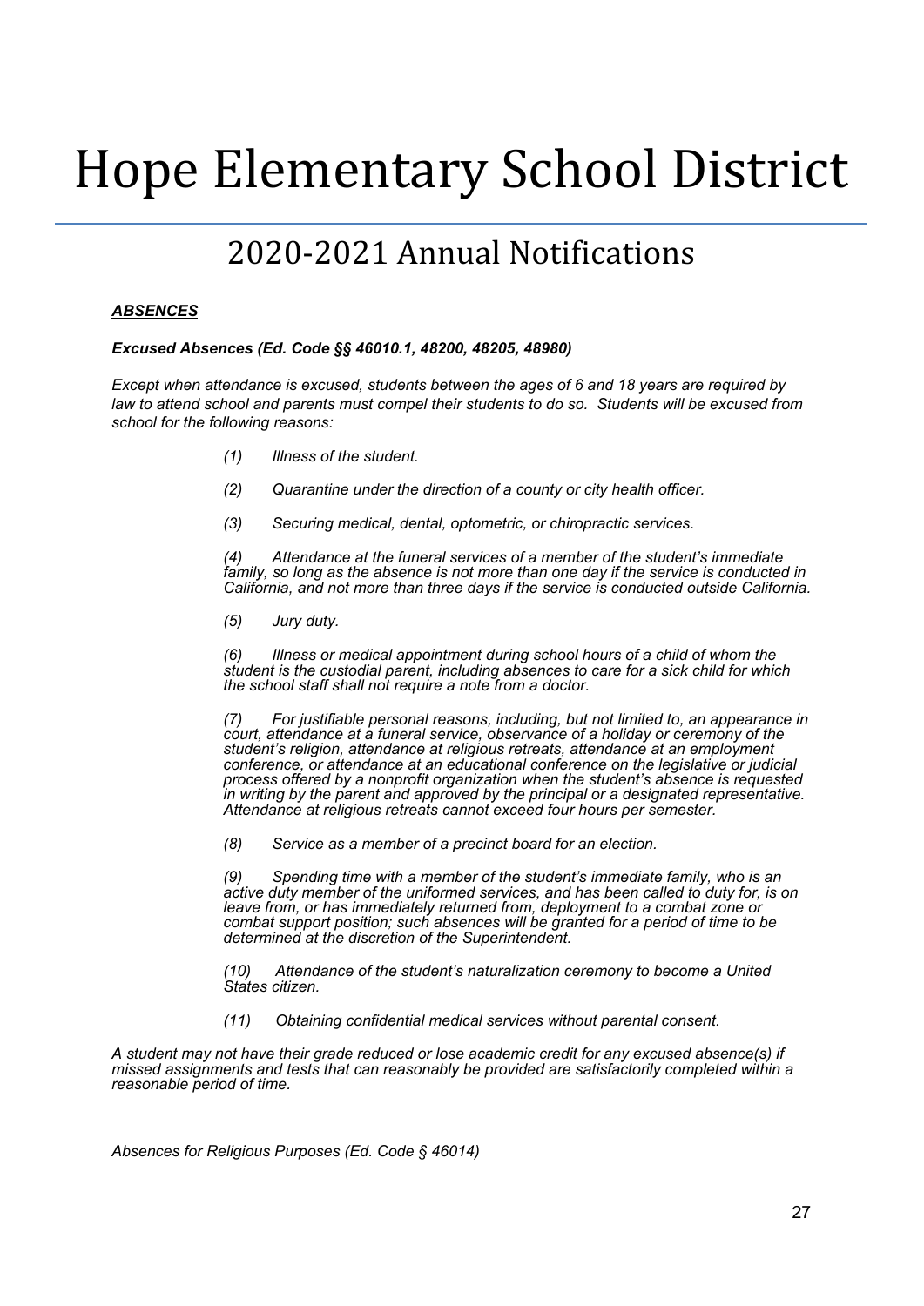# Hope Elementary School District

## 2020-2021 Annual Notifications

***<u>ABSENCES</u>***

***Excused Absences (Ed. Code §§ 46010.1, 48200, 48205, 48980)***

*Except when attendance is excused, students between the ages of 6 and 18 years are required by law to attend school and parents must compel their students to do so. Students will be excused from school for the following reasons:*

*(1) Illness of the student.*

*(2) Quarantine under the direction of a county or city health officer.*

*(3) Securing medical, dental, optometric, or chiropractic services.*

*(4) Attendance at the funeral services of a member of the student's immediate family, so long as the absence is not more than one day if the service is conducted in California, and not more than three days if the service is conducted outside California.*

*(5) Jury duty.*

*(6) Illness or medical appointment during school hours of a child of whom the student is the custodial parent, including absences to care for a sick child for which the school staff shall not require a note from a doctor.*

*(7) For justifiable personal reasons, including, but not limited to, an appearance in court, attendance at a funeral service, observance of a holiday or ceremony of the student's religion, attendance at religious retreats, attendance at an employment conference, or attendance at an educational conference on the legislative or judicial process offered by a nonprofit organization when the student's absence is requested in writing by the parent and approved by the principal or a designated representative. Attendance at religious retreats cannot exceed four hours per semester.*

*(8) Service as a member of a precinct board for an election.*

*(9) Spending time with a member of the student's immediate family, who is an active duty member of the uniformed services, and has been called to duty for, is on leave from, or has immediately returned from, deployment to a combat zone or combat support position; such absences will be granted for a period of time to be determined at the discretion of the Superintendent.*

*(10) Attendance of the student's naturalization ceremony to become a United States citizen.*

*(11) Obtaining confidential medical services without parental consent.*

*A student may not have their grade reduced or lose academic credit for any excused absence(s) if missed assignments and tests that can reasonably be provided are satisfactorily completed within a reasonable period of time.*

*Absences for Religious Purposes (Ed. Code § 46014)*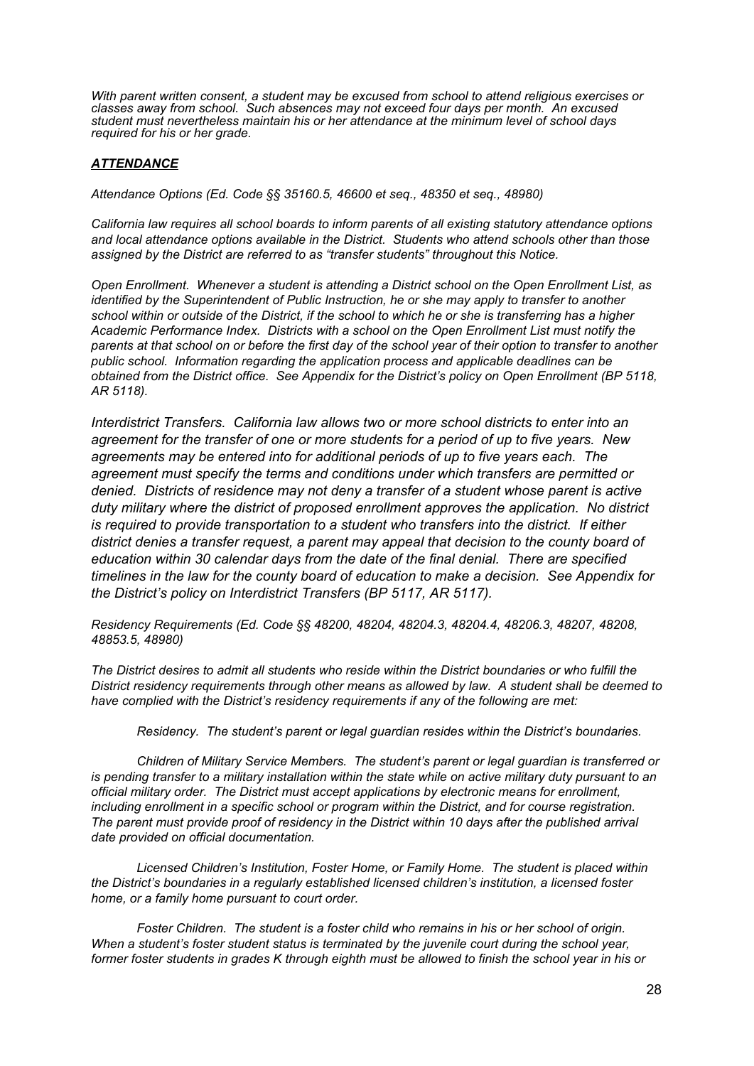*With parent written consent, a student may be excused from school to attend religious exercises or classes away from school. Such absences may not exceed four days per month. An excused student must nevertheless maintain his or her attendance at the minimum level of school days required for his or her grade.*

## ***ATTENDANCE***

*Attendance Options (Ed. Code §§ 35160.5, 46600 et seq., 48350 et seq., 48980)*

*California law requires all school boards to inform parents of all existing statutory attendance options and local attendance options available in the District. Students who attend schools other than those assigned by the District are referred to as "transfer students" throughout this Notice.*

*Open Enrollment. Whenever a student is attending a District school on the Open Enrollment List, as identified by the Superintendent of Public Instruction, he or she may apply to transfer to another school within or outside of the District, if the school to which he or she is transferring has a higher Academic Performance Index. Districts with a school on the Open Enrollment List must notify the parents at that school on or before the first day of the school year of their option to transfer to another public school. Information regarding the application process and applicable deadlines can be obtained from the District office. See Appendix for the District's policy on Open Enrollment (BP 5118, AR 5118).*

*Interdistrict Transfers. California law allows two or more school districts to enter into an agreement for the transfer of one or more students for a period of up to five years. New agreements may be entered into for additional periods of up to five years each. The agreement must specify the terms and conditions under which transfers are permitted or denied. Districts of residence may not deny a transfer of a student whose parent is active duty military where the district of proposed enrollment approves the application. No district is required to provide transportation to a student who transfers into the district. If either district denies a transfer request, a parent may appeal that decision to the county board of education within 30 calendar days from the date of the final denial. There are specified timelines in the law for the county board of education to make a decision. See Appendix for the District's policy on Interdistrict Transfers (BP 5117, AR 5117).*

*Residency Requirements (Ed. Code §§ 48200, 48204, 48204.3, 48204.4, 48206.3, 48207, 48208, 48853.5, 48980)*

*The District desires to admit all students who reside within the District boundaries or who fulfill the District residency requirements through other means as allowed by law. A student shall be deemed to have complied with the District's residency requirements if any of the following are met:*

*Residency. The student's parent or legal guardian resides within the District's boundaries.*

*Children of Military Service Members. The student's parent or legal guardian is transferred or is pending transfer to a military installation within the state while on active military duty pursuant to an official military order. The District must accept applications by electronic means for enrollment, including enrollment in a specific school or program within the District, and for course registration. The parent must provide proof of residency in the District within 10 days after the published arrival date provided on official documentation.*

*Licensed Children's Institution, Foster Home, or Family Home. The student is placed within the District's boundaries in a regularly established licensed children's institution, a licensed foster home, or a family home pursuant to court order.*

*Foster Children. The student is a foster child who remains in his or her school of origin. When a student's foster student status is terminated by the juvenile court during the school year, former foster students in grades K through eighth must be allowed to finish the school year in his or*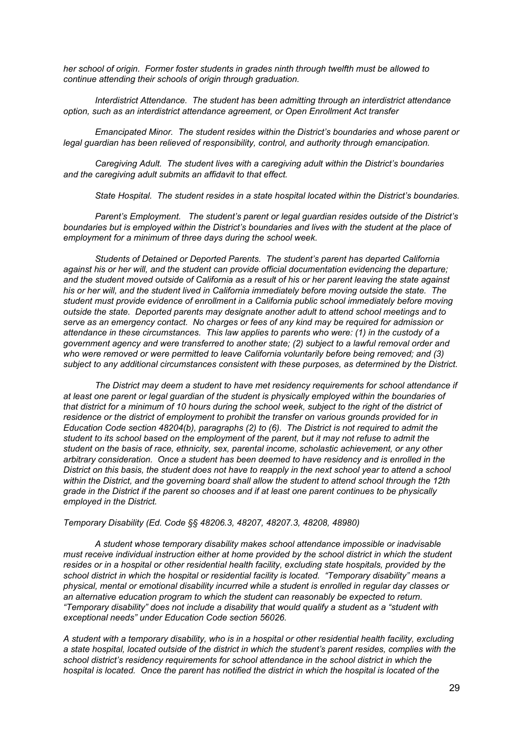*her school of origin. Former foster students in grades ninth through twelfth must be allowed to continue attending their schools of origin through graduation.*

*Interdistrict Attendance. The student has been admitting through an interdistrict attendance option, such as an interdistrict attendance agreement, or Open Enrollment Act transfer*

*Emancipated Minor. The student resides within the District's boundaries and whose parent or legal guardian has been relieved of responsibility, control, and authority through emancipation.*

*Caregiving Adult. The student lives with a caregiving adult within the District's boundaries and the caregiving adult submits an affidavit to that effect.*

*State Hospital. The student resides in a state hospital located within the District's boundaries.*

*Parent's Employment. The student's parent or legal guardian resides outside of the District's boundaries but is employed within the District's boundaries and lives with the student at the place of employment for a minimum of three days during the school week.*

*Students of Detained or Deported Parents. The student's parent has departed California against his or her will, and the student can provide official documentation evidencing the departure; and the student moved outside of California as a result of his or her parent leaving the state against his or her will, and the student lived in California immediately before moving outside the state. The student must provide evidence of enrollment in a California public school immediately before moving outside the state. Deported parents may designate another adult to attend school meetings and to serve as an emergency contact. No charges or fees of any kind may be required for admission or attendance in these circumstances. This law applies to parents who were: (1) in the custody of a government agency and were transferred to another state; (2) subject to a lawful removal order and who were removed or were permitted to leave California voluntarily before being removed; and (3) subject to any additional circumstances consistent with these purposes, as determined by the District.*

*The District may deem a student to have met residency requirements for school attendance if at least one parent or legal guardian of the student is physically employed within the boundaries of that district for a minimum of 10 hours during the school week, subject to the right of the district of residence or the district of employment to prohibit the transfer on various grounds provided for in Education Code section 48204(b), paragraphs (2) to (6). The District is not required to admit the student to its school based on the employment of the parent, but it may not refuse to admit the student on the basis of race, ethnicity, sex, parental income, scholastic achievement, or any other arbitrary consideration. Once a student has been deemed to have residency and is enrolled in the District on this basis, the student does not have to reapply in the next school year to attend a school within the District, and the governing board shall allow the student to attend school through the 12th grade in the District if the parent so chooses and if at least one parent continues to be physically employed in the District.*

*Temporary Disability (Ed. Code §§ 48206.3, 48207, 48207.3, 48208, 48980)*

*A student whose temporary disability makes school attendance impossible or inadvisable must receive individual instruction either at home provided by the school district in which the student resides or in a hospital or other residential health facility, excluding state hospitals, provided by the school district in which the hospital or residential facility is located. "Temporary disability" means a physical, mental or emotional disability incurred while a student is enrolled in regular day classes or an alternative education program to which the student can reasonably be expected to return. "Temporary disability" does not include a disability that would qualify a student as a "student with exceptional needs" under Education Code section 56026.*

*A student with a temporary disability, who is in a hospital or other residential health facility, excluding a state hospital, located outside of the district in which the student's parent resides, complies with the school district's residency requirements for school attendance in the school district in which the hospital is located. Once the parent has notified the district in which the hospital is located of the*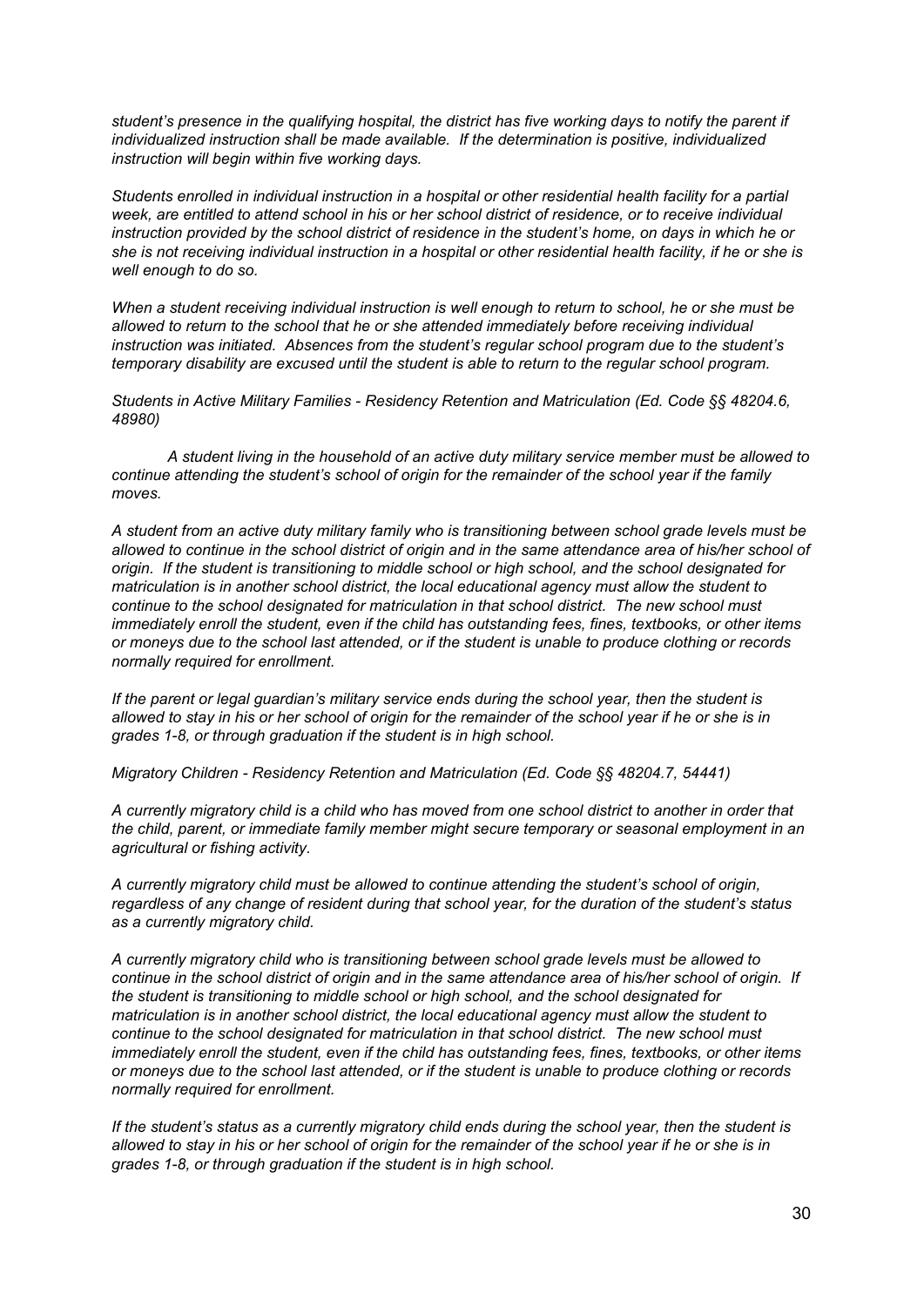*student's presence in the qualifying hospital, the district has five working days to notify the parent if individualized instruction shall be made available. If the determination is positive, individualized instruction will begin within five working days.*

*Students enrolled in individual instruction in a hospital or other residential health facility for a partial week, are entitled to attend school in his or her school district of residence, or to receive individual instruction provided by the school district of residence in the student's home, on days in which he or she is not receiving individual instruction in a hospital or other residential health facility, if he or she is well enough to do so.*

*When a student receiving individual instruction is well enough to return to school, he or she must be allowed to return to the school that he or she attended immediately before receiving individual instruction was initiated. Absences from the student's regular school program due to the student's temporary disability are excused until the student is able to return to the regular school program.*

*Students in Active Military Families - Residency Retention and Matriculation (Ed. Code §§ 48204.6, 48980)*

*A student living in the household of an active duty military service member must be allowed to continue attending the student's school of origin for the remainder of the school year if the family moves.*

*A student from an active duty military family who is transitioning between school grade levels must be allowed to continue in the school district of origin and in the same attendance area of his/her school of origin. If the student is transitioning to middle school or high school, and the school designated for matriculation is in another school district, the local educational agency must allow the student to continue to the school designated for matriculation in that school district. The new school must immediately enroll the student, even if the child has outstanding fees, fines, textbooks, or other items or moneys due to the school last attended, or if the student is unable to produce clothing or records normally required for enrollment.*

*If the parent or legal guardian's military service ends during the school year, then the student is allowed to stay in his or her school of origin for the remainder of the school year if he or she is in grades 1-8, or through graduation if the student is in high school.*

*Migratory Children - Residency Retention and Matriculation (Ed. Code §§ 48204.7, 54441)*

*A currently migratory child is a child who has moved from one school district to another in order that the child, parent, or immediate family member might secure temporary or seasonal employment in an agricultural or fishing activity.*

*A currently migratory child must be allowed to continue attending the student's school of origin, regardless of any change of resident during that school year, for the duration of the student's status as a currently migratory child.*

*A currently migratory child who is transitioning between school grade levels must be allowed to continue in the school district of origin and in the same attendance area of his/her school of origin. If the student is transitioning to middle school or high school, and the school designated for matriculation is in another school district, the local educational agency must allow the student to continue to the school designated for matriculation in that school district. The new school must immediately enroll the student, even if the child has outstanding fees, fines, textbooks, or other items or moneys due to the school last attended, or if the student is unable to produce clothing or records normally required for enrollment.*

*If the student's status as a currently migratory child ends during the school year, then the student is allowed to stay in his or her school of origin for the remainder of the school year if he or she is in grades 1-8, or through graduation if the student is in high school.*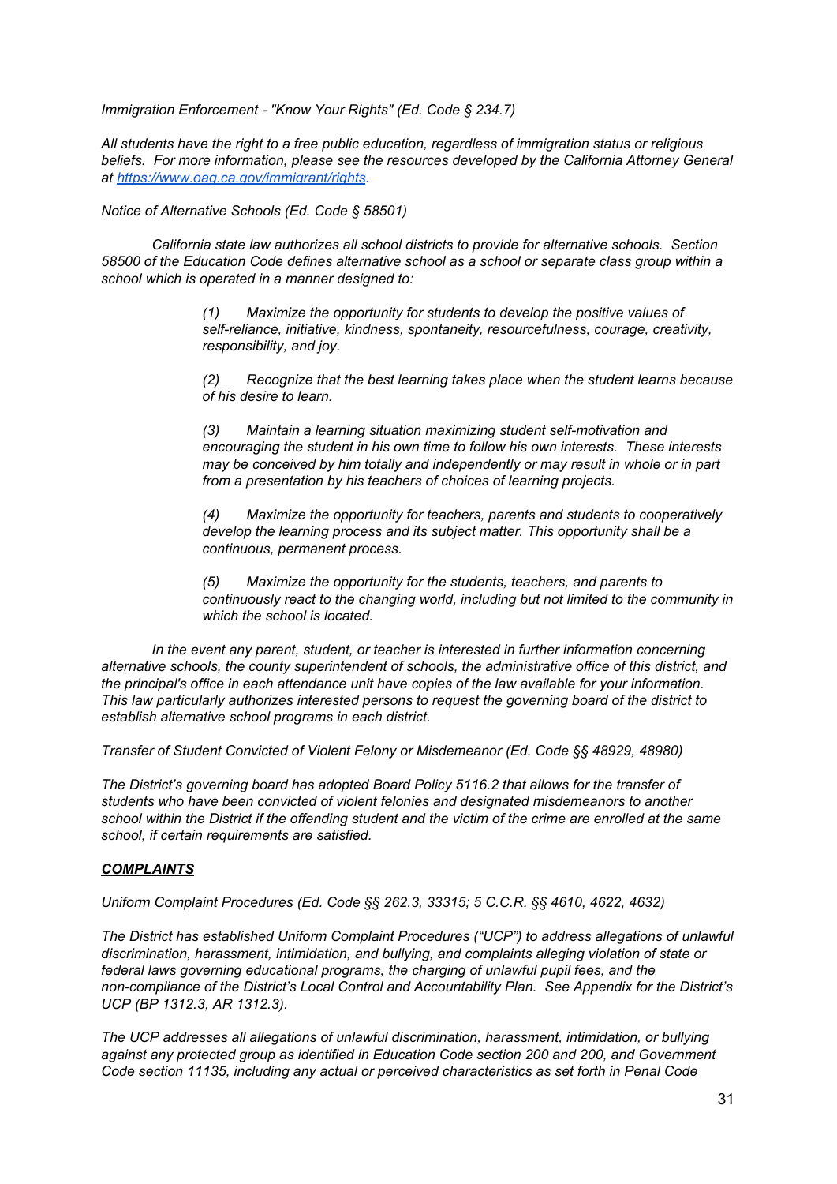*Immigration Enforcement - "Know Your Rights" (Ed. Code § 234.7)*

*All students have the right to a free public education, regardless of immigration status or religious beliefs. For more information, please see the resources developed by the California Attorney General at [https://www.oag.ca.gov/immigrant/rights](https://www.oag.ca.gov/immigrant/rights).*

*Notice of Alternative Schools (Ed. Code § 58501)*

*California state law authorizes all school districts to provide for alternative schools. Section 58500 of the Education Code defines alternative school as a school or separate class group within a school which is operated in a manner designed to:*

> *(1) Maximize the opportunity for students to develop the positive values of self-reliance, initiative, kindness, spontaneity, resourcefulness, courage, creativity, responsibility, and joy.*
>
> *(2) Recognize that the best learning takes place when the student learns because of his desire to learn.*
>
> *(3) Maintain a learning situation maximizing student self-motivation and encouraging the student in his own time to follow his own interests. These interests may be conceived by him totally and independently or may result in whole or in part from a presentation by his teachers of choices of learning projects.*
>
> *(4) Maximize the opportunity for teachers, parents and students to cooperatively develop the learning process and its subject matter. This opportunity shall be a continuous, permanent process.*
>
> *(5) Maximize the opportunity for the students, teachers, and parents to continuously react to the changing world, including but not limited to the community in which the school is located.*

*In the event any parent, student, or teacher is interested in further information concerning alternative schools, the county superintendent of schools, the administrative office of this district, and the principal's office in each attendance unit have copies of the law available for your information. This law particularly authorizes interested persons to request the governing board of the district to establish alternative school programs in each district.*

*Transfer of Student Convicted of Violent Felony or Misdemeanor (Ed. Code §§ 48929, 48980)*

*The District's governing board has adopted Board Policy 5116.2 that allows for the transfer of students who have been convicted of violent felonies and designated misdemeanors to another school within the District if the offending student and the victim of the crime are enrolled at the same school, if certain requirements are satisfied.*

***COMPLAINTS***

*Uniform Complaint Procedures (Ed. Code §§ 262.3, 33315; 5 C.C.R. §§ 4610, 4622, 4632)*

*The District has established Uniform Complaint Procedures ("UCP") to address allegations of unlawful discrimination, harassment, intimidation, and bullying, and complaints alleging violation of state or federal laws governing educational programs, the charging of unlawful pupil fees, and the non-compliance of the District's Local Control and Accountability Plan. See Appendix for the District's UCP (BP 1312.3, AR 1312.3).*

*The UCP addresses all allegations of unlawful discrimination, harassment, intimidation, or bullying against any protected group as identified in Education Code section 200 and 200, and Government Code section 11135, including any actual or perceived characteristics as set forth in Penal Code*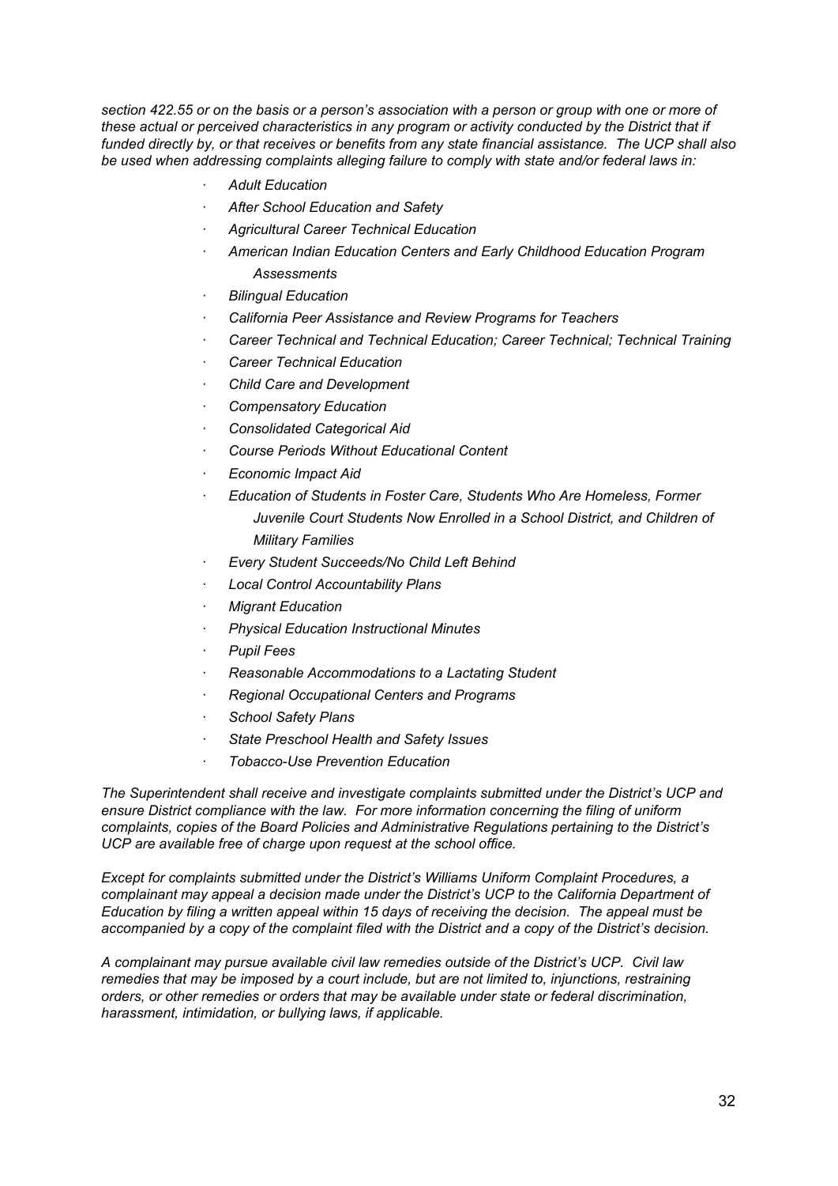*section 422.55 or on the basis or a person's association with a person or group with one or more of these actual or perceived characteristics in any program or activity conducted by the District that if funded directly by, or that receives or benefits from any state financial assistance. The UCP shall also be used when addressing complaints alleging failure to comply with state and/or federal laws in:*

- *Adult Education*
- *After School Education and Safety*
- *Agricultural Career Technical Education*
- *American Indian Education Centers and Early Childhood Education Program Assessments*
- *Bilingual Education*
- *California Peer Assistance and Review Programs for Teachers*
- *Career Technical and Technical Education; Career Technical; Technical Training*
- *Career Technical Education*
- *Child Care and Development*
- *Compensatory Education*
- *Consolidated Categorical Aid*
- *Course Periods Without Educational Content*
- *Economic Impact Aid*
- *Education of Students in Foster Care, Students Who Are Homeless, Former Juvenile Court Students Now Enrolled in a School District, and Children of Military Families*
- *Every Student Succeeds/No Child Left Behind*
- *Local Control Accountability Plans*
- *Migrant Education*
- *Physical Education Instructional Minutes*
- *Pupil Fees*
- *Reasonable Accommodations to a Lactating Student*
- *Regional Occupational Centers and Programs*
- *School Safety Plans*
- *State Preschool Health and Safety Issues*
- *Tobacco-Use Prevention Education*

*The Superintendent shall receive and investigate complaints submitted under the District's UCP and ensure District compliance with the law. For more information concerning the filing of uniform complaints, copies of the Board Policies and Administrative Regulations pertaining to the District's UCP are available free of charge upon request at the school office.*

*Except for complaints submitted under the District's Williams Uniform Complaint Procedures, a complainant may appeal a decision made under the District's UCP to the California Department of Education by filing a written appeal within 15 days of receiving the decision. The appeal must be accompanied by a copy of the complaint filed with the District and a copy of the District's decision.*

*A complainant may pursue available civil law remedies outside of the District's UCP. Civil law remedies that may be imposed by a court include, but are not limited to, injunctions, restraining orders, or other remedies or orders that may be available under state or federal discrimination, harassment, intimidation, or bullying laws, if applicable.*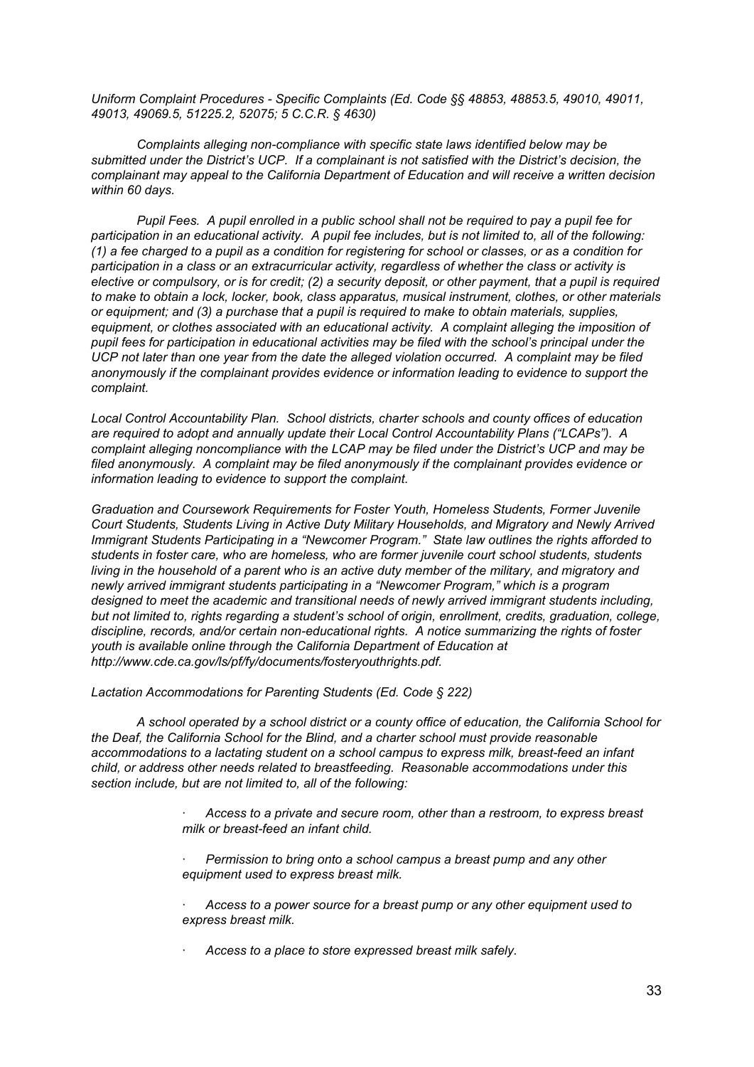*Uniform Complaint Procedures - Specific Complaints (Ed. Code §§ 48853, 48853.5, 49010, 49011, 49013, 49069.5, 51225.2, 52075; 5 C.C.R. § 4630)*

*Complaints alleging non-compliance with specific state laws identified below may be submitted under the District's UCP. If a complainant is not satisfied with the District's decision, the complainant may appeal to the California Department of Education and will receive a written decision within 60 days.*

*Pupil Fees. A pupil enrolled in a public school shall not be required to pay a pupil fee for participation in an educational activity. A pupil fee includes, but is not limited to, all of the following: (1) a fee charged to a pupil as a condition for registering for school or classes, or as a condition for participation in a class or an extracurricular activity, regardless of whether the class or activity is elective or compulsory, or is for credit; (2) a security deposit, or other payment, that a pupil is required to make to obtain a lock, locker, book, class apparatus, musical instrument, clothes, or other materials or equipment; and (3) a purchase that a pupil is required to make to obtain materials, supplies, equipment, or clothes associated with an educational activity. A complaint alleging the imposition of pupil fees for participation in educational activities may be filed with the school's principal under the UCP not later than one year from the date the alleged violation occurred. A complaint may be filed anonymously if the complainant provides evidence or information leading to evidence to support the complaint.*

*Local Control Accountability Plan. School districts, charter schools and county offices of education are required to adopt and annually update their Local Control Accountability Plans ("LCAPs"). A complaint alleging noncompliance with the LCAP may be filed under the District's UCP and may be filed anonymously. A complaint may be filed anonymously if the complainant provides evidence or information leading to evidence to support the complaint.*

*Graduation and Coursework Requirements for Foster Youth, Homeless Students, Former Juvenile Court Students, Students Living in Active Duty Military Households, and Migratory and Newly Arrived Immigrant Students Participating in a "Newcomer Program." State law outlines the rights afforded to students in foster care, who are homeless, who are former juvenile court school students, students living in the household of a parent who is an active duty member of the military, and migratory and newly arrived immigrant students participating in a "Newcomer Program," which is a program designed to meet the academic and transitional needs of newly arrived immigrant students including, but not limited to, rights regarding a student's school of origin, enrollment, credits, graduation, college, discipline, records, and/or certain non-educational rights. A notice summarizing the rights of foster youth is available online through the California Department of Education at http://www.cde.ca.gov/ls/pf/fy/documents/fosteryouthrights.pdf.*

*Lactation Accommodations for Parenting Students (Ed. Code § 222)*

*A school operated by a school district or a county office of education, the California School for the Deaf, the California School for the Blind, and a charter school must provide reasonable accommodations to a lactating student on a school campus to express milk, breast-feed an infant child, or address other needs related to breastfeeding. Reasonable accommodations under this section include, but are not limited to, all of the following:*

- *Access to a private and secure room, other than a restroom, to express breast milk or breast-feed an infant child.*
- *Permission to bring onto a school campus a breast pump and any other equipment used to express breast milk.*
- *Access to a power source for a breast pump or any other equipment used to express breast milk.*
- *Access to a place to store expressed breast milk safely.*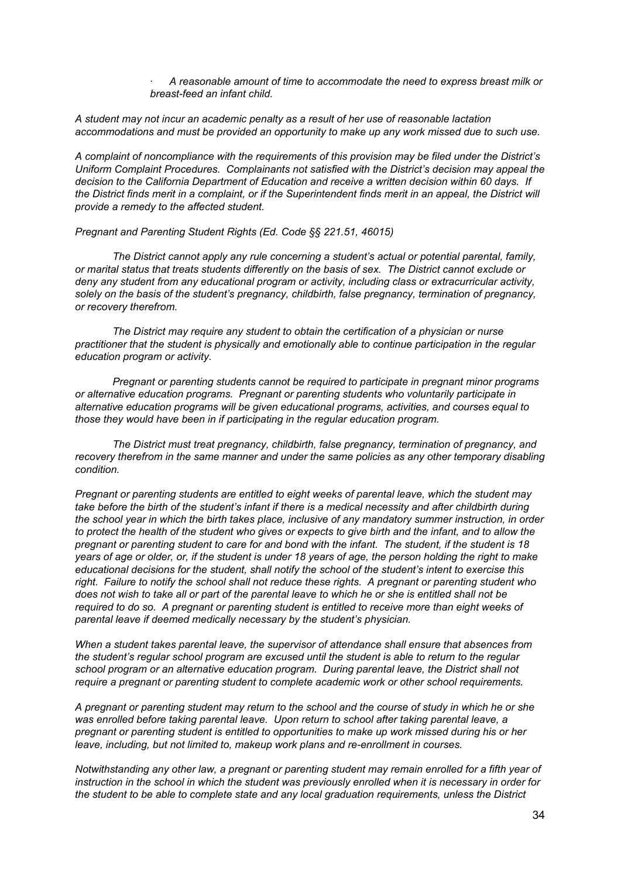- *A reasonable amount of time to accommodate the need to express breast milk or breast-feed an infant child.*

*A student may not incur an academic penalty as a result of her use of reasonable lactation accommodations and must be provided an opportunity to make up any work missed due to such use.*

*A complaint of noncompliance with the requirements of this provision may be filed under the District's Uniform Complaint Procedures. Complainants not satisfied with the District's decision may appeal the decision to the California Department of Education and receive a written decision within 60 days. If the District finds merit in a complaint, or if the Superintendent finds merit in an appeal, the District will provide a remedy to the affected student.*

*Pregnant and Parenting Student Rights (Ed. Code §§ 221.51, 46015)*

*The District cannot apply any rule concerning a student's actual or potential parental, family, or marital status that treats students differently on the basis of sex. The District cannot exclude or deny any student from any educational program or activity, including class or extracurricular activity, solely on the basis of the student's pregnancy, childbirth, false pregnancy, termination of pregnancy, or recovery therefrom.*

*The District may require any student to obtain the certification of a physician or nurse practitioner that the student is physically and emotionally able to continue participation in the regular education program or activity.*

*Pregnant or parenting students cannot be required to participate in pregnant minor programs or alternative education programs. Pregnant or parenting students who voluntarily participate in alternative education programs will be given educational programs, activities, and courses equal to those they would have been in if participating in the regular education program.*

*The District must treat pregnancy, childbirth, false pregnancy, termination of pregnancy, and recovery therefrom in the same manner and under the same policies as any other temporary disabling condition.*

*Pregnant or parenting students are entitled to eight weeks of parental leave, which the student may take before the birth of the student's infant if there is a medical necessity and after childbirth during the school year in which the birth takes place, inclusive of any mandatory summer instruction, in order to protect the health of the student who gives or expects to give birth and the infant, and to allow the pregnant or parenting student to care for and bond with the infant. The student, if the student is 18 years of age or older, or, if the student is under 18 years of age, the person holding the right to make educational decisions for the student, shall notify the school of the student's intent to exercise this right. Failure to notify the school shall not reduce these rights. A pregnant or parenting student who does not wish to take all or part of the parental leave to which he or she is entitled shall not be required to do so. A pregnant or parenting student is entitled to receive more than eight weeks of parental leave if deemed medically necessary by the student's physician.*

*When a student takes parental leave, the supervisor of attendance shall ensure that absences from the student's regular school program are excused until the student is able to return to the regular school program or an alternative education program. During parental leave, the District shall not require a pregnant or parenting student to complete academic work or other school requirements.*

*A pregnant or parenting student may return to the school and the course of study in which he or she was enrolled before taking parental leave. Upon return to school after taking parental leave, a pregnant or parenting student is entitled to opportunities to make up work missed during his or her leave, including, but not limited to, makeup work plans and re-enrollment in courses.*

*Notwithstanding any other law, a pregnant or parenting student may remain enrolled for a fifth year of instruction in the school in which the student was previously enrolled when it is necessary in order for the student to be able to complete state and any local graduation requirements, unless the District*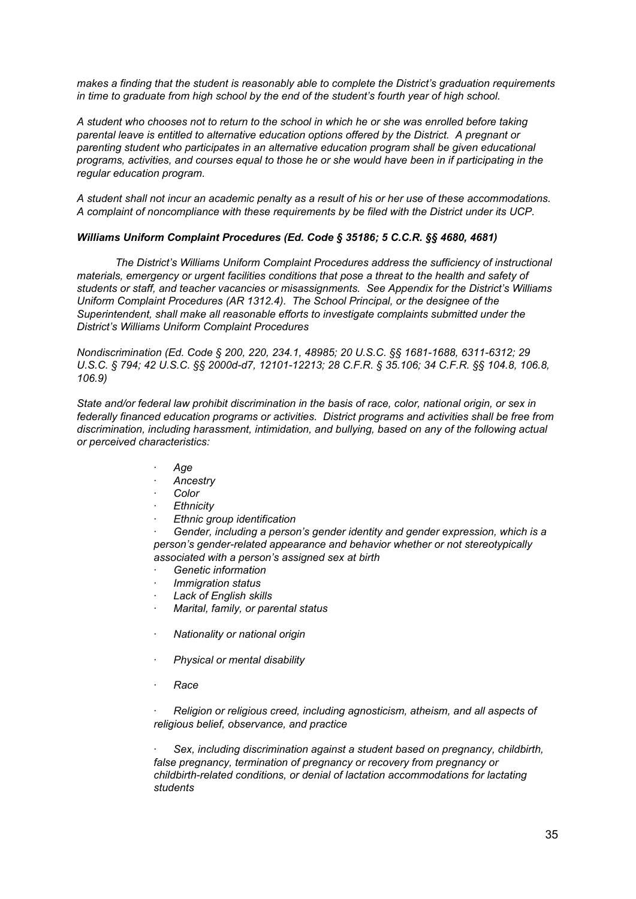*makes a finding that the student is reasonably able to complete the District's graduation requirements in time to graduate from high school by the end of the student's fourth year of high school.*

*A student who chooses not to return to the school in which he or she was enrolled before taking parental leave is entitled to alternative education options offered by the District. A pregnant or parenting student who participates in an alternative education program shall be given educational programs, activities, and courses equal to those he or she would have been in if participating in the regular education program.*

*A student shall not incur an academic penalty as a result of his or her use of these accommodations. A complaint of noncompliance with these requirements by be filed with the District under its UCP.*

***Williams Uniform Complaint Procedures (Ed. Code § 35186; 5 C.C.R. §§ 4680, 4681)***

*The District's Williams Uniform Complaint Procedures address the sufficiency of instructional materials, emergency or urgent facilities conditions that pose a threat to the health and safety of students or staff, and teacher vacancies or misassignments. See Appendix for the District's Williams Uniform Complaint Procedures (AR 1312.4). The School Principal, or the designee of the Superintendent, shall make all reasonable efforts to investigate complaints submitted under the District's Williams Uniform Complaint Procedures*

*Nondiscrimination (Ed. Code § 200, 220, 234.1, 48985; 20 U.S.C. §§ 1681-1688, 6311-6312; 29 U.S.C. § 794; 42 U.S.C. §§ 2000d-d7, 12101-12213; 28 C.F.R. § 35.106; 34 C.F.R. §§ 104.8, 106.8, 106.9)*

*State and/or federal law prohibit discrimination in the basis of race, color, national origin, or sex in federally financed education programs or activities. District programs and activities shall be free from discrimination, including harassment, intimidation, and bullying, based on any of the following actual or perceived characteristics:*

- *Age*
- *Ancestry*
- *Color*
- *Ethnicity*
- *Ethnic group identification*
- *Gender, including a person's gender identity and gender expression, which is a person's gender-related appearance and behavior whether or not stereotypically associated with a person's assigned sex at birth*
- *Genetic information*
- *Immigration status*
- *Lack of English skills*
- *Marital, family, or parental status*
- *Nationality or national origin*
- *Physical or mental disability*
- *Race*
- *Religion or religious creed, including agnosticism, atheism, and all aspects of religious belief, observance, and practice*
- *Sex, including discrimination against a student based on pregnancy, childbirth, false pregnancy, termination of pregnancy or recovery from pregnancy or childbirth-related conditions, or denial of lactation accommodations for lactating students*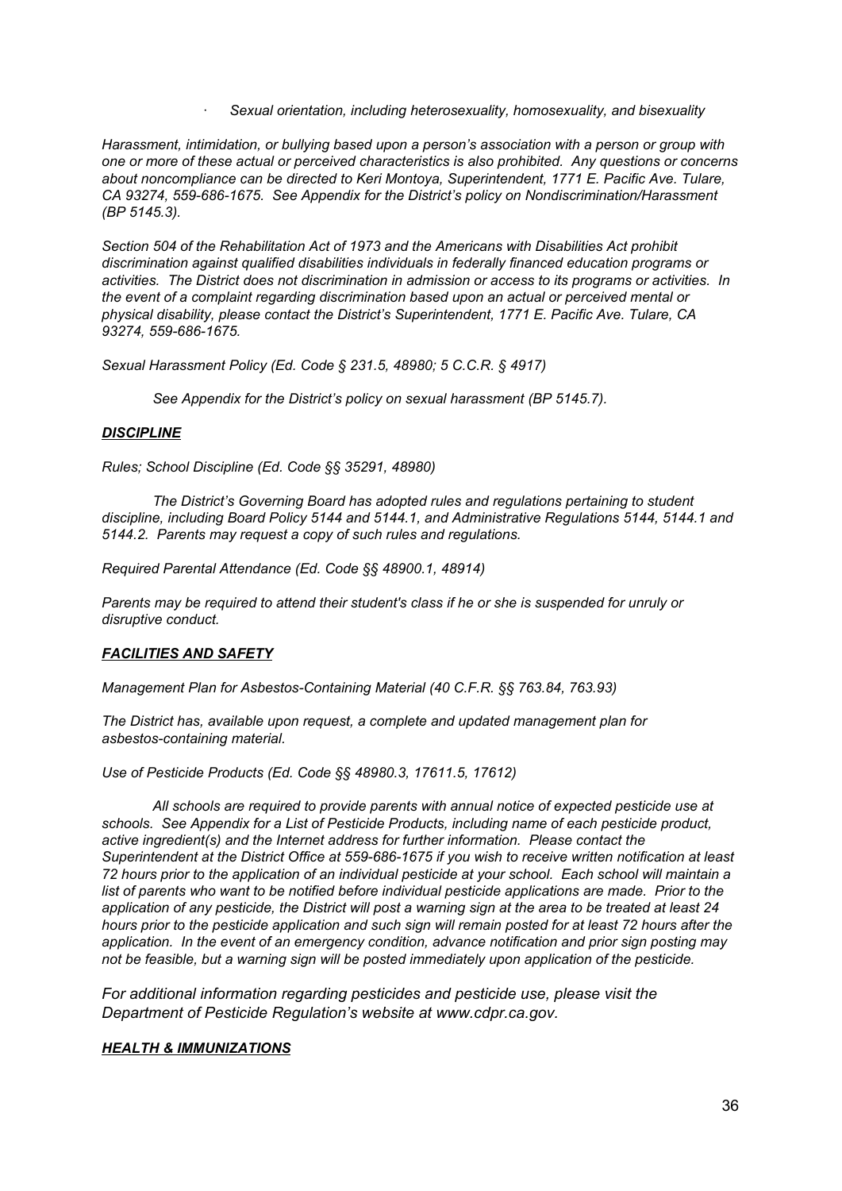- *Sexual orientation, including heterosexuality, homosexuality, and bisexuality*

*Harassment, intimidation, or bullying based upon a person's association with a person or group with one or more of these actual or perceived characteristics is also prohibited. Any questions or concerns about noncompliance can be directed to Keri Montoya, Superintendent, 1771 E. Pacific Ave. Tulare, CA 93274, 559-686-1675. See Appendix for the District's policy on Nondiscrimination/Harassment (BP 5145.3).*

*Section 504 of the Rehabilitation Act of 1973 and the Americans with Disabilities Act prohibit discrimination against qualified disabilities individuals in federally financed education programs or activities. The District does not discrimination in admission or access to its programs or activities. In the event of a complaint regarding discrimination based upon an actual or perceived mental or physical disability, please contact the District's Superintendent, 1771 E. Pacific Ave. Tulare, CA 93274, 559-686-1675.*

*Sexual Harassment Policy (Ed. Code § 231.5, 48980; 5 C.C.R. § 4917)*

*See Appendix for the District's policy on sexual harassment (BP 5145.7).*

## ***DISCIPLINE***

*Rules; School Discipline (Ed. Code §§ 35291, 48980)*

*The District's Governing Board has adopted rules and regulations pertaining to student discipline, including Board Policy 5144 and 5144.1, and Administrative Regulations 5144, 5144.1 and 5144.2. Parents may request a copy of such rules and regulations.*

*Required Parental Attendance (Ed. Code §§ 48900.1, 48914)*

*Parents may be required to attend their student's class if he or she is suspended for unruly or disruptive conduct.*

## ***FACILITIES AND SAFETY***

*Management Plan for Asbestos-Containing Material (40 C.F.R. §§ 763.84, 763.93)*

*The District has, available upon request, a complete and updated management plan for asbestos-containing material.*

*Use of Pesticide Products (Ed. Code §§ 48980.3, 17611.5, 17612)*

*All schools are required to provide parents with annual notice of expected pesticide use at schools. See Appendix for a List of Pesticide Products, including name of each pesticide product, active ingredient(s) and the Internet address for further information. Please contact the Superintendent at the District Office at 559-686-1675 if you wish to receive written notification at least 72 hours prior to the application of an individual pesticide at your school. Each school will maintain a list of parents who want to be notified before individual pesticide applications are made. Prior to the application of any pesticide, the District will post a warning sign at the area to be treated at least 24 hours prior to the pesticide application and such sign will remain posted for at least 72 hours after the application. In the event of an emergency condition, advance notification and prior sign posting may not be feasible, but a warning sign will be posted immediately upon application of the pesticide.*

*For additional information regarding pesticides and pesticide use, please visit the Department of Pesticide Regulation's website at www.cdpr.ca.gov.*

## ***HEALTH & IMMUNIZATIONS***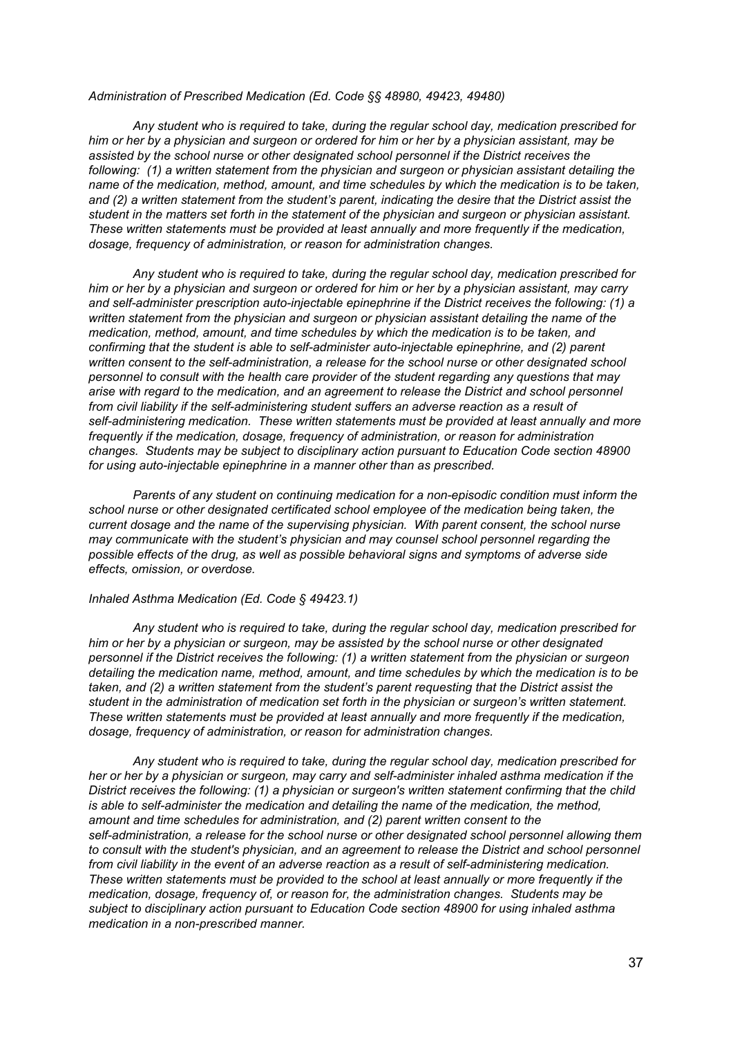*Administration of Prescribed Medication (Ed. Code §§ 48980, 49423, 49480)*

*Any student who is required to take, during the regular school day, medication prescribed for him or her by a physician and surgeon or ordered for him or her by a physician assistant, may be assisted by the school nurse or other designated school personnel if the District receives the following: (1) a written statement from the physician and surgeon or physician assistant detailing the name of the medication, method, amount, and time schedules by which the medication is to be taken, and (2) a written statement from the student's parent, indicating the desire that the District assist the student in the matters set forth in the statement of the physician and surgeon or physician assistant. These written statements must be provided at least annually and more frequently if the medication, dosage, frequency of administration, or reason for administration changes.*

*Any student who is required to take, during the regular school day, medication prescribed for him or her by a physician and surgeon or ordered for him or her by a physician assistant, may carry and self-administer prescription auto-injectable epinephrine if the District receives the following: (1) a written statement from the physician and surgeon or physician assistant detailing the name of the medication, method, amount, and time schedules by which the medication is to be taken, and confirming that the student is able to self-administer auto-injectable epinephrine, and (2) parent written consent to the self-administration, a release for the school nurse or other designated school personnel to consult with the health care provider of the student regarding any questions that may arise with regard to the medication, and an agreement to release the District and school personnel from civil liability if the self-administering student suffers an adverse reaction as a result of self-administering medication. These written statements must be provided at least annually and more frequently if the medication, dosage, frequency of administration, or reason for administration changes. Students may be subject to disciplinary action pursuant to Education Code section 48900 for using auto-injectable epinephrine in a manner other than as prescribed.*

*Parents of any student on continuing medication for a non-episodic condition must inform the school nurse or other designated certificated school employee of the medication being taken, the current dosage and the name of the supervising physician. With parent consent, the school nurse may communicate with the student's physician and may counsel school personnel regarding the possible effects of the drug, as well as possible behavioral signs and symptoms of adverse side effects, omission, or overdose.*

*Inhaled Asthma Medication (Ed. Code § 49423.1)*

*Any student who is required to take, during the regular school day, medication prescribed for him or her by a physician or surgeon, may be assisted by the school nurse or other designated personnel if the District receives the following: (1) a written statement from the physician or surgeon detailing the medication name, method, amount, and time schedules by which the medication is to be taken, and (2) a written statement from the student's parent requesting that the District assist the student in the administration of medication set forth in the physician or surgeon's written statement. These written statements must be provided at least annually and more frequently if the medication, dosage, frequency of administration, or reason for administration changes.*

*Any student who is required to take, during the regular school day, medication prescribed for her or her by a physician or surgeon, may carry and self-administer inhaled asthma medication if the District receives the following: (1) a physician or surgeon's written statement confirming that the child is able to self-administer the medication and detailing the name of the medication, the method, amount and time schedules for administration, and (2) parent written consent to the self-administration, a release for the school nurse or other designated school personnel allowing them to consult with the student's physician, and an agreement to release the District and school personnel from civil liability in the event of an adverse reaction as a result of self-administering medication. These written statements must be provided to the school at least annually or more frequently if the medication, dosage, frequency of, or reason for, the administration changes. Students may be subject to disciplinary action pursuant to Education Code section 48900 for using inhaled asthma medication in a non-prescribed manner.*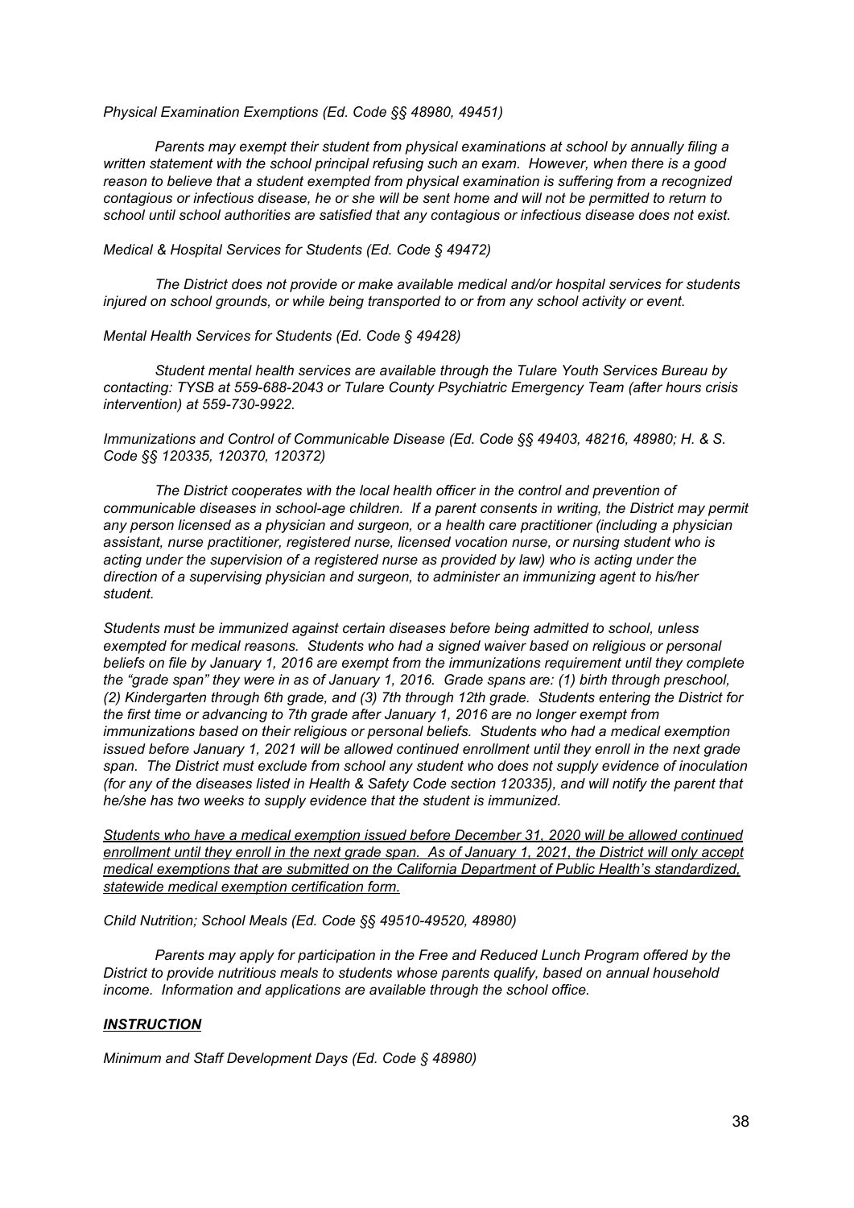*Physical Examination Exemptions (Ed. Code §§ 48980, 49451)*

*Parents may exempt their student from physical examinations at school by annually filing a written statement with the school principal refusing such an exam. However, when there is a good reason to believe that a student exempted from physical examination is suffering from a recognized contagious or infectious disease, he or she will be sent home and will not be permitted to return to school until school authorities are satisfied that any contagious or infectious disease does not exist.*

*Medical & Hospital Services for Students (Ed. Code § 49472)*

*The District does not provide or make available medical and/or hospital services for students injured on school grounds, or while being transported to or from any school activity or event.*

*Mental Health Services for Students (Ed. Code § 49428)*

*Student mental health services are available through the Tulare Youth Services Bureau by contacting: TYSB at 559-688-2043 or Tulare County Psychiatric Emergency Team (after hours crisis intervention) at 559-730-9922.*

*Immunizations and Control of Communicable Disease (Ed. Code §§ 49403, 48216, 48980; H. & S. Code §§ 120335, 120370, 120372)*

*The District cooperates with the local health officer in the control and prevention of communicable diseases in school-age children. If a parent consents in writing, the District may permit any person licensed as a physician and surgeon, or a health care practitioner (including a physician assistant, nurse practitioner, registered nurse, licensed vocation nurse, or nursing student who is acting under the supervision of a registered nurse as provided by law) who is acting under the direction of a supervising physician and surgeon, to administer an immunizing agent to his/her student.*

*Students must be immunized against certain diseases before being admitted to school, unless exempted for medical reasons. Students who had a signed waiver based on religious or personal beliefs on file by January 1, 2016 are exempt from the immunizations requirement until they complete the "grade span" they were in as of January 1, 2016. Grade spans are: (1) birth through preschool, (2) Kindergarten through 6th grade, and (3) 7th through 12th grade. Students entering the District for the first time or advancing to 7th grade after January 1, 2016 are no longer exempt from immunizations based on their religious or personal beliefs. Students who had a medical exemption issued before January 1, 2021 will be allowed continued enrollment until they enroll in the next grade span. The District must exclude from school any student who does not supply evidence of inoculation (for any of the diseases listed in Health & Safety Code section 120335), and will notify the parent that he/she has two weeks to supply evidence that the student is immunized.*

*<u>Students who have a medical exemption issued before December 31, 2020 will be allowed continued enrollment until they enroll in the next grade span. As of January 1, 2021, the District will only accept medical exemptions that are submitted on the California Department of Public Health's standardized, statewide medical exemption certification form.</u>*

*Child Nutrition; School Meals (Ed. Code §§ 49510-49520, 48980)*

*Parents may apply for participation in the Free and Reduced Lunch Program offered by the District to provide nutritious meals to students whose parents qualify, based on annual household income. Information and applications are available through the school office.*

## ***<u>INSTRUCTION</u>***

*Minimum and Staff Development Days (Ed. Code § 48980)*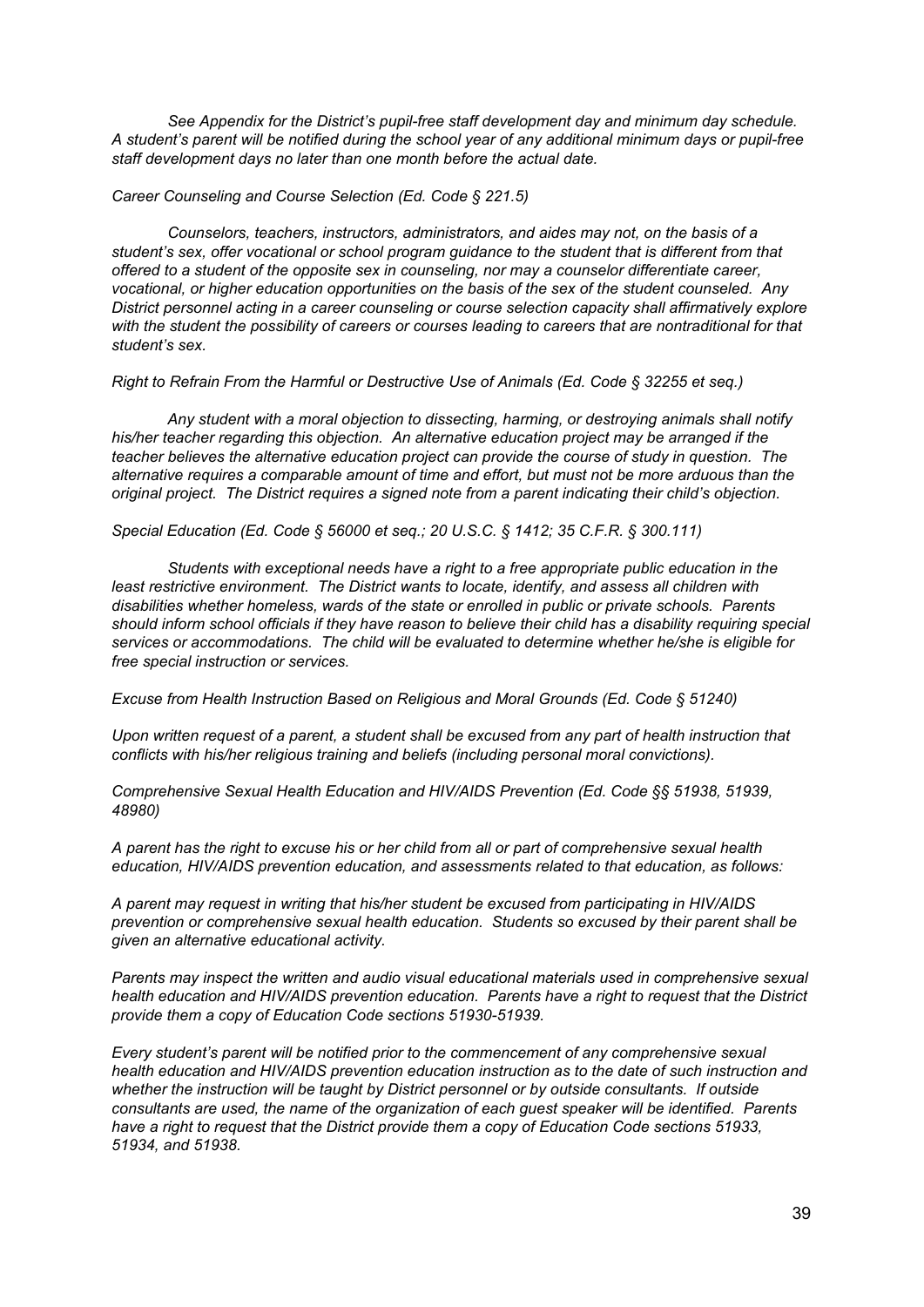*See Appendix for the District's pupil-free staff development day and minimum day schedule. A student's parent will be notified during the school year of any additional minimum days or pupil-free staff development days no later than one month before the actual date.*

*Career Counseling and Course Selection (Ed. Code § 221.5)*

*Counselors, teachers, instructors, administrators, and aides may not, on the basis of a student's sex, offer vocational or school program guidance to the student that is different from that offered to a student of the opposite sex in counseling, nor may a counselor differentiate career, vocational, or higher education opportunities on the basis of the sex of the student counseled. Any District personnel acting in a career counseling or course selection capacity shall affirmatively explore with the student the possibility of careers or courses leading to careers that are nontraditional for that student's sex.*

*Right to Refrain From the Harmful or Destructive Use of Animals (Ed. Code § 32255 et seq.)*

*Any student with a moral objection to dissecting, harming, or destroying animals shall notify his/her teacher regarding this objection. An alternative education project may be arranged if the teacher believes the alternative education project can provide the course of study in question. The alternative requires a comparable amount of time and effort, but must not be more arduous than the original project. The District requires a signed note from a parent indicating their child's objection.*

*Special Education (Ed. Code § 56000 et seq.; 20 U.S.C. § 1412; 35 C.F.R. § 300.111)*

*Students with exceptional needs have a right to a free appropriate public education in the least restrictive environment. The District wants to locate, identify, and assess all children with disabilities whether homeless, wards of the state or enrolled in public or private schools. Parents should inform school officials if they have reason to believe their child has a disability requiring special services or accommodations. The child will be evaluated to determine whether he/she is eligible for free special instruction or services.*

*Excuse from Health Instruction Based on Religious and Moral Grounds (Ed. Code § 51240)*

*Upon written request of a parent, a student shall be excused from any part of health instruction that conflicts with his/her religious training and beliefs (including personal moral convictions).*

*Comprehensive Sexual Health Education and HIV/AIDS Prevention (Ed. Code §§ 51938, 51939, 48980)*

*A parent has the right to excuse his or her child from all or part of comprehensive sexual health education, HIV/AIDS prevention education, and assessments related to that education, as follows:*

*A parent may request in writing that his/her student be excused from participating in HIV/AIDS prevention or comprehensive sexual health education. Students so excused by their parent shall be given an alternative educational activity.*

*Parents may inspect the written and audio visual educational materials used in comprehensive sexual health education and HIV/AIDS prevention education. Parents have a right to request that the District provide them a copy of Education Code sections 51930-51939.*

*Every student's parent will be notified prior to the commencement of any comprehensive sexual health education and HIV/AIDS prevention education instruction as to the date of such instruction and whether the instruction will be taught by District personnel or by outside consultants. If outside consultants are used, the name of the organization of each guest speaker will be identified. Parents have a right to request that the District provide them a copy of Education Code sections 51933, 51934, and 51938.*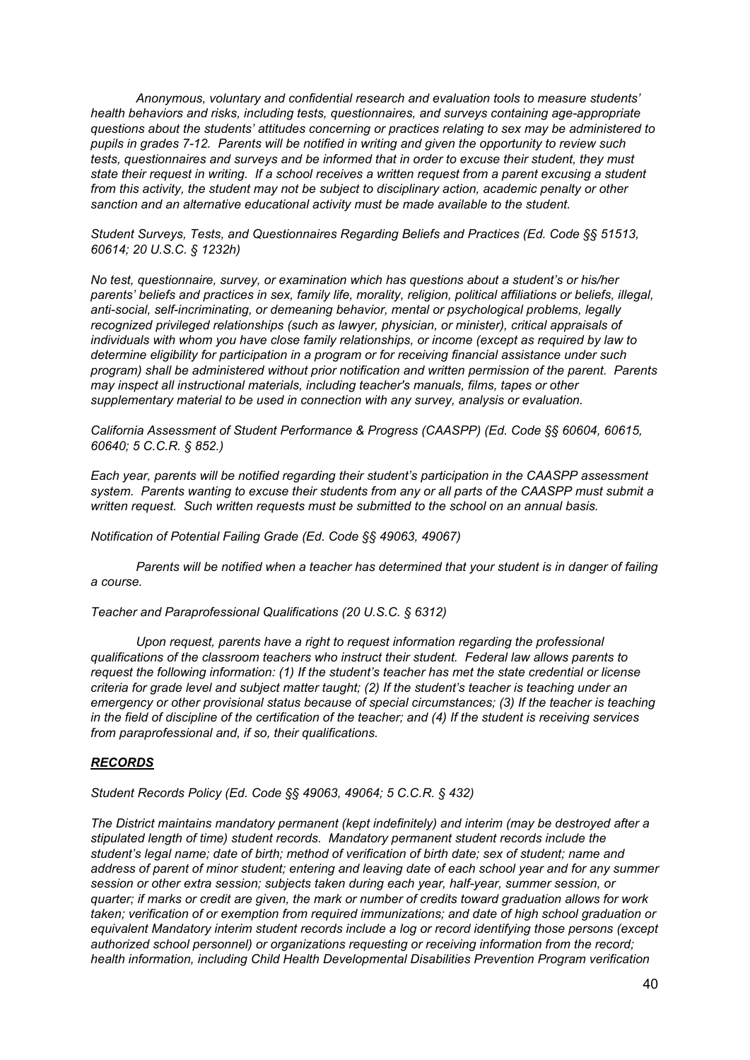*Anonymous, voluntary and confidential research and evaluation tools to measure students' health behaviors and risks, including tests, questionnaires, and surveys containing age-appropriate questions about the students' attitudes concerning or practices relating to sex may be administered to pupils in grades 7-12. Parents will be notified in writing and given the opportunity to review such tests, questionnaires and surveys and be informed that in order to excuse their student, they must state their request in writing. If a school receives a written request from a parent excusing a student from this activity, the student may not be subject to disciplinary action, academic penalty or other sanction and an alternative educational activity must be made available to the student.*

*Student Surveys, Tests, and Questionnaires Regarding Beliefs and Practices (Ed. Code §§ 51513, 60614; 20 U.S.C. § 1232h)*

*No test, questionnaire, survey, or examination which has questions about a student's or his/her parents' beliefs and practices in sex, family life, morality, religion, political affiliations or beliefs, illegal, anti-social, self-incriminating, or demeaning behavior, mental or psychological problems, legally recognized privileged relationships (such as lawyer, physician, or minister), critical appraisals of individuals with whom you have close family relationships, or income (except as required by law to determine eligibility for participation in a program or for receiving financial assistance under such program) shall be administered without prior notification and written permission of the parent. Parents may inspect all instructional materials, including teacher's manuals, films, tapes or other supplementary material to be used in connection with any survey, analysis or evaluation.*

*California Assessment of Student Performance & Progress (CAASPP) (Ed. Code §§ 60604, 60615, 60640; 5 C.C.R. § 852.)*

*Each year, parents will be notified regarding their student's participation in the CAASPP assessment system. Parents wanting to excuse their students from any or all parts of the CAASPP must submit a written request. Such written requests must be submitted to the school on an annual basis.*

*Notification of Potential Failing Grade (Ed. Code §§ 49063, 49067)*

*Parents will be notified when a teacher has determined that your student is in danger of failing a course.*

*Teacher and Paraprofessional Qualifications (20 U.S.C. § 6312)*

*Upon request, parents have a right to request information regarding the professional qualifications of the classroom teachers who instruct their student. Federal law allows parents to request the following information: (1) If the student's teacher has met the state credential or license criteria for grade level and subject matter taught; (2) If the student's teacher is teaching under an emergency or other provisional status because of special circumstances; (3) If the teacher is teaching in the field of discipline of the certification of the teacher; and (4) If the student is receiving services from paraprofessional and, if so, their qualifications.*

## ***RECORDS***

*Student Records Policy (Ed. Code §§ 49063, 49064; 5 C.C.R. § 432)*

*The District maintains mandatory permanent (kept indefinitely) and interim (may be destroyed after a stipulated length of time) student records. Mandatory permanent student records include the student's legal name; date of birth; method of verification of birth date; sex of student; name and address of parent of minor student; entering and leaving date of each school year and for any summer session or other extra session; subjects taken during each year, half-year, summer session, or quarter; if marks or credit are given, the mark or number of credits toward graduation allows for work taken; verification of or exemption from required immunizations; and date of high school graduation or equivalent Mandatory interim student records include a log or record identifying those persons (except authorized school personnel) or organizations requesting or receiving information from the record; health information, including Child Health Developmental Disabilities Prevention Program verification*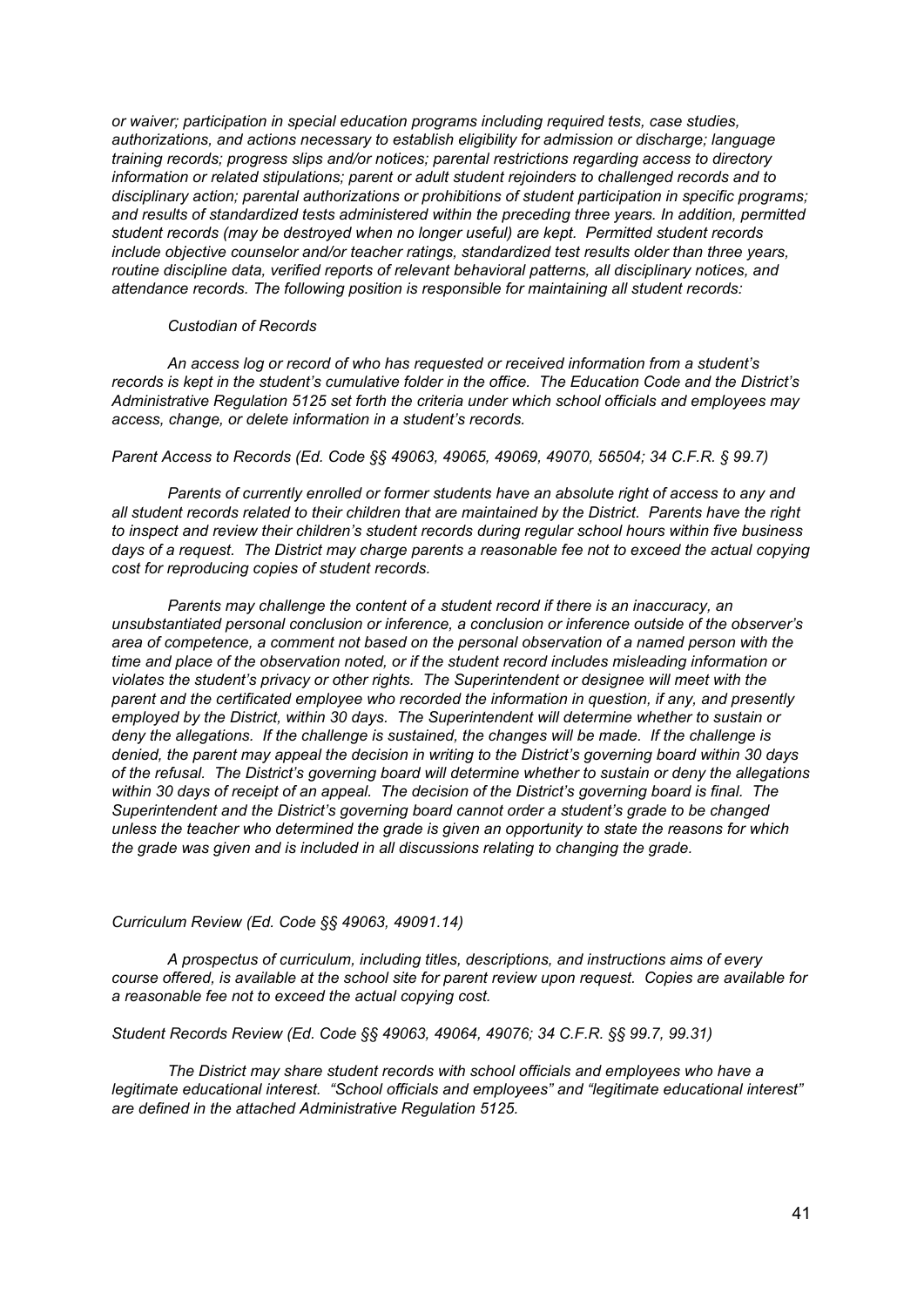*or waiver; participation in special education programs including required tests, case studies, authorizations, and actions necessary to establish eligibility for admission or discharge; language training records; progress slips and/or notices; parental restrictions regarding access to directory information or related stipulations; parent or adult student rejoinders to challenged records and to disciplinary action; parental authorizations or prohibitions of student participation in specific programs; and results of standardized tests administered within the preceding three years. In addition, permitted student records (may be destroyed when no longer useful) are kept. Permitted student records include objective counselor and/or teacher ratings, standardized test results older than three years, routine discipline data, verified reports of relevant behavioral patterns, all disciplinary notices, and attendance records. The following position is responsible for maintaining all student records:*

*Custodian of Records*

*An access log or record of who has requested or received information from a student's records is kept in the student's cumulative folder in the office. The Education Code and the District's Administrative Regulation 5125 set forth the criteria under which school officials and employees may access, change, or delete information in a student's records.*

*Parent Access to Records (Ed. Code §§ 49063, 49065, 49069, 49070, 56504; 34 C.F.R. § 99.7)*

*Parents of currently enrolled or former students have an absolute right of access to any and all student records related to their children that are maintained by the District. Parents have the right to inspect and review their children's student records during regular school hours within five business days of a request. The District may charge parents a reasonable fee not to exceed the actual copying cost for reproducing copies of student records.*

*Parents may challenge the content of a student record if there is an inaccuracy, an unsubstantiated personal conclusion or inference, a conclusion or inference outside of the observer's area of competence, a comment not based on the personal observation of a named person with the time and place of the observation noted, or if the student record includes misleading information or violates the student's privacy or other rights. The Superintendent or designee will meet with the parent and the certificated employee who recorded the information in question, if any, and presently employed by the District, within 30 days. The Superintendent will determine whether to sustain or deny the allegations. If the challenge is sustained, the changes will be made. If the challenge is denied, the parent may appeal the decision in writing to the District's governing board within 30 days of the refusal. The District's governing board will determine whether to sustain or deny the allegations within 30 days of receipt of an appeal. The decision of the District's governing board is final. The Superintendent and the District's governing board cannot order a student's grade to be changed unless the teacher who determined the grade is given an opportunity to state the reasons for which the grade was given and is included in all discussions relating to changing the grade.*

*Curriculum Review (Ed. Code §§ 49063, 49091.14)*

*A prospectus of curriculum, including titles, descriptions, and instructions aims of every course offered, is available at the school site for parent review upon request. Copies are available for a reasonable fee not to exceed the actual copying cost.*

*Student Records Review (Ed. Code §§ 49063, 49064, 49076; 34 C.F.R. §§ 99.7, 99.31)*

*The District may share student records with school officials and employees who have a legitimate educational interest. "School officials and employees" and "legitimate educational interest" are defined in the attached Administrative Regulation 5125.*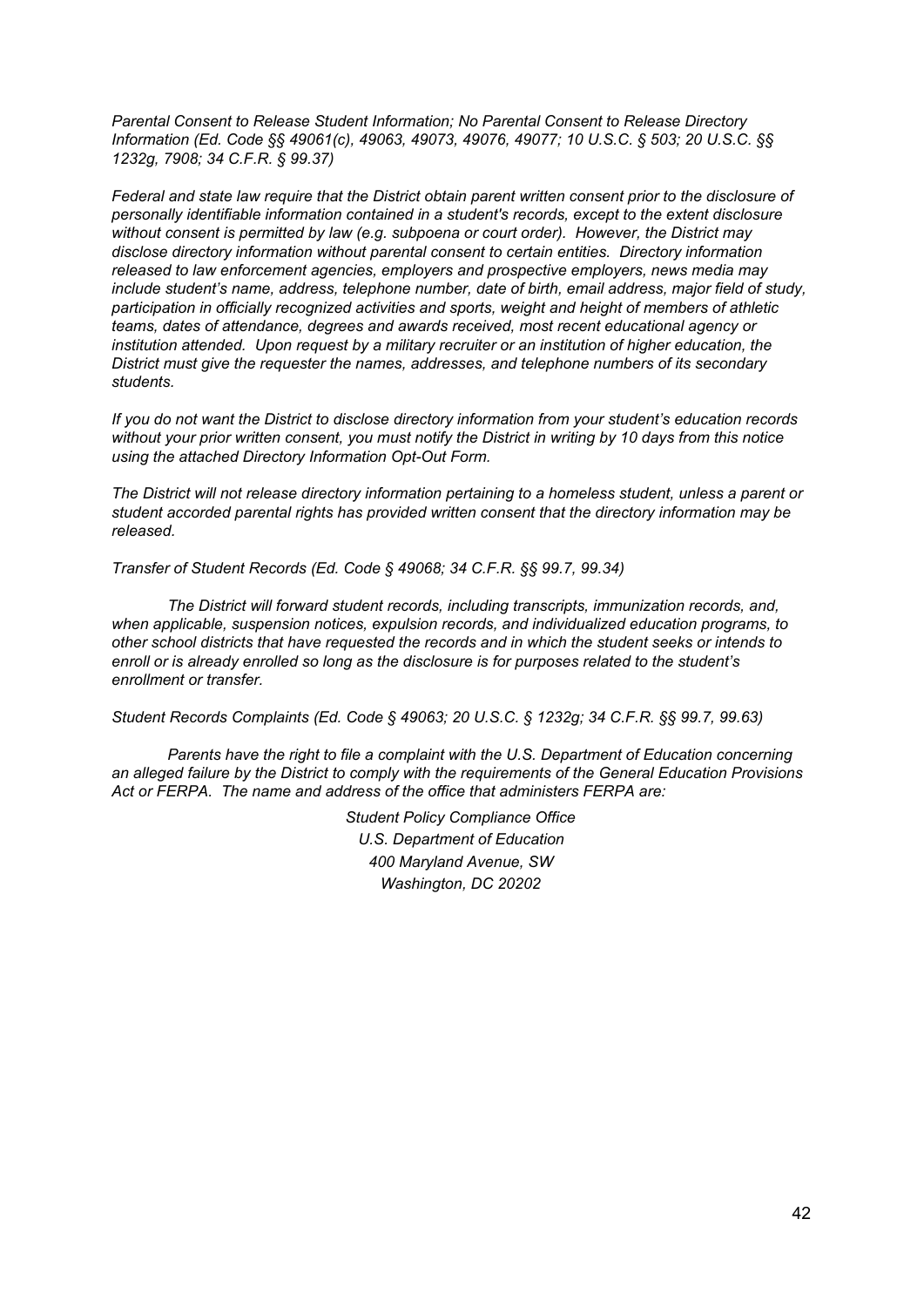*Parental Consent to Release Student Information; No Parental Consent to Release Directory Information (Ed. Code §§ 49061(c), 49063, 49073, 49076, 49077; 10 U.S.C. § 503; 20 U.S.C. §§ 1232g, 7908; 34 C.F.R. § 99.37)*

*Federal and state law require that the District obtain parent written consent prior to the disclosure of personally identifiable information contained in a student's records, except to the extent disclosure without consent is permitted by law (e.g. subpoena or court order). However, the District may disclose directory information without parental consent to certain entities. Directory information released to law enforcement agencies, employers and prospective employers, news media may include student's name, address, telephone number, date of birth, email address, major field of study, participation in officially recognized activities and sports, weight and height of members of athletic teams, dates of attendance, degrees and awards received, most recent educational agency or institution attended. Upon request by a military recruiter or an institution of higher education, the District must give the requester the names, addresses, and telephone numbers of its secondary students.*

*If you do not want the District to disclose directory information from your student's education records without your prior written consent, you must notify the District in writing by 10 days from this notice using the attached Directory Information Opt-Out Form.*

*The District will not release directory information pertaining to a homeless student, unless a parent or student accorded parental rights has provided written consent that the directory information may be released.*

*Transfer of Student Records (Ed. Code § 49068; 34 C.F.R. §§ 99.7, 99.34)*

*The District will forward student records, including transcripts, immunization records, and, when applicable, suspension notices, expulsion records, and individualized education programs, to other school districts that have requested the records and in which the student seeks or intends to enroll or is already enrolled so long as the disclosure is for purposes related to the student's enrollment or transfer.*

*Student Records Complaints (Ed. Code § 49063; 20 U.S.C. § 1232g; 34 C.F.R. §§ 99.7, 99.63)*

*Parents have the right to file a complaint with the U.S. Department of Education concerning an alleged failure by the District to comply with the requirements of the General Education Provisions Act or FERPA. The name and address of the office that administers FERPA are:*

*Student Policy Compliance Office*
*U.S. Department of Education*
*400 Maryland Avenue, SW*
*Washington, DC 20202*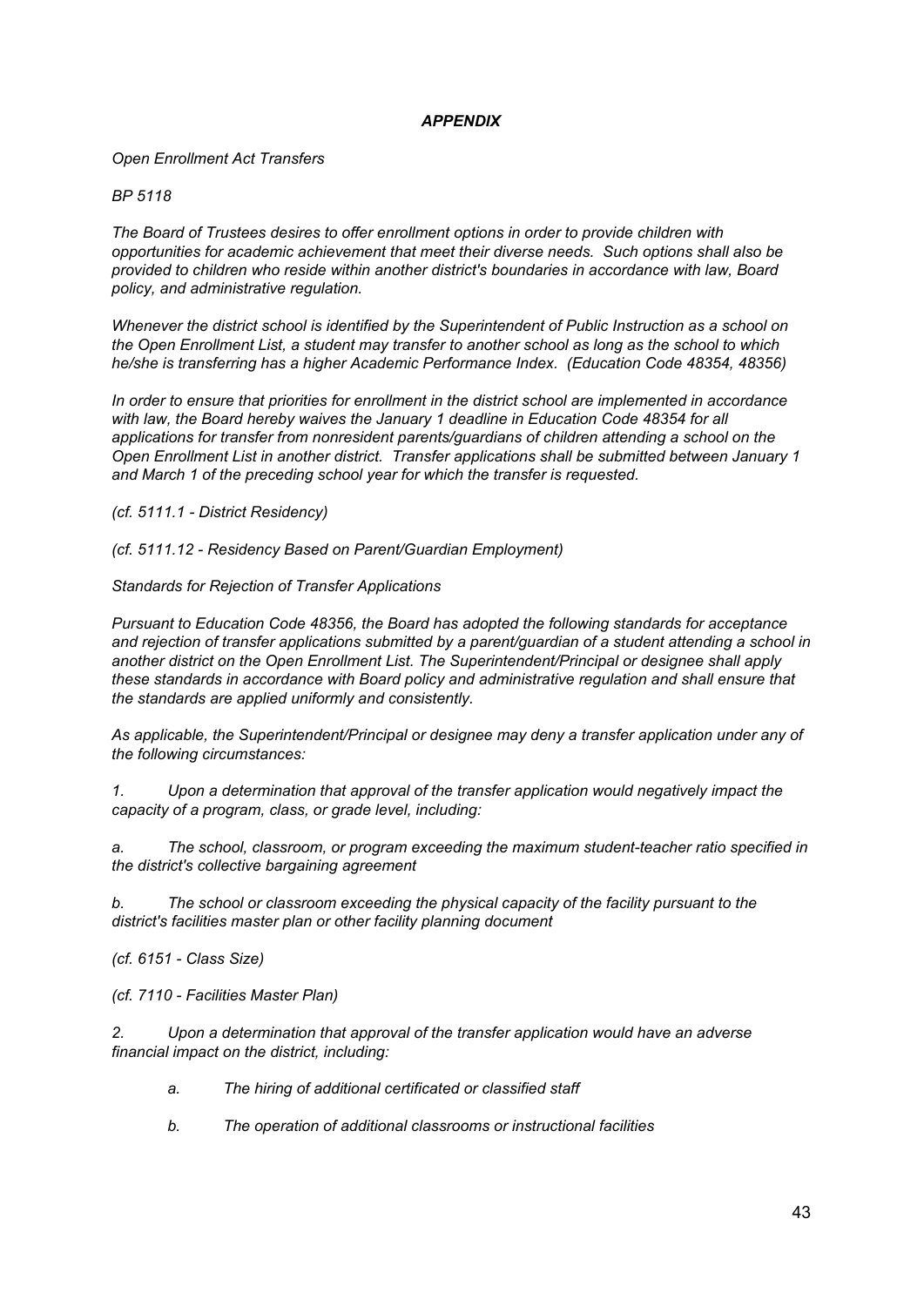# *APPENDIX*

*Open Enrollment Act Transfers*

*BP 5118*

*The Board of Trustees desires to offer enrollment options in order to provide children with opportunities for academic achievement that meet their diverse needs. Such options shall also be provided to children who reside within another district's boundaries in accordance with law, Board policy, and administrative regulation.*

*Whenever the district school is identified by the Superintendent of Public Instruction as a school on the Open Enrollment List, a student may transfer to another school as long as the school to which he/she is transferring has a higher Academic Performance Index. (Education Code 48354, 48356)*

*In order to ensure that priorities for enrollment in the district school are implemented in accordance with law, the Board hereby waives the January 1 deadline in Education Code 48354 for all applications for transfer from nonresident parents/guardians of children attending a school on the Open Enrollment List in another district. Transfer applications shall be submitted between January 1 and March 1 of the preceding school year for which the transfer is requested.*

*(cf. 5111.1 - District Residency)*

*(cf. 5111.12 - Residency Based on Parent/Guardian Employment)*

*Standards for Rejection of Transfer Applications*

*Pursuant to Education Code 48356, the Board has adopted the following standards for acceptance and rejection of transfer applications submitted by a parent/guardian of a student attending a school in another district on the Open Enrollment List. The Superintendent/Principal or designee shall apply these standards in accordance with Board policy and administrative regulation and shall ensure that the standards are applied uniformly and consistently.*

*As applicable, the Superintendent/Principal or designee may deny a transfer application under any of the following circumstances:*

*1. Upon a determination that approval of the transfer application would negatively impact the capacity of a program, class, or grade level, including:*

*a. The school, classroom, or program exceeding the maximum student-teacher ratio specified in the district's collective bargaining agreement*

*b. The school or classroom exceeding the physical capacity of the facility pursuant to the district's facilities master plan or other facility planning document*

*(cf. 6151 - Class Size)*

*(cf. 7110 - Facilities Master Plan)*

*2. Upon a determination that approval of the transfer application would have an adverse financial impact on the district, including:*

- *a. The hiring of additional certificated or classified staff*
- *b. The operation of additional classrooms or instructional facilities*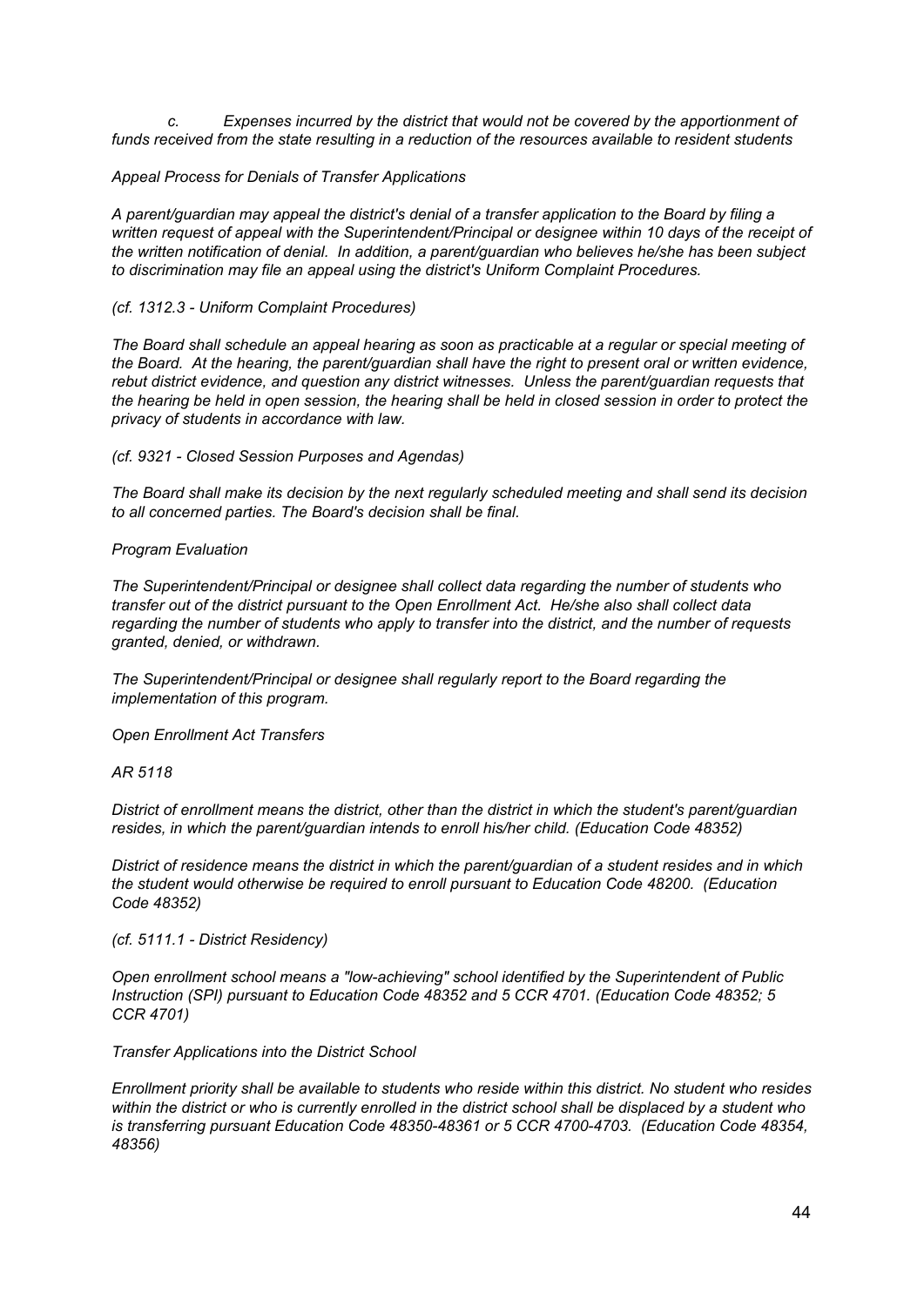*c. Expenses incurred by the district that would not be covered by the apportionment of funds received from the state resulting in a reduction of the resources available to resident students*

*Appeal Process for Denials of Transfer Applications*

*A parent/guardian may appeal the district's denial of a transfer application to the Board by filing a written request of appeal with the Superintendent/Principal or designee within 10 days of the receipt of the written notification of denial. In addition, a parent/guardian who believes he/she has been subject to discrimination may file an appeal using the district's Uniform Complaint Procedures.*

*(cf. 1312.3 - Uniform Complaint Procedures)*

*The Board shall schedule an appeal hearing as soon as practicable at a regular or special meeting of the Board. At the hearing, the parent/guardian shall have the right to present oral or written evidence, rebut district evidence, and question any district witnesses. Unless the parent/guardian requests that the hearing be held in open session, the hearing shall be held in closed session in order to protect the privacy of students in accordance with law.*

*(cf. 9321 - Closed Session Purposes and Agendas)*

*The Board shall make its decision by the next regularly scheduled meeting and shall send its decision to all concerned parties. The Board's decision shall be final.*

*Program Evaluation*

*The Superintendent/Principal or designee shall collect data regarding the number of students who transfer out of the district pursuant to the Open Enrollment Act. He/she also shall collect data regarding the number of students who apply to transfer into the district, and the number of requests granted, denied, or withdrawn.*

*The Superintendent/Principal or designee shall regularly report to the Board regarding the implementation of this program.*

*Open Enrollment Act Transfers*

*AR 5118*

*District of enrollment means the district, other than the district in which the student's parent/guardian resides, in which the parent/guardian intends to enroll his/her child. (Education Code 48352)*

*District of residence means the district in which the parent/guardian of a student resides and in which the student would otherwise be required to enroll pursuant to Education Code 48200. (Education Code 48352)*

*(cf. 5111.1 - District Residency)*

*Open enrollment school means a "low-achieving" school identified by the Superintendent of Public Instruction (SPI) pursuant to Education Code 48352 and 5 CCR 4701. (Education Code 48352; 5 CCR 4701)*

*Transfer Applications into the District School*

*Enrollment priority shall be available to students who reside within this district. No student who resides within the district or who is currently enrolled in the district school shall be displaced by a student who is transferring pursuant Education Code 48350-48361 or 5 CCR 4700-4703. (Education Code 48354, 48356)*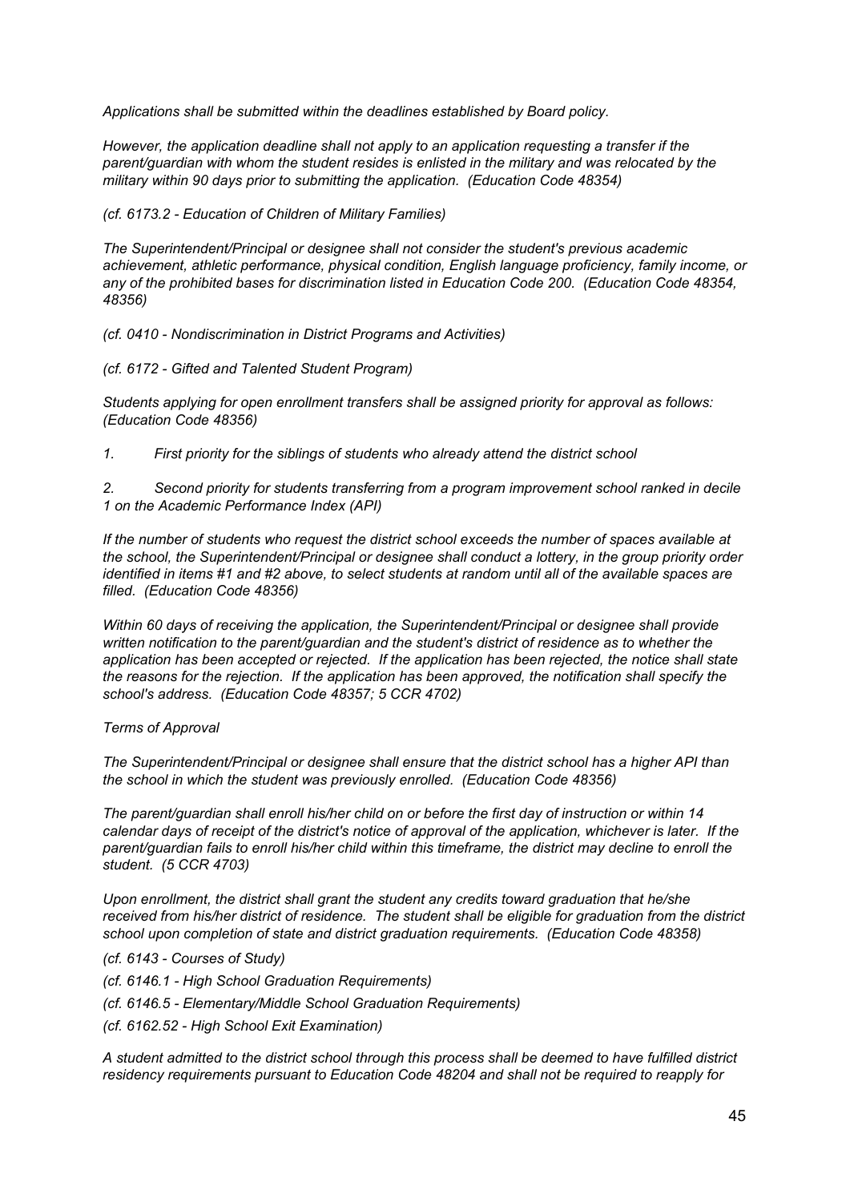*Applications shall be submitted within the deadlines established by Board policy.*

*However, the application deadline shall not apply to an application requesting a transfer if the parent/guardian with whom the student resides is enlisted in the military and was relocated by the military within 90 days prior to submitting the application. (Education Code 48354)*

*(cf. 6173.2 - Education of Children of Military Families)*

*The Superintendent/Principal or designee shall not consider the student's previous academic achievement, athletic performance, physical condition, English language proficiency, family income, or any of the prohibited bases for discrimination listed in Education Code 200. (Education Code 48354, 48356)*

*(cf. 0410 - Nondiscrimination in District Programs and Activities)*

*(cf. 6172 - Gifted and Talented Student Program)*

*Students applying for open enrollment transfers shall be assigned priority for approval as follows: (Education Code 48356)*

*1. First priority for the siblings of students who already attend the district school*

*2. Second priority for students transferring from a program improvement school ranked in decile 1 on the Academic Performance Index (API)*

*If the number of students who request the district school exceeds the number of spaces available at the school, the Superintendent/Principal or designee shall conduct a lottery, in the group priority order identified in items #1 and #2 above, to select students at random until all of the available spaces are filled. (Education Code 48356)*

*Within 60 days of receiving the application, the Superintendent/Principal or designee shall provide written notification to the parent/guardian and the student's district of residence as to whether the application has been accepted or rejected. If the application has been rejected, the notice shall state the reasons for the rejection. If the application has been approved, the notification shall specify the school's address. (Education Code 48357; 5 CCR 4702)*

*Terms of Approval*

*The Superintendent/Principal or designee shall ensure that the district school has a higher API than the school in which the student was previously enrolled. (Education Code 48356)*

*The parent/guardian shall enroll his/her child on or before the first day of instruction or within 14 calendar days of receipt of the district's notice of approval of the application, whichever is later. If the parent/guardian fails to enroll his/her child within this timeframe, the district may decline to enroll the student. (5 CCR 4703)*

*Upon enrollment, the district shall grant the student any credits toward graduation that he/she received from his/her district of residence. The student shall be eligible for graduation from the district school upon completion of state and district graduation requirements. (Education Code 48358)*

*(cf. 6143 - Courses of Study)*

*(cf. 6146.1 - High School Graduation Requirements)*

*(cf. 6146.5 - Elementary/Middle School Graduation Requirements)*

*(cf. 6162.52 - High School Exit Examination)*

*A student admitted to the district school through this process shall be deemed to have fulfilled district residency requirements pursuant to Education Code 48204 and shall not be required to reapply for*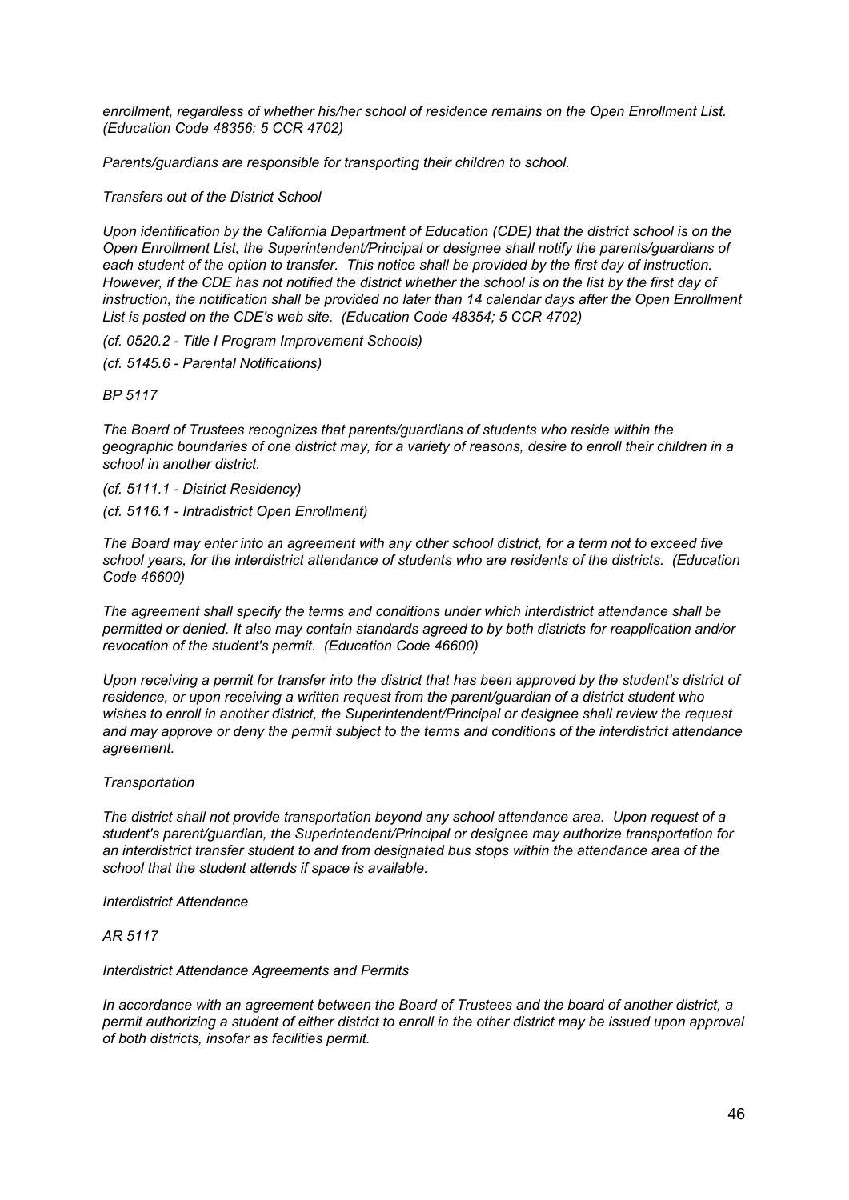*enrollment, regardless of whether his/her school of residence remains on the Open Enrollment List. (Education Code 48356; 5 CCR 4702)*

*Parents/guardians are responsible for transporting their children to school.*

*Transfers out of the District School*

*Upon identification by the California Department of Education (CDE) that the district school is on the Open Enrollment List, the Superintendent/Principal or designee shall notify the parents/guardians of each student of the option to transfer. This notice shall be provided by the first day of instruction. However, if the CDE has not notified the district whether the school is on the list by the first day of instruction, the notification shall be provided no later than 14 calendar days after the Open Enrollment List is posted on the CDE's web site. (Education Code 48354; 5 CCR 4702)*

*(cf. 0520.2 - Title I Program Improvement Schools)*

*(cf. 5145.6 - Parental Notifications)*

*BP 5117*

*The Board of Trustees recognizes that parents/guardians of students who reside within the geographic boundaries of one district may, for a variety of reasons, desire to enroll their children in a school in another district.*

*(cf. 5111.1 - District Residency)*

*(cf. 5116.1 - Intradistrict Open Enrollment)*

*The Board may enter into an agreement with any other school district, for a term not to exceed five school years, for the interdistrict attendance of students who are residents of the districts. (Education Code 46600)*

*The agreement shall specify the terms and conditions under which interdistrict attendance shall be permitted or denied. It also may contain standards agreed to by both districts for reapplication and/or revocation of the student's permit. (Education Code 46600)*

*Upon receiving a permit for transfer into the district that has been approved by the student's district of residence, or upon receiving a written request from the parent/guardian of a district student who wishes to enroll in another district, the Superintendent/Principal or designee shall review the request and may approve or deny the permit subject to the terms and conditions of the interdistrict attendance agreement.*

*Transportation*

*The district shall not provide transportation beyond any school attendance area. Upon request of a student's parent/guardian, the Superintendent/Principal or designee may authorize transportation for an interdistrict transfer student to and from designated bus stops within the attendance area of the school that the student attends if space is available.*

*Interdistrict Attendance*

*AR 5117*

*Interdistrict Attendance Agreements and Permits*

*In accordance with an agreement between the Board of Trustees and the board of another district, a permit authorizing a student of either district to enroll in the other district may be issued upon approval of both districts, insofar as facilities permit.*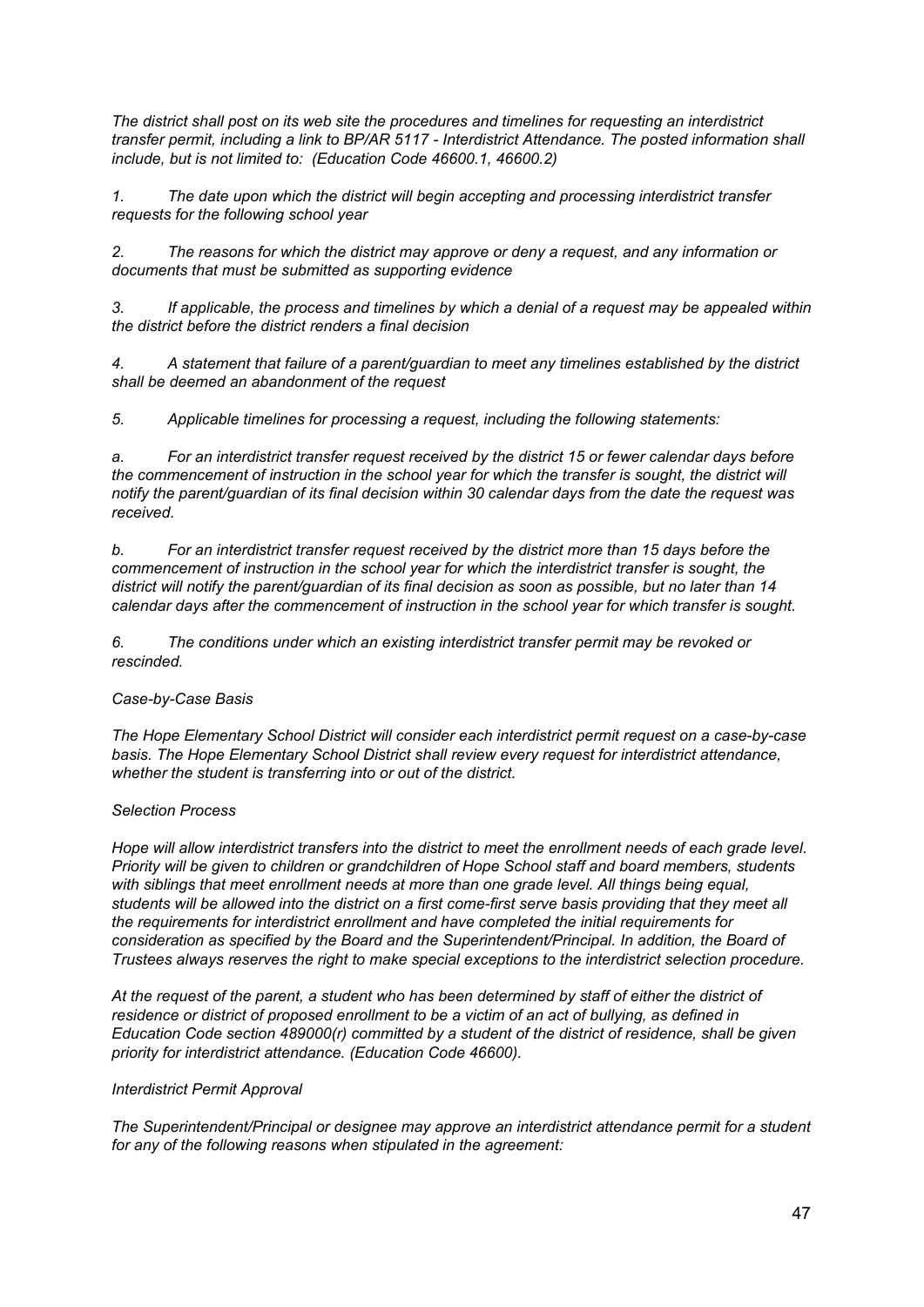*The district shall post on its web site the procedures and timelines for requesting an interdistrict transfer permit, including a link to BP/AR 5117 - Interdistrict Attendance. The posted information shall include, but is not limited to: (Education Code 46600.1, 46600.2)*

*1. The date upon which the district will begin accepting and processing interdistrict transfer requests for the following school year*

*2. The reasons for which the district may approve or deny a request, and any information or documents that must be submitted as supporting evidence*

*3. If applicable, the process and timelines by which a denial of a request may be appealed within the district before the district renders a final decision*

*4. A statement that failure of a parent/guardian to meet any timelines established by the district shall be deemed an abandonment of the request*

*5. Applicable timelines for processing a request, including the following statements:*

*a. For an interdistrict transfer request received by the district 15 or fewer calendar days before the commencement of instruction in the school year for which the transfer is sought, the district will notify the parent/guardian of its final decision within 30 calendar days from the date the request was received.*

*b. For an interdistrict transfer request received by the district more than 15 days before the commencement of instruction in the school year for which the interdistrict transfer is sought, the district will notify the parent/guardian of its final decision as soon as possible, but no later than 14 calendar days after the commencement of instruction in the school year for which transfer is sought.*

*6. The conditions under which an existing interdistrict transfer permit may be revoked or rescinded.*

*Case-by-Case Basis*

*The Hope Elementary School District will consider each interdistrict permit request on a case-by-case basis. The Hope Elementary School District shall review every request for interdistrict attendance, whether the student is transferring into or out of the district.*

*Selection Process*

*Hope will allow interdistrict transfers into the district to meet the enrollment needs of each grade level. Priority will be given to children or grandchildren of Hope School staff and board members, students with siblings that meet enrollment needs at more than one grade level. All things being equal, students will be allowed into the district on a first come-first serve basis providing that they meet all the requirements for interdistrict enrollment and have completed the initial requirements for consideration as specified by the Board and the Superintendent/Principal. In addition, the Board of Trustees always reserves the right to make special exceptions to the interdistrict selection procedure.*

*At the request of the parent, a student who has been determined by staff of either the district of residence or district of proposed enrollment to be a victim of an act of bullying, as defined in Education Code section 489000(r) committed by a student of the district of residence, shall be given priority for interdistrict attendance. (Education Code 46600).*

*Interdistrict Permit Approval*

*The Superintendent/Principal or designee may approve an interdistrict attendance permit for a student for any of the following reasons when stipulated in the agreement:*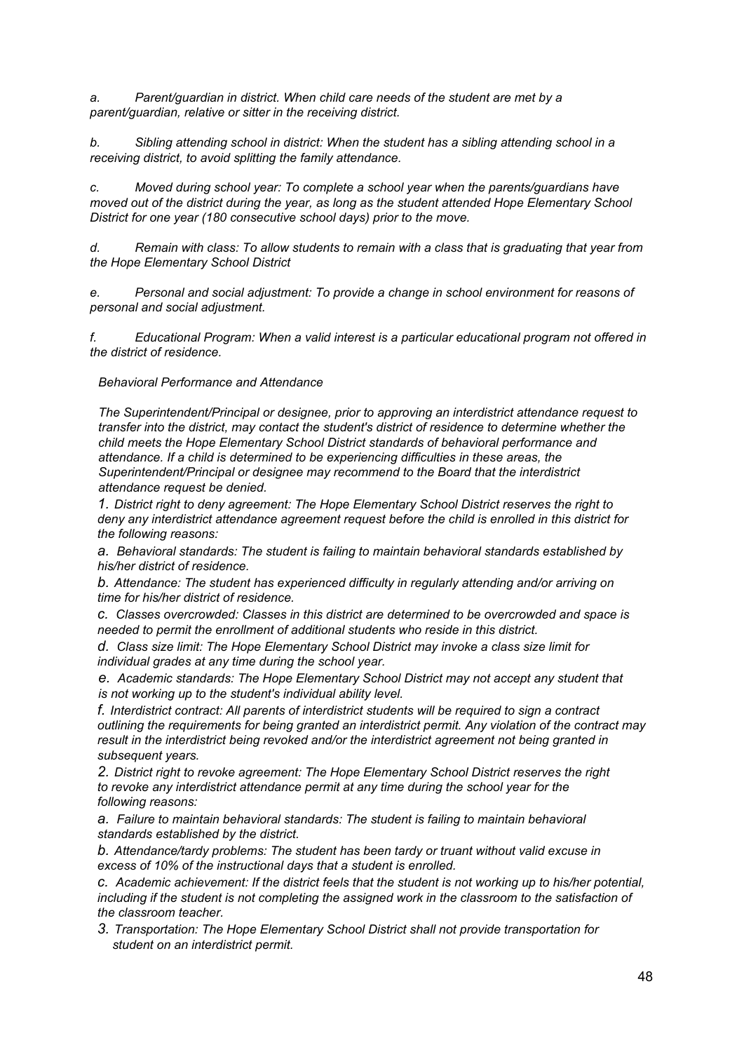*a. Parent/guardian in district. When child care needs of the student are met by a parent/guardian, relative or sitter in the receiving district.*

*b. Sibling attending school in district: When the student has a sibling attending school in a receiving district, to avoid splitting the family attendance.*

*c. Moved during school year: To complete a school year when the parents/guardians have moved out of the district during the year, as long as the student attended Hope Elementary School District for one year (180 consecutive school days) prior to the move.*

*d. Remain with class: To allow students to remain with a class that is graduating that year from the Hope Elementary School District*

*e. Personal and social adjustment: To provide a change in school environment for reasons of personal and social adjustment.*

*f. Educational Program: When a valid interest is a particular educational program not offered in the district of residence.*

*Behavioral Performance and Attendance*

*The Superintendent/Principal or designee, prior to approving an interdistrict attendance request to transfer into the district, may contact the student's district of residence to determine whether the child meets the Hope Elementary School District standards of behavioral performance and attendance. If a child is determined to be experiencing difficulties in these areas, the Superintendent/Principal or designee may recommend to the Board that the interdistrict attendance request be denied.*

*1. District right to deny agreement: The Hope Elementary School District reserves the right to deny any interdistrict attendance agreement request before the child is enrolled in this district for the following reasons:*

*a. Behavioral standards: The student is failing to maintain behavioral standards established by his/her district of residence.*

*b. Attendance: The student has experienced difficulty in regularly attending and/or arriving on time for his/her district of residence.*

*c. Classes overcrowded: Classes in this district are determined to be overcrowded and space is needed to permit the enrollment of additional students who reside in this district.*

*d. Class size limit: The Hope Elementary School District may invoke a class size limit for individual grades at any time during the school year.*

*e. Academic standards: The Hope Elementary School District may not accept any student that is not working up to the student's individual ability level.*

*f. Interdistrict contract: All parents of interdistrict students will be required to sign a contract outlining the requirements for being granted an interdistrict permit. Any violation of the contract may result in the interdistrict being revoked and/or the interdistrict agreement not being granted in subsequent years.*

*2. District right to revoke agreement: The Hope Elementary School District reserves the right to revoke any interdistrict attendance permit at any time during the school year for the following reasons:*

*a. Failure to maintain behavioral standards: The student is failing to maintain behavioral standards established by the district.*

*b. Attendance/tardy problems: The student has been tardy or truant without valid excuse in excess of 10% of the instructional days that a student is enrolled.*

*c. Academic achievement: If the district feels that the student is not working up to his/her potential, including if the student is not completing the assigned work in the classroom to the satisfaction of the classroom teacher.*

*3. Transportation: The Hope Elementary School District shall not provide transportation for student on an interdistrict permit.*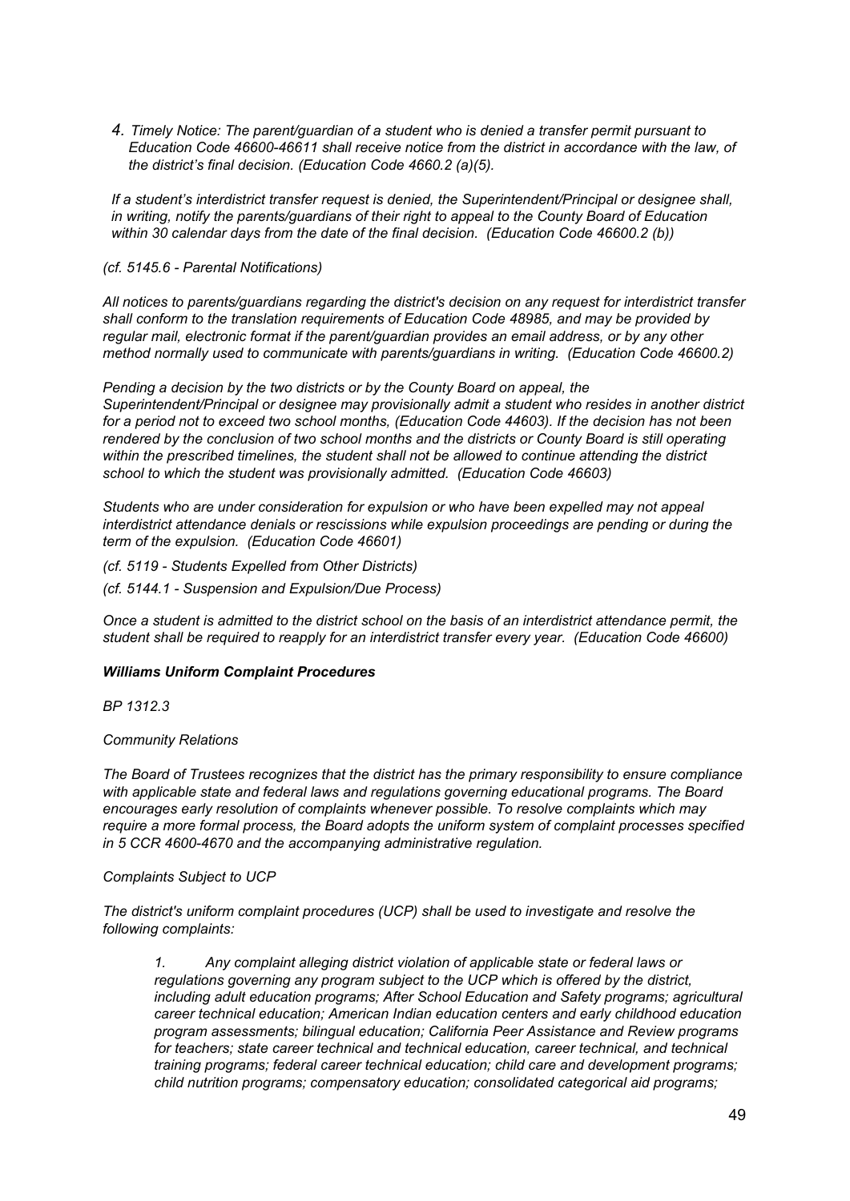*4. Timely Notice: The parent/guardian of a student who is denied a transfer permit pursuant to Education Code 46600-46611 shall receive notice from the district in accordance with the law, of the district's final decision. (Education Code 4660.2 (a)(5).*

*If a student's interdistrict transfer request is denied, the Superintendent/Principal or designee shall, in writing, notify the parents/guardians of their right to appeal to the County Board of Education within 30 calendar days from the date of the final decision. (Education Code 46600.2 (b))*

*(cf. 5145.6 - Parental Notifications)*

*All notices to parents/guardians regarding the district's decision on any request for interdistrict transfer shall conform to the translation requirements of Education Code 48985, and may be provided by regular mail, electronic format if the parent/guardian provides an email address, or by any other method normally used to communicate with parents/guardians in writing. (Education Code 46600.2)*

*Pending a decision by the two districts or by the County Board on appeal, the Superintendent/Principal or designee may provisionally admit a student who resides in another district for a period not to exceed two school months, (Education Code 44603). If the decision has not been rendered by the conclusion of two school months and the districts or County Board is still operating within the prescribed timelines, the student shall not be allowed to continue attending the district school to which the student was provisionally admitted. (Education Code 46603)*

*Students who are under consideration for expulsion or who have been expelled may not appeal interdistrict attendance denials or rescissions while expulsion proceedings are pending or during the term of the expulsion. (Education Code 46601)*

*(cf. 5119 - Students Expelled from Other Districts)*

*(cf. 5144.1 - Suspension and Expulsion/Due Process)*

*Once a student is admitted to the district school on the basis of an interdistrict attendance permit, the student shall be required to reapply for an interdistrict transfer every year. (Education Code 46600)*

***Williams Uniform Complaint Procedures***

*BP 1312.3*

*Community Relations*

*The Board of Trustees recognizes that the district has the primary responsibility to ensure compliance with applicable state and federal laws and regulations governing educational programs. The Board encourages early resolution of complaints whenever possible. To resolve complaints which may require a more formal process, the Board adopts the uniform system of complaint processes specified in 5 CCR 4600-4670 and the accompanying administrative regulation.*

*Complaints Subject to UCP*

*The district's uniform complaint procedures (UCP) shall be used to investigate and resolve the following complaints:*

> *1. Any complaint alleging district violation of applicable state or federal laws or regulations governing any program subject to the UCP which is offered by the district, including adult education programs; After School Education and Safety programs; agricultural career technical education; American Indian education centers and early childhood education program assessments; bilingual education; California Peer Assistance and Review programs for teachers; state career technical and technical education, career technical, and technical training programs; federal career technical education; child care and development programs; child nutrition programs; compensatory education; consolidated categorical aid programs;*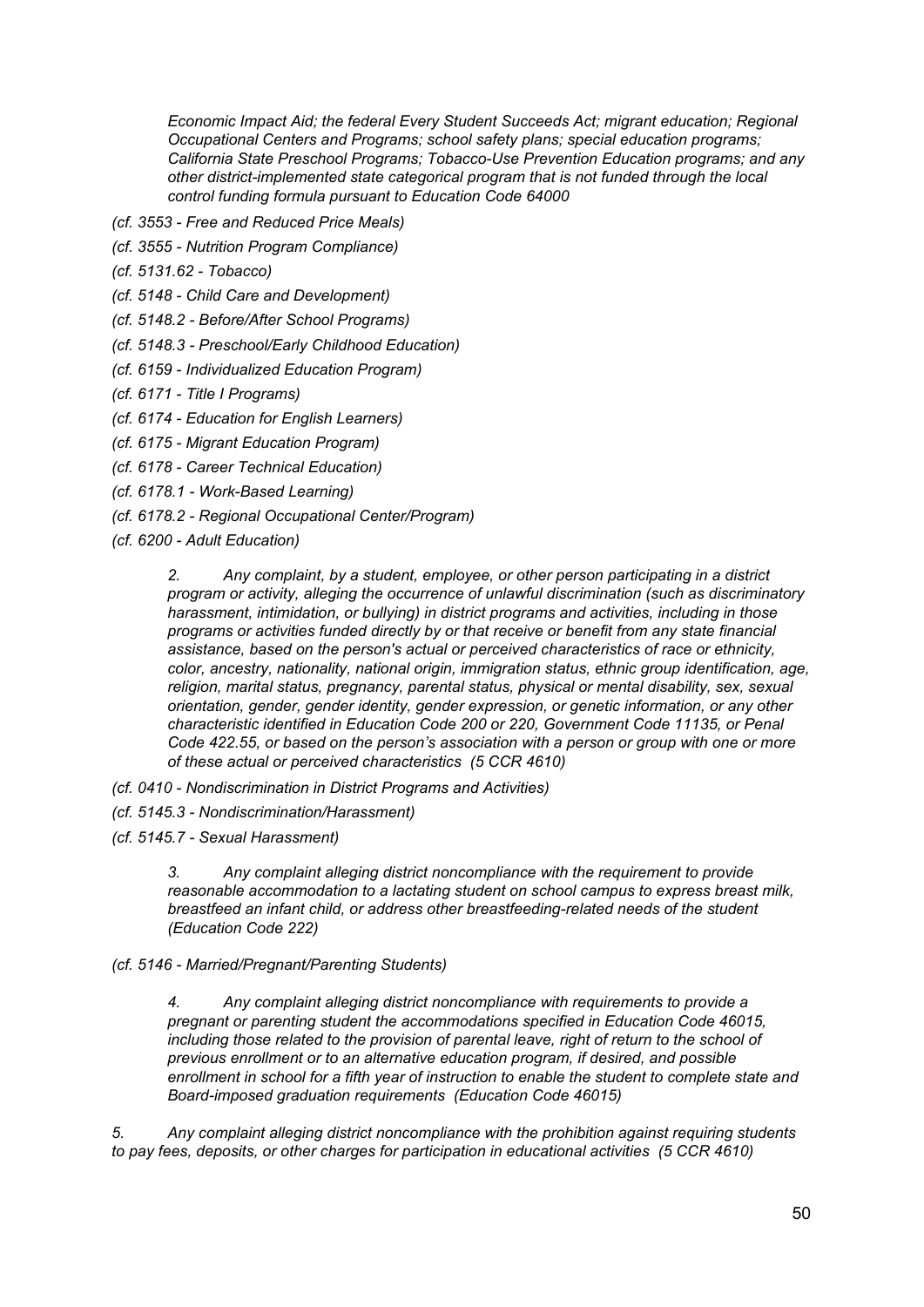*Economic Impact Aid; the federal Every Student Succeeds Act; migrant education; Regional Occupational Centers and Programs; school safety plans; special education programs; California State Preschool Programs; Tobacco-Use Prevention Education programs; and any other district-implemented state categorical program that is not funded through the local control funding formula pursuant to Education Code 64000*

*(cf. 3553 - Free and Reduced Price Meals)*

*(cf. 3555 - Nutrition Program Compliance)*

*(cf. 5131.62 - Tobacco)*

*(cf. 5148 - Child Care and Development)*

*(cf. 5148.2 - Before/After School Programs)*

*(cf. 5148.3 - Preschool/Early Childhood Education)*

*(cf. 6159 - Individualized Education Program)*

*(cf. 6171 - Title I Programs)*

*(cf. 6174 - Education for English Learners)*

*(cf. 6175 - Migrant Education Program)*

*(cf. 6178 - Career Technical Education)*

*(cf. 6178.1 - Work-Based Learning)*

*(cf. 6178.2 - Regional Occupational Center/Program)*

*(cf. 6200 - Adult Education)*

*2. Any complaint, by a student, employee, or other person participating in a district program or activity, alleging the occurrence of unlawful discrimination (such as discriminatory harassment, intimidation, or bullying) in district programs and activities, including in those programs or activities funded directly by or that receive or benefit from any state financial assistance, based on the person's actual or perceived characteristics of race or ethnicity, color, ancestry, nationality, national origin, immigration status, ethnic group identification, age, religion, marital status, pregnancy, parental status, physical or mental disability, sex, sexual orientation, gender, gender identity, gender expression, or genetic information, or any other characteristic identified in Education Code 200 or 220, Government Code 11135, or Penal Code 422.55, or based on the person's association with a person or group with one or more of these actual or perceived characteristics (5 CCR 4610)*

*(cf. 0410 - Nondiscrimination in District Programs and Activities)*

*(cf. 5145.3 - Nondiscrimination/Harassment)*

*(cf. 5145.7 - Sexual Harassment)*

*3. Any complaint alleging district noncompliance with the requirement to provide reasonable accommodation to a lactating student on school campus to express breast milk, breastfeed an infant child, or address other breastfeeding-related needs of the student (Education Code 222)*

*(cf. 5146 - Married/Pregnant/Parenting Students)*

*4. Any complaint alleging district noncompliance with requirements to provide a pregnant or parenting student the accommodations specified in Education Code 46015, including those related to the provision of parental leave, right of return to the school of previous enrollment or to an alternative education program, if desired, and possible enrollment in school for a fifth year of instruction to enable the student to complete state and Board-imposed graduation requirements (Education Code 46015)*

*5. Any complaint alleging district noncompliance with the prohibition against requiring students to pay fees, deposits, or other charges for participation in educational activities (5 CCR 4610)*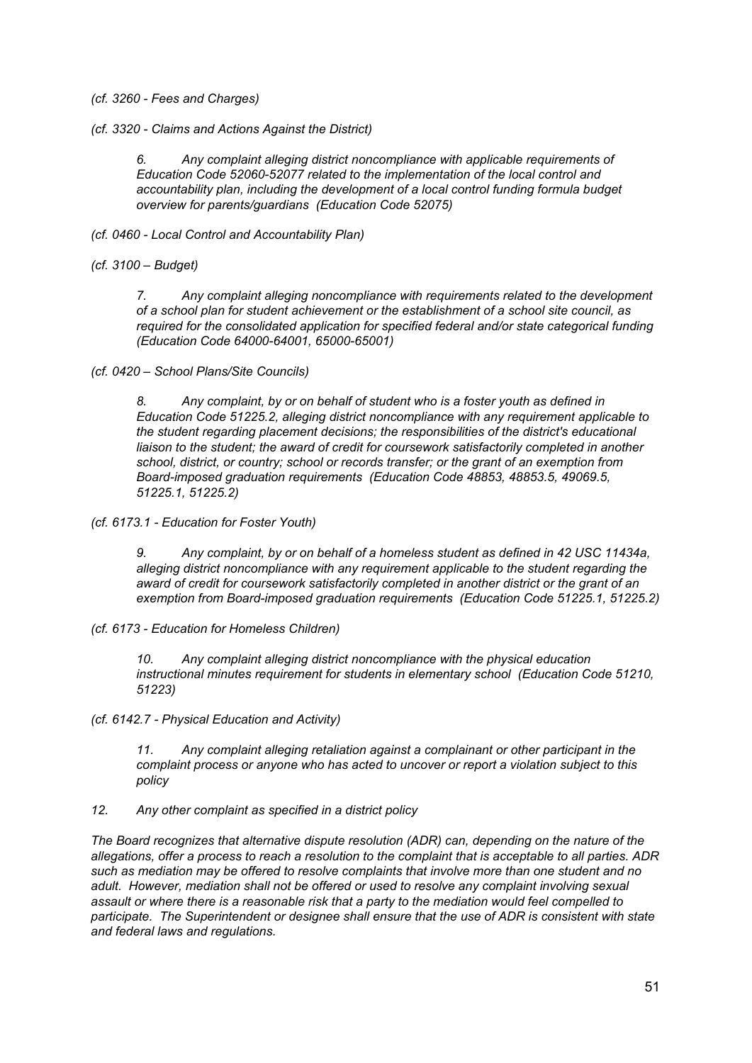*(cf. 3260 - Fees and Charges)*

*(cf. 3320 - Claims and Actions Against the District)*

*6. Any complaint alleging district noncompliance with applicable requirements of Education Code 52060-52077 related to the implementation of the local control and accountability plan, including the development of a local control funding formula budget overview for parents/guardians (Education Code 52075)*

*(cf. 0460 - Local Control and Accountability Plan)*

*(cf. 3100 – Budget)*

*7. Any complaint alleging noncompliance with requirements related to the development of a school plan for student achievement or the establishment of a school site council, as required for the consolidated application for specified federal and/or state categorical funding (Education Code 64000-64001, 65000-65001)*

*(cf. 0420 – School Plans/Site Councils)*

*8. Any complaint, by or on behalf of student who is a foster youth as defined in Education Code 51225.2, alleging district noncompliance with any requirement applicable to the student regarding placement decisions; the responsibilities of the district's educational liaison to the student; the award of credit for coursework satisfactorily completed in another school, district, or country; school or records transfer; or the grant of an exemption from Board-imposed graduation requirements (Education Code 48853, 48853.5, 49069.5, 51225.1, 51225.2)*

*(cf. 6173.1 - Education for Foster Youth)*

*9. Any complaint, by or on behalf of a homeless student as defined in 42 USC 11434a, alleging district noncompliance with any requirement applicable to the student regarding the award of credit for coursework satisfactorily completed in another district or the grant of an exemption from Board-imposed graduation requirements (Education Code 51225.1, 51225.2)*

*(cf. 6173 - Education for Homeless Children)*

*10. Any complaint alleging district noncompliance with the physical education instructional minutes requirement for students in elementary school (Education Code 51210, 51223)*

*(cf. 6142.7 - Physical Education and Activity)*

*11. Any complaint alleging retaliation against a complainant or other participant in the complaint process or anyone who has acted to uncover or report a violation subject to this policy*

*12. Any other complaint as specified in a district policy*

*The Board recognizes that alternative dispute resolution (ADR) can, depending on the nature of the allegations, offer a process to reach a resolution to the complaint that is acceptable to all parties. ADR such as mediation may be offered to resolve complaints that involve more than one student and no adult. However, mediation shall not be offered or used to resolve any complaint involving sexual assault or where there is a reasonable risk that a party to the mediation would feel compelled to participate. The Superintendent or designee shall ensure that the use of ADR is consistent with state and federal laws and regulations.*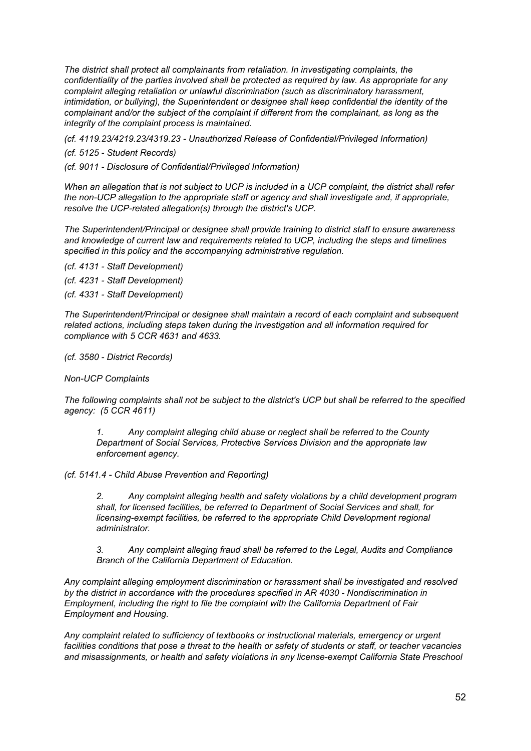*The district shall protect all complainants from retaliation. In investigating complaints, the confidentiality of the parties involved shall be protected as required by law. As appropriate for any complaint alleging retaliation or unlawful discrimination (such as discriminatory harassment, intimidation, or bullying), the Superintendent or designee shall keep confidential the identity of the complainant and/or the subject of the complaint if different from the complainant, as long as the integrity of the complaint process is maintained.*

*(cf. 4119.23/4219.23/4319.23 - Unauthorized Release of Confidential/Privileged Information)*

*(cf. 5125 - Student Records)*

*(cf. 9011 - Disclosure of Confidential/Privileged Information)*

*When an allegation that is not subject to UCP is included in a UCP complaint, the district shall refer the non-UCP allegation to the appropriate staff or agency and shall investigate and, if appropriate, resolve the UCP-related allegation(s) through the district's UCP.*

*The Superintendent/Principal or designee shall provide training to district staff to ensure awareness and knowledge of current law and requirements related to UCP, including the steps and timelines specified in this policy and the accompanying administrative regulation.*

*(cf. 4131 - Staff Development)*

*(cf. 4231 - Staff Development)*

*(cf. 4331 - Staff Development)*

*The Superintendent/Principal or designee shall maintain a record of each complaint and subsequent related actions, including steps taken during the investigation and all information required for compliance with 5 CCR 4631 and 4633.*

*(cf. 3580 - District Records)*

*Non-UCP Complaints*

*The following complaints shall not be subject to the district's UCP but shall be referred to the specified agency: (5 CCR 4611)*

> *1. Any complaint alleging child abuse or neglect shall be referred to the County Department of Social Services, Protective Services Division and the appropriate law enforcement agency.*

*(cf. 5141.4 - Child Abuse Prevention and Reporting)*

> *2. Any complaint alleging health and safety violations by a child development program shall, for licensed facilities, be referred to Department of Social Services and shall, for licensing-exempt facilities, be referred to the appropriate Child Development regional administrator.*
>
> *3. Any complaint alleging fraud shall be referred to the Legal, Audits and Compliance Branch of the California Department of Education.*

*Any complaint alleging employment discrimination or harassment shall be investigated and resolved by the district in accordance with the procedures specified in AR 4030 - Nondiscrimination in Employment, including the right to file the complaint with the California Department of Fair Employment and Housing.*

*Any complaint related to sufficiency of textbooks or instructional materials, emergency or urgent facilities conditions that pose a threat to the health or safety of students or staff, or teacher vacancies and misassignments, or health and safety violations in any license-exempt California State Preschool*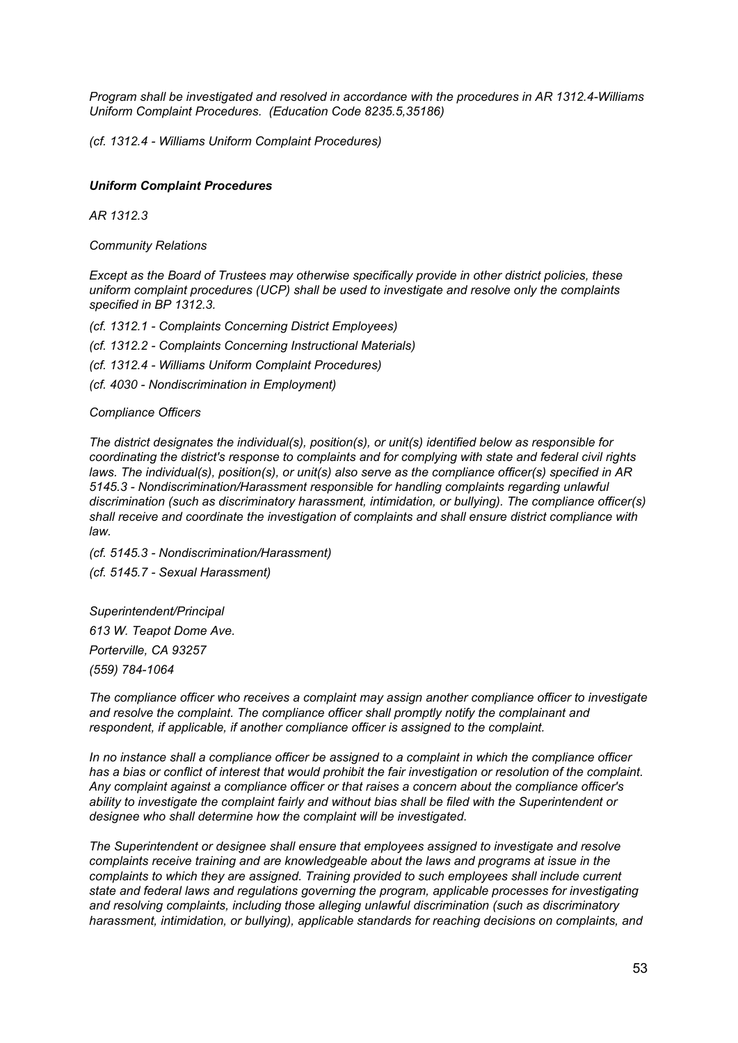*Program shall be investigated and resolved in accordance with the procedures in AR 1312.4-Williams Uniform Complaint Procedures. (Education Code 8235.5,35186)*

*(cf. 1312.4 - Williams Uniform Complaint Procedures)*

***Uniform Complaint Procedures***

*AR 1312.3*

*Community Relations*

*Except as the Board of Trustees may otherwise specifically provide in other district policies, these uniform complaint procedures (UCP) shall be used to investigate and resolve only the complaints specified in BP 1312.3.*

*(cf. 1312.1 - Complaints Concerning District Employees)*

*(cf. 1312.2 - Complaints Concerning Instructional Materials)*

*(cf. 1312.4 - Williams Uniform Complaint Procedures)*

*(cf. 4030 - Nondiscrimination in Employment)*

*Compliance Officers*

*The district designates the individual(s), position(s), or unit(s) identified below as responsible for coordinating the district's response to complaints and for complying with state and federal civil rights laws. The individual(s), position(s), or unit(s) also serve as the compliance officer(s) specified in AR 5145.3 - Nondiscrimination/Harassment responsible for handling complaints regarding unlawful discrimination (such as discriminatory harassment, intimidation, or bullying). The compliance officer(s) shall receive and coordinate the investigation of complaints and shall ensure district compliance with law.*

*(cf. 5145.3 - Nondiscrimination/Harassment)*

*(cf. 5145.7 - Sexual Harassment)*

*Superintendent/Principal*

*613 W. Teapot Dome Ave.*

*Porterville, CA 93257*

*(559) 784-1064*

*The compliance officer who receives a complaint may assign another compliance officer to investigate and resolve the complaint. The compliance officer shall promptly notify the complainant and respondent, if applicable, if another compliance officer is assigned to the complaint.*

*In no instance shall a compliance officer be assigned to a complaint in which the compliance officer has a bias or conflict of interest that would prohibit the fair investigation or resolution of the complaint. Any complaint against a compliance officer or that raises a concern about the compliance officer's ability to investigate the complaint fairly and without bias shall be filed with the Superintendent or designee who shall determine how the complaint will be investigated.*

*The Superintendent or designee shall ensure that employees assigned to investigate and resolve complaints receive training and are knowledgeable about the laws and programs at issue in the complaints to which they are assigned. Training provided to such employees shall include current state and federal laws and regulations governing the program, applicable processes for investigating and resolving complaints, including those alleging unlawful discrimination (such as discriminatory harassment, intimidation, or bullying), applicable standards for reaching decisions on complaints, and*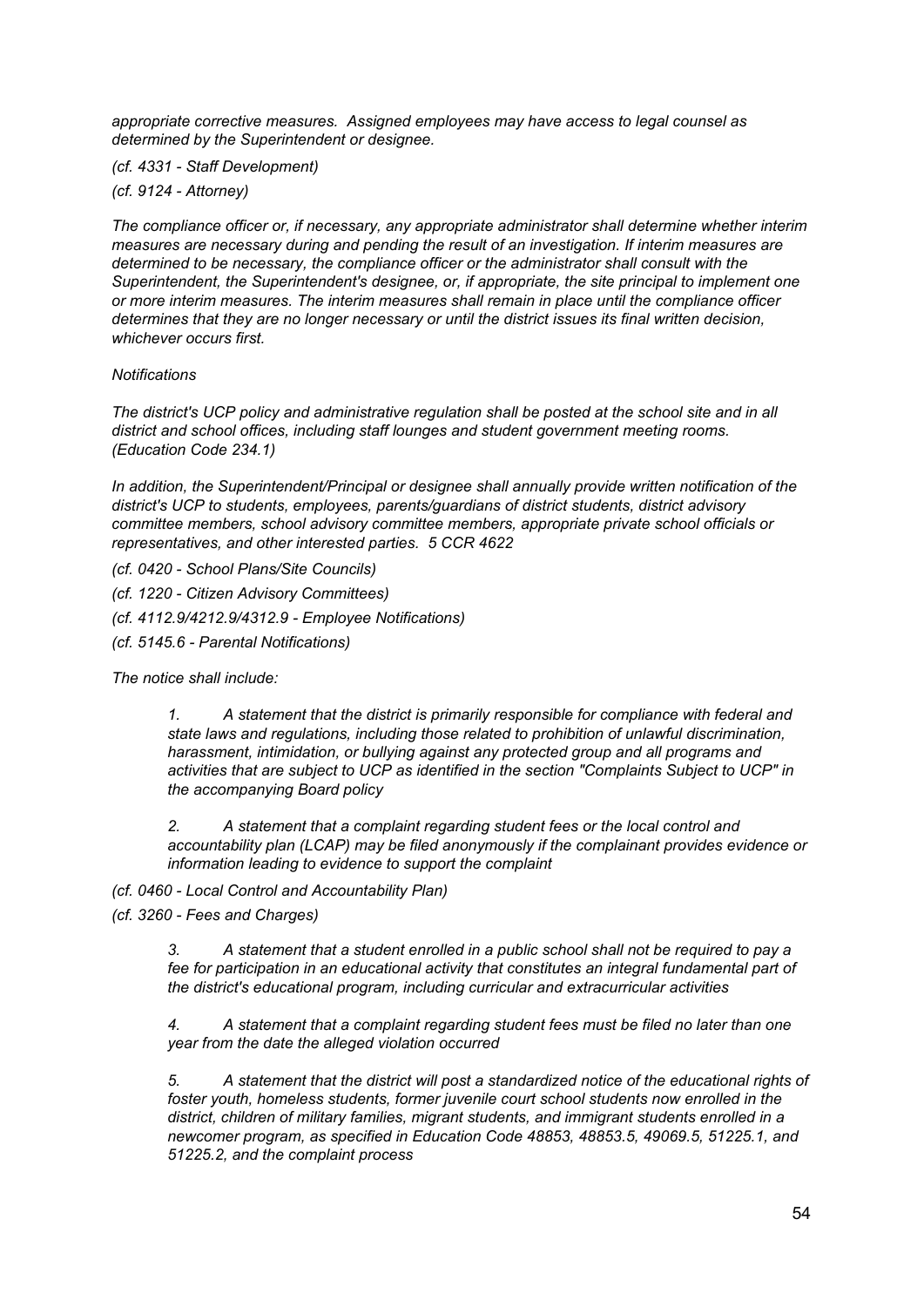*appropriate corrective measures. Assigned employees may have access to legal counsel as determined by the Superintendent or designee.*

*(cf. 4331 - Staff Development)*

*(cf. 9124 - Attorney)*

*The compliance officer or, if necessary, any appropriate administrator shall determine whether interim measures are necessary during and pending the result of an investigation. If interim measures are determined to be necessary, the compliance officer or the administrator shall consult with the Superintendent, the Superintendent's designee, or, if appropriate, the site principal to implement one or more interim measures. The interim measures shall remain in place until the compliance officer determines that they are no longer necessary or until the district issues its final written decision, whichever occurs first.*

*Notifications*

*The district's UCP policy and administrative regulation shall be posted at the school site and in all district and school offices, including staff lounges and student government meeting rooms. (Education Code 234.1)*

*In addition, the Superintendent/Principal or designee shall annually provide written notification of the district's UCP to students, employees, parents/guardians of district students, district advisory committee members, school advisory committee members, appropriate private school officials or representatives, and other interested parties. 5 CCR 4622*

*(cf. 0420 - School Plans/Site Councils)*

*(cf. 1220 - Citizen Advisory Committees)*

*(cf. 4112.9/4212.9/4312.9 - Employee Notifications)*

*(cf. 5145.6 - Parental Notifications)*

*The notice shall include:*

> *1. A statement that the district is primarily responsible for compliance with federal and state laws and regulations, including those related to prohibition of unlawful discrimination, harassment, intimidation, or bullying against any protected group and all programs and activities that are subject to UCP as identified in the section "Complaints Subject to UCP" in the accompanying Board policy*
>
> *2. A statement that a complaint regarding student fees or the local control and accountability plan (LCAP) may be filed anonymously if the complainant provides evidence or information leading to evidence to support the complaint*

*(cf. 0460 - Local Control and Accountability Plan)*

*(cf. 3260 - Fees and Charges)*

> *3. A statement that a student enrolled in a public school shall not be required to pay a fee for participation in an educational activity that constitutes an integral fundamental part of the district's educational program, including curricular and extracurricular activities*
>
> *4. A statement that a complaint regarding student fees must be filed no later than one year from the date the alleged violation occurred*
>
> *5. A statement that the district will post a standardized notice of the educational rights of foster youth, homeless students, former juvenile court school students now enrolled in the district, children of military families, migrant students, and immigrant students enrolled in a newcomer program, as specified in Education Code 48853, 48853.5, 49069.5, 51225.1, and 51225.2, and the complaint process*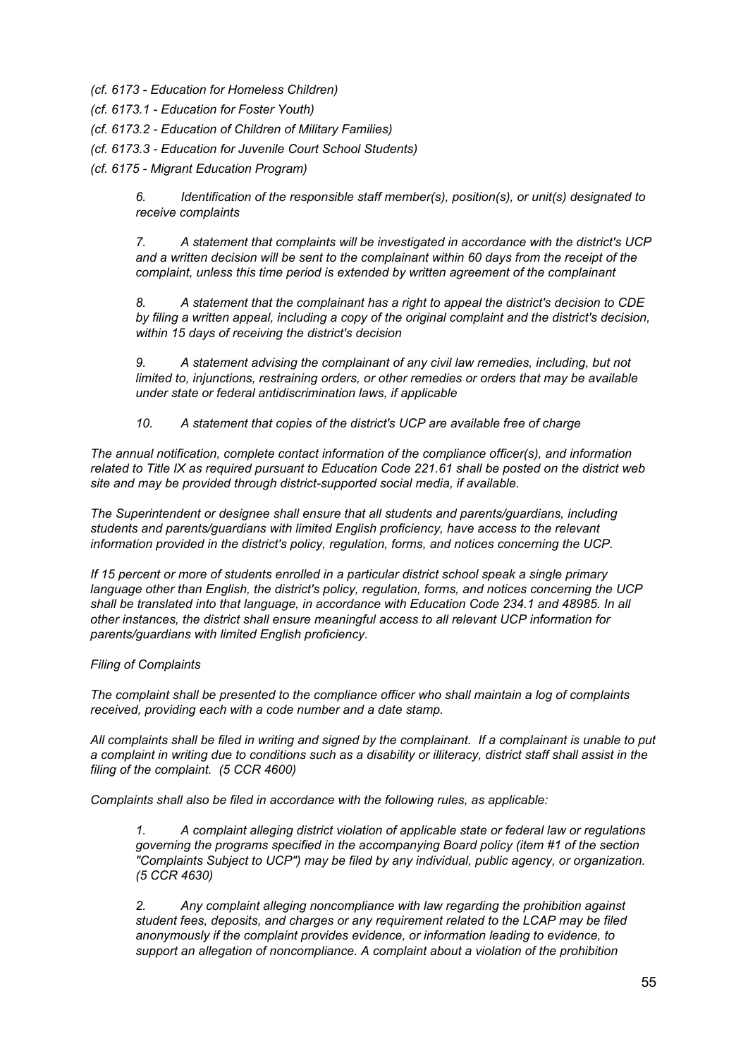*(cf. 6173 - Education for Homeless Children)*

*(cf. 6173.1 - Education for Foster Youth)*

*(cf. 6173.2 - Education of Children of Military Families)*

*(cf. 6173.3 - Education for Juvenile Court School Students)*

*(cf. 6175 - Migrant Education Program)*

> *6. Identification of the responsible staff member(s), position(s), or unit(s) designated to receive complaints*
>
> *7. A statement that complaints will be investigated in accordance with the district's UCP and a written decision will be sent to the complainant within 60 days from the receipt of the complaint, unless this time period is extended by written agreement of the complainant*
>
> *8. A statement that the complainant has a right to appeal the district's decision to CDE by filing a written appeal, including a copy of the original complaint and the district's decision, within 15 days of receiving the district's decision*
>
> *9. A statement advising the complainant of any civil law remedies, including, but not limited to, injunctions, restraining orders, or other remedies or orders that may be available under state or federal antidiscrimination laws, if applicable*
>
> *10. A statement that copies of the district's UCP are available free of charge*

*The annual notification, complete contact information of the compliance officer(s), and information related to Title IX as required pursuant to Education Code 221.61 shall be posted on the district web site and may be provided through district-supported social media, if available.*

*The Superintendent or designee shall ensure that all students and parents/guardians, including students and parents/guardians with limited English proficiency, have access to the relevant information provided in the district's policy, regulation, forms, and notices concerning the UCP.*

*If 15 percent or more of students enrolled in a particular district school speak a single primary language other than English, the district's policy, regulation, forms, and notices concerning the UCP shall be translated into that language, in accordance with Education Code 234.1 and 48985. In all other instances, the district shall ensure meaningful access to all relevant UCP information for parents/guardians with limited English proficiency.*

*Filing of Complaints*

*The complaint shall be presented to the compliance officer who shall maintain a log of complaints received, providing each with a code number and a date stamp.*

*All complaints shall be filed in writing and signed by the complainant. If a complainant is unable to put a complaint in writing due to conditions such as a disability or illiteracy, district staff shall assist in the filing of the complaint. (5 CCR 4600)*

*Complaints shall also be filed in accordance with the following rules, as applicable:*

> *1. A complaint alleging district violation of applicable state or federal law or regulations governing the programs specified in the accompanying Board policy (item #1 of the section "Complaints Subject to UCP") may be filed by any individual, public agency, or organization. (5 CCR 4630)*
>
> *2. Any complaint alleging noncompliance with law regarding the prohibition against student fees, deposits, and charges or any requirement related to the LCAP may be filed anonymously if the complaint provides evidence, or information leading to evidence, to support an allegation of noncompliance. A complaint about a violation of the prohibition*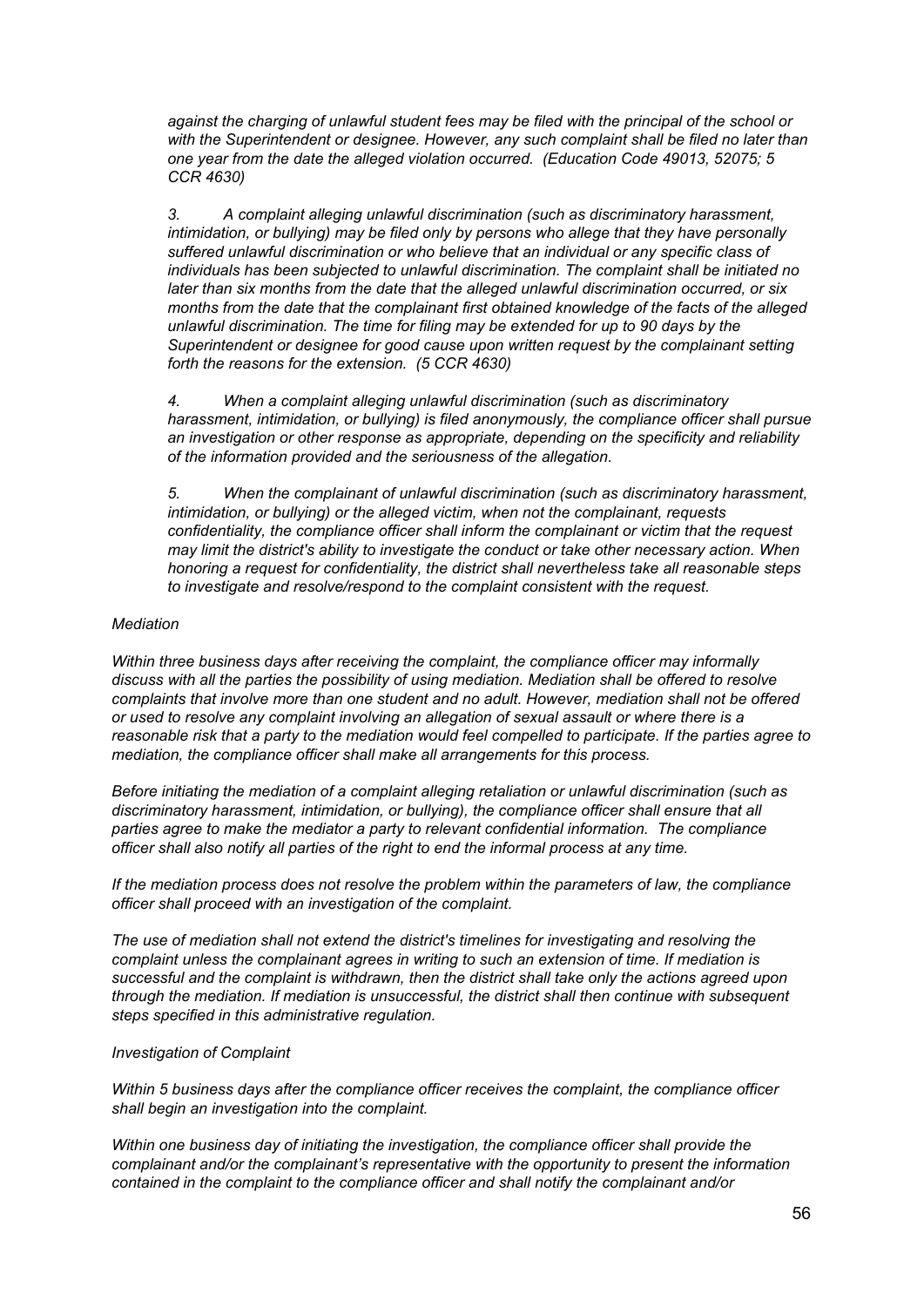*against the charging of unlawful student fees may be filed with the principal of the school or with the Superintendent or designee. However, any such complaint shall be filed no later than one year from the date the alleged violation occurred. (Education Code 49013, 52075; 5 CCR 4630)*

*3. A complaint alleging unlawful discrimination (such as discriminatory harassment, intimidation, or bullying) may be filed only by persons who allege that they have personally suffered unlawful discrimination or who believe that an individual or any specific class of individuals has been subjected to unlawful discrimination. The complaint shall be initiated no later than six months from the date that the alleged unlawful discrimination occurred, or six months from the date that the complainant first obtained knowledge of the facts of the alleged unlawful discrimination. The time for filing may be extended for up to 90 days by the Superintendent or designee for good cause upon written request by the complainant setting forth the reasons for the extension. (5 CCR 4630)*

*4. When a complaint alleging unlawful discrimination (such as discriminatory harassment, intimidation, or bullying) is filed anonymously, the compliance officer shall pursue an investigation or other response as appropriate, depending on the specificity and reliability of the information provided and the seriousness of the allegation.*

*5. When the complainant of unlawful discrimination (such as discriminatory harassment, intimidation, or bullying) or the alleged victim, when not the complainant, requests confidentiality, the compliance officer shall inform the complainant or victim that the request may limit the district's ability to investigate the conduct or take other necessary action. When honoring a request for confidentiality, the district shall nevertheless take all reasonable steps to investigate and resolve/respond to the complaint consistent with the request.*

*Mediation*

*Within three business days after receiving the complaint, the compliance officer may informally discuss with all the parties the possibility of using mediation. Mediation shall be offered to resolve complaints that involve more than one student and no adult. However, mediation shall not be offered or used to resolve any complaint involving an allegation of sexual assault or where there is a reasonable risk that a party to the mediation would feel compelled to participate. If the parties agree to mediation, the compliance officer shall make all arrangements for this process.*

*Before initiating the mediation of a complaint alleging retaliation or unlawful discrimination (such as discriminatory harassment, intimidation, or bullying), the compliance officer shall ensure that all parties agree to make the mediator a party to relevant confidential information. The compliance officer shall also notify all parties of the right to end the informal process at any time.*

*If the mediation process does not resolve the problem within the parameters of law, the compliance officer shall proceed with an investigation of the complaint.*

*The use of mediation shall not extend the district's timelines for investigating and resolving the complaint unless the complainant agrees in writing to such an extension of time. If mediation is successful and the complaint is withdrawn, then the district shall take only the actions agreed upon through the mediation. If mediation is unsuccessful, the district shall then continue with subsequent steps specified in this administrative regulation.*

*Investigation of Complaint*

*Within 5 business days after the compliance officer receives the complaint, the compliance officer shall begin an investigation into the complaint.*

*Within one business day of initiating the investigation, the compliance officer shall provide the complainant and/or the complainant's representative with the opportunity to present the information contained in the complaint to the compliance officer and shall notify the complainant and/or*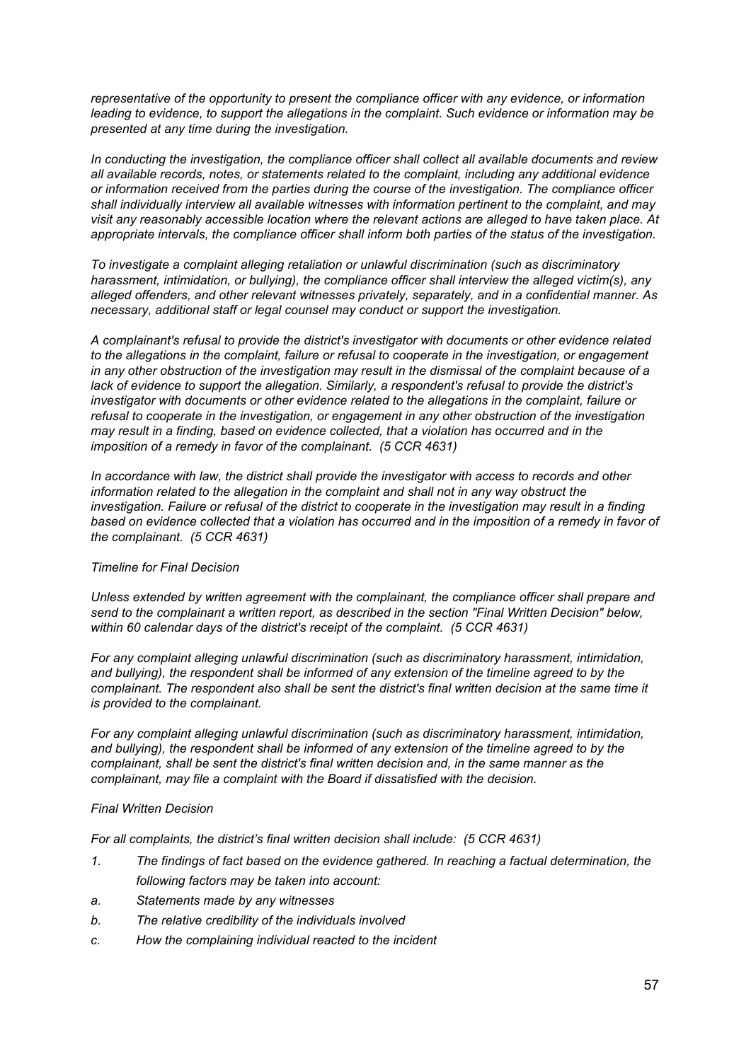*representative of the opportunity to present the compliance officer with any evidence, or information leading to evidence, to support the allegations in the complaint. Such evidence or information may be presented at any time during the investigation.*

*In conducting the investigation, the compliance officer shall collect all available documents and review all available records, notes, or statements related to the complaint, including any additional evidence or information received from the parties during the course of the investigation. The compliance officer shall individually interview all available witnesses with information pertinent to the complaint, and may visit any reasonably accessible location where the relevant actions are alleged to have taken place. At appropriate intervals, the compliance officer shall inform both parties of the status of the investigation.*

*To investigate a complaint alleging retaliation or unlawful discrimination (such as discriminatory harassment, intimidation, or bullying), the compliance officer shall interview the alleged victim(s), any alleged offenders, and other relevant witnesses privately, separately, and in a confidential manner. As necessary, additional staff or legal counsel may conduct or support the investigation.*

*A complainant's refusal to provide the district's investigator with documents or other evidence related to the allegations in the complaint, failure or refusal to cooperate in the investigation, or engagement in any other obstruction of the investigation may result in the dismissal of the complaint because of a lack of evidence to support the allegation. Similarly, a respondent's refusal to provide the district's investigator with documents or other evidence related to the allegations in the complaint, failure or refusal to cooperate in the investigation, or engagement in any other obstruction of the investigation may result in a finding, based on evidence collected, that a violation has occurred and in the imposition of a remedy in favor of the complainant. (5 CCR 4631)*

*In accordance with law, the district shall provide the investigator with access to records and other information related to the allegation in the complaint and shall not in any way obstruct the investigation. Failure or refusal of the district to cooperate in the investigation may result in a finding based on evidence collected that a violation has occurred and in the imposition of a remedy in favor of the complainant. (5 CCR 4631)*

*Timeline for Final Decision*

*Unless extended by written agreement with the complainant, the compliance officer shall prepare and send to the complainant a written report, as described in the section "Final Written Decision" below, within 60 calendar days of the district's receipt of the complaint. (5 CCR 4631)*

*For any complaint alleging unlawful discrimination (such as discriminatory harassment, intimidation, and bullying), the respondent shall be informed of any extension of the timeline agreed to by the complainant. The respondent also shall be sent the district's final written decision at the same time it is provided to the complainant.*

*For any complaint alleging unlawful discrimination (such as discriminatory harassment, intimidation, and bullying), the respondent shall be informed of any extension of the timeline agreed to by the complainant, shall be sent the district's final written decision and, in the same manner as the complainant, may file a complaint with the Board if dissatisfied with the decision.*

*Final Written Decision*

*For all complaints, the district's final written decision shall include: (5 CCR 4631)*

1. *The findings of fact based on the evidence gathered. In reaching a factual determination, the following factors may be taken into account:*

   a. *Statements made by any witnesses*

   b. *The relative credibility of the individuals involved*

   c. *How the complaining individual reacted to the incident*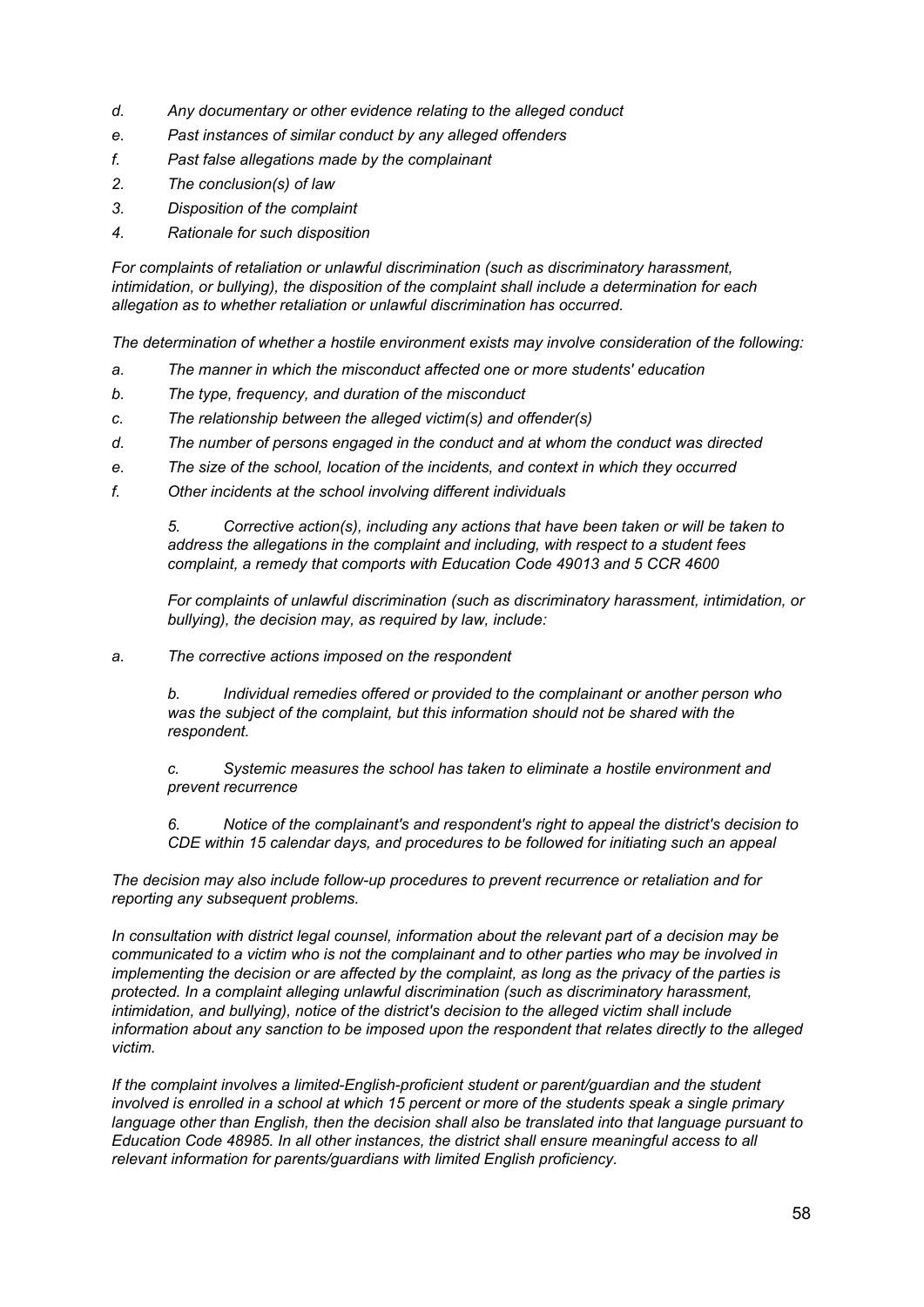*d. Any documentary or other evidence relating to the alleged conduct*

*e. Past instances of similar conduct by any alleged offenders*

*f. Past false allegations made by the complainant*

*2. The conclusion(s) of law*

*3. Disposition of the complaint*

*4. Rationale for such disposition*

*For complaints of retaliation or unlawful discrimination (such as discriminatory harassment, intimidation, or bullying), the disposition of the complaint shall include a determination for each allegation as to whether retaliation or unlawful discrimination has occurred.*

*The determination of whether a hostile environment exists may involve consideration of the following:*

*a. The manner in which the misconduct affected one or more students' education*

*b. The type, frequency, and duration of the misconduct*

*c. The relationship between the alleged victim(s) and offender(s)*

*d. The number of persons engaged in the conduct and at whom the conduct was directed*

*e. The size of the school, location of the incidents, and context in which they occurred*

*f. Other incidents at the school involving different individuals*

*5. Corrective action(s), including any actions that have been taken or will be taken to address the allegations in the complaint and including, with respect to a student fees complaint, a remedy that comports with Education Code 49013 and 5 CCR 4600*

*For complaints of unlawful discrimination (such as discriminatory harassment, intimidation, or bullying), the decision may, as required by law, include:*

*a. The corrective actions imposed on the respondent*

*b. Individual remedies offered or provided to the complainant or another person who was the subject of the complaint, but this information should not be shared with the respondent.*

*c. Systemic measures the school has taken to eliminate a hostile environment and prevent recurrence*

*6. Notice of the complainant's and respondent's right to appeal the district's decision to CDE within 15 calendar days, and procedures to be followed for initiating such an appeal*

*The decision may also include follow-up procedures to prevent recurrence or retaliation and for reporting any subsequent problems.*

*In consultation with district legal counsel, information about the relevant part of a decision may be communicated to a victim who is not the complainant and to other parties who may be involved in implementing the decision or are affected by the complaint, as long as the privacy of the parties is protected. In a complaint alleging unlawful discrimination (such as discriminatory harassment, intimidation, and bullying), notice of the district's decision to the alleged victim shall include information about any sanction to be imposed upon the respondent that relates directly to the alleged victim.*

*If the complaint involves a limited-English-proficient student or parent/guardian and the student involved is enrolled in a school at which 15 percent or more of the students speak a single primary language other than English, then the decision shall also be translated into that language pursuant to Education Code 48985. In all other instances, the district shall ensure meaningful access to all relevant information for parents/guardians with limited English proficiency.*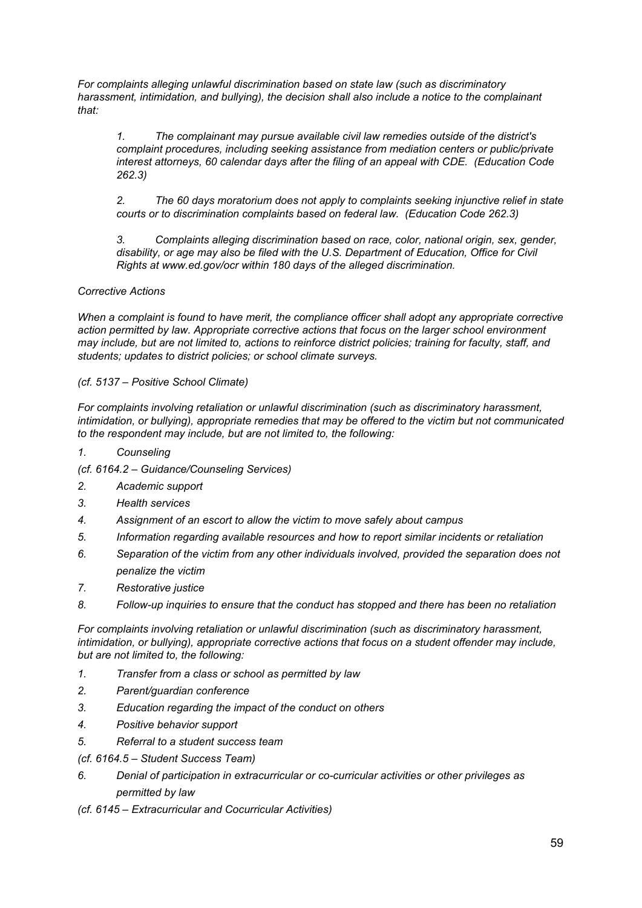*For complaints alleging unlawful discrimination based on state law (such as discriminatory harassment, intimidation, and bullying), the decision shall also include a notice to the complainant that:*

> *1. The complainant may pursue available civil law remedies outside of the district's complaint procedures, including seeking assistance from mediation centers or public/private interest attorneys, 60 calendar days after the filing of an appeal with CDE. (Education Code 262.3)*
>
> *2. The 60 days moratorium does not apply to complaints seeking injunctive relief in state courts or to discrimination complaints based on federal law. (Education Code 262.3)*
>
> *3. Complaints alleging discrimination based on race, color, national origin, sex, gender, disability, or age may also be filed with the U.S. Department of Education, Office for Civil Rights at www.ed.gov/ocr within 180 days of the alleged discrimination.*

*Corrective Actions*

*When a complaint is found to have merit, the compliance officer shall adopt any appropriate corrective action permitted by law. Appropriate corrective actions that focus on the larger school environment may include, but are not limited to, actions to reinforce district policies; training for faculty, staff, and students; updates to district policies; or school climate surveys.*

*(cf. 5137 – Positive School Climate)*

*For complaints involving retaliation or unlawful discrimination (such as discriminatory harassment, intimidation, or bullying), appropriate remedies that may be offered to the victim but not communicated to the respondent may include, but are not limited to, the following:*

1. *Counseling*

*(cf. 6164.2 – Guidance/Counseling Services)*

2. *Academic support*
3. *Health services*
4. *Assignment of an escort to allow the victim to move safely about campus*
5. *Information regarding available resources and how to report similar incidents or retaliation*
6. *Separation of the victim from any other individuals involved, provided the separation does not penalize the victim*
7. *Restorative justice*
8. *Follow-up inquiries to ensure that the conduct has stopped and there has been no retaliation*

*For complaints involving retaliation or unlawful discrimination (such as discriminatory harassment, intimidation, or bullying), appropriate corrective actions that focus on a student offender may include, but are not limited to, the following:*

1. *Transfer from a class or school as permitted by law*
2. *Parent/guardian conference*
3. *Education regarding the impact of the conduct on others*
4. *Positive behavior support*
5. *Referral to a student success team*

*(cf. 6164.5 – Student Success Team)*

6. *Denial of participation in extracurricular or co-curricular activities or other privileges as permitted by law*

*(cf. 6145 – Extracurricular and Cocurricular Activities)*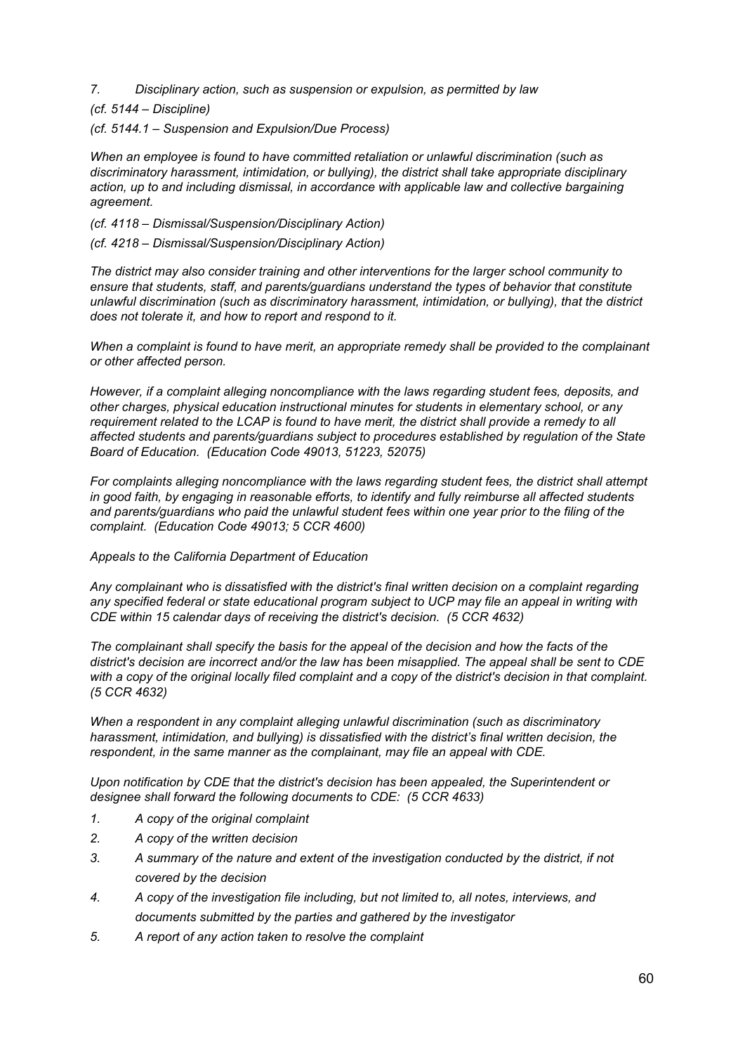*7. Disciplinary action, such as suspension or expulsion, as permitted by law*

*(cf. 5144 – Discipline)*

*(cf. 5144.1 – Suspension and Expulsion/Due Process)*

*When an employee is found to have committed retaliation or unlawful discrimination (such as discriminatory harassment, intimidation, or bullying), the district shall take appropriate disciplinary action, up to and including dismissal, in accordance with applicable law and collective bargaining agreement.*

*(cf. 4118 – Dismissal/Suspension/Disciplinary Action)*

*(cf. 4218 – Dismissal/Suspension/Disciplinary Action)*

*The district may also consider training and other interventions for the larger school community to ensure that students, staff, and parents/guardians understand the types of behavior that constitute unlawful discrimination (such as discriminatory harassment, intimidation, or bullying), that the district does not tolerate it, and how to report and respond to it.*

*When a complaint is found to have merit, an appropriate remedy shall be provided to the complainant or other affected person.*

*However, if a complaint alleging noncompliance with the laws regarding student fees, deposits, and other charges, physical education instructional minutes for students in elementary school, or any requirement related to the LCAP is found to have merit, the district shall provide a remedy to all affected students and parents/guardians subject to procedures established by regulation of the State Board of Education. (Education Code 49013, 51223, 52075)*

*For complaints alleging noncompliance with the laws regarding student fees, the district shall attempt in good faith, by engaging in reasonable efforts, to identify and fully reimburse all affected students and parents/guardians who paid the unlawful student fees within one year prior to the filing of the complaint. (Education Code 49013; 5 CCR 4600)*

*Appeals to the California Department of Education*

*Any complainant who is dissatisfied with the district's final written decision on a complaint regarding any specified federal or state educational program subject to UCP may file an appeal in writing with CDE within 15 calendar days of receiving the district's decision. (5 CCR 4632)*

*The complainant shall specify the basis for the appeal of the decision and how the facts of the district's decision are incorrect and/or the law has been misapplied. The appeal shall be sent to CDE with a copy of the original locally filed complaint and a copy of the district's decision in that complaint. (5 CCR 4632)*

*When a respondent in any complaint alleging unlawful discrimination (such as discriminatory harassment, intimidation, and bullying) is dissatisfied with the district's final written decision, the respondent, in the same manner as the complainant, may file an appeal with CDE.*

*Upon notification by CDE that the district's decision has been appealed, the Superintendent or designee shall forward the following documents to CDE: (5 CCR 4633)*

1. *A copy of the original complaint*
2. *A copy of the written decision*
3. *A summary of the nature and extent of the investigation conducted by the district, if not covered by the decision*
4. *A copy of the investigation file including, but not limited to, all notes, interviews, and documents submitted by the parties and gathered by the investigator*
5. *A report of any action taken to resolve the complaint*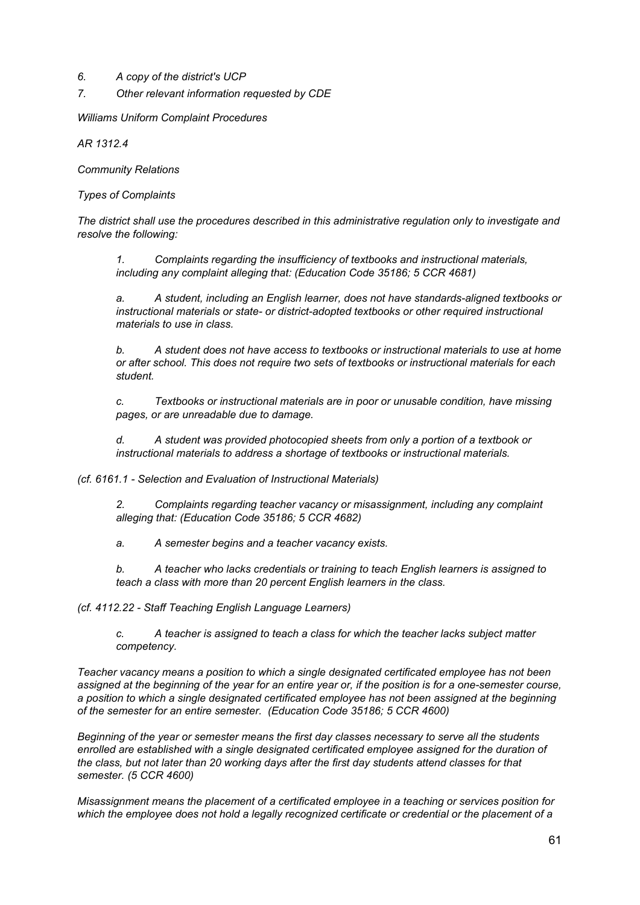*6. A copy of the district's UCP*

*7. Other relevant information requested by CDE*

*Williams Uniform Complaint Procedures*

*AR 1312.4*

*Community Relations*

*Types of Complaints*

*The district shall use the procedures described in this administrative regulation only to investigate and resolve the following:*

> *1. Complaints regarding the insufficiency of textbooks and instructional materials, including any complaint alleging that: (Education Code 35186; 5 CCR 4681)*
>
> *a. A student, including an English learner, does not have standards-aligned textbooks or instructional materials or state- or district-adopted textbooks or other required instructional materials to use in class.*
>
> *b. A student does not have access to textbooks or instructional materials to use at home or after school. This does not require two sets of textbooks or instructional materials for each student.*
>
> *c. Textbooks or instructional materials are in poor or unusable condition, have missing pages, or are unreadable due to damage.*
>
> *d. A student was provided photocopied sheets from only a portion of a textbook or instructional materials to address a shortage of textbooks or instructional materials.*

*(cf. 6161.1 - Selection and Evaluation of Instructional Materials)*

> *2. Complaints regarding teacher vacancy or misassignment, including any complaint alleging that: (Education Code 35186; 5 CCR 4682)*
>
> *a. A semester begins and a teacher vacancy exists.*
>
> *b. A teacher who lacks credentials or training to teach English learners is assigned to teach a class with more than 20 percent English learners in the class.*

*(cf. 4112.22 - Staff Teaching English Language Learners)*

> *c. A teacher is assigned to teach a class for which the teacher lacks subject matter competency.*

*Teacher vacancy means a position to which a single designated certificated employee has not been assigned at the beginning of the year for an entire year or, if the position is for a one-semester course, a position to which a single designated certificated employee has not been assigned at the beginning of the semester for an entire semester. (Education Code 35186; 5 CCR 4600)*

*Beginning of the year or semester means the first day classes necessary to serve all the students enrolled are established with a single designated certificated employee assigned for the duration of the class, but not later than 20 working days after the first day students attend classes for that semester. (5 CCR 4600)*

*Misassignment means the placement of a certificated employee in a teaching or services position for which the employee does not hold a legally recognized certificate or credential or the placement of a*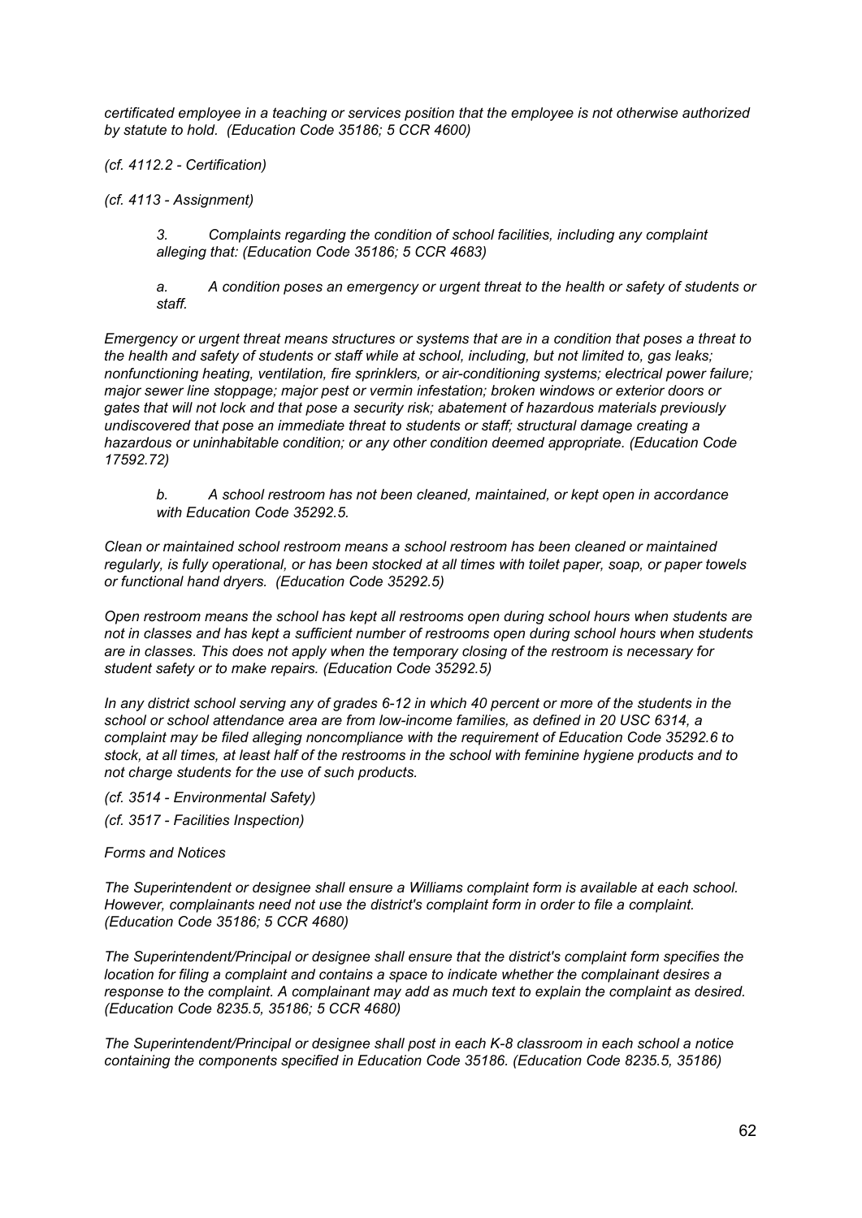*certificated employee in a teaching or services position that the employee is not otherwise authorized by statute to hold. (Education Code 35186; 5 CCR 4600)*

*(cf. 4112.2 - Certification)*

*(cf. 4113 - Assignment)*

> *3. Complaints regarding the condition of school facilities, including any complaint alleging that: (Education Code 35186; 5 CCR 4683)*
>
> *a. A condition poses an emergency or urgent threat to the health or safety of students or staff.*

*Emergency or urgent threat means structures or systems that are in a condition that poses a threat to the health and safety of students or staff while at school, including, but not limited to, gas leaks; nonfunctioning heating, ventilation, fire sprinklers, or air-conditioning systems; electrical power failure; major sewer line stoppage; major pest or vermin infestation; broken windows or exterior doors or gates that will not lock and that pose a security risk; abatement of hazardous materials previously undiscovered that pose an immediate threat to students or staff; structural damage creating a hazardous or uninhabitable condition; or any other condition deemed appropriate. (Education Code 17592.72)*

> *b. A school restroom has not been cleaned, maintained, or kept open in accordance with Education Code 35292.5.*

*Clean or maintained school restroom means a school restroom has been cleaned or maintained regularly, is fully operational, or has been stocked at all times with toilet paper, soap, or paper towels or functional hand dryers. (Education Code 35292.5)*

*Open restroom means the school has kept all restrooms open during school hours when students are not in classes and has kept a sufficient number of restrooms open during school hours when students are in classes. This does not apply when the temporary closing of the restroom is necessary for student safety or to make repairs. (Education Code 35292.5)*

*In any district school serving any of grades 6-12 in which 40 percent or more of the students in the school or school attendance area are from low-income families, as defined in 20 USC 6314, a complaint may be filed alleging noncompliance with the requirement of Education Code 35292.6 to stock, at all times, at least half of the restrooms in the school with feminine hygiene products and to not charge students for the use of such products.*

*(cf. 3514 - Environmental Safety)*

*(cf. 3517 - Facilities Inspection)*

*Forms and Notices*

*The Superintendent or designee shall ensure a Williams complaint form is available at each school. However, complainants need not use the district's complaint form in order to file a complaint. (Education Code 35186; 5 CCR 4680)*

*The Superintendent/Principal or designee shall ensure that the district's complaint form specifies the location for filing a complaint and contains a space to indicate whether the complainant desires a response to the complaint. A complainant may add as much text to explain the complaint as desired. (Education Code 8235.5, 35186; 5 CCR 4680)*

*The Superintendent/Principal or designee shall post in each K-8 classroom in each school a notice containing the components specified in Education Code 35186. (Education Code 8235.5, 35186)*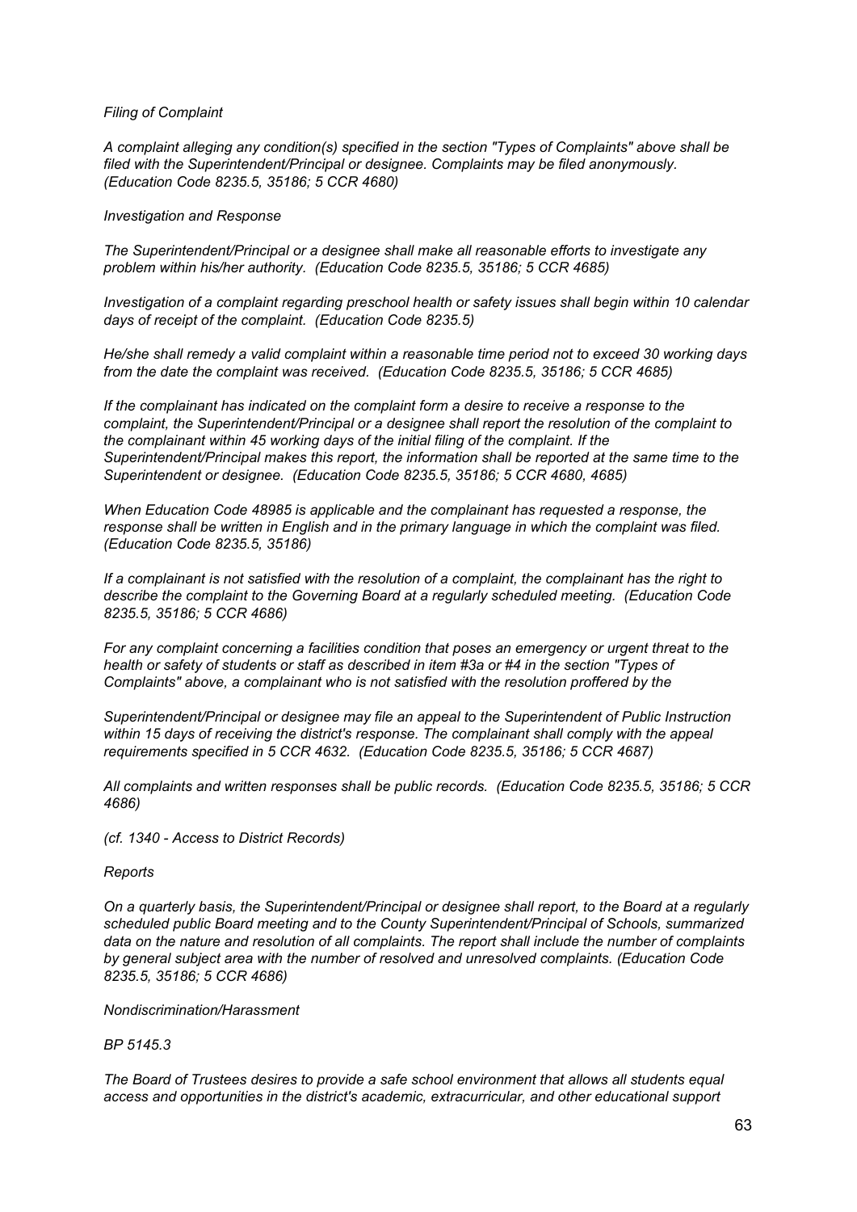*Filing of Complaint*

*A complaint alleging any condition(s) specified in the section "Types of Complaints" above shall be filed with the Superintendent/Principal or designee. Complaints may be filed anonymously. (Education Code 8235.5, 35186; 5 CCR 4680)*

*Investigation and Response*

*The Superintendent/Principal or a designee shall make all reasonable efforts to investigate any problem within his/her authority. (Education Code 8235.5, 35186; 5 CCR 4685)*

*Investigation of a complaint regarding preschool health or safety issues shall begin within 10 calendar days of receipt of the complaint. (Education Code 8235.5)*

*He/she shall remedy a valid complaint within a reasonable time period not to exceed 30 working days from the date the complaint was received. (Education Code 8235.5, 35186; 5 CCR 4685)*

*If the complainant has indicated on the complaint form a desire to receive a response to the complaint, the Superintendent/Principal or a designee shall report the resolution of the complaint to the complainant within 45 working days of the initial filing of the complaint. If the Superintendent/Principal makes this report, the information shall be reported at the same time to the Superintendent or designee. (Education Code 8235.5, 35186; 5 CCR 4680, 4685)*

*When Education Code 48985 is applicable and the complainant has requested a response, the response shall be written in English and in the primary language in which the complaint was filed. (Education Code 8235.5, 35186)*

*If a complainant is not satisfied with the resolution of a complaint, the complainant has the right to describe the complaint to the Governing Board at a regularly scheduled meeting. (Education Code 8235.5, 35186; 5 CCR 4686)*

*For any complaint concerning a facilities condition that poses an emergency or urgent threat to the health or safety of students or staff as described in item #3a or #4 in the section "Types of Complaints" above, a complainant who is not satisfied with the resolution proffered by the Superintendent/Principal or designee may file an appeal to the Superintendent of Public Instruction within 15 days of receiving the district's response. The complainant shall comply with the appeal requirements specified in 5 CCR 4632. (Education Code 8235.5, 35186; 5 CCR 4687)*

*All complaints and written responses shall be public records. (Education Code 8235.5, 35186; 5 CCR 4686)*

*(cf. 1340 - Access to District Records)*

*Reports*

*On a quarterly basis, the Superintendent/Principal or designee shall report, to the Board at a regularly scheduled public Board meeting and to the County Superintendent/Principal of Schools, summarized data on the nature and resolution of all complaints. The report shall include the number of complaints by general subject area with the number of resolved and unresolved complaints. (Education Code 8235.5, 35186; 5 CCR 4686)*

*Nondiscrimination/Harassment*

*BP 5145.3*

*The Board of Trustees desires to provide a safe school environment that allows all students equal access and opportunities in the district's academic, extracurricular, and other educational support*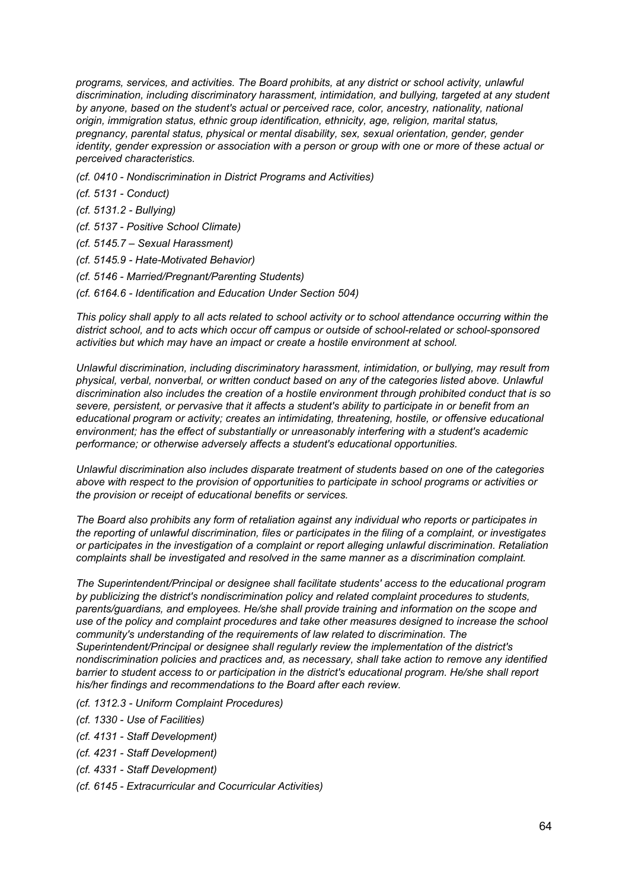*programs, services, and activities. The Board prohibits, at any district or school activity, unlawful discrimination, including discriminatory harassment, intimidation, and bullying, targeted at any student by anyone, based on the student's actual or perceived race, color, ancestry, nationality, national origin, immigration status, ethnic group identification, ethnicity, age, religion, marital status, pregnancy, parental status, physical or mental disability, sex, sexual orientation, gender, gender identity, gender expression or association with a person or group with one or more of these actual or perceived characteristics.*

*(cf. 0410 - Nondiscrimination in District Programs and Activities)*

*(cf. 5131 - Conduct)*

*(cf. 5131.2 - Bullying)*

*(cf. 5137 - Positive School Climate)*

*(cf. 5145.7 – Sexual Harassment)*

*(cf. 5145.9 - Hate-Motivated Behavior)*

*(cf. 5146 - Married/Pregnant/Parenting Students)*

*(cf. 6164.6 - Identification and Education Under Section 504)*

*This policy shall apply to all acts related to school activity or to school attendance occurring within the district school, and to acts which occur off campus or outside of school-related or school-sponsored activities but which may have an impact or create a hostile environment at school.*

*Unlawful discrimination, including discriminatory harassment, intimidation, or bullying, may result from physical, verbal, nonverbal, or written conduct based on any of the categories listed above. Unlawful discrimination also includes the creation of a hostile environment through prohibited conduct that is so severe, persistent, or pervasive that it affects a student's ability to participate in or benefit from an educational program or activity; creates an intimidating, threatening, hostile, or offensive educational environment; has the effect of substantially or unreasonably interfering with a student's academic performance; or otherwise adversely affects a student's educational opportunities.*

*Unlawful discrimination also includes disparate treatment of students based on one of the categories above with respect to the provision of opportunities to participate in school programs or activities or the provision or receipt of educational benefits or services.*

*The Board also prohibits any form of retaliation against any individual who reports or participates in the reporting of unlawful discrimination, files or participates in the filing of a complaint, or investigates or participates in the investigation of a complaint or report alleging unlawful discrimination. Retaliation complaints shall be investigated and resolved in the same manner as a discrimination complaint.*

*The Superintendent/Principal or designee shall facilitate students' access to the educational program by publicizing the district's nondiscrimination policy and related complaint procedures to students, parents/guardians, and employees. He/she shall provide training and information on the scope and use of the policy and complaint procedures and take other measures designed to increase the school community's understanding of the requirements of law related to discrimination. The Superintendent/Principal or designee shall regularly review the implementation of the district's nondiscrimination policies and practices and, as necessary, shall take action to remove any identified barrier to student access to or participation in the district's educational program. He/she shall report his/her findings and recommendations to the Board after each review.*

*(cf. 1312.3 - Uniform Complaint Procedures)*

*(cf. 1330 - Use of Facilities)*

*(cf. 4131 - Staff Development)*

*(cf. 4231 - Staff Development)*

*(cf. 4331 - Staff Development)*

*(cf. 6145 - Extracurricular and Cocurricular Activities)*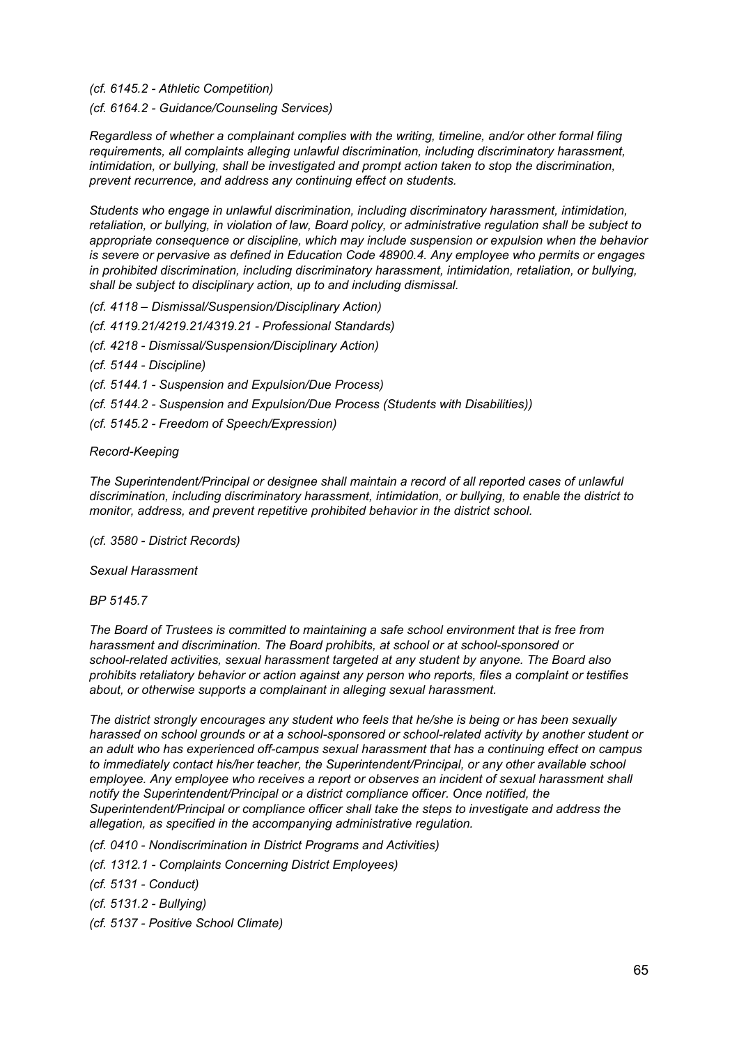*(cf. 6145.2 - Athletic Competition)*

*(cf. 6164.2 - Guidance/Counseling Services)*

*Regardless of whether a complainant complies with the writing, timeline, and/or other formal filing requirements, all complaints alleging unlawful discrimination, including discriminatory harassment, intimidation, or bullying, shall be investigated and prompt action taken to stop the discrimination, prevent recurrence, and address any continuing effect on students.*

*Students who engage in unlawful discrimination, including discriminatory harassment, intimidation, retaliation, or bullying, in violation of law, Board policy, or administrative regulation shall be subject to appropriate consequence or discipline, which may include suspension or expulsion when the behavior is severe or pervasive as defined in Education Code 48900.4. Any employee who permits or engages in prohibited discrimination, including discriminatory harassment, intimidation, retaliation, or bullying, shall be subject to disciplinary action, up to and including dismissal.*

*(cf. 4118 – Dismissal/Suspension/Disciplinary Action)*

*(cf. 4119.21/4219.21/4319.21 - Professional Standards)*

*(cf. 4218 - Dismissal/Suspension/Disciplinary Action)*

*(cf. 5144 - Discipline)*

*(cf. 5144.1 - Suspension and Expulsion/Due Process)*

*(cf. 5144.2 - Suspension and Expulsion/Due Process (Students with Disabilities))*

*(cf. 5145.2 - Freedom of Speech/Expression)*

*Record-Keeping*

*The Superintendent/Principal or designee shall maintain a record of all reported cases of unlawful discrimination, including discriminatory harassment, intimidation, or bullying, to enable the district to monitor, address, and prevent repetitive prohibited behavior in the district school.*

*(cf. 3580 - District Records)*

*Sexual Harassment*

*BP 5145.7*

*The Board of Trustees is committed to maintaining a safe school environment that is free from harassment and discrimination. The Board prohibits, at school or at school-sponsored or school-related activities, sexual harassment targeted at any student by anyone. The Board also prohibits retaliatory behavior or action against any person who reports, files a complaint or testifies about, or otherwise supports a complainant in alleging sexual harassment.*

*The district strongly encourages any student who feels that he/she is being or has been sexually harassed on school grounds or at a school-sponsored or school-related activity by another student or an adult who has experienced off-campus sexual harassment that has a continuing effect on campus to immediately contact his/her teacher, the Superintendent/Principal, or any other available school employee. Any employee who receives a report or observes an incident of sexual harassment shall notify the Superintendent/Principal or a district compliance officer. Once notified, the Superintendent/Principal or compliance officer shall take the steps to investigate and address the allegation, as specified in the accompanying administrative regulation.*

*(cf. 0410 - Nondiscrimination in District Programs and Activities)*

*(cf. 1312.1 - Complaints Concerning District Employees)*

*(cf. 5131 - Conduct)*

*(cf. 5131.2 - Bullying)*

*(cf. 5137 - Positive School Climate)*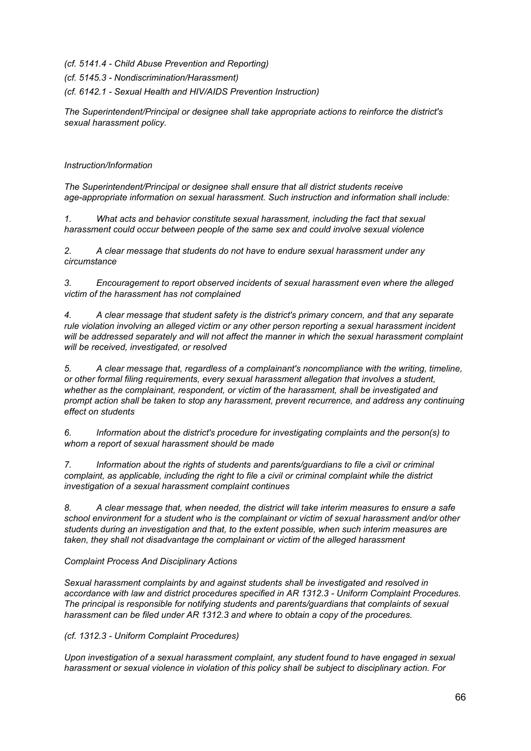*(cf. 5141.4 - Child Abuse Prevention and Reporting)*

*(cf. 5145.3 - Nondiscrimination/Harassment)*

*(cf. 6142.1 - Sexual Health and HIV/AIDS Prevention Instruction)*

*The Superintendent/Principal or designee shall take appropriate actions to reinforce the district's sexual harassment policy.*

*Instruction/Information*

*The Superintendent/Principal or designee shall ensure that all district students receive age-appropriate information on sexual harassment. Such instruction and information shall include:*

1. *What acts and behavior constitute sexual harassment, including the fact that sexual harassment could occur between people of the same sex and could involve sexual violence*

2. *A clear message that students do not have to endure sexual harassment under any circumstance*

3. *Encouragement to report observed incidents of sexual harassment even where the alleged victim of the harassment has not complained*

4. *A clear message that student safety is the district's primary concern, and that any separate rule violation involving an alleged victim or any other person reporting a sexual harassment incident will be addressed separately and will not affect the manner in which the sexual harassment complaint will be received, investigated, or resolved*

5. *A clear message that, regardless of a complainant's noncompliance with the writing, timeline, or other formal filing requirements, every sexual harassment allegation that involves a student, whether as the complainant, respondent, or victim of the harassment, shall be investigated and prompt action shall be taken to stop any harassment, prevent recurrence, and address any continuing effect on students*

6. *Information about the district's procedure for investigating complaints and the person(s) to whom a report of sexual harassment should be made*

7. *Information about the rights of students and parents/guardians to file a civil or criminal complaint, as applicable, including the right to file a civil or criminal complaint while the district investigation of a sexual harassment complaint continues*

8. *A clear message that, when needed, the district will take interim measures to ensure a safe school environment for a student who is the complainant or victim of sexual harassment and/or other students during an investigation and that, to the extent possible, when such interim measures are taken, they shall not disadvantage the complainant or victim of the alleged harassment*

*Complaint Process And Disciplinary Actions*

*Sexual harassment complaints by and against students shall be investigated and resolved in accordance with law and district procedures specified in AR 1312.3 - Uniform Complaint Procedures. The principal is responsible for notifying students and parents/guardians that complaints of sexual harassment can be filed under AR 1312.3 and where to obtain a copy of the procedures.*

*(cf. 1312.3 - Uniform Complaint Procedures)*

*Upon investigation of a sexual harassment complaint, any student found to have engaged in sexual harassment or sexual violence in violation of this policy shall be subject to disciplinary action. For*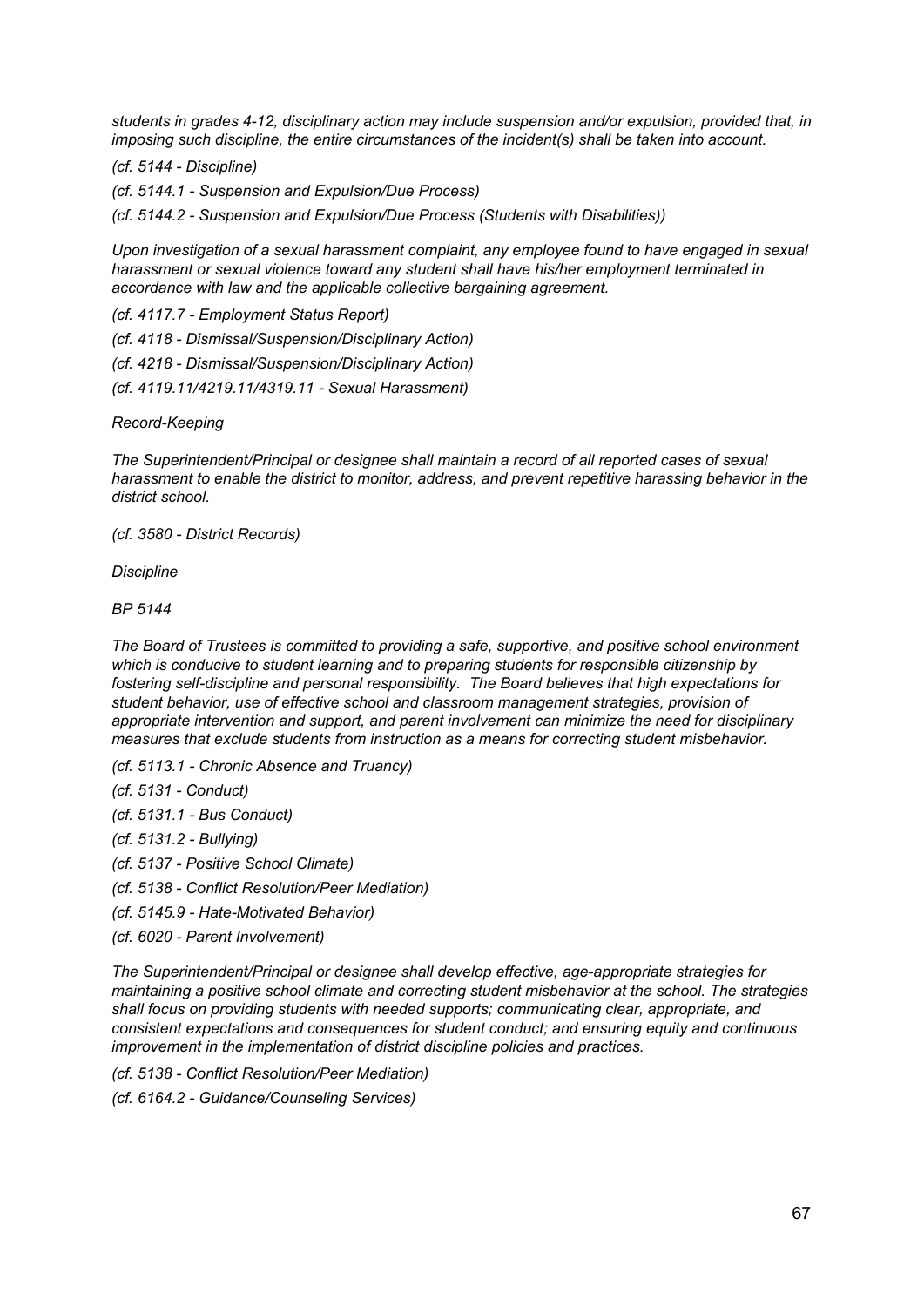*students in grades 4-12, disciplinary action may include suspension and/or expulsion, provided that, in imposing such discipline, the entire circumstances of the incident(s) shall be taken into account.*

*(cf. 5144 - Discipline)*

*(cf. 5144.1 - Suspension and Expulsion/Due Process)*

*(cf. 5144.2 - Suspension and Expulsion/Due Process (Students with Disabilities))*

*Upon investigation of a sexual harassment complaint, any employee found to have engaged in sexual harassment or sexual violence toward any student shall have his/her employment terminated in accordance with law and the applicable collective bargaining agreement.*

*(cf. 4117.7 - Employment Status Report)*

*(cf. 4118 - Dismissal/Suspension/Disciplinary Action)*

*(cf. 4218 - Dismissal/Suspension/Disciplinary Action)*

*(cf. 4119.11/4219.11/4319.11 - Sexual Harassment)*

*Record-Keeping*

*The Superintendent/Principal or designee shall maintain a record of all reported cases of sexual harassment to enable the district to monitor, address, and prevent repetitive harassing behavior in the district school.*

*(cf. 3580 - District Records)*

*Discipline*

*BP 5144*

*The Board of Trustees is committed to providing a safe, supportive, and positive school environment which is conducive to student learning and to preparing students for responsible citizenship by fostering self-discipline and personal responsibility. The Board believes that high expectations for student behavior, use of effective school and classroom management strategies, provision of appropriate intervention and support, and parent involvement can minimize the need for disciplinary measures that exclude students from instruction as a means for correcting student misbehavior.*

*(cf. 5113.1 - Chronic Absence and Truancy)*

*(cf. 5131 - Conduct)*

*(cf. 5131.1 - Bus Conduct)*

*(cf. 5131.2 - Bullying)*

*(cf. 5137 - Positive School Climate)*

*(cf. 5138 - Conflict Resolution/Peer Mediation)*

*(cf. 5145.9 - Hate-Motivated Behavior)*

*(cf. 6020 - Parent Involvement)*

*The Superintendent/Principal or designee shall develop effective, age-appropriate strategies for maintaining a positive school climate and correcting student misbehavior at the school. The strategies shall focus on providing students with needed supports; communicating clear, appropriate, and consistent expectations and consequences for student conduct; and ensuring equity and continuous improvement in the implementation of district discipline policies and practices.*

*(cf. 5138 - Conflict Resolution/Peer Mediation)*

*(cf. 6164.2 - Guidance/Counseling Services)*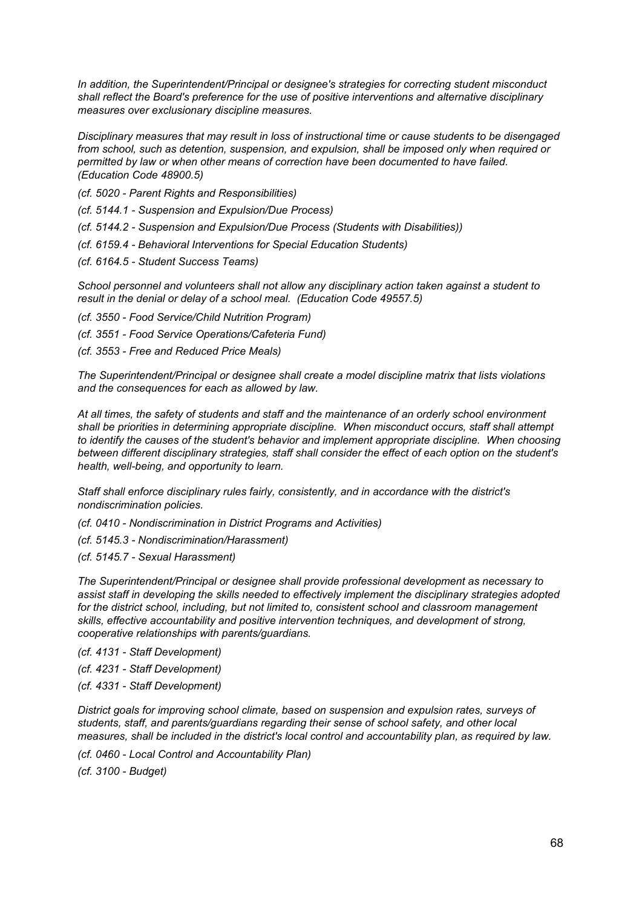*In addition, the Superintendent/Principal or designee's strategies for correcting student misconduct shall reflect the Board's preference for the use of positive interventions and alternative disciplinary measures over exclusionary discipline measures.*

*Disciplinary measures that may result in loss of instructional time or cause students to be disengaged from school, such as detention, suspension, and expulsion, shall be imposed only when required or permitted by law or when other means of correction have been documented to have failed. (Education Code 48900.5)*

*(cf. 5020 - Parent Rights and Responsibilities)*

*(cf. 5144.1 - Suspension and Expulsion/Due Process)*

*(cf. 5144.2 - Suspension and Expulsion/Due Process (Students with Disabilities))*

*(cf. 6159.4 - Behavioral Interventions for Special Education Students)*

*(cf. 6164.5 - Student Success Teams)*

*School personnel and volunteers shall not allow any disciplinary action taken against a student to result in the denial or delay of a school meal. (Education Code 49557.5)*

*(cf. 3550 - Food Service/Child Nutrition Program)*

*(cf. 3551 - Food Service Operations/Cafeteria Fund)*

*(cf. 3553 - Free and Reduced Price Meals)*

*The Superintendent/Principal or designee shall create a model discipline matrix that lists violations and the consequences for each as allowed by law.*

*At all times, the safety of students and staff and the maintenance of an orderly school environment shall be priorities in determining appropriate discipline. When misconduct occurs, staff shall attempt to identify the causes of the student's behavior and implement appropriate discipline. When choosing between different disciplinary strategies, staff shall consider the effect of each option on the student's health, well-being, and opportunity to learn.*

*Staff shall enforce disciplinary rules fairly, consistently, and in accordance with the district's nondiscrimination policies.*

*(cf. 0410 - Nondiscrimination in District Programs and Activities)*

*(cf. 5145.3 - Nondiscrimination/Harassment)*

*(cf. 5145.7 - Sexual Harassment)*

*The Superintendent/Principal or designee shall provide professional development as necessary to assist staff in developing the skills needed to effectively implement the disciplinary strategies adopted for the district school, including, but not limited to, consistent school and classroom management skills, effective accountability and positive intervention techniques, and development of strong, cooperative relationships with parents/guardians.*

*(cf. 4131 - Staff Development)*

*(cf. 4231 - Staff Development)*

*(cf. 4331 - Staff Development)*

*District goals for improving school climate, based on suspension and expulsion rates, surveys of students, staff, and parents/guardians regarding their sense of school safety, and other local measures, shall be included in the district's local control and accountability plan, as required by law.*

*(cf. 0460 - Local Control and Accountability Plan)*

*(cf. 3100 - Budget)*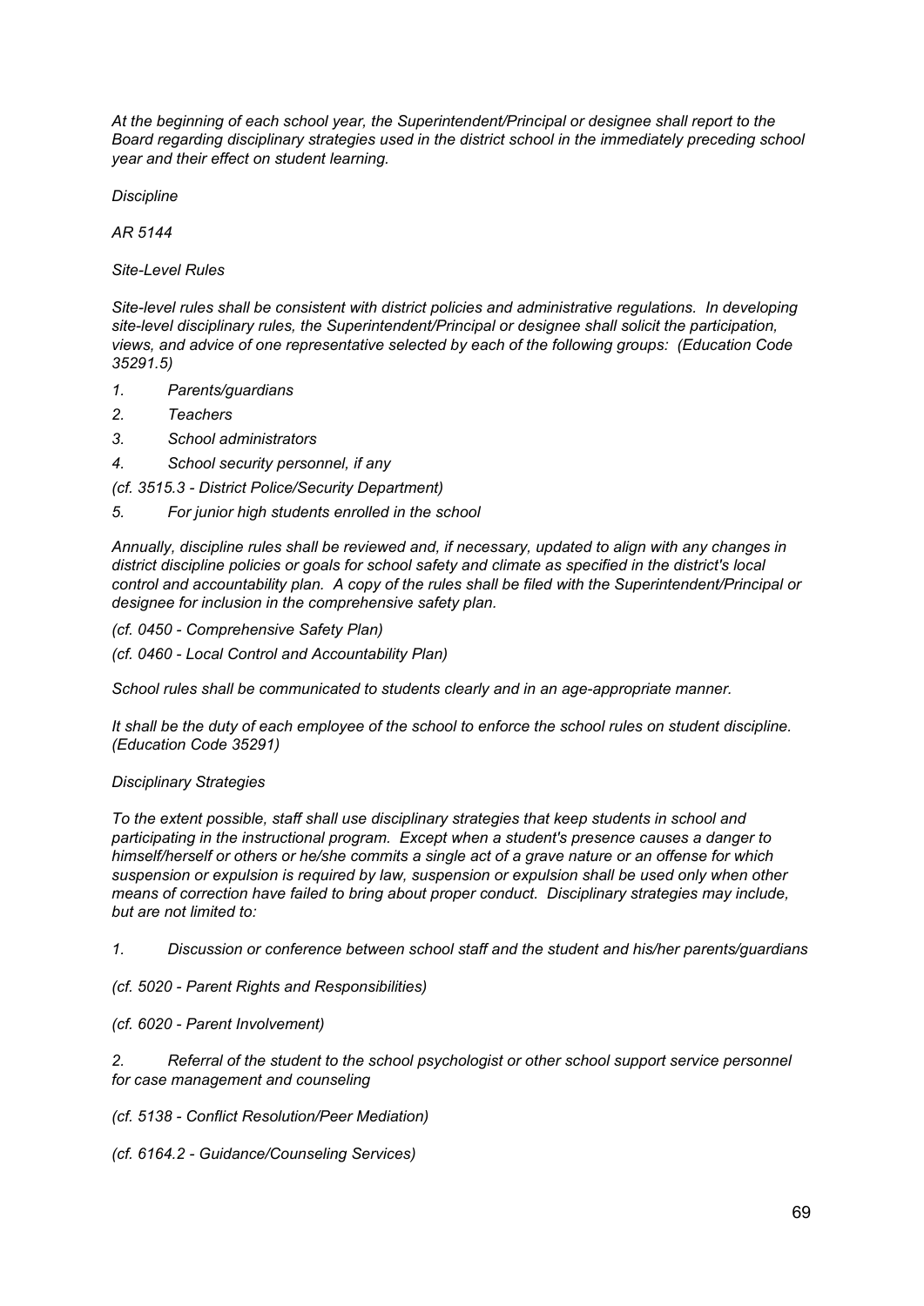*At the beginning of each school year, the Superintendent/Principal or designee shall report to the Board regarding disciplinary strategies used in the district school in the immediately preceding school year and their effect on student learning.*

*Discipline*

*AR 5144*

*Site-Level Rules*

*Site-level rules shall be consistent with district policies and administrative regulations. In developing site-level disciplinary rules, the Superintendent/Principal or designee shall solicit the participation, views, and advice of one representative selected by each of the following groups: (Education Code 35291.5)*

1. *Parents/guardians*
2. *Teachers*
3. *School administrators*
4. *School security personnel, if any*

*(cf. 3515.3 - District Police/Security Department)*

5. *For junior high students enrolled in the school*

*Annually, discipline rules shall be reviewed and, if necessary, updated to align with any changes in district discipline policies or goals for school safety and climate as specified in the district's local control and accountability plan. A copy of the rules shall be filed with the Superintendent/Principal or designee for inclusion in the comprehensive safety plan.*

*(cf. 0450 - Comprehensive Safety Plan)*

*(cf. 0460 - Local Control and Accountability Plan)*

*School rules shall be communicated to students clearly and in an age-appropriate manner.*

*It shall be the duty of each employee of the school to enforce the school rules on student discipline. (Education Code 35291)*

*Disciplinary Strategies*

*To the extent possible, staff shall use disciplinary strategies that keep students in school and participating in the instructional program. Except when a student's presence causes a danger to himself/herself or others or he/she commits a single act of a grave nature or an offense for which suspension or expulsion is required by law, suspension or expulsion shall be used only when other means of correction have failed to bring about proper conduct. Disciplinary strategies may include, but are not limited to:*

1. *Discussion or conference between school staff and the student and his/her parents/guardians*

*(cf. 5020 - Parent Rights and Responsibilities)*

*(cf. 6020 - Parent Involvement)*

2. *Referral of the student to the school psychologist or other school support service personnel for case management and counseling*

*(cf. 5138 - Conflict Resolution/Peer Mediation)*

*(cf. 6164.2 - Guidance/Counseling Services)*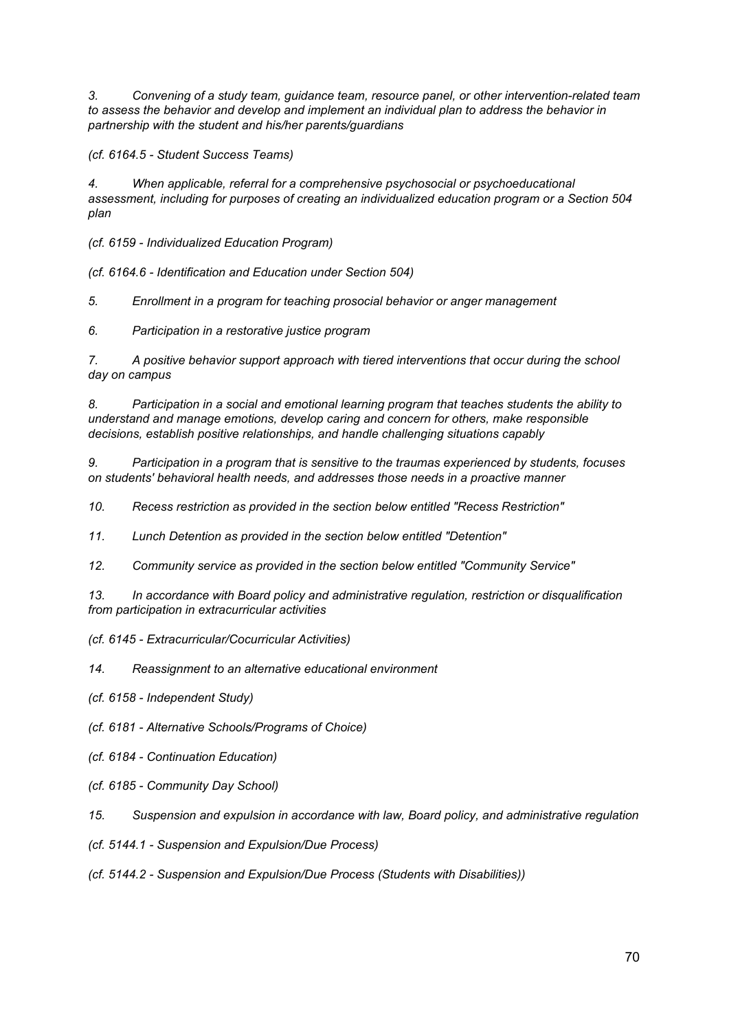*3. Convening of a study team, guidance team, resource panel, or other intervention-related team to assess the behavior and develop and implement an individual plan to address the behavior in partnership with the student and his/her parents/guardians*

*(cf. 6164.5 - Student Success Teams)*

*4. When applicable, referral for a comprehensive psychosocial or psychoeducational assessment, including for purposes of creating an individualized education program or a Section 504 plan*

*(cf. 6159 - Individualized Education Program)*

*(cf. 6164.6 - Identification and Education under Section 504)*

*5. Enrollment in a program for teaching prosocial behavior or anger management*

*6. Participation in a restorative justice program*

*7. A positive behavior support approach with tiered interventions that occur during the school day on campus*

*8. Participation in a social and emotional learning program that teaches students the ability to understand and manage emotions, develop caring and concern for others, make responsible decisions, establish positive relationships, and handle challenging situations capably*

*9. Participation in a program that is sensitive to the traumas experienced by students, focuses on students' behavioral health needs, and addresses those needs in a proactive manner*

*10. Recess restriction as provided in the section below entitled "Recess Restriction"*

*11. Lunch Detention as provided in the section below entitled "Detention"*

*12. Community service as provided in the section below entitled "Community Service"*

*13. In accordance with Board policy and administrative regulation, restriction or disqualification from participation in extracurricular activities*

*(cf. 6145 - Extracurricular/Cocurricular Activities)*

*14. Reassignment to an alternative educational environment*

*(cf. 6158 - Independent Study)*

*(cf. 6181 - Alternative Schools/Programs of Choice)*

*(cf. 6184 - Continuation Education)*

*(cf. 6185 - Community Day School)*

*15. Suspension and expulsion in accordance with law, Board policy, and administrative regulation*

*(cf. 5144.1 - Suspension and Expulsion/Due Process)*

*(cf. 5144.2 - Suspension and Expulsion/Due Process (Students with Disabilities))*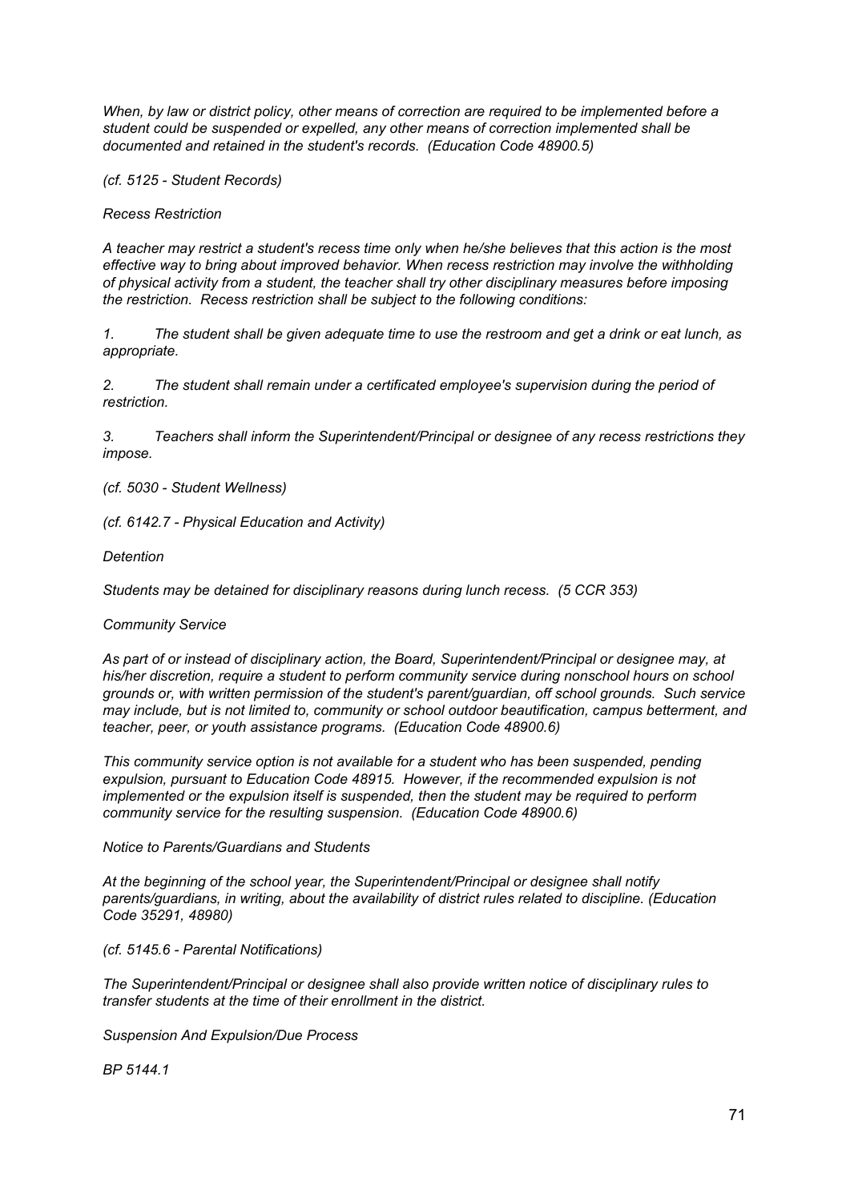*When, by law or district policy, other means of correction are required to be implemented before a student could be suspended or expelled, any other means of correction implemented shall be documented and retained in the student's records. (Education Code 48900.5)*

*(cf. 5125 - Student Records)*

*Recess Restriction*

*A teacher may restrict a student's recess time only when he/she believes that this action is the most effective way to bring about improved behavior. When recess restriction may involve the withholding of physical activity from a student, the teacher shall try other disciplinary measures before imposing the restriction. Recess restriction shall be subject to the following conditions:*

1. *The student shall be given adequate time to use the restroom and get a drink or eat lunch, as appropriate.*

2. *The student shall remain under a certificated employee's supervision during the period of restriction.*

3. *Teachers shall inform the Superintendent/Principal or designee of any recess restrictions they impose.*

*(cf. 5030 - Student Wellness)*

*(cf. 6142.7 - Physical Education and Activity)*

*Detention*

*Students may be detained for disciplinary reasons during lunch recess. (5 CCR 353)*

*Community Service*

*As part of or instead of disciplinary action, the Board, Superintendent/Principal or designee may, at his/her discretion, require a student to perform community service during nonschool hours on school grounds or, with written permission of the student's parent/guardian, off school grounds. Such service may include, but is not limited to, community or school outdoor beautification, campus betterment, and teacher, peer, or youth assistance programs. (Education Code 48900.6)*

*This community service option is not available for a student who has been suspended, pending expulsion, pursuant to Education Code 48915. However, if the recommended expulsion is not implemented or the expulsion itself is suspended, then the student may be required to perform community service for the resulting suspension. (Education Code 48900.6)*

*Notice to Parents/Guardians and Students*

*At the beginning of the school year, the Superintendent/Principal or designee shall notify parents/guardians, in writing, about the availability of district rules related to discipline. (Education Code 35291, 48980)*

*(cf. 5145.6 - Parental Notifications)*

*The Superintendent/Principal or designee shall also provide written notice of disciplinary rules to transfer students at the time of their enrollment in the district.*

*Suspension And Expulsion/Due Process*

*BP 5144.1*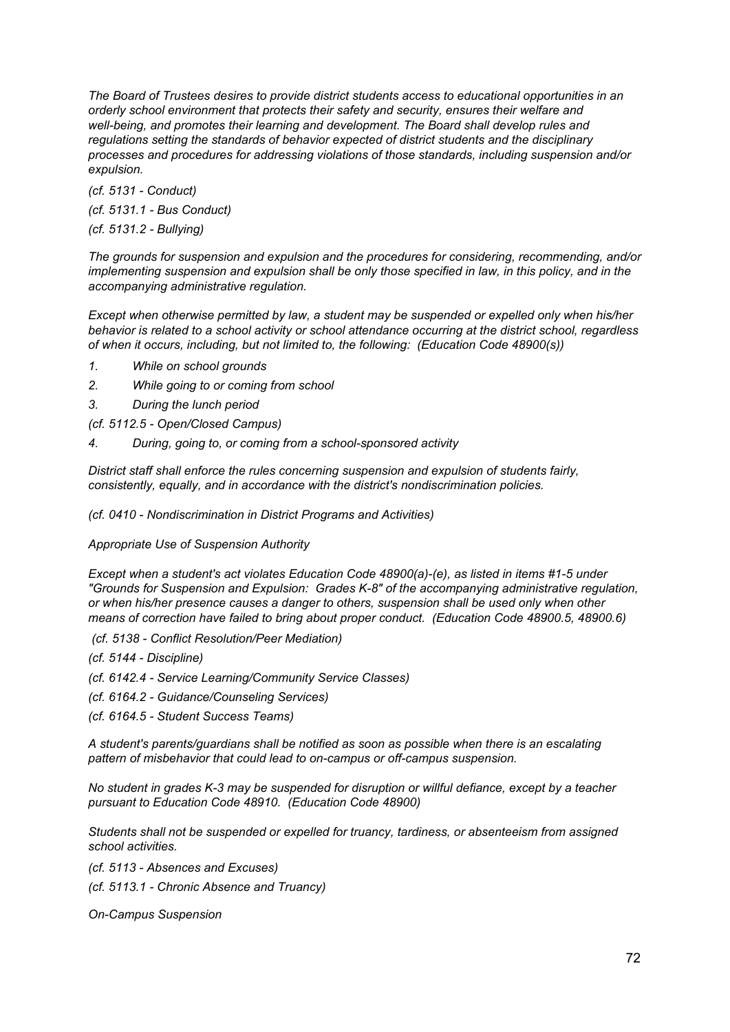*The Board of Trustees desires to provide district students access to educational opportunities in an orderly school environment that protects their safety and security, ensures their welfare and well-being, and promotes their learning and development. The Board shall develop rules and regulations setting the standards of behavior expected of district students and the disciplinary processes and procedures for addressing violations of those standards, including suspension and/or expulsion.*

*(cf. 5131 - Conduct)*

*(cf. 5131.1 - Bus Conduct)*

*(cf. 5131.2 - Bullying)*

*The grounds for suspension and expulsion and the procedures for considering, recommending, and/or implementing suspension and expulsion shall be only those specified in law, in this policy, and in the accompanying administrative regulation.*

*Except when otherwise permitted by law, a student may be suspended or expelled only when his/her behavior is related to a school activity or school attendance occurring at the district school, regardless of when it occurs, including, but not limited to, the following: (Education Code 48900(s))*

1. *While on school grounds*
2. *While going to or coming from school*
3. *During the lunch period*

*(cf. 5112.5 - Open/Closed Campus)*

4. *During, going to, or coming from a school-sponsored activity*

*District staff shall enforce the rules concerning suspension and expulsion of students fairly, consistently, equally, and in accordance with the district's nondiscrimination policies.*

*(cf. 0410 - Nondiscrimination in District Programs and Activities)*

*Appropriate Use of Suspension Authority*

*Except when a student's act violates Education Code 48900(a)-(e), as listed in items #1-5 under "Grounds for Suspension and Expulsion: Grades K-8" of the accompanying administrative regulation, or when his/her presence causes a danger to others, suspension shall be used only when other means of correction have failed to bring about proper conduct. (Education Code 48900.5, 48900.6)*

*(cf. 5138 - Conflict Resolution/Peer Mediation)*

*(cf. 5144 - Discipline)*

*(cf. 6142.4 - Service Learning/Community Service Classes)*

*(cf. 6164.2 - Guidance/Counseling Services)*

*(cf. 6164.5 - Student Success Teams)*

*A student's parents/guardians shall be notified as soon as possible when there is an escalating pattern of misbehavior that could lead to on-campus or off-campus suspension.*

*No student in grades K-3 may be suspended for disruption or willful defiance, except by a teacher pursuant to Education Code 48910. (Education Code 48900)*

*Students shall not be suspended or expelled for truancy, tardiness, or absenteeism from assigned school activities.*

*(cf. 5113 - Absences and Excuses)*

*(cf. 5113.1 - Chronic Absence and Truancy)*

*On-Campus Suspension*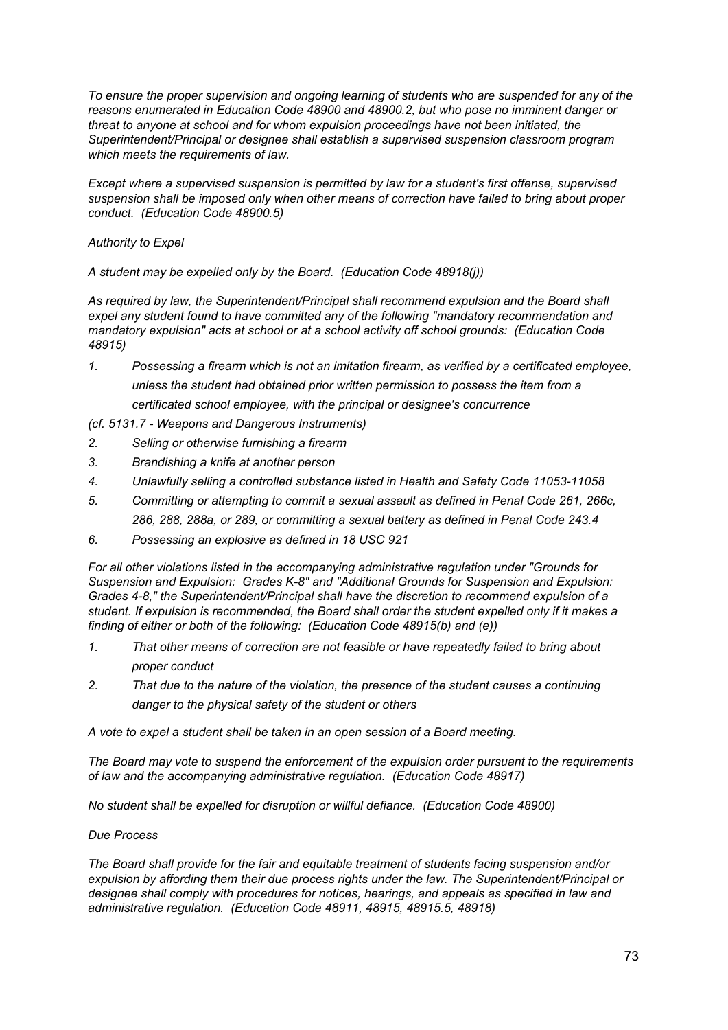*To ensure the proper supervision and ongoing learning of students who are suspended for any of the reasons enumerated in Education Code 48900 and 48900.2, but who pose no imminent danger or threat to anyone at school and for whom expulsion proceedings have not been initiated, the Superintendent/Principal or designee shall establish a supervised suspension classroom program which meets the requirements of law.*

*Except where a supervised suspension is permitted by law for a student's first offense, supervised suspension shall be imposed only when other means of correction have failed to bring about proper conduct. (Education Code 48900.5)*

*Authority to Expel*

*A student may be expelled only by the Board. (Education Code 48918(j))*

*As required by law, the Superintendent/Principal shall recommend expulsion and the Board shall expel any student found to have committed any of the following "mandatory recommendation and mandatory expulsion" acts at school or at a school activity off school grounds: (Education Code 48915)*

1. *Possessing a firearm which is not an imitation firearm, as verified by a certificated employee, unless the student had obtained prior written permission to possess the item from a certificated school employee, with the principal or designee's concurrence*

*(cf. 5131.7 - Weapons and Dangerous Instruments)*

2. *Selling or otherwise furnishing a firearm*
3. *Brandishing a knife at another person*
4. *Unlawfully selling a controlled substance listed in Health and Safety Code 11053-11058*
5. *Committing or attempting to commit a sexual assault as defined in Penal Code 261, 266c, 286, 288, 288a, or 289, or committing a sexual battery as defined in Penal Code 243.4*
6. *Possessing an explosive as defined in 18 USC 921*

*For all other violations listed in the accompanying administrative regulation under "Grounds for Suspension and Expulsion: Grades K-8" and "Additional Grounds for Suspension and Expulsion: Grades 4-8," the Superintendent/Principal shall have the discretion to recommend expulsion of a student. If expulsion is recommended, the Board shall order the student expelled only if it makes a finding of either or both of the following: (Education Code 48915(b) and (e))*

1. *That other means of correction are not feasible or have repeatedly failed to bring about proper conduct*
2. *That due to the nature of the violation, the presence of the student causes a continuing danger to the physical safety of the student or others*

*A vote to expel a student shall be taken in an open session of a Board meeting.*

*The Board may vote to suspend the enforcement of the expulsion order pursuant to the requirements of law and the accompanying administrative regulation. (Education Code 48917)*

*No student shall be expelled for disruption or willful defiance. (Education Code 48900)*

*Due Process*

*The Board shall provide for the fair and equitable treatment of students facing suspension and/or expulsion by affording them their due process rights under the law. The Superintendent/Principal or designee shall comply with procedures for notices, hearings, and appeals as specified in law and administrative regulation. (Education Code 48911, 48915, 48915.5, 48918)*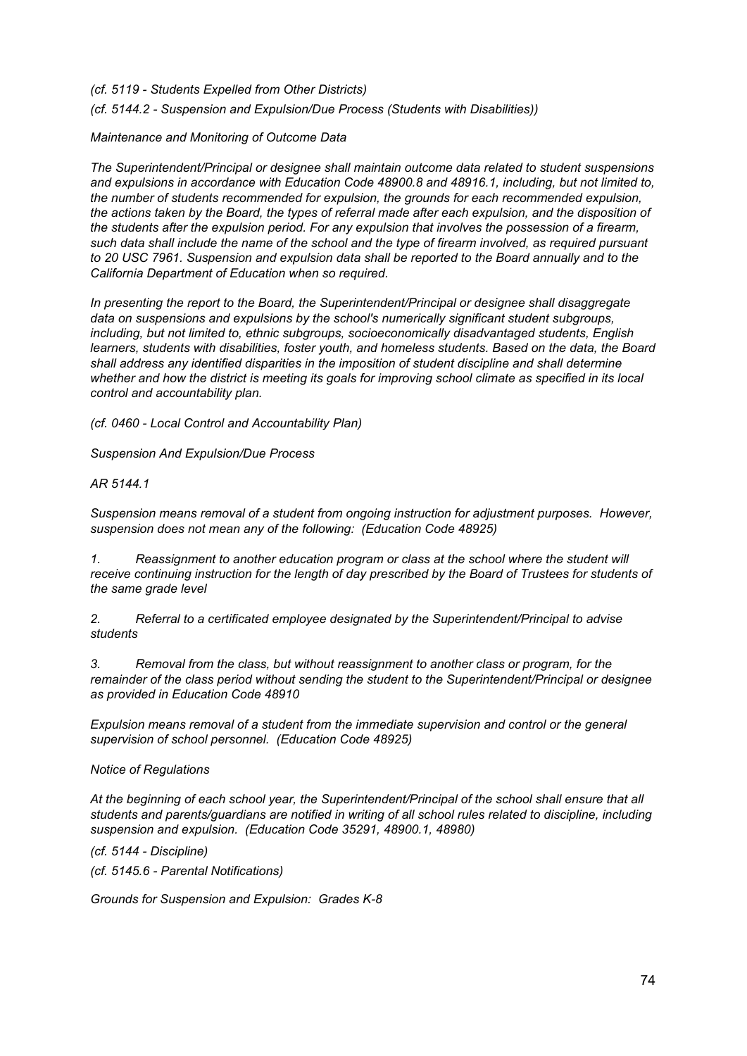*(cf. 5119 - Students Expelled from Other Districts)*

*(cf. 5144.2 - Suspension and Expulsion/Due Process (Students with Disabilities))*

*Maintenance and Monitoring of Outcome Data*

*The Superintendent/Principal or designee shall maintain outcome data related to student suspensions and expulsions in accordance with Education Code 48900.8 and 48916.1, including, but not limited to, the number of students recommended for expulsion, the grounds for each recommended expulsion, the actions taken by the Board, the types of referral made after each expulsion, and the disposition of the students after the expulsion period. For any expulsion that involves the possession of a firearm, such data shall include the name of the school and the type of firearm involved, as required pursuant to 20 USC 7961. Suspension and expulsion data shall be reported to the Board annually and to the California Department of Education when so required.*

*In presenting the report to the Board, the Superintendent/Principal or designee shall disaggregate data on suspensions and expulsions by the school's numerically significant student subgroups, including, but not limited to, ethnic subgroups, socioeconomically disadvantaged students, English learners, students with disabilities, foster youth, and homeless students. Based on the data, the Board shall address any identified disparities in the imposition of student discipline and shall determine whether and how the district is meeting its goals for improving school climate as specified in its local control and accountability plan.*

*(cf. 0460 - Local Control and Accountability Plan)*

*Suspension And Expulsion/Due Process*

*AR 5144.1*

*Suspension means removal of a student from ongoing instruction for adjustment purposes. However, suspension does not mean any of the following: (Education Code 48925)*

1. *Reassignment to another education program or class at the school where the student will receive continuing instruction for the length of day prescribed by the Board of Trustees for students of the same grade level*

2. *Referral to a certificated employee designated by the Superintendent/Principal to advise students*

3. *Removal from the class, but without reassignment to another class or program, for the remainder of the class period without sending the student to the Superintendent/Principal or designee as provided in Education Code 48910*

*Expulsion means removal of a student from the immediate supervision and control or the general supervision of school personnel. (Education Code 48925)*

*Notice of Regulations*

*At the beginning of each school year, the Superintendent/Principal of the school shall ensure that all students and parents/guardians are notified in writing of all school rules related to discipline, including suspension and expulsion. (Education Code 35291, 48900.1, 48980)*

*(cf. 5144 - Discipline)*

*(cf. 5145.6 - Parental Notifications)*

*Grounds for Suspension and Expulsion: Grades K-8*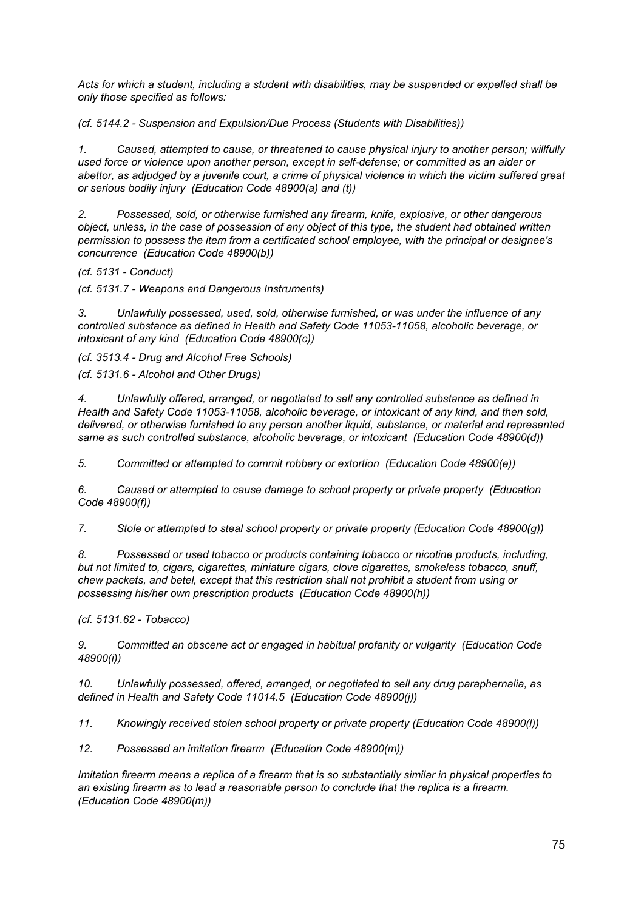*Acts for which a student, including a student with disabilities, may be suspended or expelled shall be only those specified as follows:*

*(cf. 5144.2 - Suspension and Expulsion/Due Process (Students with Disabilities))*

*1. Caused, attempted to cause, or threatened to cause physical injury to another person; willfully used force or violence upon another person, except in self-defense; or committed as an aider or abettor, as adjudged by a juvenile court, a crime of physical violence in which the victim suffered great or serious bodily injury (Education Code 48900(a) and (t))*

*2. Possessed, sold, or otherwise furnished any firearm, knife, explosive, or other dangerous object, unless, in the case of possession of any object of this type, the student had obtained written permission to possess the item from a certificated school employee, with the principal or designee's concurrence (Education Code 48900(b))*

*(cf. 5131 - Conduct)*

*(cf. 5131.7 - Weapons and Dangerous Instruments)*

*3. Unlawfully possessed, used, sold, otherwise furnished, or was under the influence of any controlled substance as defined in Health and Safety Code 11053-11058, alcoholic beverage, or intoxicant of any kind (Education Code 48900(c))*

*(cf. 3513.4 - Drug and Alcohol Free Schools)*

*(cf. 5131.6 - Alcohol and Other Drugs)*

*4. Unlawfully offered, arranged, or negotiated to sell any controlled substance as defined in Health and Safety Code 11053-11058, alcoholic beverage, or intoxicant of any kind, and then sold, delivered, or otherwise furnished to any person another liquid, substance, or material and represented same as such controlled substance, alcoholic beverage, or intoxicant (Education Code 48900(d))*

*5. Committed or attempted to commit robbery or extortion (Education Code 48900(e))*

*6. Caused or attempted to cause damage to school property or private property (Education Code 48900(f))*

*7. Stole or attempted to steal school property or private property (Education Code 48900(g))*

*8. Possessed or used tobacco or products containing tobacco or nicotine products, including, but not limited to, cigars, cigarettes, miniature cigars, clove cigarettes, smokeless tobacco, snuff, chew packets, and betel, except that this restriction shall not prohibit a student from using or possessing his/her own prescription products (Education Code 48900(h))*

*(cf. 5131.62 - Tobacco)*

*9. Committed an obscene act or engaged in habitual profanity or vulgarity (Education Code 48900(i))*

*10. Unlawfully possessed, offered, arranged, or negotiated to sell any drug paraphernalia, as defined in Health and Safety Code 11014.5 (Education Code 48900(j))*

*11. Knowingly received stolen school property or private property (Education Code 48900(l))*

*12. Possessed an imitation firearm (Education Code 48900(m))*

*Imitation firearm means a replica of a firearm that is so substantially similar in physical properties to an existing firearm as to lead a reasonable person to conclude that the replica is a firearm. (Education Code 48900(m))*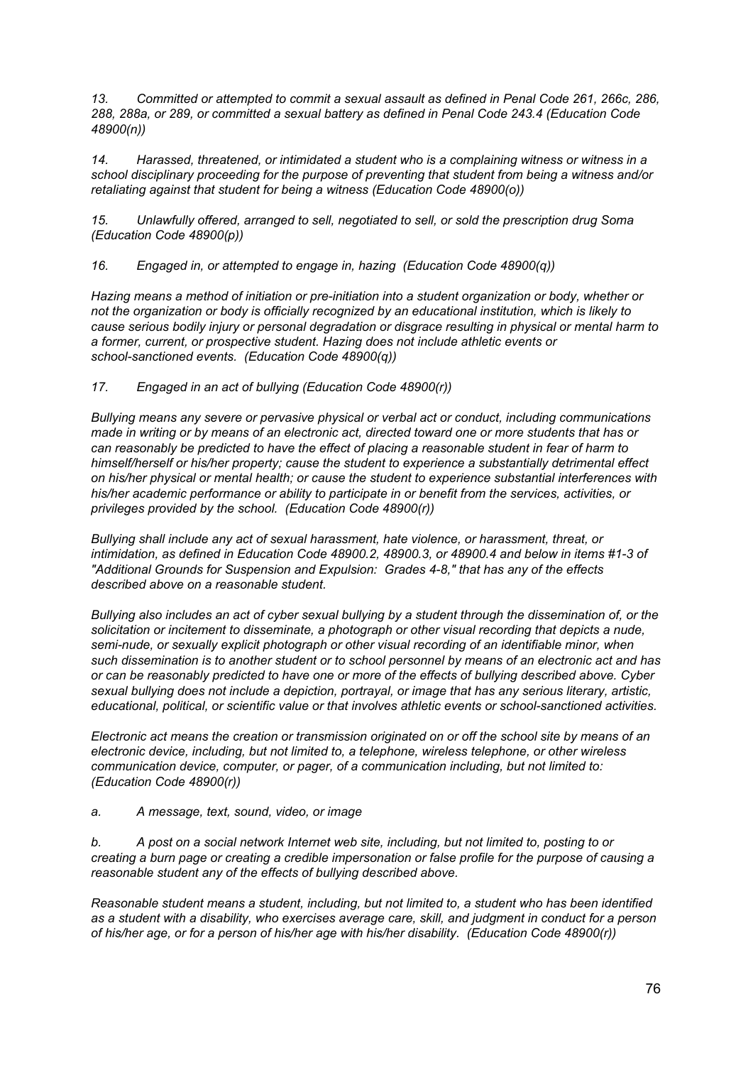*13. Committed or attempted to commit a sexual assault as defined in Penal Code 261, 266c, 286, 288, 288a, or 289, or committed a sexual battery as defined in Penal Code 243.4 (Education Code 48900(n))*

*14. Harassed, threatened, or intimidated a student who is a complaining witness or witness in a school disciplinary proceeding for the purpose of preventing that student from being a witness and/or retaliating against that student for being a witness (Education Code 48900(o))*

*15. Unlawfully offered, arranged to sell, negotiated to sell, or sold the prescription drug Soma (Education Code 48900(p))*

*16. Engaged in, or attempted to engage in, hazing (Education Code 48900(q))*

*Hazing means a method of initiation or pre-initiation into a student organization or body, whether or not the organization or body is officially recognized by an educational institution, which is likely to cause serious bodily injury or personal degradation or disgrace resulting in physical or mental harm to a former, current, or prospective student. Hazing does not include athletic events or school-sanctioned events. (Education Code 48900(q))*

*17. Engaged in an act of bullying (Education Code 48900(r))*

*Bullying means any severe or pervasive physical or verbal act or conduct, including communications made in writing or by means of an electronic act, directed toward one or more students that has or can reasonably be predicted to have the effect of placing a reasonable student in fear of harm to himself/herself or his/her property; cause the student to experience a substantially detrimental effect on his/her physical or mental health; or cause the student to experience substantial interferences with his/her academic performance or ability to participate in or benefit from the services, activities, or privileges provided by the school. (Education Code 48900(r))*

*Bullying shall include any act of sexual harassment, hate violence, or harassment, threat, or intimidation, as defined in Education Code 48900.2, 48900.3, or 48900.4 and below in items #1-3 of "Additional Grounds for Suspension and Expulsion: Grades 4-8," that has any of the effects described above on a reasonable student.*

*Bullying also includes an act of cyber sexual bullying by a student through the dissemination of, or the solicitation or incitement to disseminate, a photograph or other visual recording that depicts a nude, semi-nude, or sexually explicit photograph or other visual recording of an identifiable minor, when such dissemination is to another student or to school personnel by means of an electronic act and has or can be reasonably predicted to have one or more of the effects of bullying described above. Cyber sexual bullying does not include a depiction, portrayal, or image that has any serious literary, artistic, educational, political, or scientific value or that involves athletic events or school-sanctioned activities.*

*Electronic act means the creation or transmission originated on or off the school site by means of an electronic device, including, but not limited to, a telephone, wireless telephone, or other wireless communication device, computer, or pager, of a communication including, but not limited to: (Education Code 48900(r))*

*a. A message, text, sound, video, or image*

*b. A post on a social network Internet web site, including, but not limited to, posting to or creating a burn page or creating a credible impersonation or false profile for the purpose of causing a reasonable student any of the effects of bullying described above.*

*Reasonable student means a student, including, but not limited to, a student who has been identified as a student with a disability, who exercises average care, skill, and judgment in conduct for a person of his/her age, or for a person of his/her age with his/her disability. (Education Code 48900(r))*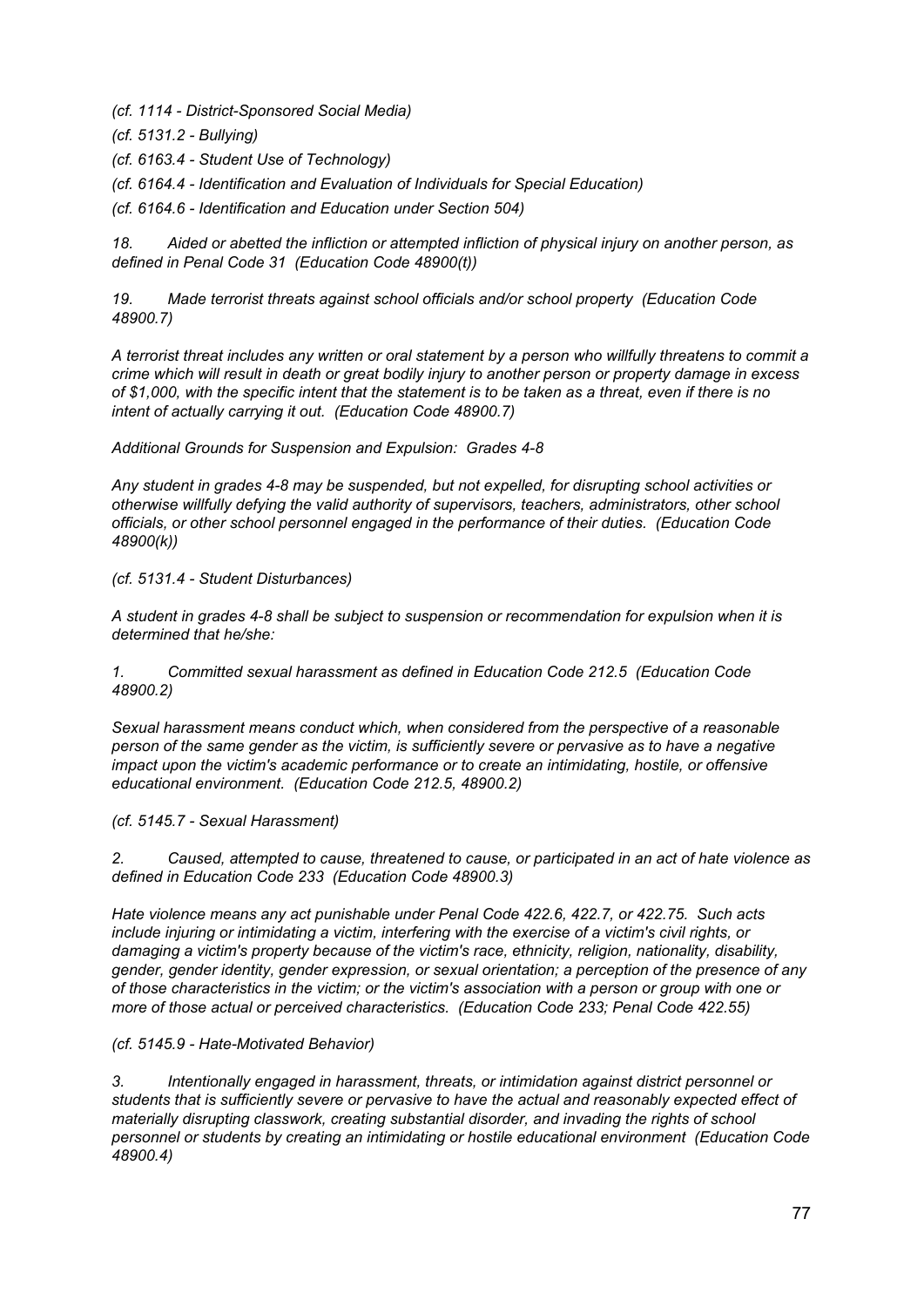*(cf. 1114 - District-Sponsored Social Media)*

*(cf. 5131.2 - Bullying)*

*(cf. 6163.4 - Student Use of Technology)*

*(cf. 6164.4 - Identification and Evaluation of Individuals for Special Education)*

*(cf. 6164.6 - Identification and Education under Section 504)*

*18. Aided or abetted the infliction or attempted infliction of physical injury on another person, as defined in Penal Code 31 (Education Code 48900(t))*

*19. Made terrorist threats against school officials and/or school property (Education Code 48900.7)*

*A terrorist threat includes any written or oral statement by a person who willfully threatens to commit a crime which will result in death or great bodily injury to another person or property damage in excess of $1,000, with the specific intent that the statement is to be taken as a threat, even if there is no intent of actually carrying it out. (Education Code 48900.7)*

*Additional Grounds for Suspension and Expulsion: Grades 4-8*

*Any student in grades 4-8 may be suspended, but not expelled, for disrupting school activities or otherwise willfully defying the valid authority of supervisors, teachers, administrators, other school officials, or other school personnel engaged in the performance of their duties. (Education Code 48900(k))*

*(cf. 5131.4 - Student Disturbances)*

*A student in grades 4-8 shall be subject to suspension or recommendation for expulsion when it is determined that he/she:*

*1. Committed sexual harassment as defined in Education Code 212.5 (Education Code 48900.2)*

*Sexual harassment means conduct which, when considered from the perspective of a reasonable person of the same gender as the victim, is sufficiently severe or pervasive as to have a negative impact upon the victim's academic performance or to create an intimidating, hostile, or offensive educational environment. (Education Code 212.5, 48900.2)*

*(cf. 5145.7 - Sexual Harassment)*

*2. Caused, attempted to cause, threatened to cause, or participated in an act of hate violence as defined in Education Code 233 (Education Code 48900.3)*

*Hate violence means any act punishable under Penal Code 422.6, 422.7, or 422.75. Such acts include injuring or intimidating a victim, interfering with the exercise of a victim's civil rights, or damaging a victim's property because of the victim's race, ethnicity, religion, nationality, disability, gender, gender identity, gender expression, or sexual orientation; a perception of the presence of any of those characteristics in the victim; or the victim's association with a person or group with one or more of those actual or perceived characteristics. (Education Code 233; Penal Code 422.55)*

*(cf. 5145.9 - Hate-Motivated Behavior)*

*3. Intentionally engaged in harassment, threats, or intimidation against district personnel or students that is sufficiently severe or pervasive to have the actual and reasonably expected effect of materially disrupting classwork, creating substantial disorder, and invading the rights of school personnel or students by creating an intimidating or hostile educational environment (Education Code 48900.4)*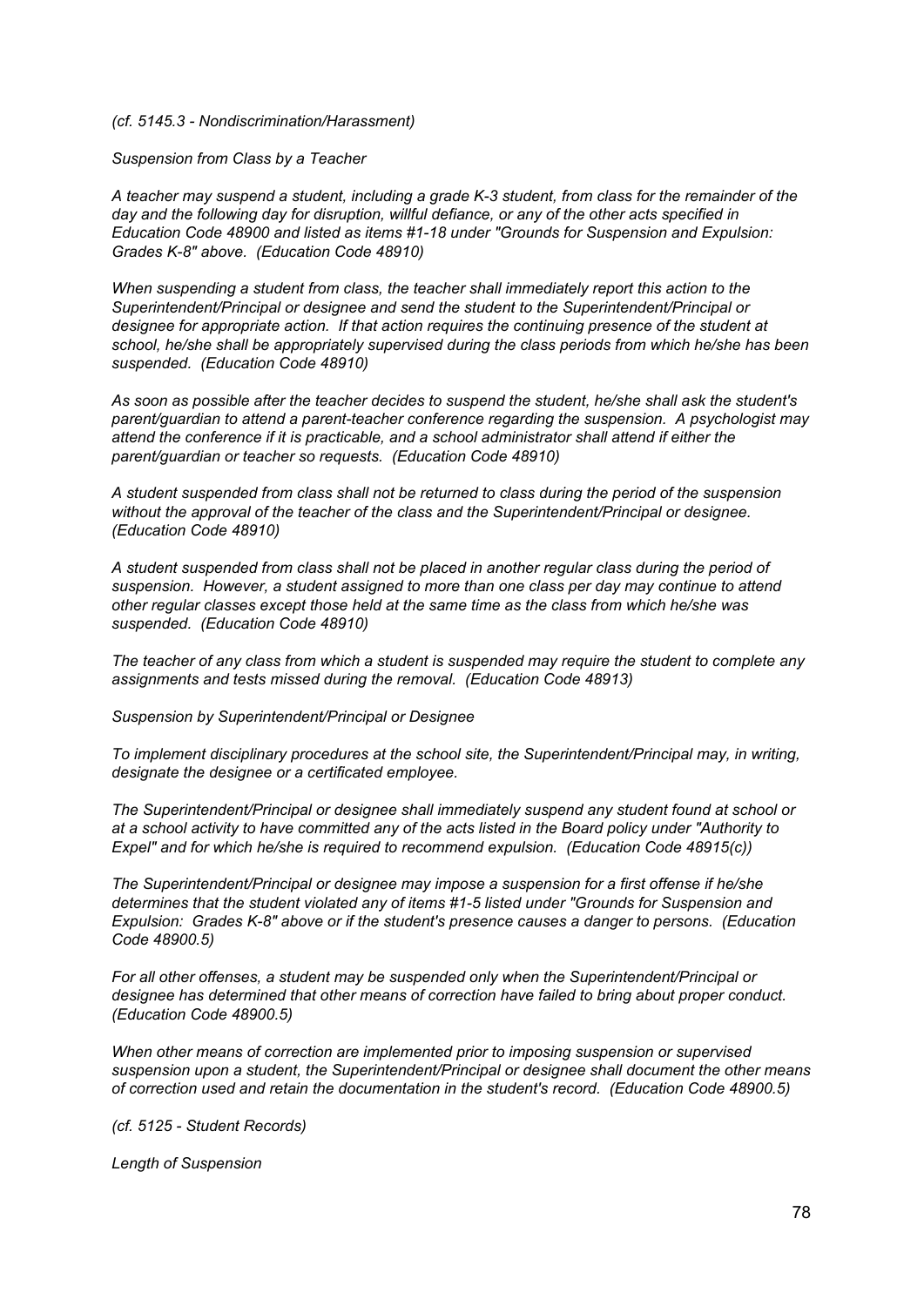*(cf. 5145.3 - Nondiscrimination/Harassment)*

*Suspension from Class by a Teacher*

*A teacher may suspend a student, including a grade K-3 student, from class for the remainder of the day and the following day for disruption, willful defiance, or any of the other acts specified in Education Code 48900 and listed as items #1-18 under "Grounds for Suspension and Expulsion: Grades K-8" above. (Education Code 48910)*

*When suspending a student from class, the teacher shall immediately report this action to the Superintendent/Principal or designee and send the student to the Superintendent/Principal or designee for appropriate action. If that action requires the continuing presence of the student at school, he/she shall be appropriately supervised during the class periods from which he/she has been suspended. (Education Code 48910)*

*As soon as possible after the teacher decides to suspend the student, he/she shall ask the student's parent/guardian to attend a parent-teacher conference regarding the suspension. A psychologist may attend the conference if it is practicable, and a school administrator shall attend if either the parent/guardian or teacher so requests. (Education Code 48910)*

*A student suspended from class shall not be returned to class during the period of the suspension without the approval of the teacher of the class and the Superintendent/Principal or designee. (Education Code 48910)*

*A student suspended from class shall not be placed in another regular class during the period of suspension. However, a student assigned to more than one class per day may continue to attend other regular classes except those held at the same time as the class from which he/she was suspended. (Education Code 48910)*

*The teacher of any class from which a student is suspended may require the student to complete any assignments and tests missed during the removal. (Education Code 48913)*

*Suspension by Superintendent/Principal or Designee*

*To implement disciplinary procedures at the school site, the Superintendent/Principal may, in writing, designate the designee or a certificated employee.*

*The Superintendent/Principal or designee shall immediately suspend any student found at school or at a school activity to have committed any of the acts listed in the Board policy under "Authority to Expel" and for which he/she is required to recommend expulsion. (Education Code 48915(c))*

*The Superintendent/Principal or designee may impose a suspension for a first offense if he/she determines that the student violated any of items #1-5 listed under "Grounds for Suspension and Expulsion: Grades K-8" above or if the student's presence causes a danger to persons. (Education Code 48900.5)*

*For all other offenses, a student may be suspended only when the Superintendent/Principal or designee has determined that other means of correction have failed to bring about proper conduct. (Education Code 48900.5)*

*When other means of correction are implemented prior to imposing suspension or supervised suspension upon a student, the Superintendent/Principal or designee shall document the other means of correction used and retain the documentation in the student's record. (Education Code 48900.5)*

*(cf. 5125 - Student Records)*

*Length of Suspension*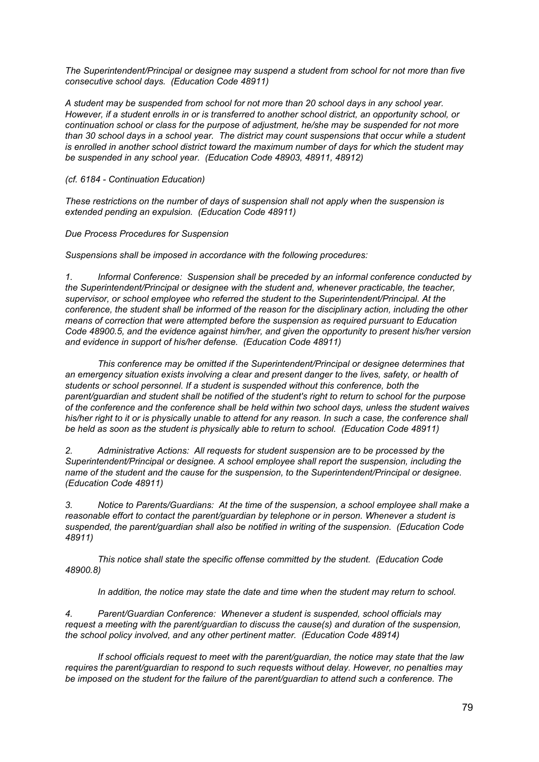*The Superintendent/Principal or designee may suspend a student from school for not more than five consecutive school days. (Education Code 48911)*

*A student may be suspended from school for not more than 20 school days in any school year. However, if a student enrolls in or is transferred to another school district, an opportunity school, or continuation school or class for the purpose of adjustment, he/she may be suspended for not more than 30 school days in a school year. The district may count suspensions that occur while a student is enrolled in another school district toward the maximum number of days for which the student may be suspended in any school year. (Education Code 48903, 48911, 48912)*

*(cf. 6184 - Continuation Education)*

*These restrictions on the number of days of suspension shall not apply when the suspension is extended pending an expulsion. (Education Code 48911)*

*Due Process Procedures for Suspension*

*Suspensions shall be imposed in accordance with the following procedures:*

*1. Informal Conference: Suspension shall be preceded by an informal conference conducted by the Superintendent/Principal or designee with the student and, whenever practicable, the teacher, supervisor, or school employee who referred the student to the Superintendent/Principal. At the conference, the student shall be informed of the reason for the disciplinary action, including the other means of correction that were attempted before the suspension as required pursuant to Education Code 48900.5, and the evidence against him/her, and given the opportunity to present his/her version and evidence in support of his/her defense. (Education Code 48911)*

*This conference may be omitted if the Superintendent/Principal or designee determines that an emergency situation exists involving a clear and present danger to the lives, safety, or health of students or school personnel. If a student is suspended without this conference, both the parent/guardian and student shall be notified of the student's right to return to school for the purpose of the conference and the conference shall be held within two school days, unless the student waives his/her right to it or is physically unable to attend for any reason. In such a case, the conference shall be held as soon as the student is physically able to return to school. (Education Code 48911)*

*2. Administrative Actions: All requests for student suspension are to be processed by the Superintendent/Principal or designee. A school employee shall report the suspension, including the name of the student and the cause for the suspension, to the Superintendent/Principal or designee. (Education Code 48911)*

*3. Notice to Parents/Guardians: At the time of the suspension, a school employee shall make a reasonable effort to contact the parent/guardian by telephone or in person. Whenever a student is suspended, the parent/guardian shall also be notified in writing of the suspension. (Education Code 48911)*

*This notice shall state the specific offense committed by the student. (Education Code 48900.8)*

*In addition, the notice may state the date and time when the student may return to school.*

*4. Parent/Guardian Conference: Whenever a student is suspended, school officials may request a meeting with the parent/guardian to discuss the cause(s) and duration of the suspension, the school policy involved, and any other pertinent matter. (Education Code 48914)*

*If school officials request to meet with the parent/guardian, the notice may state that the law requires the parent/guardian to respond to such requests without delay. However, no penalties may be imposed on the student for the failure of the parent/guardian to attend such a conference. The*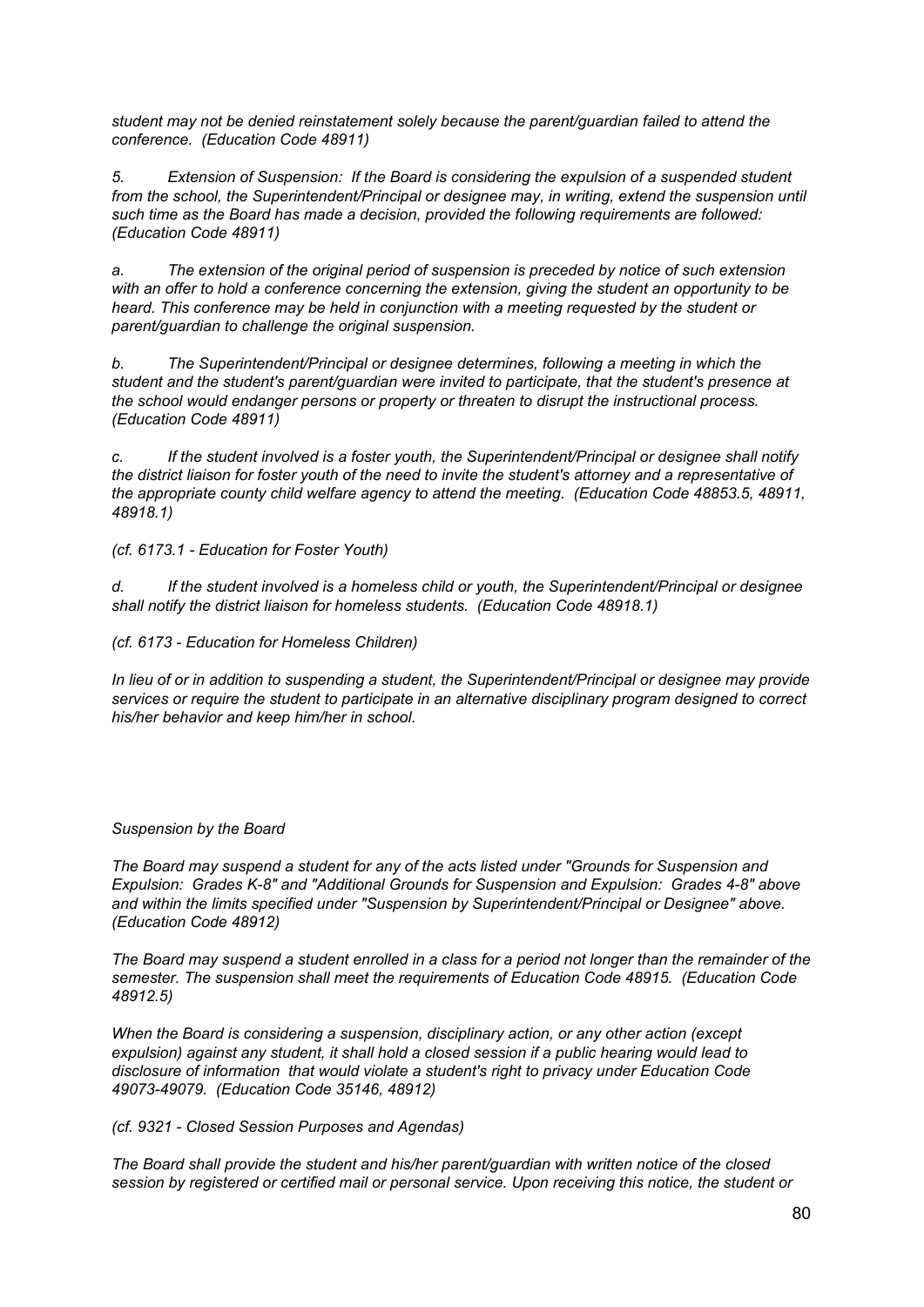*student may not be denied reinstatement solely because the parent/guardian failed to attend the conference. (Education Code 48911)*

*5. Extension of Suspension: If the Board is considering the expulsion of a suspended student from the school, the Superintendent/Principal or designee may, in writing, extend the suspension until such time as the Board has made a decision, provided the following requirements are followed: (Education Code 48911)*

*a. The extension of the original period of suspension is preceded by notice of such extension with an offer to hold a conference concerning the extension, giving the student an opportunity to be heard. This conference may be held in conjunction with a meeting requested by the student or parent/guardian to challenge the original suspension.*

*b. The Superintendent/Principal or designee determines, following a meeting in which the student and the student's parent/guardian were invited to participate, that the student's presence at the school would endanger persons or property or threaten to disrupt the instructional process. (Education Code 48911)*

*c. If the student involved is a foster youth, the Superintendent/Principal or designee shall notify the district liaison for foster youth of the need to invite the student's attorney and a representative of the appropriate county child welfare agency to attend the meeting. (Education Code 48853.5, 48911, 48918.1)*

*(cf. 6173.1 - Education for Foster Youth)*

*d. If the student involved is a homeless child or youth, the Superintendent/Principal or designee shall notify the district liaison for homeless students. (Education Code 48918.1)*

*(cf. 6173 - Education for Homeless Children)*

*In lieu of or in addition to suspending a student, the Superintendent/Principal or designee may provide services or require the student to participate in an alternative disciplinary program designed to correct his/her behavior and keep him/her in school.*

*Suspension by the Board*

*The Board may suspend a student for any of the acts listed under "Grounds for Suspension and Expulsion: Grades K-8" and "Additional Grounds for Suspension and Expulsion: Grades 4-8" above and within the limits specified under "Suspension by Superintendent/Principal or Designee" above. (Education Code 48912)*

*The Board may suspend a student enrolled in a class for a period not longer than the remainder of the semester. The suspension shall meet the requirements of Education Code 48915. (Education Code 48912.5)*

*When the Board is considering a suspension, disciplinary action, or any other action (except expulsion) against any student, it shall hold a closed session if a public hearing would lead to disclosure of information that would violate a student's right to privacy under Education Code 49073-49079. (Education Code 35146, 48912)*

*(cf. 9321 - Closed Session Purposes and Agendas)*

*The Board shall provide the student and his/her parent/guardian with written notice of the closed session by registered or certified mail or personal service. Upon receiving this notice, the student or*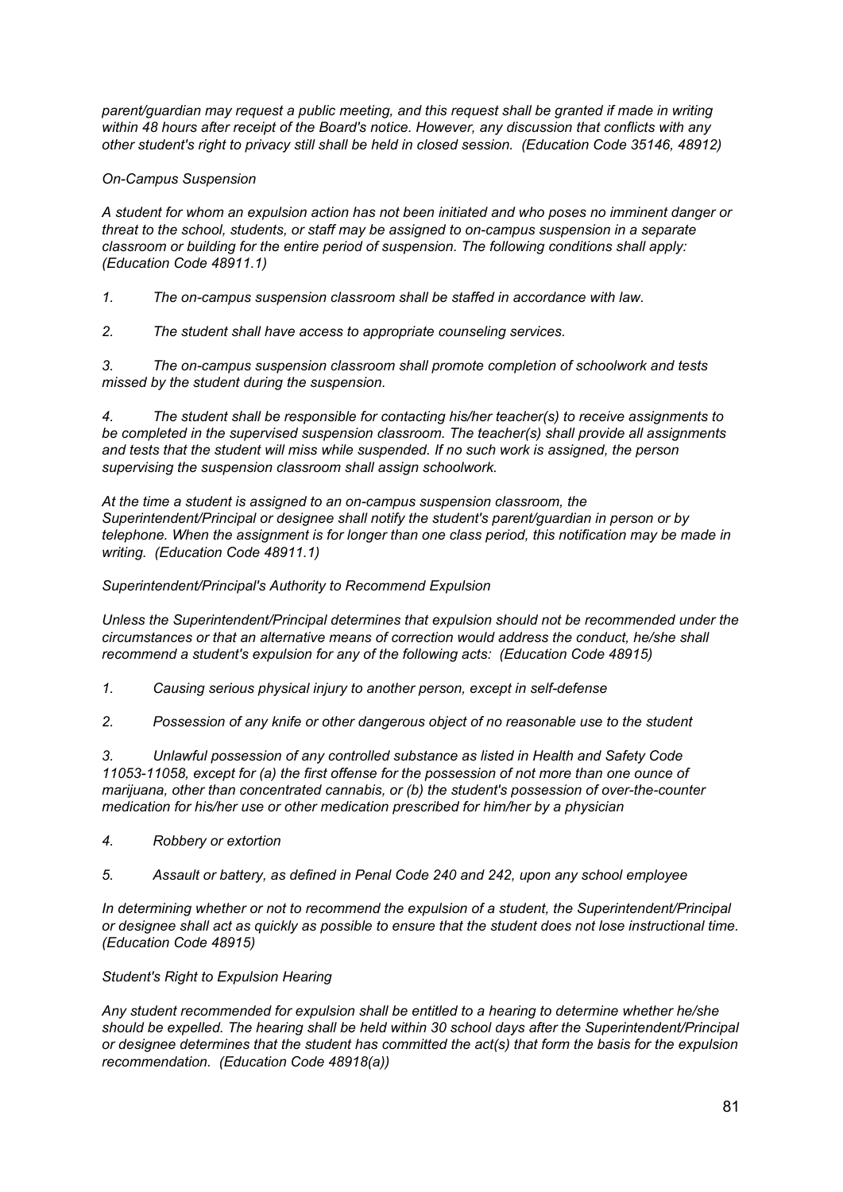*parent/guardian may request a public meeting, and this request shall be granted if made in writing within 48 hours after receipt of the Board's notice. However, any discussion that conflicts with any other student's right to privacy still shall be held in closed session. (Education Code 35146, 48912)*

*On-Campus Suspension*

*A student for whom an expulsion action has not been initiated and who poses no imminent danger or threat to the school, students, or staff may be assigned to on-campus suspension in a separate classroom or building for the entire period of suspension. The following conditions shall apply: (Education Code 48911.1)*

*1. The on-campus suspension classroom shall be staffed in accordance with law.*

*2. The student shall have access to appropriate counseling services.*

*3. The on-campus suspension classroom shall promote completion of schoolwork and tests missed by the student during the suspension.*

*4. The student shall be responsible for contacting his/her teacher(s) to receive assignments to be completed in the supervised suspension classroom. The teacher(s) shall provide all assignments and tests that the student will miss while suspended. If no such work is assigned, the person supervising the suspension classroom shall assign schoolwork.*

*At the time a student is assigned to an on-campus suspension classroom, the Superintendent/Principal or designee shall notify the student's parent/guardian in person or by telephone. When the assignment is for longer than one class period, this notification may be made in writing. (Education Code 48911.1)*

*Superintendent/Principal's Authority to Recommend Expulsion*

*Unless the Superintendent/Principal determines that expulsion should not be recommended under the circumstances or that an alternative means of correction would address the conduct, he/she shall recommend a student's expulsion for any of the following acts: (Education Code 48915)*

*1. Causing serious physical injury to another person, except in self-defense*

*2. Possession of any knife or other dangerous object of no reasonable use to the student*

*3. Unlawful possession of any controlled substance as listed in Health and Safety Code 11053-11058, except for (a) the first offense for the possession of not more than one ounce of marijuana, other than concentrated cannabis, or (b) the student's possession of over-the-counter medication for his/her use or other medication prescribed for him/her by a physician*

*4. Robbery or extortion*

*5. Assault or battery, as defined in Penal Code 240 and 242, upon any school employee*

*In determining whether or not to recommend the expulsion of a student, the Superintendent/Principal or designee shall act as quickly as possible to ensure that the student does not lose instructional time. (Education Code 48915)*

*Student's Right to Expulsion Hearing*

*Any student recommended for expulsion shall be entitled to a hearing to determine whether he/she should be expelled. The hearing shall be held within 30 school days after the Superintendent/Principal or designee determines that the student has committed the act(s) that form the basis for the expulsion recommendation. (Education Code 48918(a))*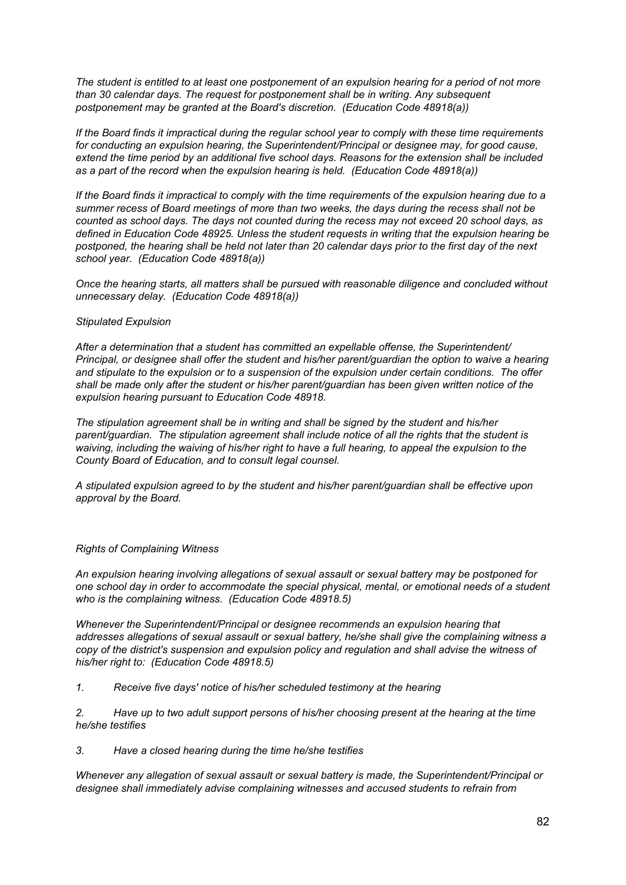*The student is entitled to at least one postponement of an expulsion hearing for a period of not more than 30 calendar days. The request for postponement shall be in writing. Any subsequent postponement may be granted at the Board's discretion. (Education Code 48918(a))*

*If the Board finds it impractical during the regular school year to comply with these time requirements for conducting an expulsion hearing, the Superintendent/Principal or designee may, for good cause, extend the time period by an additional five school days. Reasons for the extension shall be included as a part of the record when the expulsion hearing is held. (Education Code 48918(a))*

*If the Board finds it impractical to comply with the time requirements of the expulsion hearing due to a summer recess of Board meetings of more than two weeks, the days during the recess shall not be counted as school days. The days not counted during the recess may not exceed 20 school days, as defined in Education Code 48925. Unless the student requests in writing that the expulsion hearing be postponed, the hearing shall be held not later than 20 calendar days prior to the first day of the next school year. (Education Code 48918(a))*

*Once the hearing starts, all matters shall be pursued with reasonable diligence and concluded without unnecessary delay. (Education Code 48918(a))*

*Stipulated Expulsion*

*After a determination that a student has committed an expellable offense, the Superintendent/ Principal, or designee shall offer the student and his/her parent/guardian the option to waive a hearing and stipulate to the expulsion or to a suspension of the expulsion under certain conditions. The offer shall be made only after the student or his/her parent/guardian has been given written notice of the expulsion hearing pursuant to Education Code 48918.*

*The stipulation agreement shall be in writing and shall be signed by the student and his/her parent/guardian. The stipulation agreement shall include notice of all the rights that the student is waiving, including the waiving of his/her right to have a full hearing, to appeal the expulsion to the County Board of Education, and to consult legal counsel.*

*A stipulated expulsion agreed to by the student and his/her parent/guardian shall be effective upon approval by the Board.*

*Rights of Complaining Witness*

*An expulsion hearing involving allegations of sexual assault or sexual battery may be postponed for one school day in order to accommodate the special physical, mental, or emotional needs of a student who is the complaining witness. (Education Code 48918.5)*

*Whenever the Superintendent/Principal or designee recommends an expulsion hearing that addresses allegations of sexual assault or sexual battery, he/she shall give the complaining witness a copy of the district's suspension and expulsion policy and regulation and shall advise the witness of his/her right to: (Education Code 48918.5)*

1. *Receive five days' notice of his/her scheduled testimony at the hearing*

2. *Have up to two adult support persons of his/her choosing present at the hearing at the time he/she testifies*

3. *Have a closed hearing during the time he/she testifies*

*Whenever any allegation of sexual assault or sexual battery is made, the Superintendent/Principal or designee shall immediately advise complaining witnesses and accused students to refrain from*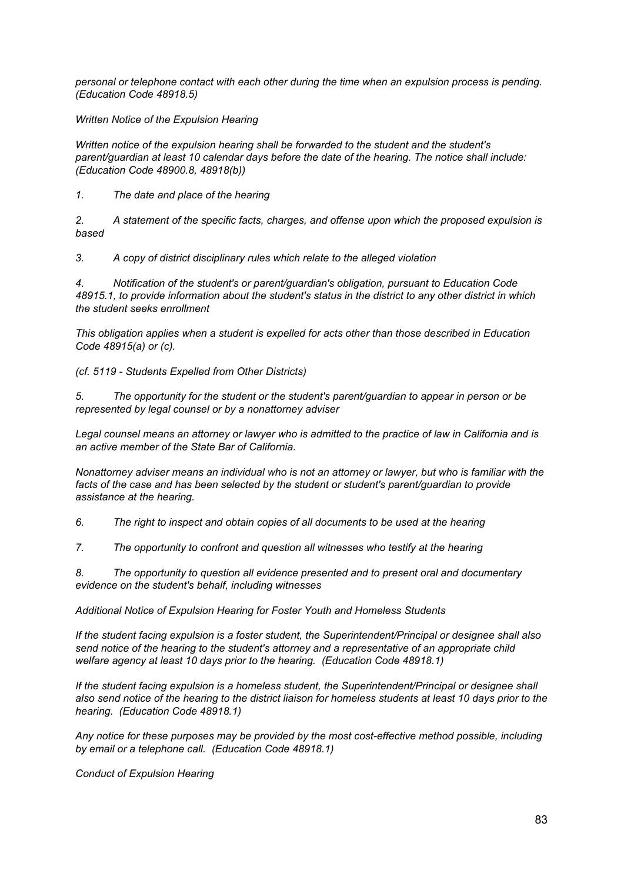*personal or telephone contact with each other during the time when an expulsion process is pending. (Education Code 48918.5)*

*Written Notice of the Expulsion Hearing*

*Written notice of the expulsion hearing shall be forwarded to the student and the student's parent/guardian at least 10 calendar days before the date of the hearing. The notice shall include: (Education Code 48900.8, 48918(b))*

*1. The date and place of the hearing*

*2. A statement of the specific facts, charges, and offense upon which the proposed expulsion is based*

*3. A copy of district disciplinary rules which relate to the alleged violation*

*4. Notification of the student's or parent/guardian's obligation, pursuant to Education Code 48915.1, to provide information about the student's status in the district to any other district in which the student seeks enrollment*

*This obligation applies when a student is expelled for acts other than those described in Education Code 48915(a) or (c).*

*(cf. 5119 - Students Expelled from Other Districts)*

*5. The opportunity for the student or the student's parent/guardian to appear in person or be represented by legal counsel or by a nonattorney adviser*

*Legal counsel means an attorney or lawyer who is admitted to the practice of law in California and is an active member of the State Bar of California.*

*Nonattorney adviser means an individual who is not an attorney or lawyer, but who is familiar with the facts of the case and has been selected by the student or student's parent/guardian to provide assistance at the hearing.*

*6. The right to inspect and obtain copies of all documents to be used at the hearing*

*7. The opportunity to confront and question all witnesses who testify at the hearing*

*8. The opportunity to question all evidence presented and to present oral and documentary evidence on the student's behalf, including witnesses*

*Additional Notice of Expulsion Hearing for Foster Youth and Homeless Students*

*If the student facing expulsion is a foster student, the Superintendent/Principal or designee shall also send notice of the hearing to the student's attorney and a representative of an appropriate child welfare agency at least 10 days prior to the hearing. (Education Code 48918.1)*

*If the student facing expulsion is a homeless student, the Superintendent/Principal or designee shall also send notice of the hearing to the district liaison for homeless students at least 10 days prior to the hearing. (Education Code 48918.1)*

*Any notice for these purposes may be provided by the most cost-effective method possible, including by email or a telephone call. (Education Code 48918.1)*

*Conduct of Expulsion Hearing*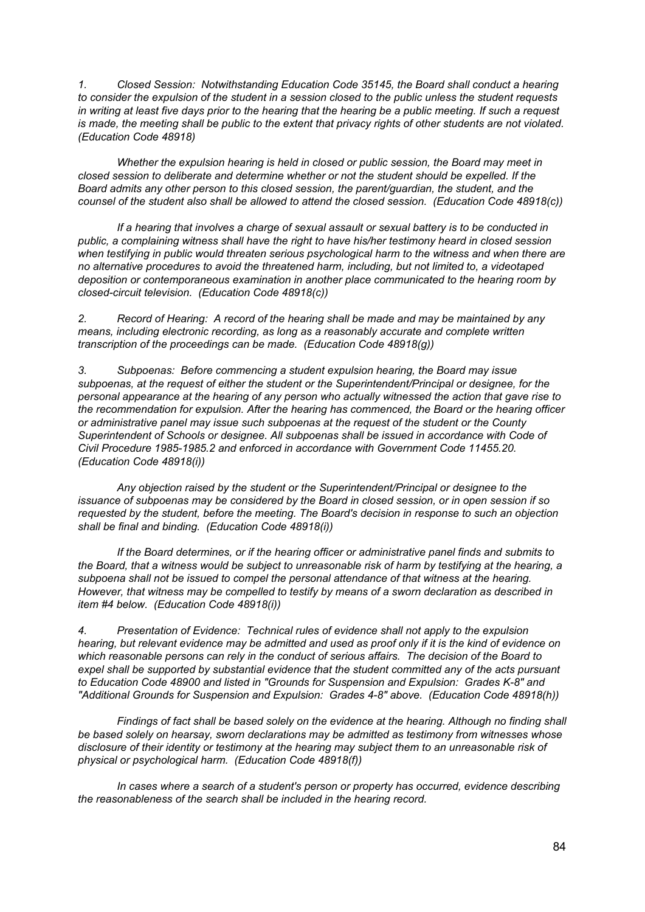*1. Closed Session: Notwithstanding Education Code 35145, the Board shall conduct a hearing to consider the expulsion of the student in a session closed to the public unless the student requests in writing at least five days prior to the hearing that the hearing be a public meeting. If such a request is made, the meeting shall be public to the extent that privacy rights of other students are not violated. (Education Code 48918)*

*Whether the expulsion hearing is held in closed or public session, the Board may meet in closed session to deliberate and determine whether or not the student should be expelled. If the Board admits any other person to this closed session, the parent/guardian, the student, and the counsel of the student also shall be allowed to attend the closed session. (Education Code 48918(c))*

*If a hearing that involves a charge of sexual assault or sexual battery is to be conducted in public, a complaining witness shall have the right to have his/her testimony heard in closed session when testifying in public would threaten serious psychological harm to the witness and when there are no alternative procedures to avoid the threatened harm, including, but not limited to, a videotaped deposition or contemporaneous examination in another place communicated to the hearing room by closed-circuit television. (Education Code 48918(c))*

*2. Record of Hearing: A record of the hearing shall be made and may be maintained by any means, including electronic recording, as long as a reasonably accurate and complete written transcription of the proceedings can be made. (Education Code 48918(g))*

*3. Subpoenas: Before commencing a student expulsion hearing, the Board may issue subpoenas, at the request of either the student or the Superintendent/Principal or designee, for the personal appearance at the hearing of any person who actually witnessed the action that gave rise to the recommendation for expulsion. After the hearing has commenced, the Board or the hearing officer or administrative panel may issue such subpoenas at the request of the student or the County Superintendent of Schools or designee. All subpoenas shall be issued in accordance with Code of Civil Procedure 1985-1985.2 and enforced in accordance with Government Code 11455.20. (Education Code 48918(i))*

*Any objection raised by the student or the Superintendent/Principal or designee to the issuance of subpoenas may be considered by the Board in closed session, or in open session if so requested by the student, before the meeting. The Board's decision in response to such an objection shall be final and binding. (Education Code 48918(i))*

*If the Board determines, or if the hearing officer or administrative panel finds and submits to the Board, that a witness would be subject to unreasonable risk of harm by testifying at the hearing, a subpoena shall not be issued to compel the personal attendance of that witness at the hearing. However, that witness may be compelled to testify by means of a sworn declaration as described in item #4 below. (Education Code 48918(i))*

*4. Presentation of Evidence: Technical rules of evidence shall not apply to the expulsion hearing, but relevant evidence may be admitted and used as proof only if it is the kind of evidence on which reasonable persons can rely in the conduct of serious affairs. The decision of the Board to expel shall be supported by substantial evidence that the student committed any of the acts pursuant to Education Code 48900 and listed in "Grounds for Suspension and Expulsion: Grades K-8" and "Additional Grounds for Suspension and Expulsion: Grades 4-8" above. (Education Code 48918(h))*

*Findings of fact shall be based solely on the evidence at the hearing. Although no finding shall be based solely on hearsay, sworn declarations may be admitted as testimony from witnesses whose disclosure of their identity or testimony at the hearing may subject them to an unreasonable risk of physical or psychological harm. (Education Code 48918(f))*

*In cases where a search of a student's person or property has occurred, evidence describing the reasonableness of the search shall be included in the hearing record.*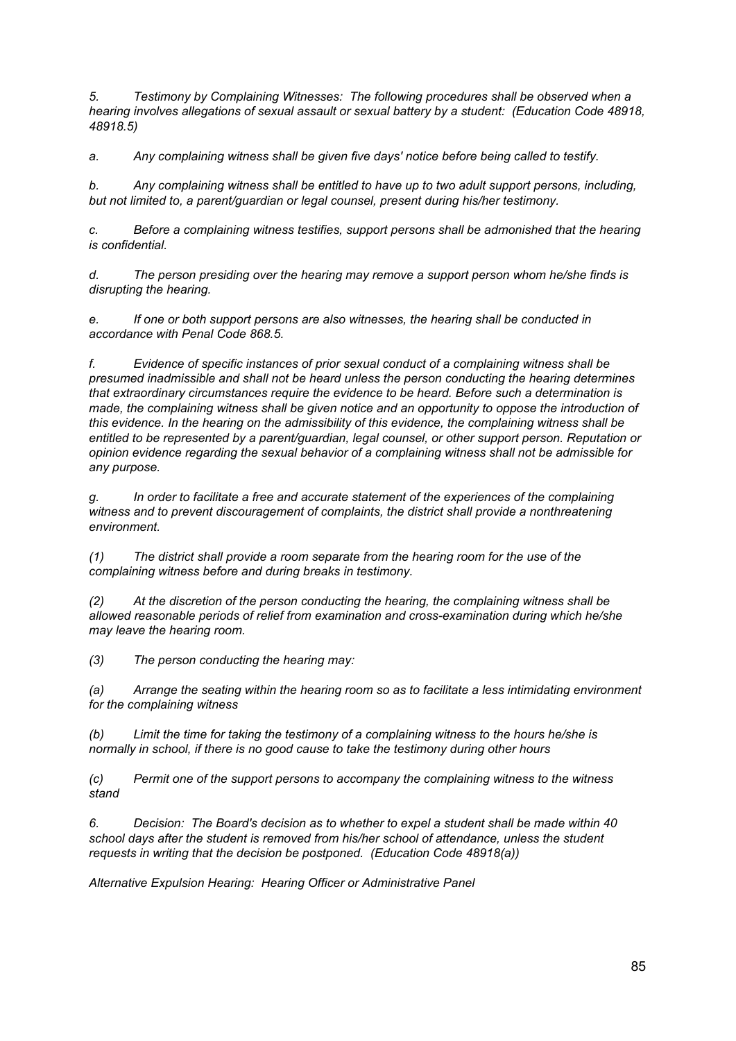*5. Testimony by Complaining Witnesses: The following procedures shall be observed when a hearing involves allegations of sexual assault or sexual battery by a student: (Education Code 48918, 48918.5)*

*a. Any complaining witness shall be given five days' notice before being called to testify.*

*b. Any complaining witness shall be entitled to have up to two adult support persons, including, but not limited to, a parent/guardian or legal counsel, present during his/her testimony.*

*c. Before a complaining witness testifies, support persons shall be admonished that the hearing is confidential.*

*d. The person presiding over the hearing may remove a support person whom he/she finds is disrupting the hearing.*

*e. If one or both support persons are also witnesses, the hearing shall be conducted in accordance with Penal Code 868.5.*

*f. Evidence of specific instances of prior sexual conduct of a complaining witness shall be presumed inadmissible and shall not be heard unless the person conducting the hearing determines that extraordinary circumstances require the evidence to be heard. Before such a determination is made, the complaining witness shall be given notice and an opportunity to oppose the introduction of this evidence. In the hearing on the admissibility of this evidence, the complaining witness shall be entitled to be represented by a parent/guardian, legal counsel, or other support person. Reputation or opinion evidence regarding the sexual behavior of a complaining witness shall not be admissible for any purpose.*

*g. In order to facilitate a free and accurate statement of the experiences of the complaining witness and to prevent discouragement of complaints, the district shall provide a nonthreatening environment.*

*(1) The district shall provide a room separate from the hearing room for the use of the complaining witness before and during breaks in testimony.*

*(2) At the discretion of the person conducting the hearing, the complaining witness shall be allowed reasonable periods of relief from examination and cross-examination during which he/she may leave the hearing room.*

*(3) The person conducting the hearing may:*

*(a) Arrange the seating within the hearing room so as to facilitate a less intimidating environment for the complaining witness*

*(b) Limit the time for taking the testimony of a complaining witness to the hours he/she is normally in school, if there is no good cause to take the testimony during other hours*

*(c) Permit one of the support persons to accompany the complaining witness to the witness stand*

*6. Decision: The Board's decision as to whether to expel a student shall be made within 40 school days after the student is removed from his/her school of attendance, unless the student requests in writing that the decision be postponed. (Education Code 48918(a))*

*Alternative Expulsion Hearing: Hearing Officer or Administrative Panel*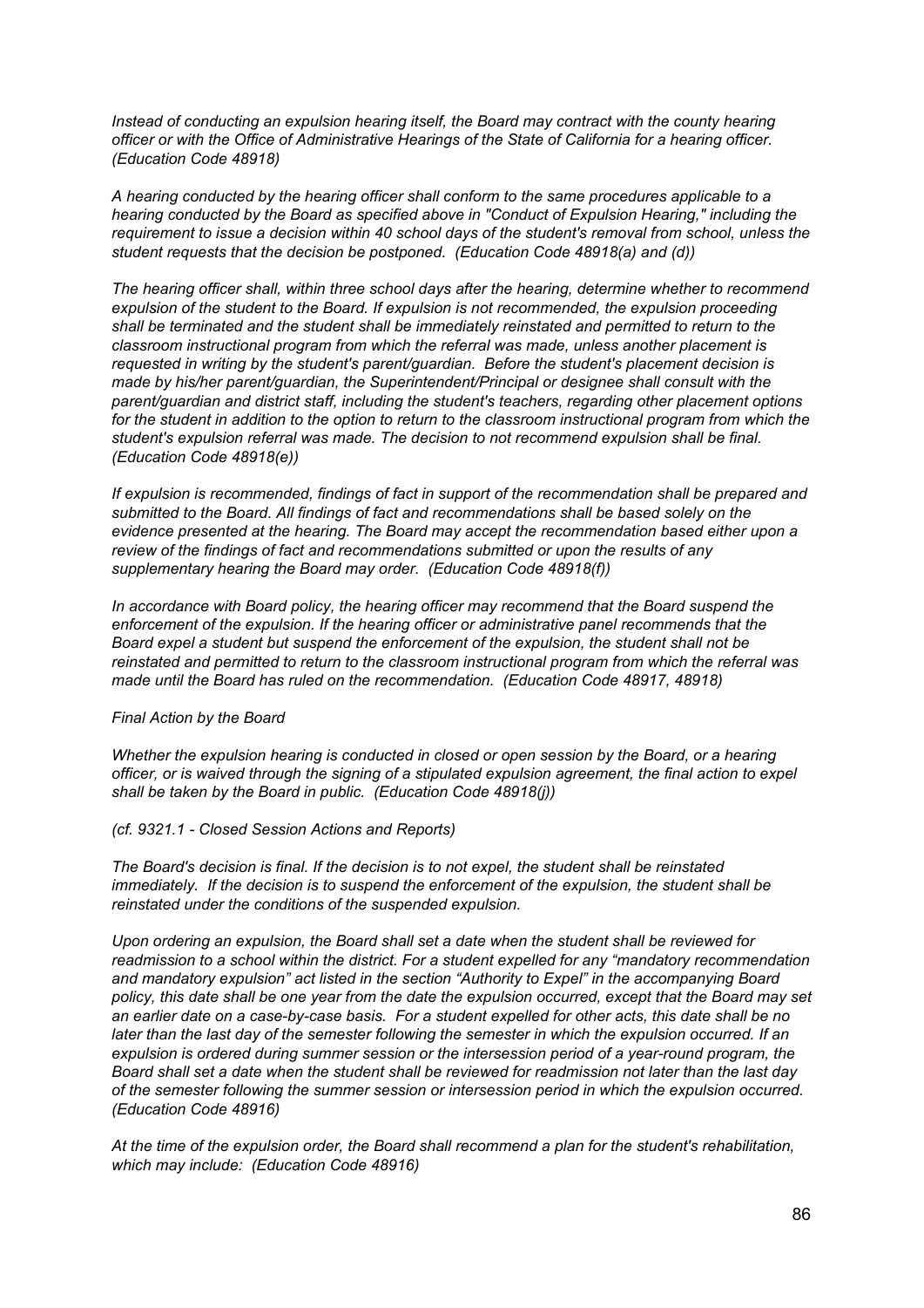*Instead of conducting an expulsion hearing itself, the Board may contract with the county hearing officer or with the Office of Administrative Hearings of the State of California for a hearing officer. (Education Code 48918)*

*A hearing conducted by the hearing officer shall conform to the same procedures applicable to a hearing conducted by the Board as specified above in "Conduct of Expulsion Hearing," including the requirement to issue a decision within 40 school days of the student's removal from school, unless the student requests that the decision be postponed. (Education Code 48918(a) and (d))*

*The hearing officer shall, within three school days after the hearing, determine whether to recommend expulsion of the student to the Board. If expulsion is not recommended, the expulsion proceeding shall be terminated and the student shall be immediately reinstated and permitted to return to the classroom instructional program from which the referral was made, unless another placement is requested in writing by the student's parent/guardian. Before the student's placement decision is made by his/her parent/guardian, the Superintendent/Principal or designee shall consult with the parent/guardian and district staff, including the student's teachers, regarding other placement options for the student in addition to the option to return to the classroom instructional program from which the student's expulsion referral was made. The decision to not recommend expulsion shall be final. (Education Code 48918(e))*

*If expulsion is recommended, findings of fact in support of the recommendation shall be prepared and submitted to the Board. All findings of fact and recommendations shall be based solely on the evidence presented at the hearing. The Board may accept the recommendation based either upon a review of the findings of fact and recommendations submitted or upon the results of any supplementary hearing the Board may order. (Education Code 48918(f))*

*In accordance with Board policy, the hearing officer may recommend that the Board suspend the enforcement of the expulsion. If the hearing officer or administrative panel recommends that the Board expel a student but suspend the enforcement of the expulsion, the student shall not be reinstated and permitted to return to the classroom instructional program from which the referral was made until the Board has ruled on the recommendation. (Education Code 48917, 48918)*

*Final Action by the Board*

*Whether the expulsion hearing is conducted in closed or open session by the Board, or a hearing officer, or is waived through the signing of a stipulated expulsion agreement, the final action to expel shall be taken by the Board in public. (Education Code 48918(j))*

*(cf. 9321.1 - Closed Session Actions and Reports)*

*The Board's decision is final. If the decision is to not expel, the student shall be reinstated immediately. If the decision is to suspend the enforcement of the expulsion, the student shall be reinstated under the conditions of the suspended expulsion.*

*Upon ordering an expulsion, the Board shall set a date when the student shall be reviewed for readmission to a school within the district. For a student expelled for any "mandatory recommendation and mandatory expulsion" act listed in the section "Authority to Expel" in the accompanying Board policy, this date shall be one year from the date the expulsion occurred, except that the Board may set an earlier date on a case-by-case basis. For a student expelled for other acts, this date shall be no later than the last day of the semester following the semester in which the expulsion occurred. If an expulsion is ordered during summer session or the intersession period of a year-round program, the Board shall set a date when the student shall be reviewed for readmission not later than the last day of the semester following the summer session or intersession period in which the expulsion occurred. (Education Code 48916)*

*At the time of the expulsion order, the Board shall recommend a plan for the student's rehabilitation, which may include: (Education Code 48916)*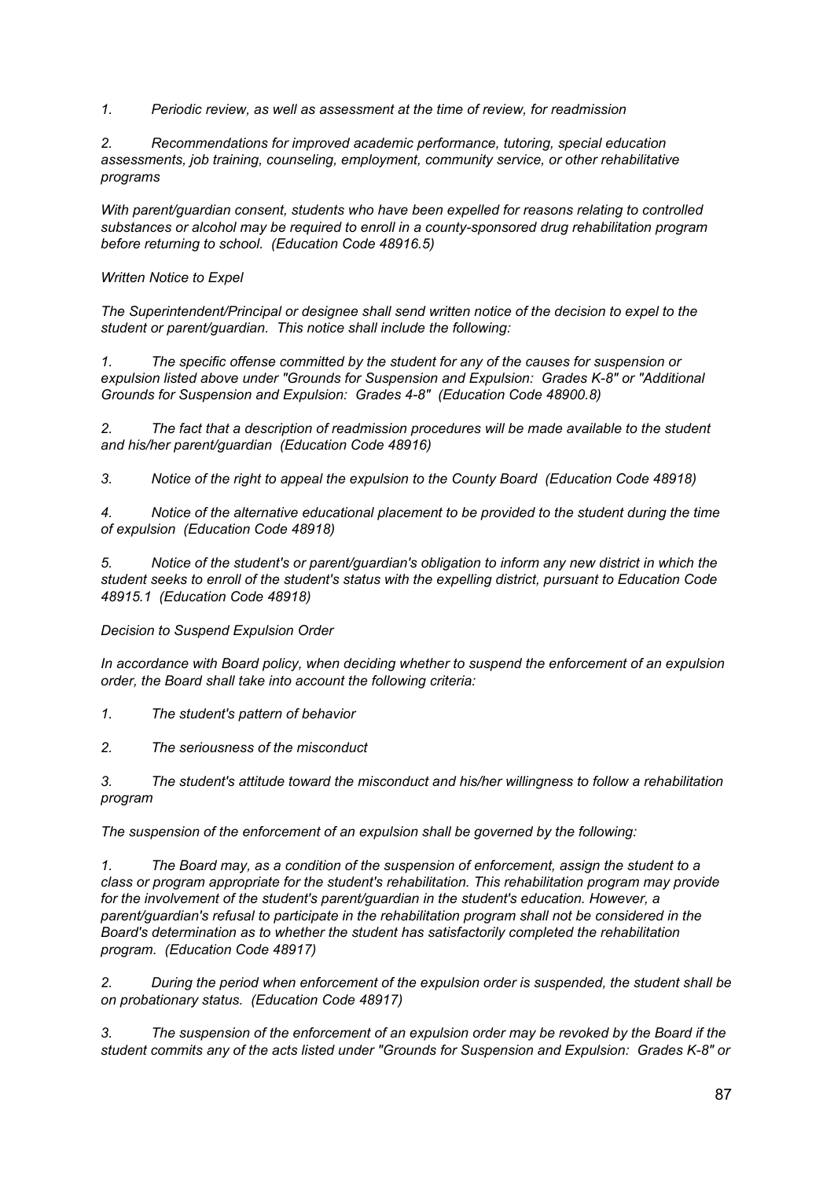*1. Periodic review, as well as assessment at the time of review, for readmission*

*2. Recommendations for improved academic performance, tutoring, special education assessments, job training, counseling, employment, community service, or other rehabilitative programs*

*With parent/guardian consent, students who have been expelled for reasons relating to controlled substances or alcohol may be required to enroll in a county-sponsored drug rehabilitation program before returning to school. (Education Code 48916.5)*

*Written Notice to Expel*

*The Superintendent/Principal or designee shall send written notice of the decision to expel to the student or parent/guardian. This notice shall include the following:*

*1. The specific offense committed by the student for any of the causes for suspension or expulsion listed above under "Grounds for Suspension and Expulsion: Grades K-8" or "Additional Grounds for Suspension and Expulsion: Grades 4-8" (Education Code 48900.8)*

*2. The fact that a description of readmission procedures will be made available to the student and his/her parent/guardian (Education Code 48916)*

*3. Notice of the right to appeal the expulsion to the County Board (Education Code 48918)*

*4. Notice of the alternative educational placement to be provided to the student during the time of expulsion (Education Code 48918)*

*5. Notice of the student's or parent/guardian's obligation to inform any new district in which the student seeks to enroll of the student's status with the expelling district, pursuant to Education Code 48915.1 (Education Code 48918)*

*Decision to Suspend Expulsion Order*

*In accordance with Board policy, when deciding whether to suspend the enforcement of an expulsion order, the Board shall take into account the following criteria:*

*1. The student's pattern of behavior*

*2. The seriousness of the misconduct*

*3. The student's attitude toward the misconduct and his/her willingness to follow a rehabilitation program*

*The suspension of the enforcement of an expulsion shall be governed by the following:*

*1. The Board may, as a condition of the suspension of enforcement, assign the student to a class or program appropriate for the student's rehabilitation. This rehabilitation program may provide for the involvement of the student's parent/guardian in the student's education. However, a parent/guardian's refusal to participate in the rehabilitation program shall not be considered in the Board's determination as to whether the student has satisfactorily completed the rehabilitation program. (Education Code 48917)*

*2. During the period when enforcement of the expulsion order is suspended, the student shall be on probationary status. (Education Code 48917)*

*3. The suspension of the enforcement of an expulsion order may be revoked by the Board if the student commits any of the acts listed under "Grounds for Suspension and Expulsion: Grades K-8" or*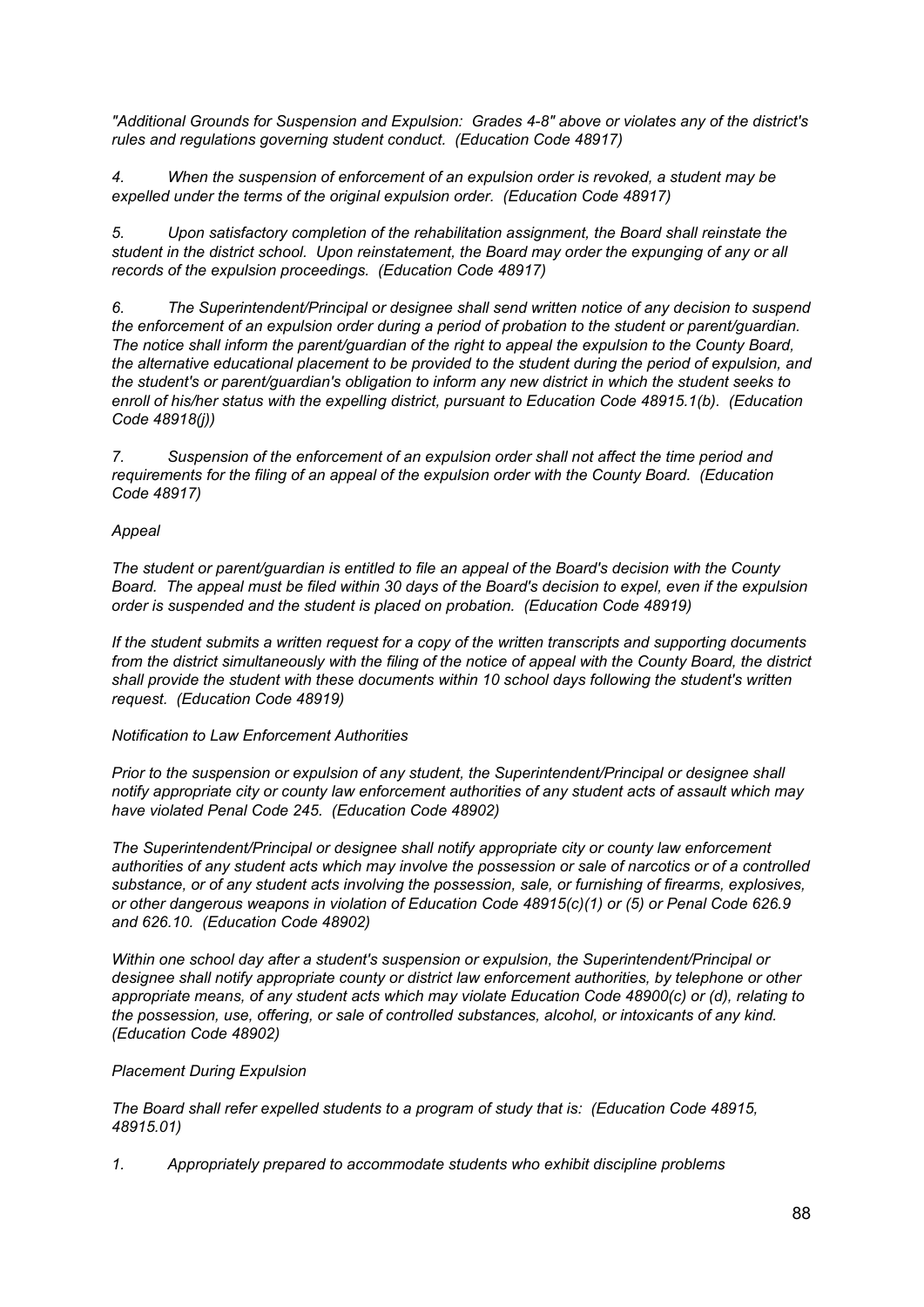*"Additional Grounds for Suspension and Expulsion: Grades 4-8" above or violates any of the district's rules and regulations governing student conduct. (Education Code 48917)*

*4. When the suspension of enforcement of an expulsion order is revoked, a student may be expelled under the terms of the original expulsion order. (Education Code 48917)*

*5. Upon satisfactory completion of the rehabilitation assignment, the Board shall reinstate the student in the district school. Upon reinstatement, the Board may order the expunging of any or all records of the expulsion proceedings. (Education Code 48917)*

*6. The Superintendent/Principal or designee shall send written notice of any decision to suspend the enforcement of an expulsion order during a period of probation to the student or parent/guardian. The notice shall inform the parent/guardian of the right to appeal the expulsion to the County Board, the alternative educational placement to be provided to the student during the period of expulsion, and the student's or parent/guardian's obligation to inform any new district in which the student seeks to enroll of his/her status with the expelling district, pursuant to Education Code 48915.1(b). (Education Code 48918(j))*

*7. Suspension of the enforcement of an expulsion order shall not affect the time period and requirements for the filing of an appeal of the expulsion order with the County Board. (Education Code 48917)*

*Appeal*

*The student or parent/guardian is entitled to file an appeal of the Board's decision with the County Board. The appeal must be filed within 30 days of the Board's decision to expel, even if the expulsion order is suspended and the student is placed on probation. (Education Code 48919)*

*If the student submits a written request for a copy of the written transcripts and supporting documents from the district simultaneously with the filing of the notice of appeal with the County Board, the district shall provide the student with these documents within 10 school days following the student's written request. (Education Code 48919)*

*Notification to Law Enforcement Authorities*

*Prior to the suspension or expulsion of any student, the Superintendent/Principal or designee shall notify appropriate city or county law enforcement authorities of any student acts of assault which may have violated Penal Code 245. (Education Code 48902)*

*The Superintendent/Principal or designee shall notify appropriate city or county law enforcement authorities of any student acts which may involve the possession or sale of narcotics or of a controlled substance, or of any student acts involving the possession, sale, or furnishing of firearms, explosives, or other dangerous weapons in violation of Education Code 48915(c)(1) or (5) or Penal Code 626.9 and 626.10. (Education Code 48902)*

*Within one school day after a student's suspension or expulsion, the Superintendent/Principal or designee shall notify appropriate county or district law enforcement authorities, by telephone or other appropriate means, of any student acts which may violate Education Code 48900(c) or (d), relating to the possession, use, offering, or sale of controlled substances, alcohol, or intoxicants of any kind. (Education Code 48902)*

*Placement During Expulsion*

*The Board shall refer expelled students to a program of study that is: (Education Code 48915, 48915.01)*

*1. Appropriately prepared to accommodate students who exhibit discipline problems*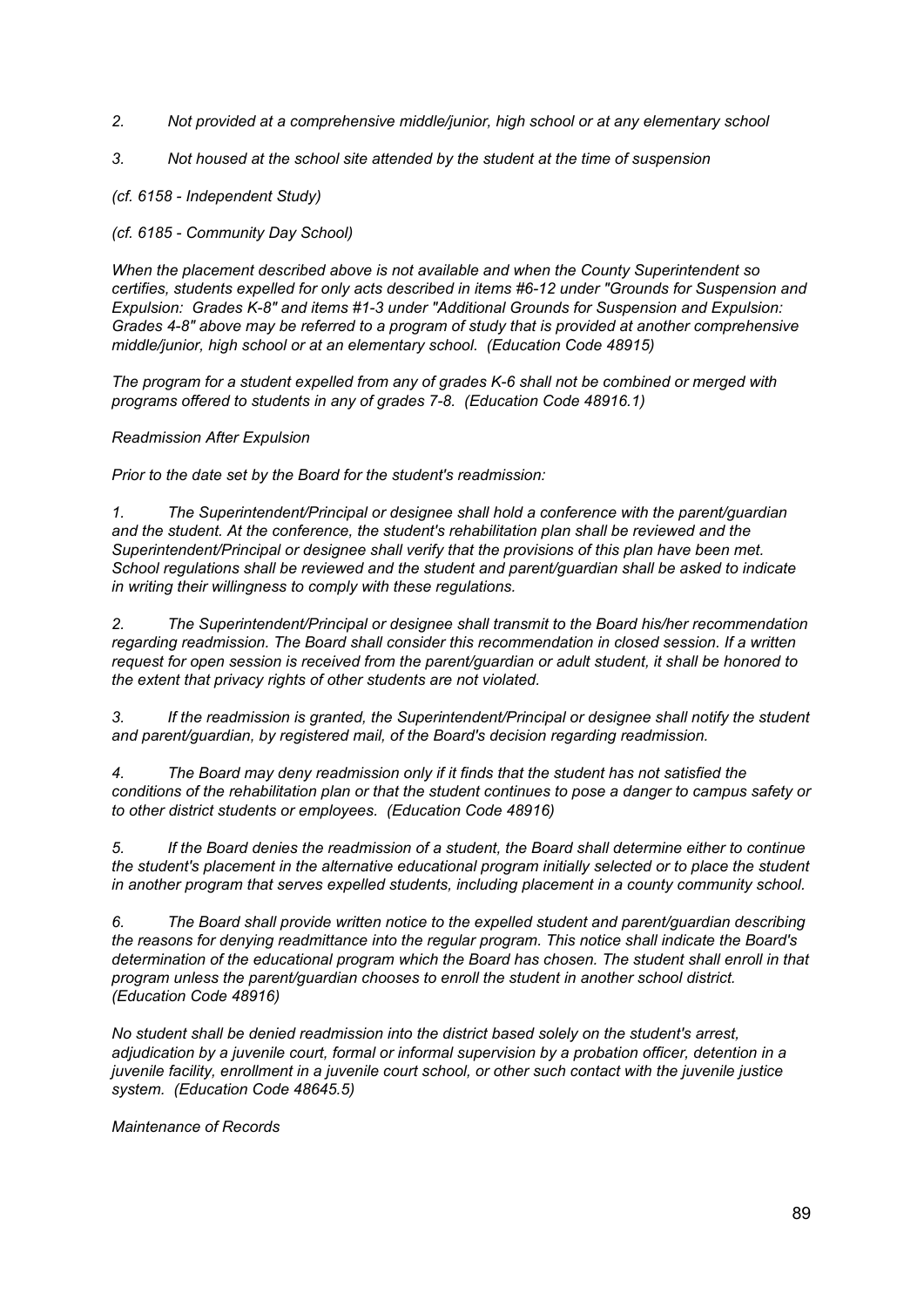*2. Not provided at a comprehensive middle/junior, high school or at any elementary school*

*3. Not housed at the school site attended by the student at the time of suspension*

*(cf. 6158 - Independent Study)*

*(cf. 6185 - Community Day School)*

*When the placement described above is not available and when the County Superintendent so certifies, students expelled for only acts described in items #6-12 under "Grounds for Suspension and Expulsion: Grades K-8" and items #1-3 under "Additional Grounds for Suspension and Expulsion: Grades 4-8" above may be referred to a program of study that is provided at another comprehensive middle/junior, high school or at an elementary school. (Education Code 48915)*

*The program for a student expelled from any of grades K-6 shall not be combined or merged with programs offered to students in any of grades 7-8. (Education Code 48916.1)*

*Readmission After Expulsion*

*Prior to the date set by the Board for the student's readmission:*

*1. The Superintendent/Principal or designee shall hold a conference with the parent/guardian and the student. At the conference, the student's rehabilitation plan shall be reviewed and the Superintendent/Principal or designee shall verify that the provisions of this plan have been met. School regulations shall be reviewed and the student and parent/guardian shall be asked to indicate in writing their willingness to comply with these regulations.*

*2. The Superintendent/Principal or designee shall transmit to the Board his/her recommendation regarding readmission. The Board shall consider this recommendation in closed session. If a written request for open session is received from the parent/guardian or adult student, it shall be honored to the extent that privacy rights of other students are not violated.*

*3. If the readmission is granted, the Superintendent/Principal or designee shall notify the student and parent/guardian, by registered mail, of the Board's decision regarding readmission.*

*4. The Board may deny readmission only if it finds that the student has not satisfied the conditions of the rehabilitation plan or that the student continues to pose a danger to campus safety or to other district students or employees. (Education Code 48916)*

*5. If the Board denies the readmission of a student, the Board shall determine either to continue the student's placement in the alternative educational program initially selected or to place the student in another program that serves expelled students, including placement in a county community school.*

*6. The Board shall provide written notice to the expelled student and parent/guardian describing the reasons for denying readmittance into the regular program. This notice shall indicate the Board's determination of the educational program which the Board has chosen. The student shall enroll in that program unless the parent/guardian chooses to enroll the student in another school district. (Education Code 48916)*

*No student shall be denied readmission into the district based solely on the student's arrest, adjudication by a juvenile court, formal or informal supervision by a probation officer, detention in a juvenile facility, enrollment in a juvenile court school, or other such contact with the juvenile justice system. (Education Code 48645.5)*

*Maintenance of Records*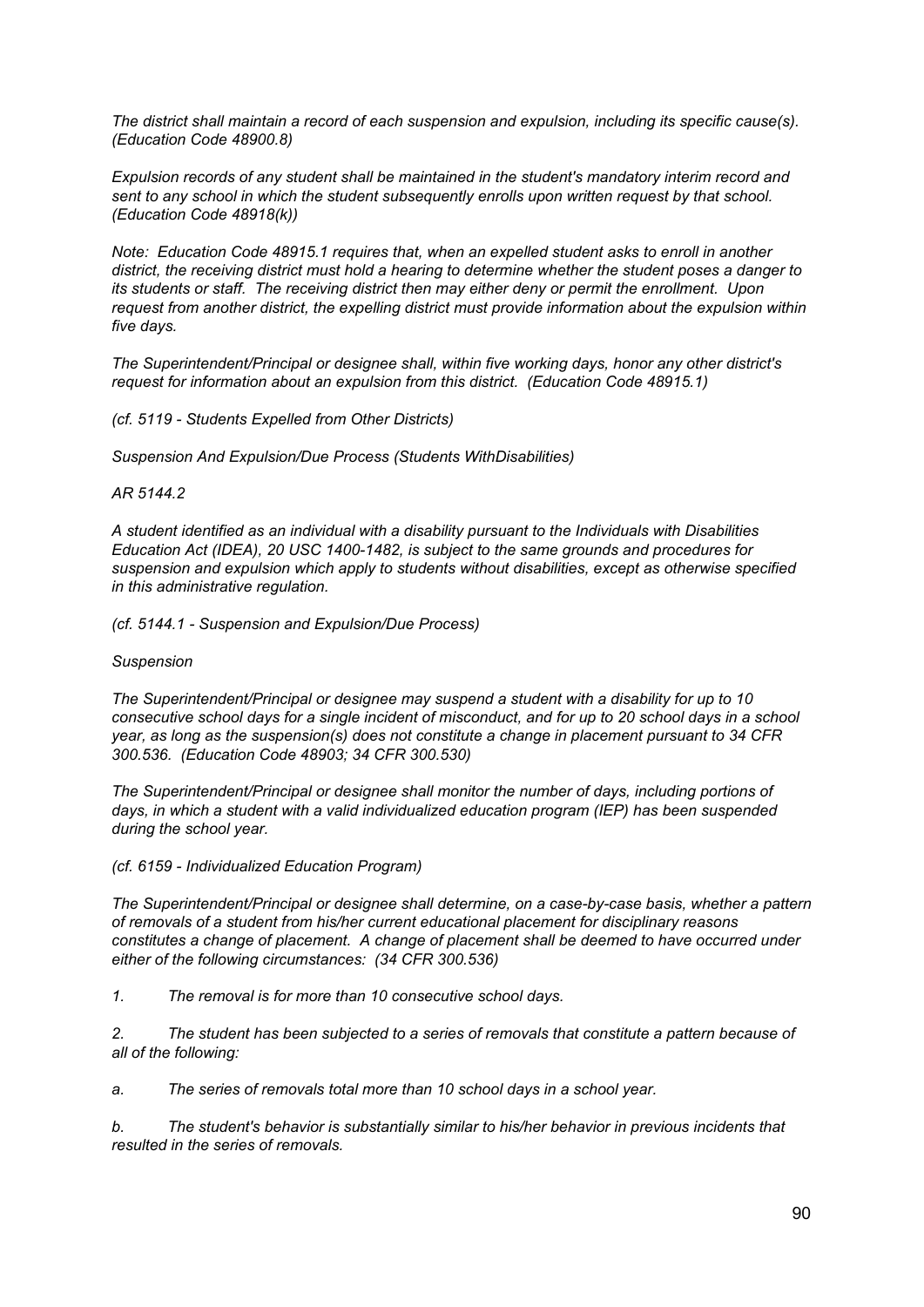*The district shall maintain a record of each suspension and expulsion, including its specific cause(s). (Education Code 48900.8)*

*Expulsion records of any student shall be maintained in the student's mandatory interim record and sent to any school in which the student subsequently enrolls upon written request by that school. (Education Code 48918(k))*

*Note: Education Code 48915.1 requires that, when an expelled student asks to enroll in another district, the receiving district must hold a hearing to determine whether the student poses a danger to its students or staff. The receiving district then may either deny or permit the enrollment. Upon request from another district, the expelling district must provide information about the expulsion within five days.*

*The Superintendent/Principal or designee shall, within five working days, honor any other district's request for information about an expulsion from this district. (Education Code 48915.1)*

*(cf. 5119 - Students Expelled from Other Districts)*

*Suspension And Expulsion/Due Process (Students WithDisabilities)*

*AR 5144.2*

*A student identified as an individual with a disability pursuant to the Individuals with Disabilities Education Act (IDEA), 20 USC 1400-1482, is subject to the same grounds and procedures for suspension and expulsion which apply to students without disabilities, except as otherwise specified in this administrative regulation.*

*(cf. 5144.1 - Suspension and Expulsion/Due Process)*

*Suspension*

*The Superintendent/Principal or designee may suspend a student with a disability for up to 10 consecutive school days for a single incident of misconduct, and for up to 20 school days in a school year, as long as the suspension(s) does not constitute a change in placement pursuant to 34 CFR 300.536. (Education Code 48903; 34 CFR 300.530)*

*The Superintendent/Principal or designee shall monitor the number of days, including portions of days, in which a student with a valid individualized education program (IEP) has been suspended during the school year.*

*(cf. 6159 - Individualized Education Program)*

*The Superintendent/Principal or designee shall determine, on a case-by-case basis, whether a pattern of removals of a student from his/her current educational placement for disciplinary reasons constitutes a change of placement. A change of placement shall be deemed to have occurred under either of the following circumstances: (34 CFR 300.536)*

*1. The removal is for more than 10 consecutive school days.*

*2. The student has been subjected to a series of removals that constitute a pattern because of all of the following:*

*a. The series of removals total more than 10 school days in a school year.*

*b. The student's behavior is substantially similar to his/her behavior in previous incidents that resulted in the series of removals.*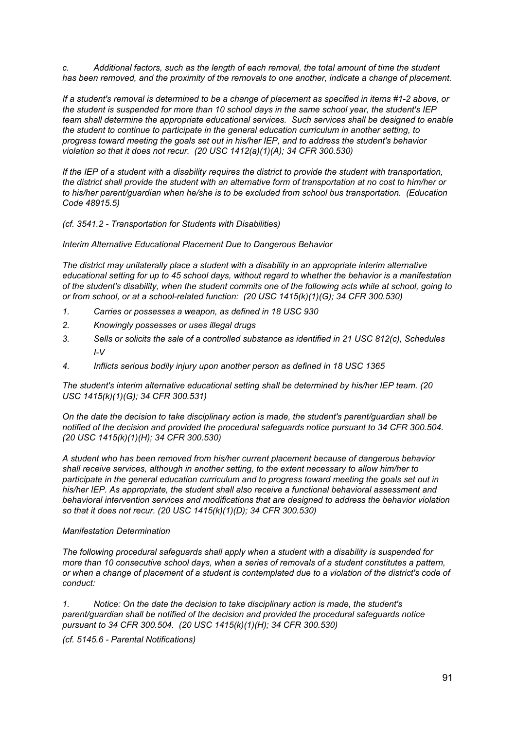*c. Additional factors, such as the length of each removal, the total amount of time the student has been removed, and the proximity of the removals to one another, indicate a change of placement.*

*If a student's removal is determined to be a change of placement as specified in items #1-2 above, or the student is suspended for more than 10 school days in the same school year, the student's IEP team shall determine the appropriate educational services. Such services shall be designed to enable the student to continue to participate in the general education curriculum in another setting, to progress toward meeting the goals set out in his/her IEP, and to address the student's behavior violation so that it does not recur. (20 USC 1412(a)(1)(A); 34 CFR 300.530)*

*If the IEP of a student with a disability requires the district to provide the student with transportation, the district shall provide the student with an alternative form of transportation at no cost to him/her or to his/her parent/guardian when he/she is to be excluded from school bus transportation. (Education Code 48915.5)*

*(cf. 3541.2 - Transportation for Students with Disabilities)*

*Interim Alternative Educational Placement Due to Dangerous Behavior*

*The district may unilaterally place a student with a disability in an appropriate interim alternative educational setting for up to 45 school days, without regard to whether the behavior is a manifestation of the student's disability, when the student commits one of the following acts while at school, going to or from school, or at a school-related function: (20 USC 1415(k)(1)(G); 34 CFR 300.530)*

1. *Carries or possesses a weapon, as defined in 18 USC 930*
2. *Knowingly possesses or uses illegal drugs*
3. *Sells or solicits the sale of a controlled substance as identified in 21 USC 812(c), Schedules I-V*
4. *Inflicts serious bodily injury upon another person as defined in 18 USC 1365*

*The student's interim alternative educational setting shall be determined by his/her IEP team. (20 USC 1415(k)(1)(G); 34 CFR 300.531)*

*On the date the decision to take disciplinary action is made, the student's parent/guardian shall be notified of the decision and provided the procedural safeguards notice pursuant to 34 CFR 300.504. (20 USC 1415(k)(1)(H); 34 CFR 300.530)*

*A student who has been removed from his/her current placement because of dangerous behavior shall receive services, although in another setting, to the extent necessary to allow him/her to participate in the general education curriculum and to progress toward meeting the goals set out in his/her IEP. As appropriate, the student shall also receive a functional behavioral assessment and behavioral intervention services and modifications that are designed to address the behavior violation so that it does not recur. (20 USC 1415(k)(1)(D); 34 CFR 300.530)*

*Manifestation Determination*

*The following procedural safeguards shall apply when a student with a disability is suspended for more than 10 consecutive school days, when a series of removals of a student constitutes a pattern, or when a change of placement of a student is contemplated due to a violation of the district's code of conduct:*

1. *Notice: On the date the decision to take disciplinary action is made, the student's parent/guardian shall be notified of the decision and provided the procedural safeguards notice pursuant to 34 CFR 300.504. (20 USC 1415(k)(1)(H); 34 CFR 300.530)*

*(cf. 5145.6 - Parental Notifications)*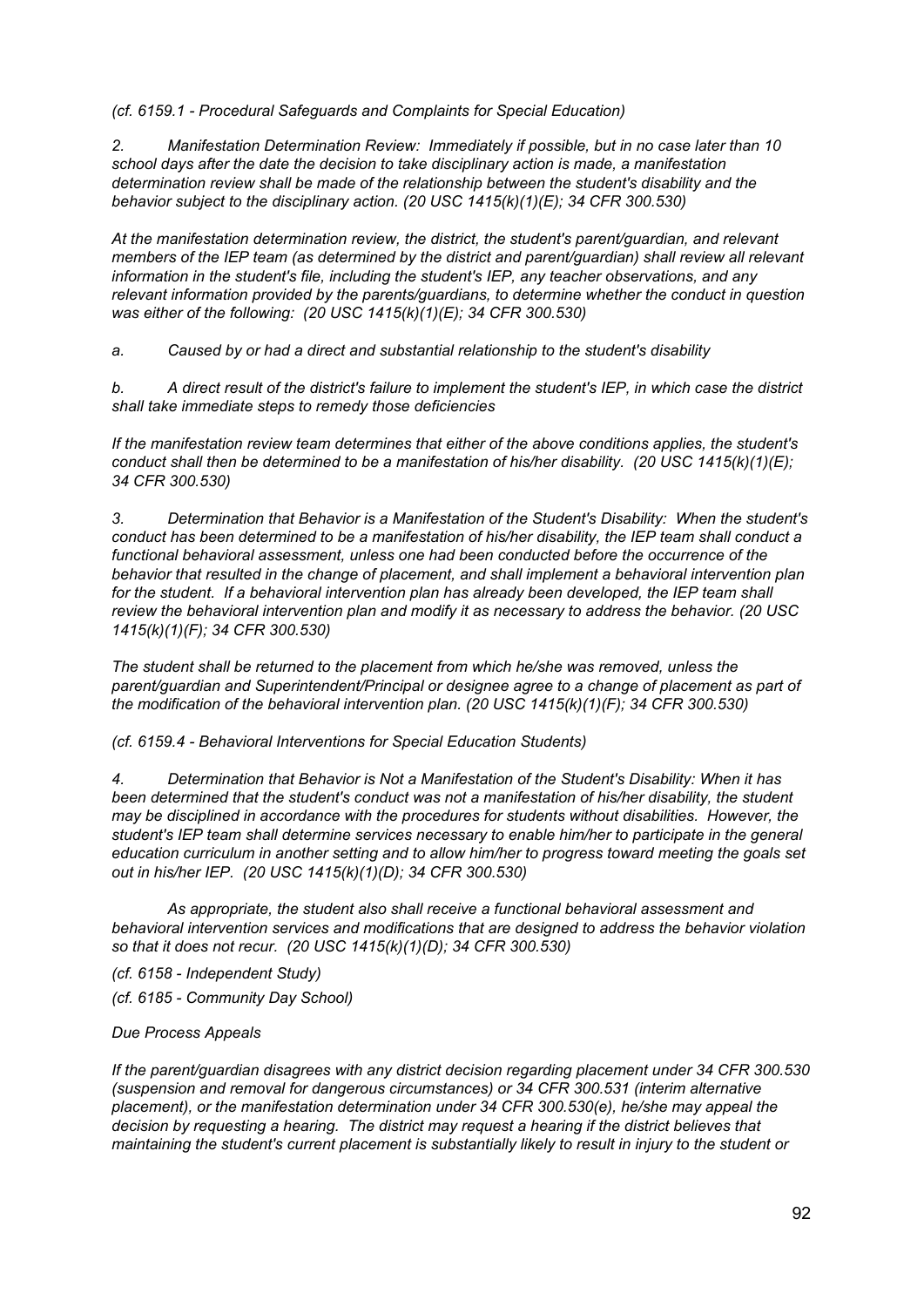*(cf. 6159.1 - Procedural Safeguards and Complaints for Special Education)*

*2. Manifestation Determination Review: Immediately if possible, but in no case later than 10 school days after the date the decision to take disciplinary action is made, a manifestation determination review shall be made of the relationship between the student's disability and the behavior subject to the disciplinary action. (20 USC 1415(k)(1)(E); 34 CFR 300.530)*

*At the manifestation determination review, the district, the student's parent/guardian, and relevant members of the IEP team (as determined by the district and parent/guardian) shall review all relevant information in the student's file, including the student's IEP, any teacher observations, and any relevant information provided by the parents/guardians, to determine whether the conduct in question was either of the following: (20 USC 1415(k)(1)(E); 34 CFR 300.530)*

*a. Caused by or had a direct and substantial relationship to the student's disability*

*b. A direct result of the district's failure to implement the student's IEP, in which case the district shall take immediate steps to remedy those deficiencies*

*If the manifestation review team determines that either of the above conditions applies, the student's conduct shall then be determined to be a manifestation of his/her disability. (20 USC 1415(k)(1)(E); 34 CFR 300.530)*

*3. Determination that Behavior is a Manifestation of the Student's Disability: When the student's conduct has been determined to be a manifestation of his/her disability, the IEP team shall conduct a functional behavioral assessment, unless one had been conducted before the occurrence of the behavior that resulted in the change of placement, and shall implement a behavioral intervention plan for the student. If a behavioral intervention plan has already been developed, the IEP team shall review the behavioral intervention plan and modify it as necessary to address the behavior. (20 USC 1415(k)(1)(F); 34 CFR 300.530)*

*The student shall be returned to the placement from which he/she was removed, unless the parent/guardian and Superintendent/Principal or designee agree to a change of placement as part of the modification of the behavioral intervention plan. (20 USC 1415(k)(1)(F); 34 CFR 300.530)*

*(cf. 6159.4 - Behavioral Interventions for Special Education Students)*

*4. Determination that Behavior is Not a Manifestation of the Student's Disability: When it has been determined that the student's conduct was not a manifestation of his/her disability, the student may be disciplined in accordance with the procedures for students without disabilities. However, the student's IEP team shall determine services necessary to enable him/her to participate in the general education curriculum in another setting and to allow him/her to progress toward meeting the goals set out in his/her IEP. (20 USC 1415(k)(1)(D); 34 CFR 300.530)*

*As appropriate, the student also shall receive a functional behavioral assessment and behavioral intervention services and modifications that are designed to address the behavior violation so that it does not recur. (20 USC 1415(k)(1)(D); 34 CFR 300.530)*

*(cf. 6158 - Independent Study)*

*(cf. 6185 - Community Day School)*

*Due Process Appeals*

*If the parent/guardian disagrees with any district decision regarding placement under 34 CFR 300.530 (suspension and removal for dangerous circumstances) or 34 CFR 300.531 (interim alternative placement), or the manifestation determination under 34 CFR 300.530(e), he/she may appeal the decision by requesting a hearing. The district may request a hearing if the district believes that maintaining the student's current placement is substantially likely to result in injury to the student or*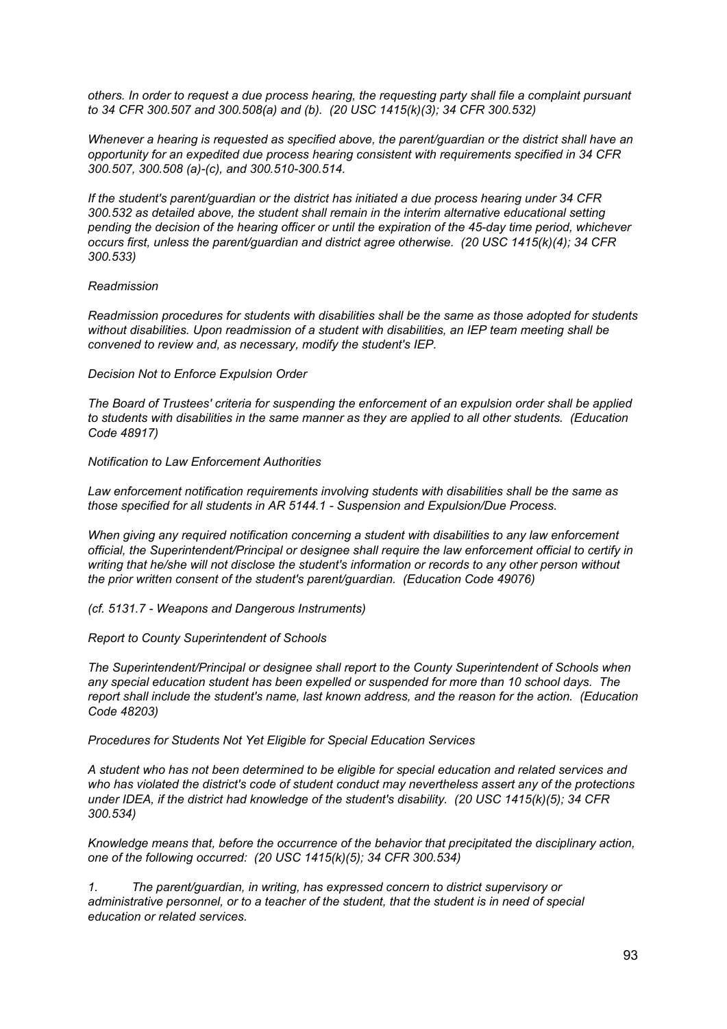*others. In order to request a due process hearing, the requesting party shall file a complaint pursuant to 34 CFR 300.507 and 300.508(a) and (b). (20 USC 1415(k)(3); 34 CFR 300.532)*

*Whenever a hearing is requested as specified above, the parent/guardian or the district shall have an opportunity for an expedited due process hearing consistent with requirements specified in 34 CFR 300.507, 300.508 (a)-(c), and 300.510-300.514.*

*If the student's parent/guardian or the district has initiated a due process hearing under 34 CFR 300.532 as detailed above, the student shall remain in the interim alternative educational setting pending the decision of the hearing officer or until the expiration of the 45-day time period, whichever occurs first, unless the parent/guardian and district agree otherwise. (20 USC 1415(k)(4); 34 CFR 300.533)*

*Readmission*

*Readmission procedures for students with disabilities shall be the same as those adopted for students without disabilities. Upon readmission of a student with disabilities, an IEP team meeting shall be convened to review and, as necessary, modify the student's IEP.*

*Decision Not to Enforce Expulsion Order*

*The Board of Trustees' criteria for suspending the enforcement of an expulsion order shall be applied to students with disabilities in the same manner as they are applied to all other students. (Education Code 48917)*

*Notification to Law Enforcement Authorities*

*Law enforcement notification requirements involving students with disabilities shall be the same as those specified for all students in AR 5144.1 - Suspension and Expulsion/Due Process.*

*When giving any required notification concerning a student with disabilities to any law enforcement official, the Superintendent/Principal or designee shall require the law enforcement official to certify in writing that he/she will not disclose the student's information or records to any other person without the prior written consent of the student's parent/guardian. (Education Code 49076)*

*(cf. 5131.7 - Weapons and Dangerous Instruments)*

*Report to County Superintendent of Schools*

*The Superintendent/Principal or designee shall report to the County Superintendent of Schools when any special education student has been expelled or suspended for more than 10 school days. The report shall include the student's name, last known address, and the reason for the action. (Education Code 48203)*

*Procedures for Students Not Yet Eligible for Special Education Services*

*A student who has not been determined to be eligible for special education and related services and who has violated the district's code of student conduct may nevertheless assert any of the protections under IDEA, if the district had knowledge of the student's disability. (20 USC 1415(k)(5); 34 CFR 300.534)*

*Knowledge means that, before the occurrence of the behavior that precipitated the disciplinary action, one of the following occurred: (20 USC 1415(k)(5); 34 CFR 300.534)*

*1. The parent/guardian, in writing, has expressed concern to district supervisory or administrative personnel, or to a teacher of the student, that the student is in need of special education or related services.*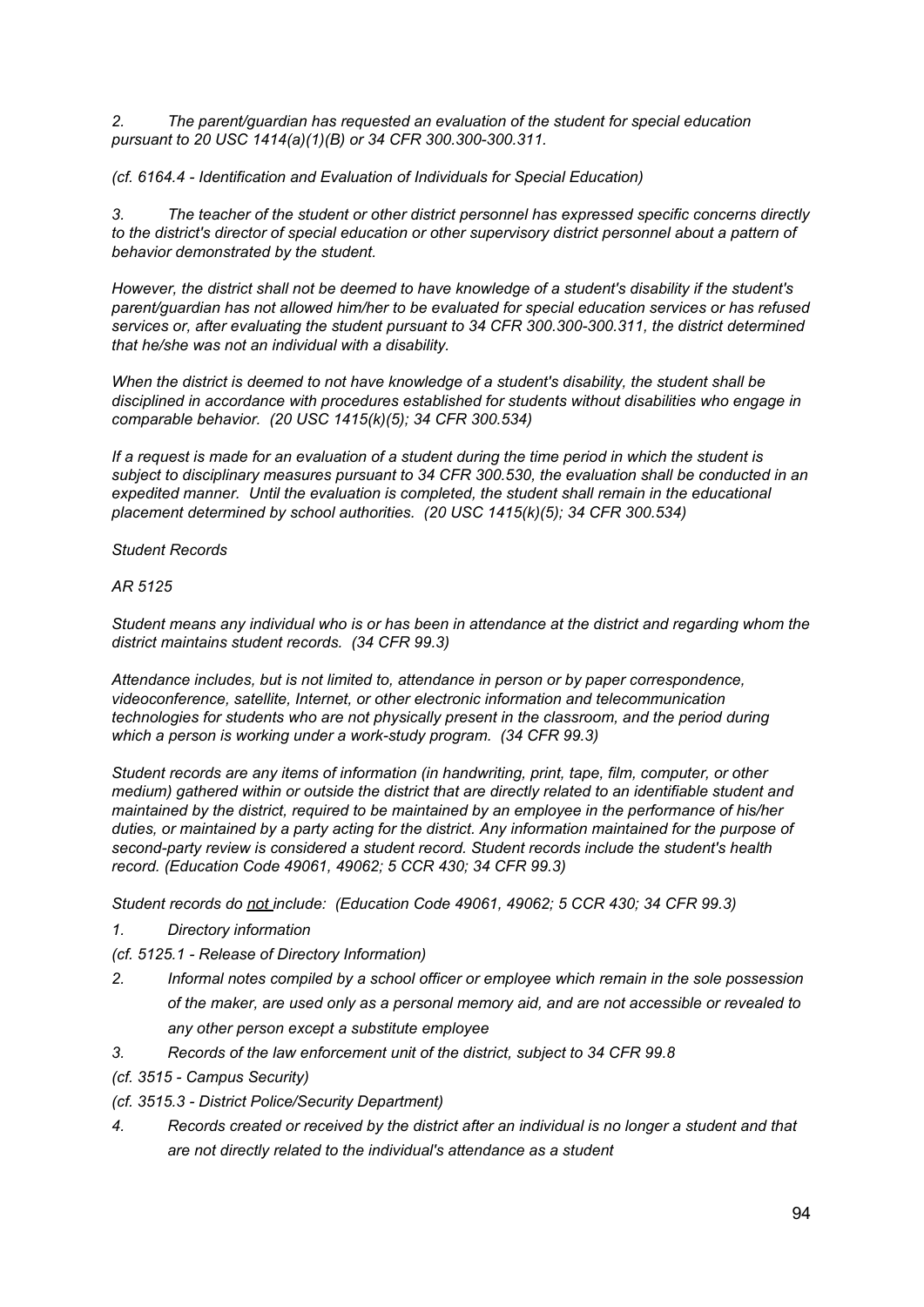*2. The parent/guardian has requested an evaluation of the student for special education pursuant to 20 USC 1414(a)(1)(B) or 34 CFR 300.300-300.311.*

*(cf. 6164.4 - Identification and Evaluation of Individuals for Special Education)*

*3. The teacher of the student or other district personnel has expressed specific concerns directly to the district's director of special education or other supervisory district personnel about a pattern of behavior demonstrated by the student.*

*However, the district shall not be deemed to have knowledge of a student's disability if the student's parent/guardian has not allowed him/her to be evaluated for special education services or has refused services or, after evaluating the student pursuant to 34 CFR 300.300-300.311, the district determined that he/she was not an individual with a disability.*

*When the district is deemed to not have knowledge of a student's disability, the student shall be disciplined in accordance with procedures established for students without disabilities who engage in comparable behavior. (20 USC 1415(k)(5); 34 CFR 300.534)*

*If a request is made for an evaluation of a student during the time period in which the student is subject to disciplinary measures pursuant to 34 CFR 300.530, the evaluation shall be conducted in an expedited manner. Until the evaluation is completed, the student shall remain in the educational placement determined by school authorities. (20 USC 1415(k)(5); 34 CFR 300.534)*

*Student Records*

*AR 5125*

*Student means any individual who is or has been in attendance at the district and regarding whom the district maintains student records. (34 CFR 99.3)*

*Attendance includes, but is not limited to, attendance in person or by paper correspondence, videoconference, satellite, Internet, or other electronic information and telecommunication technologies for students who are not physically present in the classroom, and the period during which a person is working under a work-study program. (34 CFR 99.3)*

*Student records are any items of information (in handwriting, print, tape, film, computer, or other medium) gathered within or outside the district that are directly related to an identifiable student and maintained by the district, required to be maintained by an employee in the performance of his/her duties, or maintained by a party acting for the district. Any information maintained for the purpose of second-party review is considered a student record. Student records include the student's health record. (Education Code 49061, 49062; 5 CCR 430; 34 CFR 99.3)*

*Student records do <u>not</u> include: (Education Code 49061, 49062; 5 CCR 430; 34 CFR 99.3)*

*1. Directory information*

*(cf. 5125.1 - Release of Directory Information)*

*2. Informal notes compiled by a school officer or employee which remain in the sole possession of the maker, are used only as a personal memory aid, and are not accessible or revealed to any other person except a substitute employee*

*3. Records of the law enforcement unit of the district, subject to 34 CFR 99.8*

*(cf. 3515 - Campus Security)*

*(cf. 3515.3 - District Police/Security Department)*

*4. Records created or received by the district after an individual is no longer a student and that are not directly related to the individual's attendance as a student*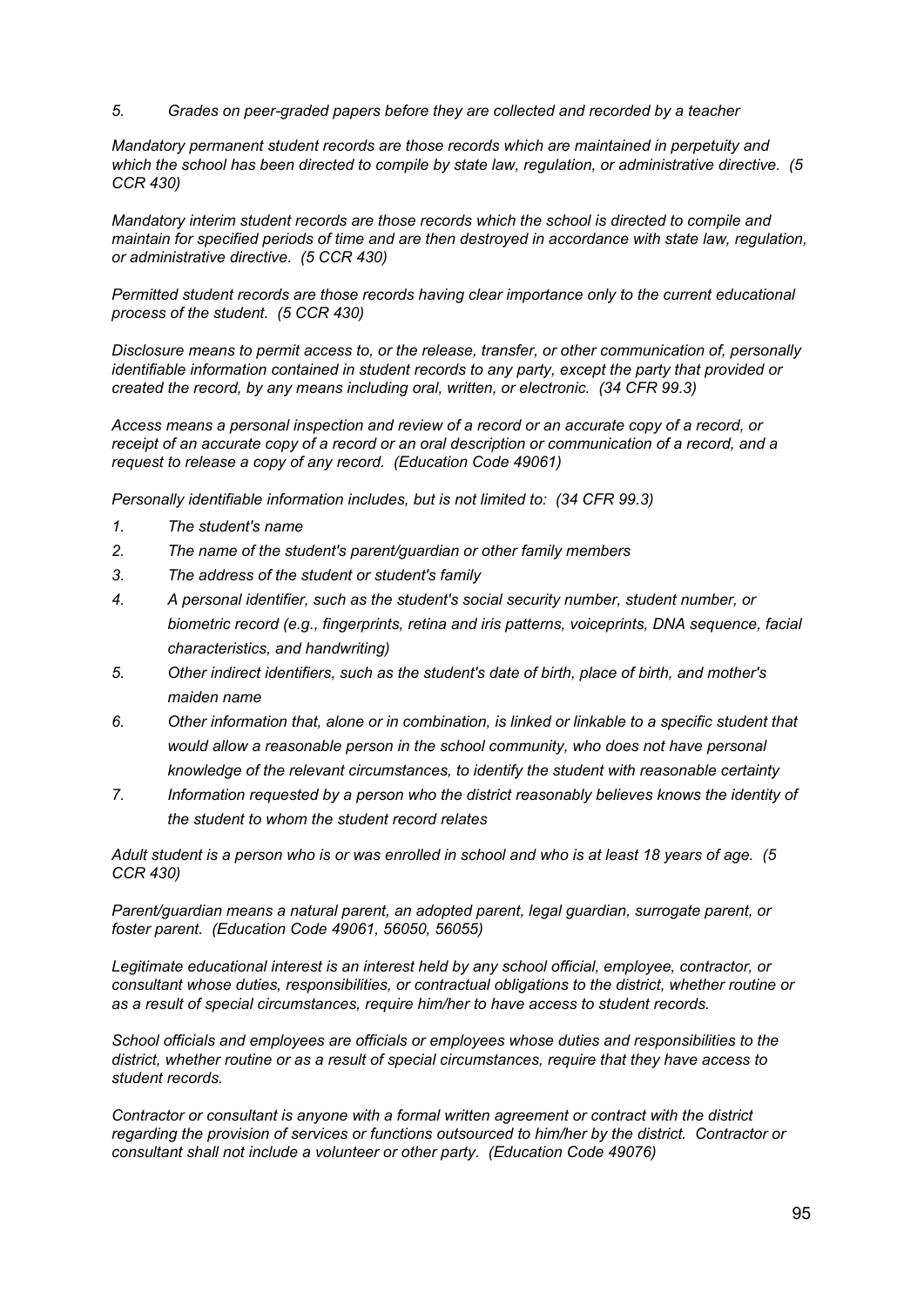*5. Grades on peer-graded papers before they are collected and recorded by a teacher*

*Mandatory permanent student records are those records which are maintained in perpetuity and which the school has been directed to compile by state law, regulation, or administrative directive. (5 CCR 430)*

*Mandatory interim student records are those records which the school is directed to compile and maintain for specified periods of time and are then destroyed in accordance with state law, regulation, or administrative directive. (5 CCR 430)*

*Permitted student records are those records having clear importance only to the current educational process of the student. (5 CCR 430)*

*Disclosure means to permit access to, or the release, transfer, or other communication of, personally identifiable information contained in student records to any party, except the party that provided or created the record, by any means including oral, written, or electronic. (34 CFR 99.3)*

*Access means a personal inspection and review of a record or an accurate copy of a record, or receipt of an accurate copy of a record or an oral description or communication of a record, and a request to release a copy of any record. (Education Code 49061)*

*Personally identifiable information includes, but is not limited to: (34 CFR 99.3)*

1. *The student's name*
2. *The name of the student's parent/guardian or other family members*
3. *The address of the student or student's family*
4. *A personal identifier, such as the student's social security number, student number, or biometric record (e.g., fingerprints, retina and iris patterns, voiceprints, DNA sequence, facial characteristics, and handwriting)*
5. *Other indirect identifiers, such as the student's date of birth, place of birth, and mother's maiden name*
6. *Other information that, alone or in combination, is linked or linkable to a specific student that would allow a reasonable person in the school community, who does not have personal knowledge of the relevant circumstances, to identify the student with reasonable certainty*
7. *Information requested by a person who the district reasonably believes knows the identity of the student to whom the student record relates*

*Adult student is a person who is or was enrolled in school and who is at least 18 years of age. (5 CCR 430)*

*Parent/guardian means a natural parent, an adopted parent, legal guardian, surrogate parent, or foster parent. (Education Code 49061, 56050, 56055)*

*Legitimate educational interest is an interest held by any school official, employee, contractor, or consultant whose duties, responsibilities, or contractual obligations to the district, whether routine or as a result of special circumstances, require him/her to have access to student records.*

*School officials and employees are officials or employees whose duties and responsibilities to the district, whether routine or as a result of special circumstances, require that they have access to student records.*

*Contractor or consultant is anyone with a formal written agreement or contract with the district regarding the provision of services or functions outsourced to him/her by the district. Contractor or consultant shall not include a volunteer or other party. (Education Code 49076)*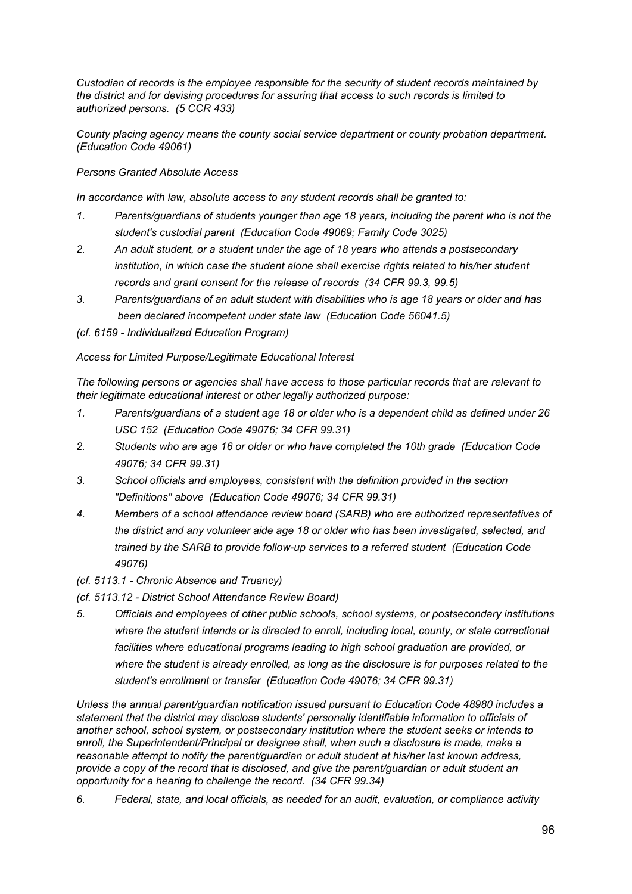*Custodian of records is the employee responsible for the security of student records maintained by the district and for devising procedures for assuring that access to such records is limited to authorized persons. (5 CCR 433)*

*County placing agency means the county social service department or county probation department. (Education Code 49061)*

*Persons Granted Absolute Access*

*In accordance with law, absolute access to any student records shall be granted to:*

1. *Parents/guardians of students younger than age 18 years, including the parent who is not the student's custodial parent (Education Code 49069; Family Code 3025)*
2. *An adult student, or a student under the age of 18 years who attends a postsecondary institution, in which case the student alone shall exercise rights related to his/her student records and grant consent for the release of records (34 CFR 99.3, 99.5)*
3. *Parents/guardians of an adult student with disabilities who is age 18 years or older and has been declared incompetent under state law (Education Code 56041.5)*

*(cf. 6159 - Individualized Education Program)*

*Access for Limited Purpose/Legitimate Educational Interest*

*The following persons or agencies shall have access to those particular records that are relevant to their legitimate educational interest or other legally authorized purpose:*

1. *Parents/guardians of a student age 18 or older who is a dependent child as defined under 26 USC 152 (Education Code 49076; 34 CFR 99.31)*
2. *Students who are age 16 or older or who have completed the 10th grade (Education Code 49076; 34 CFR 99.31)*
3. *School officials and employees, consistent with the definition provided in the section "Definitions" above (Education Code 49076; 34 CFR 99.31)*
4. *Members of a school attendance review board (SARB) who are authorized representatives of the district and any volunteer aide age 18 or older who has been investigated, selected, and trained by the SARB to provide follow-up services to a referred student (Education Code 49076)*

*(cf. 5113.1 - Chronic Absence and Truancy)*

*(cf. 5113.12 - District School Attendance Review Board)*

5. *Officials and employees of other public schools, school systems, or postsecondary institutions where the student intends or is directed to enroll, including local, county, or state correctional facilities where educational programs leading to high school graduation are provided, or where the student is already enrolled, as long as the disclosure is for purposes related to the student's enrollment or transfer (Education Code 49076; 34 CFR 99.31)*

*Unless the annual parent/guardian notification issued pursuant to Education Code 48980 includes a statement that the district may disclose students' personally identifiable information to officials of another school, school system, or postsecondary institution where the student seeks or intends to enroll, the Superintendent/Principal or designee shall, when such a disclosure is made, make a reasonable attempt to notify the parent/guardian or adult student at his/her last known address, provide a copy of the record that is disclosed, and give the parent/guardian or adult student an opportunity for a hearing to challenge the record. (34 CFR 99.34)*

6. *Federal, state, and local officials, as needed for an audit, evaluation, or compliance activity*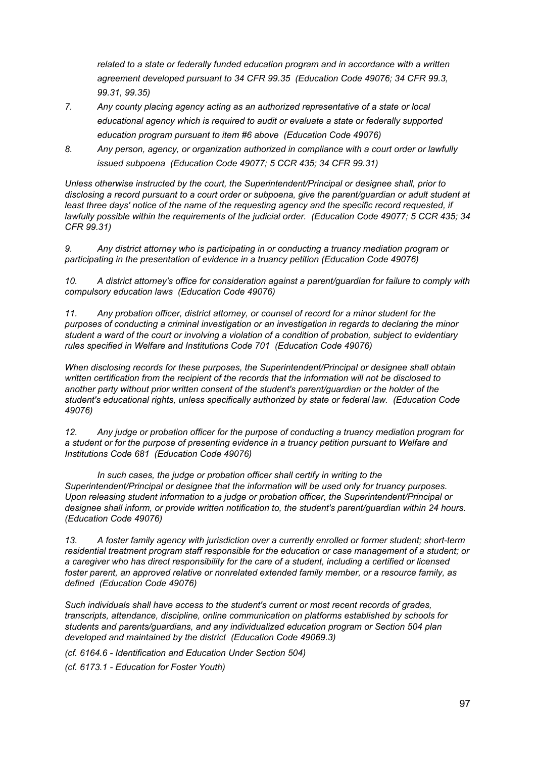*related to a state or federally funded education program and in accordance with a written agreement developed pursuant to 34 CFR 99.35 (Education Code 49076; 34 CFR 99.3, 99.31, 99.35)*

7. *Any county placing agency acting as an authorized representative of a state or local educational agency which is required to audit or evaluate a state or federally supported education program pursuant to item #6 above (Education Code 49076)*

8. *Any person, agency, or organization authorized in compliance with a court order or lawfully issued subpoena (Education Code 49077; 5 CCR 435; 34 CFR 99.31)*

*Unless otherwise instructed by the court, the Superintendent/Principal or designee shall, prior to disclosing a record pursuant to a court order or subpoena, give the parent/guardian or adult student at least three days' notice of the name of the requesting agency and the specific record requested, if lawfully possible within the requirements of the judicial order. (Education Code 49077; 5 CCR 435; 34 CFR 99.31)*

9. *Any district attorney who is participating in or conducting a truancy mediation program or participating in the presentation of evidence in a truancy petition (Education Code 49076)*

10. *A district attorney's office for consideration against a parent/guardian for failure to comply with compulsory education laws (Education Code 49076)*

11. *Any probation officer, district attorney, or counsel of record for a minor student for the purposes of conducting a criminal investigation or an investigation in regards to declaring the minor student a ward of the court or involving a violation of a condition of probation, subject to evidentiary rules specified in Welfare and Institutions Code 701 (Education Code 49076)*

*When disclosing records for these purposes, the Superintendent/Principal or designee shall obtain written certification from the recipient of the records that the information will not be disclosed to another party without prior written consent of the student's parent/guardian or the holder of the student's educational rights, unless specifically authorized by state or federal law. (Education Code 49076)*

12. *Any judge or probation officer for the purpose of conducting a truancy mediation program for a student or for the purpose of presenting evidence in a truancy petition pursuant to Welfare and Institutions Code 681 (Education Code 49076)*

    *In such cases, the judge or probation officer shall certify in writing to the Superintendent/Principal or designee that the information will be used only for truancy purposes. Upon releasing student information to a judge or probation officer, the Superintendent/Principal or designee shall inform, or provide written notification to, the student's parent/guardian within 24 hours. (Education Code 49076)*

13. *A foster family agency with jurisdiction over a currently enrolled or former student; short-term residential treatment program staff responsible for the education or case management of a student; or a caregiver who has direct responsibility for the care of a student, including a certified or licensed foster parent, an approved relative or nonrelated extended family member, or a resource family, as defined (Education Code 49076)*

*Such individuals shall have access to the student's current or most recent records of grades, transcripts, attendance, discipline, online communication on platforms established by schools for students and parents/guardians, and any individualized education program or Section 504 plan developed and maintained by the district (Education Code 49069.3)*

*(cf. 6164.6 - Identification and Education Under Section 504)*

*(cf. 6173.1 - Education for Foster Youth)*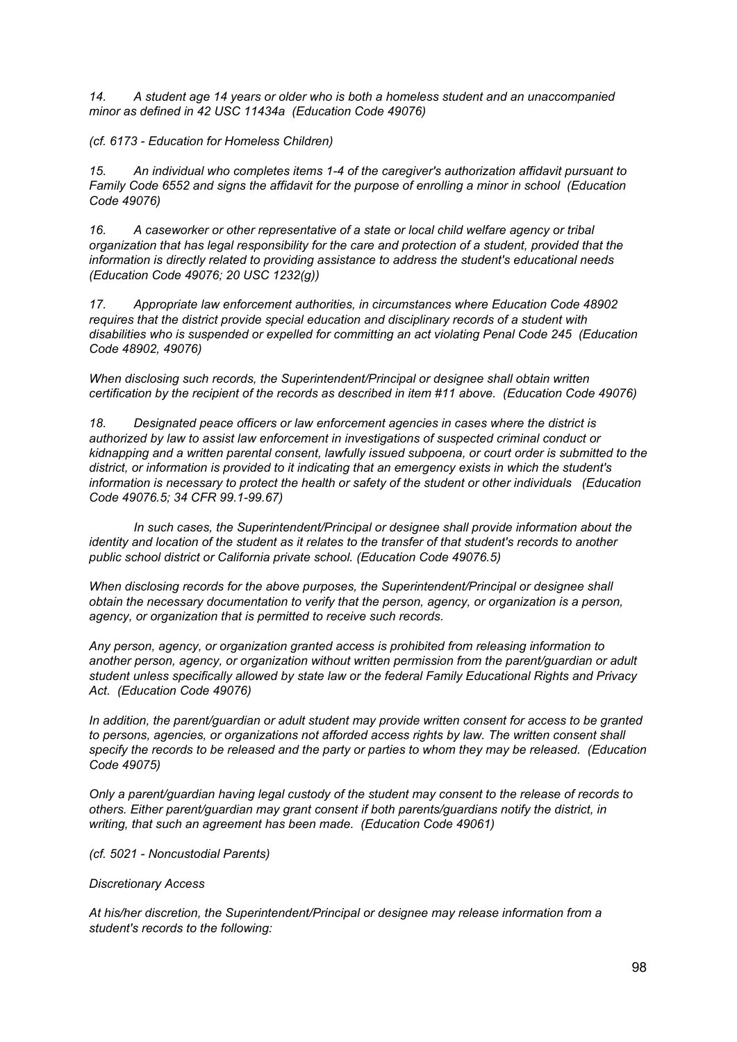*14. A student age 14 years or older who is both a homeless student and an unaccompanied minor as defined in 42 USC 11434a (Education Code 49076)*

*(cf. 6173 - Education for Homeless Children)*

*15. An individual who completes items 1-4 of the caregiver's authorization affidavit pursuant to Family Code 6552 and signs the affidavit for the purpose of enrolling a minor in school (Education Code 49076)*

*16. A caseworker or other representative of a state or local child welfare agency or tribal organization that has legal responsibility for the care and protection of a student, provided that the information is directly related to providing assistance to address the student's educational needs (Education Code 49076; 20 USC 1232(g))*

*17. Appropriate law enforcement authorities, in circumstances where Education Code 48902 requires that the district provide special education and disciplinary records of a student with disabilities who is suspended or expelled for committing an act violating Penal Code 245 (Education Code 48902, 49076)*

*When disclosing such records, the Superintendent/Principal or designee shall obtain written certification by the recipient of the records as described in item #11 above. (Education Code 49076)*

*18. Designated peace officers or law enforcement agencies in cases where the district is authorized by law to assist law enforcement in investigations of suspected criminal conduct or kidnapping and a written parental consent, lawfully issued subpoena, or court order is submitted to the district, or information is provided to it indicating that an emergency exists in which the student's information is necessary to protect the health or safety of the student or other individuals (Education Code 49076.5; 34 CFR 99.1-99.67)*

*In such cases, the Superintendent/Principal or designee shall provide information about the identity and location of the student as it relates to the transfer of that student's records to another public school district or California private school. (Education Code 49076.5)*

*When disclosing records for the above purposes, the Superintendent/Principal or designee shall obtain the necessary documentation to verify that the person, agency, or organization is a person, agency, or organization that is permitted to receive such records.*

*Any person, agency, or organization granted access is prohibited from releasing information to another person, agency, or organization without written permission from the parent/guardian or adult student unless specifically allowed by state law or the federal Family Educational Rights and Privacy Act. (Education Code 49076)*

*In addition, the parent/guardian or adult student may provide written consent for access to be granted to persons, agencies, or organizations not afforded access rights by law. The written consent shall specify the records to be released and the party or parties to whom they may be released. (Education Code 49075)*

*Only a parent/guardian having legal custody of the student may consent to the release of records to others. Either parent/guardian may grant consent if both parents/guardians notify the district, in writing, that such an agreement has been made. (Education Code 49061)*

*(cf. 5021 - Noncustodial Parents)*

*Discretionary Access*

*At his/her discretion, the Superintendent/Principal or designee may release information from a student's records to the following:*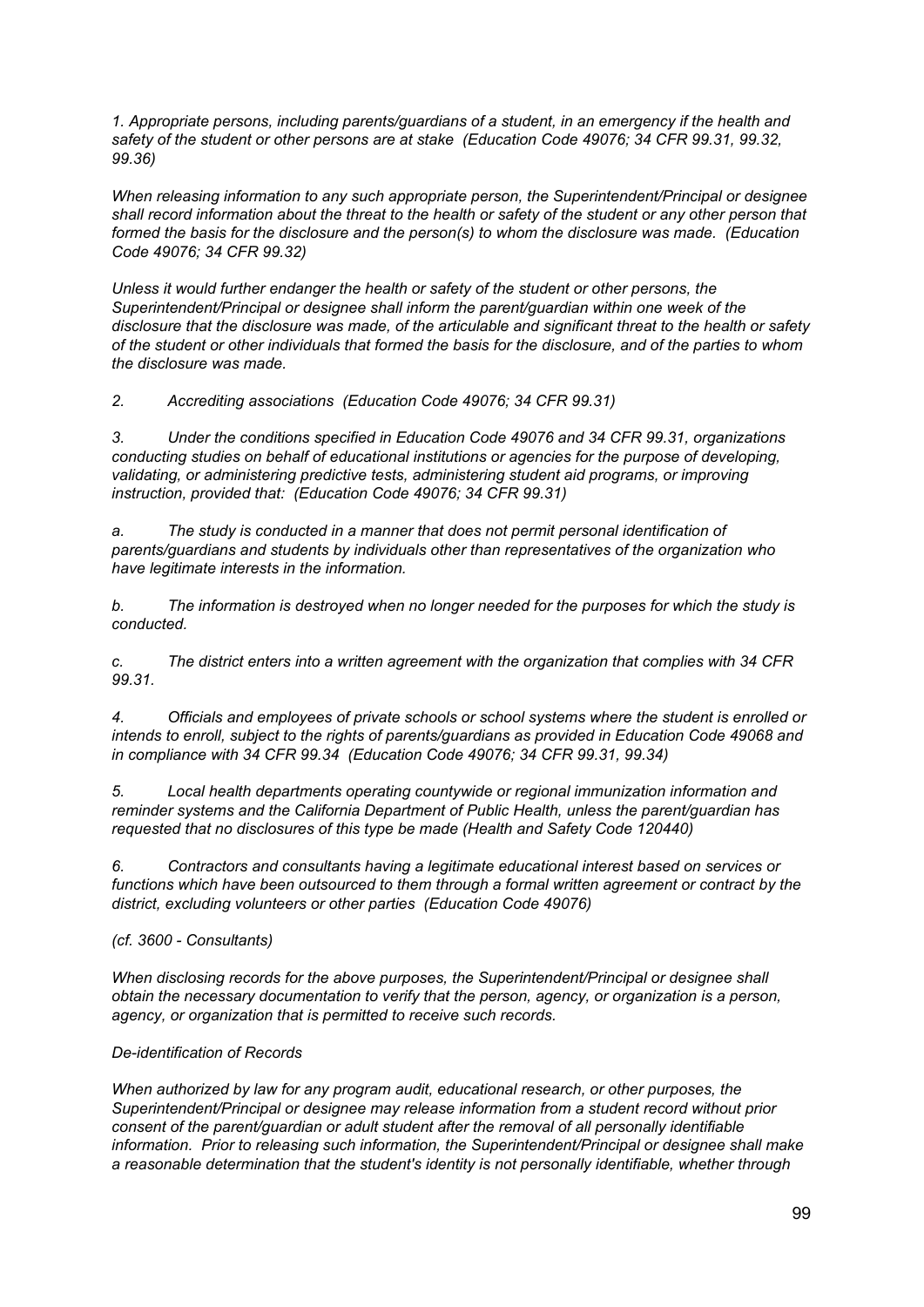*1. Appropriate persons, including parents/guardians of a student, in an emergency if the health and safety of the student or other persons are at stake (Education Code 49076; 34 CFR 99.31, 99.32, 99.36)*

*When releasing information to any such appropriate person, the Superintendent/Principal or designee shall record information about the threat to the health or safety of the student or any other person that formed the basis for the disclosure and the person(s) to whom the disclosure was made. (Education Code 49076; 34 CFR 99.32)*

*Unless it would further endanger the health or safety of the student or other persons, the Superintendent/Principal or designee shall inform the parent/guardian within one week of the disclosure that the disclosure was made, of the articulable and significant threat to the health or safety of the student or other individuals that formed the basis for the disclosure, and of the parties to whom the disclosure was made.*

*2. Accrediting associations (Education Code 49076; 34 CFR 99.31)*

*3. Under the conditions specified in Education Code 49076 and 34 CFR 99.31, organizations conducting studies on behalf of educational institutions or agencies for the purpose of developing, validating, or administering predictive tests, administering student aid programs, or improving instruction, provided that: (Education Code 49076; 34 CFR 99.31)*

*a. The study is conducted in a manner that does not permit personal identification of parents/guardians and students by individuals other than representatives of the organization who have legitimate interests in the information.*

*b. The information is destroyed when no longer needed for the purposes for which the study is conducted.*

*c. The district enters into a written agreement with the organization that complies with 34 CFR 99.31.*

*4. Officials and employees of private schools or school systems where the student is enrolled or intends to enroll, subject to the rights of parents/guardians as provided in Education Code 49068 and in compliance with 34 CFR 99.34 (Education Code 49076; 34 CFR 99.31, 99.34)*

*5. Local health departments operating countywide or regional immunization information and reminder systems and the California Department of Public Health, unless the parent/guardian has requested that no disclosures of this type be made (Health and Safety Code 120440)*

*6. Contractors and consultants having a legitimate educational interest based on services or functions which have been outsourced to them through a formal written agreement or contract by the district, excluding volunteers or other parties (Education Code 49076)*

*(cf. 3600 - Consultants)*

*When disclosing records for the above purposes, the Superintendent/Principal or designee shall obtain the necessary documentation to verify that the person, agency, or organization is a person, agency, or organization that is permitted to receive such records.*

*De-identification of Records*

*When authorized by law for any program audit, educational research, or other purposes, the Superintendent/Principal or designee may release information from a student record without prior consent of the parent/guardian or adult student after the removal of all personally identifiable information. Prior to releasing such information, the Superintendent/Principal or designee shall make a reasonable determination that the student's identity is not personally identifiable, whether through*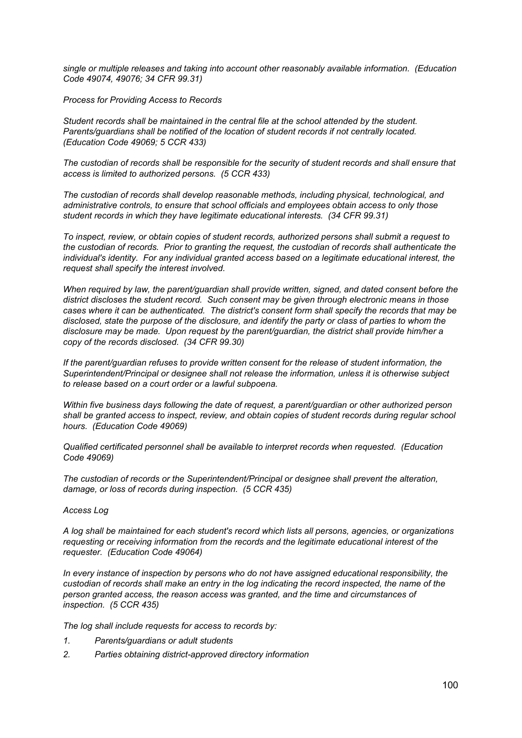*single or multiple releases and taking into account other reasonably available information. (Education Code 49074, 49076; 34 CFR 99.31)*

*Process for Providing Access to Records*

*Student records shall be maintained in the central file at the school attended by the student. Parents/guardians shall be notified of the location of student records if not centrally located. (Education Code 49069; 5 CCR 433)*

*The custodian of records shall be responsible for the security of student records and shall ensure that access is limited to authorized persons. (5 CCR 433)*

*The custodian of records shall develop reasonable methods, including physical, technological, and administrative controls, to ensure that school officials and employees obtain access to only those student records in which they have legitimate educational interests. (34 CFR 99.31)*

*To inspect, review, or obtain copies of student records, authorized persons shall submit a request to the custodian of records. Prior to granting the request, the custodian of records shall authenticate the individual's identity. For any individual granted access based on a legitimate educational interest, the request shall specify the interest involved.*

*When required by law, the parent/guardian shall provide written, signed, and dated consent before the district discloses the student record. Such consent may be given through electronic means in those cases where it can be authenticated. The district's consent form shall specify the records that may be disclosed, state the purpose of the disclosure, and identify the party or class of parties to whom the disclosure may be made. Upon request by the parent/guardian, the district shall provide him/her a copy of the records disclosed. (34 CFR 99.30)*

*If the parent/guardian refuses to provide written consent for the release of student information, the Superintendent/Principal or designee shall not release the information, unless it is otherwise subject to release based on a court order or a lawful subpoena.*

*Within five business days following the date of request, a parent/guardian or other authorized person shall be granted access to inspect, review, and obtain copies of student records during regular school hours. (Education Code 49069)*

*Qualified certificated personnel shall be available to interpret records when requested. (Education Code 49069)*

*The custodian of records or the Superintendent/Principal or designee shall prevent the alteration, damage, or loss of records during inspection. (5 CCR 435)*

*Access Log*

*A log shall be maintained for each student's record which lists all persons, agencies, or organizations requesting or receiving information from the records and the legitimate educational interest of the requester. (Education Code 49064)*

*In every instance of inspection by persons who do not have assigned educational responsibility, the custodian of records shall make an entry in the log indicating the record inspected, the name of the person granted access, the reason access was granted, and the time and circumstances of inspection. (5 CCR 435)*

*The log shall include requests for access to records by:*

1. *Parents/guardians or adult students*
2. *Parties obtaining district-approved directory information*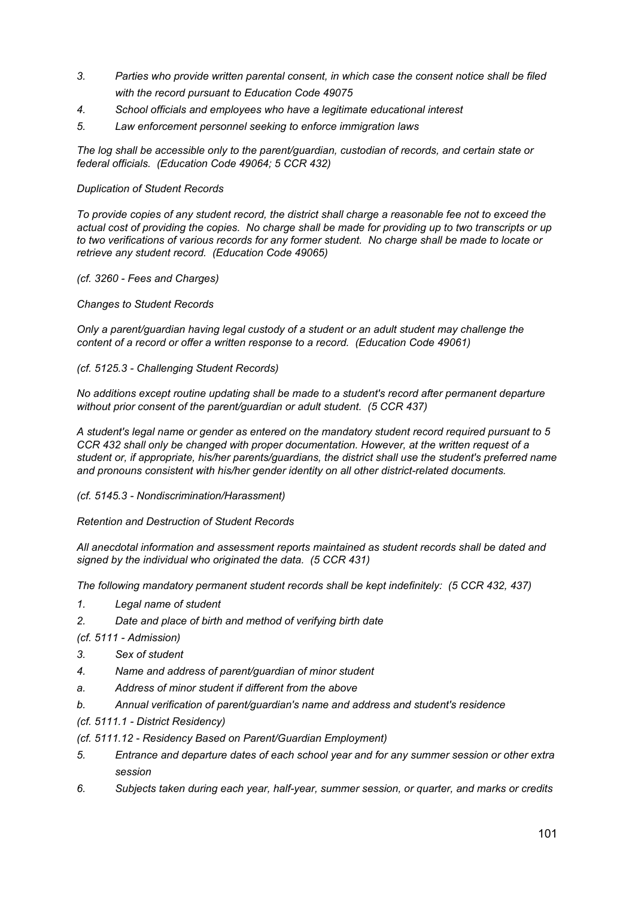3. *Parties who provide written parental consent, in which case the consent notice shall be filed with the record pursuant to Education Code 49075*
4. *School officials and employees who have a legitimate educational interest*
5. *Law enforcement personnel seeking to enforce immigration laws*

*The log shall be accessible only to the parent/guardian, custodian of records, and certain state or federal officials. (Education Code 49064; 5 CCR 432)*

*Duplication of Student Records*

*To provide copies of any student record, the district shall charge a reasonable fee not to exceed the actual cost of providing the copies. No charge shall be made for providing up to two transcripts or up to two verifications of various records for any former student. No charge shall be made to locate or retrieve any student record. (Education Code 49065)*

*(cf. 3260 - Fees and Charges)*

*Changes to Student Records*

*Only a parent/guardian having legal custody of a student or an adult student may challenge the content of a record or offer a written response to a record. (Education Code 49061)*

*(cf. 5125.3 - Challenging Student Records)*

*No additions except routine updating shall be made to a student's record after permanent departure without prior consent of the parent/guardian or adult student. (5 CCR 437)*

*A student's legal name or gender as entered on the mandatory student record required pursuant to 5 CCR 432 shall only be changed with proper documentation. However, at the written request of a student or, if appropriate, his/her parents/guardians, the district shall use the student's preferred name and pronouns consistent with his/her gender identity on all other district-related documents.*

*(cf. 5145.3 - Nondiscrimination/Harassment)*

*Retention and Destruction of Student Records*

*All anecdotal information and assessment reports maintained as student records shall be dated and signed by the individual who originated the data. (5 CCR 431)*

*The following mandatory permanent student records shall be kept indefinitely: (5 CCR 432, 437)*

1. *Legal name of student*
2. *Date and place of birth and method of verifying birth date*

*(cf. 5111 - Admission)*

3. *Sex of student*
4. *Name and address of parent/guardian of minor student*
   a. *Address of minor student if different from the above*
   b. *Annual verification of parent/guardian's name and address and student's residence*

*(cf. 5111.1 - District Residency)*

*(cf. 5111.12 - Residency Based on Parent/Guardian Employment)*

5. *Entrance and departure dates of each school year and for any summer session or other extra session*
6. *Subjects taken during each year, half-year, summer session, or quarter, and marks or credits*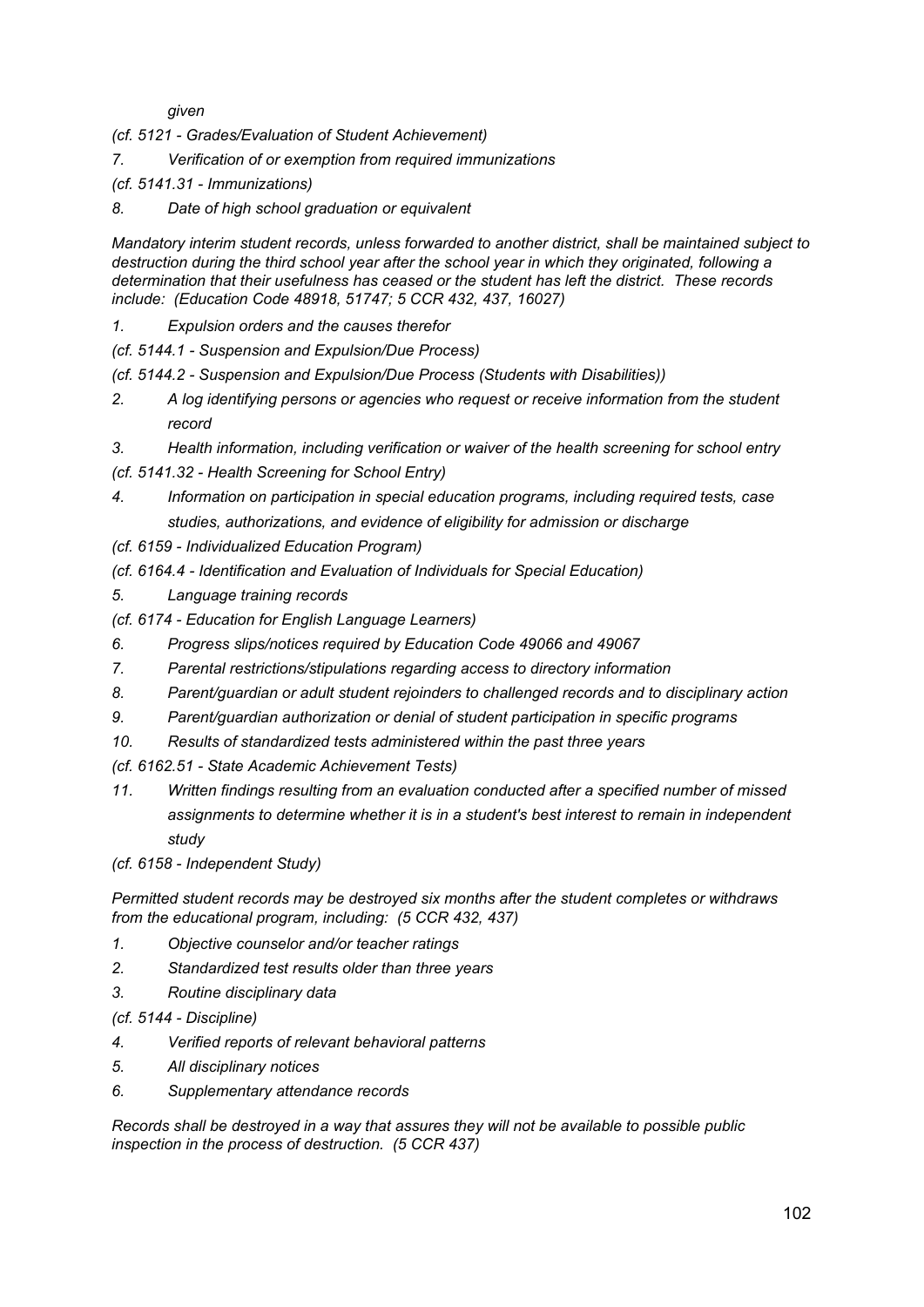*given*

*(cf. 5121 - Grades/Evaluation of Student Achievement)*

*7. Verification of or exemption from required immunizations*

*(cf. 5141.31 - Immunizations)*

*8. Date of high school graduation or equivalent*

*Mandatory interim student records, unless forwarded to another district, shall be maintained subject to destruction during the third school year after the school year in which they originated, following a determination that their usefulness has ceased or the student has left the district. These records include: (Education Code 48918, 51747; 5 CCR 432, 437, 16027)*

*1. Expulsion orders and the causes therefor*

*(cf. 5144.1 - Suspension and Expulsion/Due Process)*

*(cf. 5144.2 - Suspension and Expulsion/Due Process (Students with Disabilities))*

*2. A log identifying persons or agencies who request or receive information from the student record*

*3. Health information, including verification or waiver of the health screening for school entry*

*(cf. 5141.32 - Health Screening for School Entry)*

*4. Information on participation in special education programs, including required tests, case studies, authorizations, and evidence of eligibility for admission or discharge*

*(cf. 6159 - Individualized Education Program)*

*(cf. 6164.4 - Identification and Evaluation of Individuals for Special Education)*

*5. Language training records*

*(cf. 6174 - Education for English Language Learners)*

*6. Progress slips/notices required by Education Code 49066 and 49067*

*7. Parental restrictions/stipulations regarding access to directory information*

*8. Parent/guardian or adult student rejoinders to challenged records and to disciplinary action*

*9. Parent/guardian authorization or denial of student participation in specific programs*

*10. Results of standardized tests administered within the past three years*

*(cf. 6162.51 - State Academic Achievement Tests)*

*11. Written findings resulting from an evaluation conducted after a specified number of missed assignments to determine whether it is in a student's best interest to remain in independent study*

*(cf. 6158 - Independent Study)*

*Permitted student records may be destroyed six months after the student completes or withdraws from the educational program, including: (5 CCR 432, 437)*

*1. Objective counselor and/or teacher ratings*

*2. Standardized test results older than three years*

*3. Routine disciplinary data*

*(cf. 5144 - Discipline)*

*4. Verified reports of relevant behavioral patterns*

*5. All disciplinary notices*

*6. Supplementary attendance records*

*Records shall be destroyed in a way that assures they will not be available to possible public inspection in the process of destruction. (5 CCR 437)*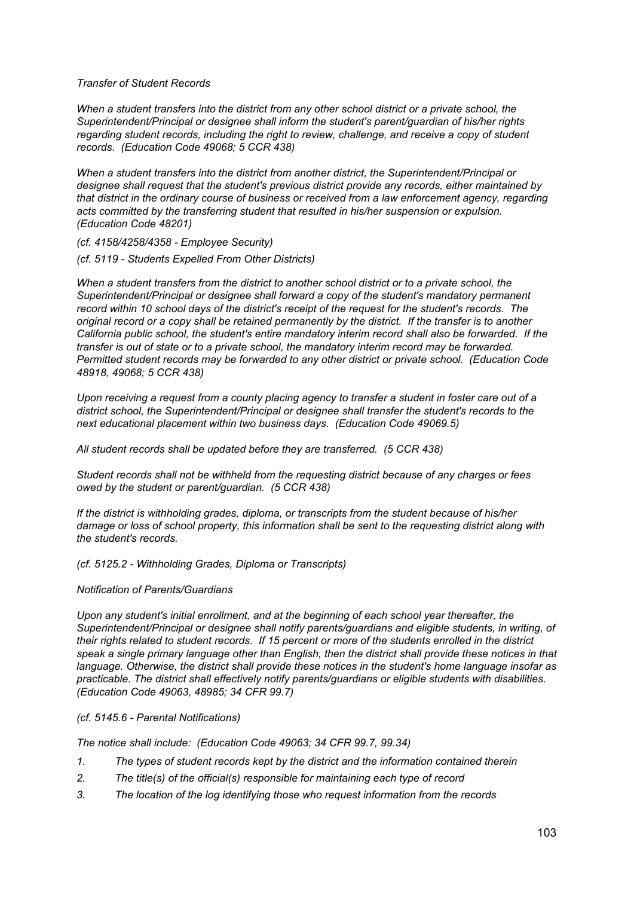*Transfer of Student Records*

*When a student transfers into the district from any other school district or a private school, the Superintendent/Principal or designee shall inform the student's parent/guardian of his/her rights regarding student records, including the right to review, challenge, and receive a copy of student records. (Education Code 49068; 5 CCR 438)*

*When a student transfers into the district from another district, the Superintendent/Principal or designee shall request that the student's previous district provide any records, either maintained by that district in the ordinary course of business or received from a law enforcement agency, regarding acts committed by the transferring student that resulted in his/her suspension or expulsion. (Education Code 48201)*

*(cf. 4158/4258/4358 - Employee Security)*

*(cf. 5119 - Students Expelled From Other Districts)*

*When a student transfers from the district to another school district or to a private school, the Superintendent/Principal or designee shall forward a copy of the student's mandatory permanent record within 10 school days of the district's receipt of the request for the student's records. The original record or a copy shall be retained permanently by the district. If the transfer is to another California public school, the student's entire mandatory interim record shall also be forwarded. If the transfer is out of state or to a private school, the mandatory interim record may be forwarded. Permitted student records may be forwarded to any other district or private school. (Education Code 48918, 49068; 5 CCR 438)*

*Upon receiving a request from a county placing agency to transfer a student in foster care out of a district school, the Superintendent/Principal or designee shall transfer the student's records to the next educational placement within two business days. (Education Code 49069.5)*

*All student records shall be updated before they are transferred. (5 CCR 438)*

*Student records shall not be withheld from the requesting district because of any charges or fees owed by the student or parent/guardian. (5 CCR 438)*

*If the district is withholding grades, diploma, or transcripts from the student because of his/her damage or loss of school property, this information shall be sent to the requesting district along with the student's records.*

*(cf. 5125.2 - Withholding Grades, Diploma or Transcripts)*

*Notification of Parents/Guardians*

*Upon any student's initial enrollment, and at the beginning of each school year thereafter, the Superintendent/Principal or designee shall notify parents/guardians and eligible students, in writing, of their rights related to student records. If 15 percent or more of the students enrolled in the district speak a single primary language other than English, then the district shall provide these notices in that language. Otherwise, the district shall provide these notices in the student's home language insofar as practicable. The district shall effectively notify parents/guardians or eligible students with disabilities. (Education Code 49063, 48985; 34 CFR 99.7)*

*(cf. 5145.6 - Parental Notifications)*

*The notice shall include: (Education Code 49063; 34 CFR 99.7, 99.34)*

1. *The types of student records kept by the district and the information contained therein*
2. *The title(s) of the official(s) responsible for maintaining each type of record*
3. *The location of the log identifying those who request information from the records*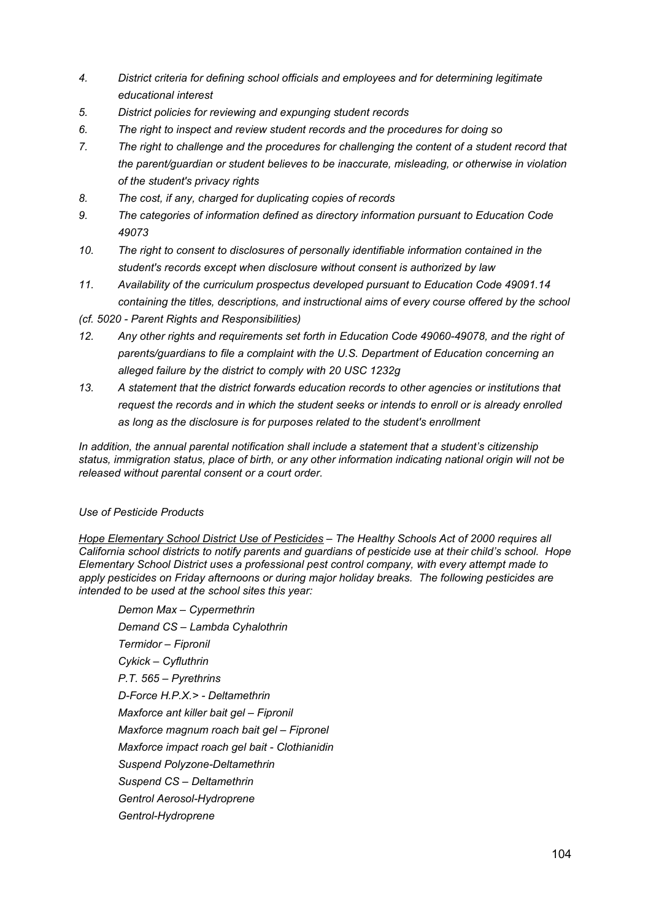4. *District criteria for defining school officials and employees and for determining legitimate educational interest*
5. *District policies for reviewing and expunging student records*
6. *The right to inspect and review student records and the procedures for doing so*
7. *The right to challenge and the procedures for challenging the content of a student record that the parent/guardian or student believes to be inaccurate, misleading, or otherwise in violation of the student's privacy rights*
8. *The cost, if any, charged for duplicating copies of records*
9. *The categories of information defined as directory information pursuant to Education Code 49073*
10. *The right to consent to disclosures of personally identifiable information contained in the student's records except when disclosure without consent is authorized by law*
11. *Availability of the curriculum prospectus developed pursuant to Education Code 49091.14 containing the titles, descriptions, and instructional aims of every course offered by the school*

*(cf. 5020 - Parent Rights and Responsibilities)*

12. *Any other rights and requirements set forth in Education Code 49060-49078, and the right of parents/guardians to file a complaint with the U.S. Department of Education concerning an alleged failure by the district to comply with 20 USC 1232g*
13. *A statement that the district forwards education records to other agencies or institutions that request the records and in which the student seeks or intends to enroll or is already enrolled as long as the disclosure is for purposes related to the student's enrollment*

*In addition, the annual parental notification shall include a statement that a student's citizenship status, immigration status, place of birth, or any other information indicating national origin will not be released without parental consent or a court order.*

*Use of Pesticide Products*

*<u>Hope Elementary School District Use of Pesticides</u> – The Healthy Schools Act of 2000 requires all California school districts to notify parents and guardians of pesticide use at their child's school. Hope Elementary School District uses a professional pest control company, with every attempt made to apply pesticides on Friday afternoons or during major holiday breaks. The following pesticides are intended to be used at the school sites this year:*

*Demon Max – Cypermethrin*
*Demand CS – Lambda Cyhalothrin*
*Termidor – Fipronil*
*Cykick – Cyfluthrin*
*P.T. 565 – Pyrethrins*
*D-Force H.P.X.> - Deltamethrin*
*Maxforce ant killer bait gel – Fipronil*
*Maxforce magnum roach bait gel – Fipronel*
*Maxforce impact roach gel bait - Clothianidin*
*Suspend Polyzone-Deltamethrin*
*Suspend CS – Deltamethrin*
*Gentrol Aerosol-Hydroprene*
*Gentrol-Hydroprene*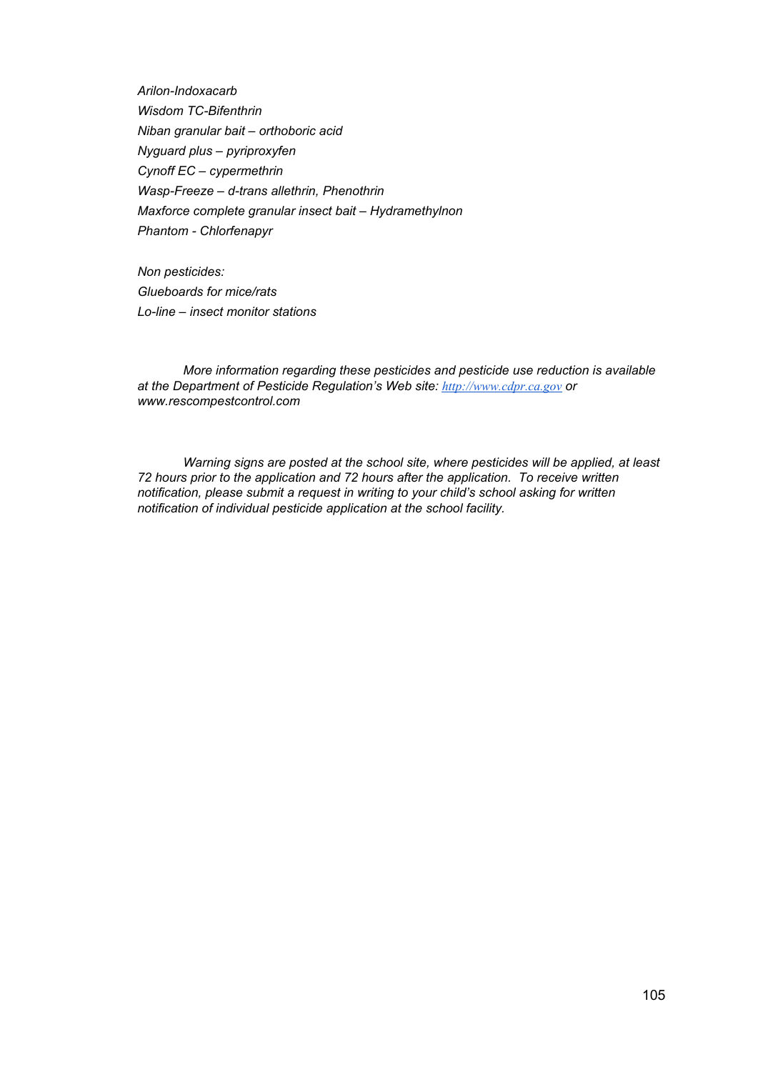*Arilon-Indoxacarb*
*Wisdom TC-Bifenthrin*
*Niban granular bait – orthoboric acid*
*Nyguard plus – pyriproxyfen*
*Cynoff EC – cypermethrin*
*Wasp-Freeze – d-trans allethrin, Phenothrin*
*Maxforce complete granular insect bait – Hydramethylnon*
*Phantom - Chlorfenapyr*

*Non pesticides:*
*Glueboards for mice/rats*
*Lo-line – insect monitor stations*

*More information regarding these pesticides and pesticide use reduction is available at the Department of Pesticide Regulation's Web site: http://www.cdpr.ca.gov or www.rescompestcontrol.com*

*Warning signs are posted at the school site, where pesticides will be applied, at least 72 hours prior to the application and 72 hours after the application. To receive written notification, please submit a request in writing to your child's school asking for written notification of individual pesticide application at the school facility.*